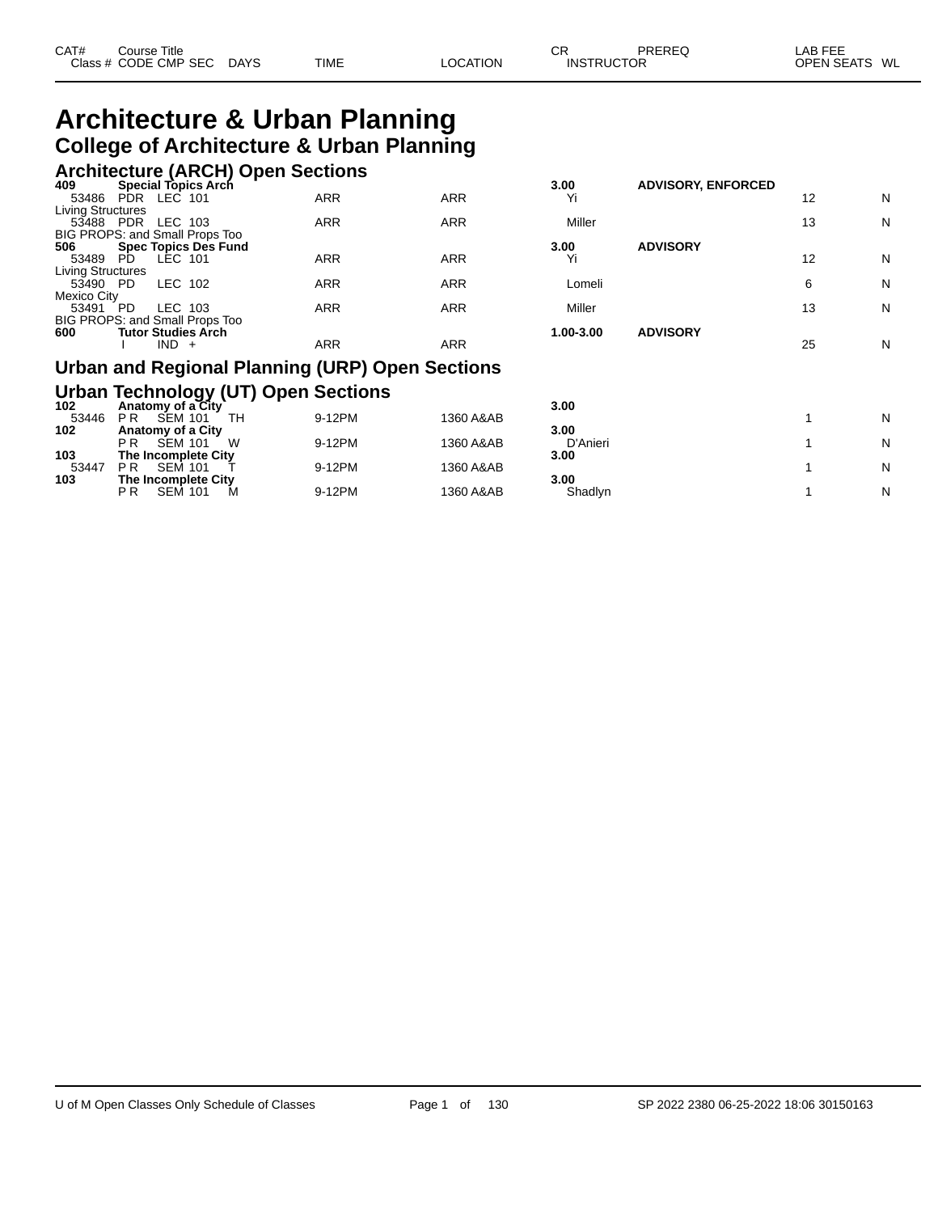| CAT# | Course Title | | | | | | CR | PREREQ | LAB FEE | |
|---|---|---|---|---|---|---|---|---|---|---|
| Class # | CODE CMP SEC | DAYS | TIME | LOCATION | | INSTRUCTOR | | | OPEN SEATS | WL |

# Architecture & Urban Planning
## College of Architecture & Urban Planning

### Architecture (ARCH) Open Sections

| CAT# / Class # | Course Title / CODE CMP SEC | DAYS | TIME | LOCATION | CR / INSTRUCTOR | PREREQ | OPEN SEATS | WL |
|---|---|---|---|---|---|---|---|---|
| **409** | **Special Topics Arch** | | | | **3.00** | **ADVISORY, ENFORCED** | | |
| 53486 | PDR LEC 101 | | ARR | ARR | Yi | | 12 | N |
| Living Structures | | | | | | | | |
| 53488 | PDR LEC 103 | | ARR | ARR | Miller | | 13 | N |
| BIG PROPS: and Small Props Too | | | | | | | | |
| **506** | **Spec Topics Des Fund** | | | | **3.00** | **ADVISORY** | | |
| 53489 | PD LEC 101 | | ARR | ARR | Yi | | 12 | N |
| Living Structures | | | | | | | | |
| 53490 | PD LEC 102 | | ARR | ARR | Lomeli | | 6 | N |
| Mexico City | | | | | | | | |
| 53491 | PD LEC 103 | | ARR | ARR | Miller | | 13 | N |
| BIG PROPS: and Small Props Too | | | | | | | | |
| **600** | **Tutor Studies Arch** | | | | **1.00-3.00** | **ADVISORY** | | |
| | I IND + | | ARR | ARR | | | 25 | N |

### Urban and Regional Planning (URP) Open Sections

### Urban Technology (UT) Open Sections

| CAT# / Class # | Course Title / CODE CMP SEC | DAYS | TIME | LOCATION | CR / INSTRUCTOR | PREREQ | OPEN SEATS | WL |
|---|---|---|---|---|---|---|---|---|
| **102** | **Anatomy of a City** | | | | **3.00** | | | |
| 53446 | P R SEM 101 | TH | 9-12PM | 1360 A&AB | | | 1 | N |
| **102** | **Anatomy of a City** | | | | **3.00** | | | |
| | P R SEM 101 | W | 9-12PM | 1360 A&AB | D'Anieri | | 1 | N |
| **103** | **The Incomplete City** | | | | **3.00** | | | |
| 53447 | P R SEM 101 | T | 9-12PM | 1360 A&AB | | | 1 | N |
| **103** | **The Incomplete City** | | | | **3.00** | | | |
| | P R SEM 101 | M | 9-12PM | 1360 A&AB | Shadlyn | | 1 | N |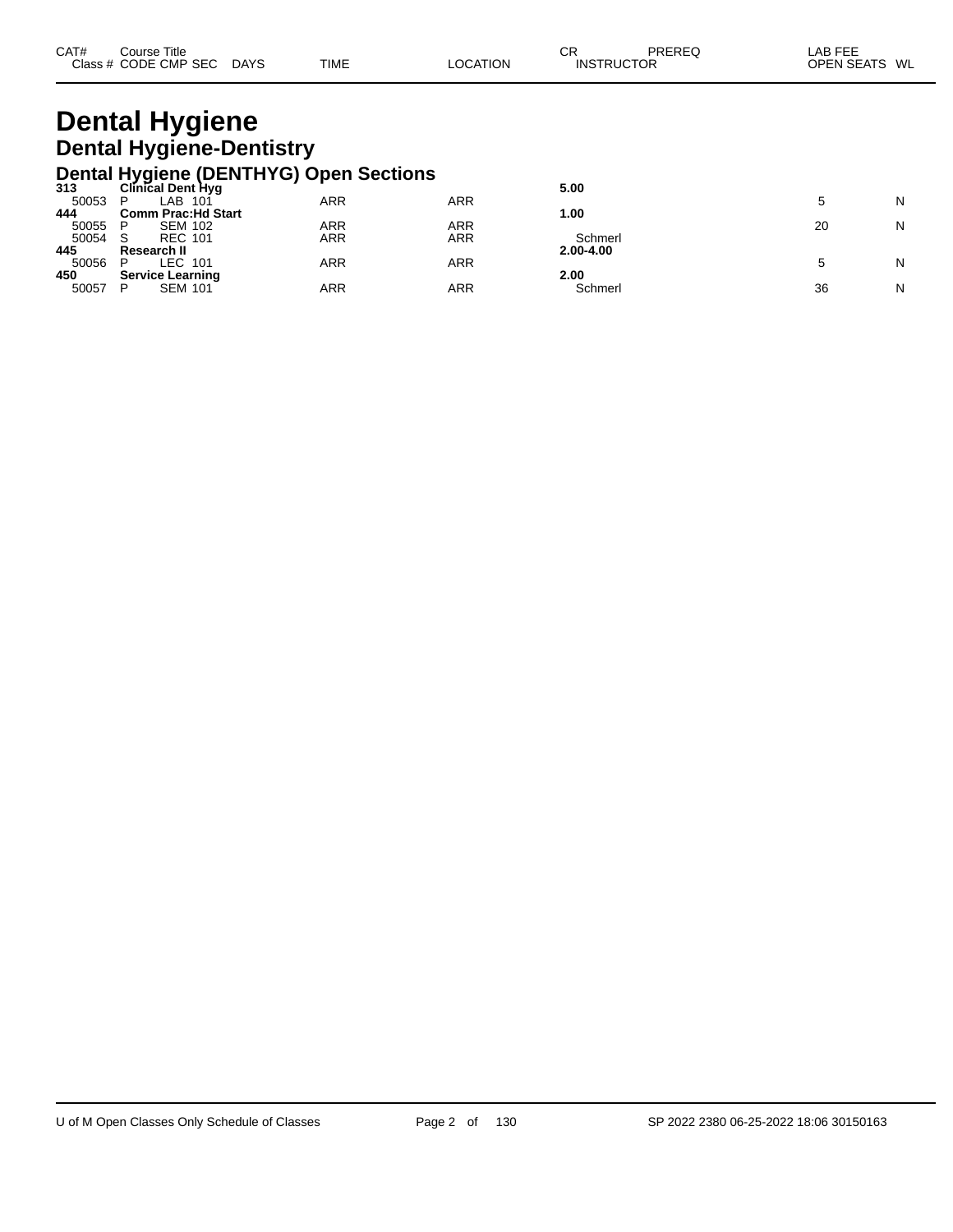| CAT# Class # | Course Title CODE | CMP | SEC | DAYS | TIME | LOCATION | CR INSTRUCTOR | PREREQ | LAB FEE OPEN SEATS | WL |
|---|---|---|---|---|---|---|---|---|---|---|

# Dental Hygiene

## Dental Hygiene-Dentistry

### Dental Hygiene (DENTHYG) Open Sections

| CAT# Class # | Course Title CODE | CMP | SEC | DAYS | TIME | LOCATION | CR INSTRUCTOR | PREREQ | LAB FEE OPEN SEATS | WL |
|---|---|---|---|---|---|---|---|---|---|---|
| **313** | **Clinical Dent Hyg** | | | | | | **5.00** | | | |
| 50053 | P | LAB | 101 | | ARR | ARR | | | 5 | N |
| **444** | **Comm Prac:Hd Start** | | | | | | **1.00** | | | |
| 50055 | P | SEM | 102 | | ARR | ARR | | | 20 | N |
| 50054 | S | REC | 101 | | ARR | ARR | Schmerl | | | |
| **445** | **Research II** | | | | | | **2.00-4.00** | | | |
| 50056 | P | LEC | 101 | | ARR | ARR | | | 5 | N |
| **450** | **Service Learning** | | | | | | **2.00** | | | |
| 50057 | P | SEM | 101 | | ARR | ARR | Schmerl | | 36 | N |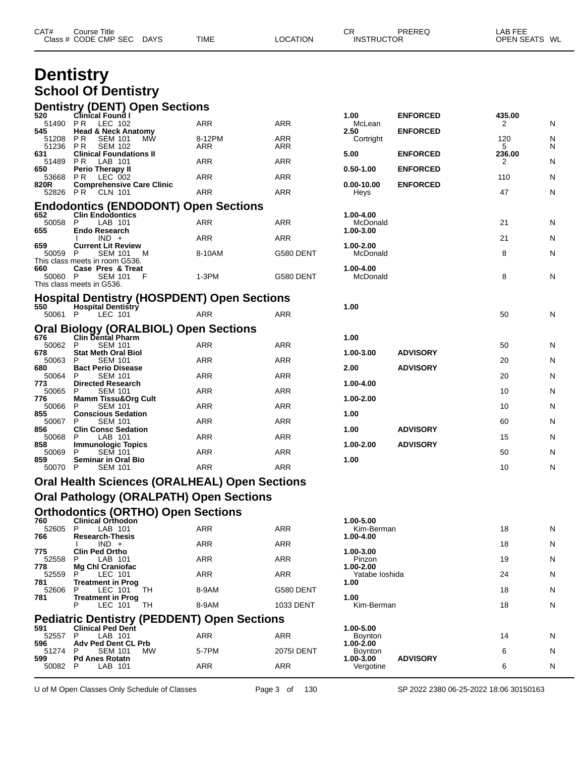| CAT# | Course Title Class # CODE CMP SEC | DAYS | TIME | LOCATION | CR INSTRUCTOR | PREREQ | LAB FEE OPEN SEATS | WL |
|---|---|---|---|---|---|---|---|---|

# Dentistry

## School Of Dentistry

### Dentistry (DENT) Open Sections

| CAT# / Class # | Course Title / CODE CMP SEC | DAYS | TIME | LOCATION | CR / INSTRUCTOR | PREREQ | LAB FEE / OPEN SEATS | WL |
|---|---|---|---|---|---|---|---|---|
| **520** | **Clinical Found I** | | | | **1.00** | **ENFORCED** | **435.00** | |
| 51490 | P R LEC 102 | | ARR | ARR | McLean | | 2 | N |
| **545** | **Head & Neck Anatomy** | | | | **2.50** | **ENFORCED** | | |
| 51208 | P R SEM 101 | MW | 8-12PM | ARR | Cortright | | 120 | N |
| 51236 | P R SEM 102 | | ARR | ARR | | | 5 | N |
| **631** | **Clinical Foundations II** | | | | **5.00** | **ENFORCED** | **236.00** | |
| 51489 | P R LAB 101 | | ARR | ARR | | | 2 | N |
| **650** | **Perio Therapy II** | | | | **0.50-1.00** | **ENFORCED** | | |
| 53668 | P R LEC 002 | | ARR | ARR | | | 110 | N |
| **820R** | **Comprehensive Care Clinic** | | | | **0.00-10.00** | **ENFORCED** | | |
| 52826 | P R CLN 101 | | ARR | ARR | Heys | | 47 | N |

### Endodontics (ENDODONT) Open Sections

| CAT# / Class # | Course Title / CODE CMP SEC | DAYS | TIME | LOCATION | CR / INSTRUCTOR | PREREQ | LAB FEE / OPEN SEATS | WL |
|---|---|---|---|---|---|---|---|---|
| **652** | **Clin Endodontics** | | | | **1.00-4.00** | | | |
| 50058 | P LAB 101 | | ARR | ARR | McDonald | | 21 | N |
| **655** | **Endo Research** | | | | **1.00-3.00** | | | |
| | I IND + | | ARR | ARR | | | 21 | N |
| **659** | **Current Lit Review** | | | | **1.00-2.00** | | | |
| 50059 | P SEM 101 | M | 8-10AM | G580 DENT | McDonald | | 8 | N |
| | This class meets in room G536. | | | | | | | |
| **660** | **Case Pres & Treat** | | | | **1.00-4.00** | | | |
| 50060 | P SEM 101 | F | 1-3PM | G580 DENT | McDonald | | 8 | N |
| | This class meets in G536. | | | | | | | |

### Hospital Dentistry (HOSPDENT) Open Sections

| CAT# / Class # | Course Title / CODE CMP SEC | DAYS | TIME | LOCATION | CR / INSTRUCTOR | PREREQ | LAB FEE / OPEN SEATS | WL |
|---|---|---|---|---|---|---|---|---|
| **550** | **Hospital Dentistry** | | | | **1.00** | | | |
| 50061 | P LEC 101 | | ARR | ARR | | | 50 | N |

### Oral Biology (ORALBIOL) Open Sections

| CAT# / Class # | Course Title / CODE CMP SEC | DAYS | TIME | LOCATION | CR / INSTRUCTOR | PREREQ | LAB FEE / OPEN SEATS | WL |
|---|---|---|---|---|---|---|---|---|
| **676** | **Clin Dental Pharm** | | | | **1.00** | | | |
| 50062 | P SEM 101 | | ARR | ARR | | | 50 | N |
| **678** | **Stat Meth Oral Biol** | | | | **1.00-3.00** | **ADVISORY** | | |
| 50063 | P SEM 101 | | ARR | ARR | | | 20 | N |
| **680** | **Bact Perio Disease** | | | | **2.00** | **ADVISORY** | | |
| 50064 | P SEM 101 | | ARR | ARR | | | 20 | N |
| **773** | **Directed Research** | | | | **1.00-4.00** | | | |
| 50065 | P SEM 101 | | ARR | ARR | | | 10 | N |
| **776** | **Mamm Tissu&Org Cult** | | | | **1.00-2.00** | | | |
| 50066 | P SEM 101 | | ARR | ARR | | | 10 | N |
| **855** | **Conscious Sedation** | | | | **1.00** | | | |
| 50067 | P SEM 101 | | ARR | ARR | | | 60 | N |
| **856** | **Clin Consc Sedation** | | | | **1.00** | **ADVISORY** | | |
| 50068 | P LAB 101 | | ARR | ARR | | | 15 | N |
| **858** | **Immunologic Topics** | | | | **1.00-2.00** | **ADVISORY** | | |
| 50069 | P SEM 101 | | ARR | ARR | | | 50 | N |
| **859** | **Seminar in Oral Bio** | | | | **1.00** | | | |
| 50070 | P SEM 101 | | ARR | ARR | | | 10 | N |

### Oral Health Sciences (ORALHEAL) Open Sections

### Oral Pathology (ORALPATH) Open Sections

### Orthodontics (ORTHO) Open Sections

| CAT# / Class # | Course Title / CODE CMP SEC | DAYS | TIME | LOCATION | CR / INSTRUCTOR | PREREQ | LAB FEE / OPEN SEATS | WL |
|---|---|---|---|---|---|---|---|---|
| **760** | **Clinical Orthodon** | | | | **1.00-5.00** | | | |
| 52605 | P LAB 101 | | ARR | ARR | Kim-Berman | | 18 | N |
| **766** | **Research-Thesis** | | | | **1.00-4.00** | | | |
| | I IND + | | ARR | ARR | | | 18 | N |
| **775** | **Clin Ped Ortho** | | | | **1.00-3.00** | | | |
| 52558 | P LAB 101 | | ARR | ARR | Pinzon | | 19 | N |
| **778** | **Mg Chl Craniofac** | | | | **1.00-2.00** | | | |
| 52559 | P LEC 101 | | ARR | ARR | Yatabe Ioshida | | 24 | N |
| **781** | **Treatment in Prog** | | | | **1.00** | | | |
| 52606 | P LEC 101 | TH | 8-9AM | G580 DENT | | | 18 | N |
| **781** | **Treatment in Prog** | | | | **1.00** | | | |
| | P LEC 101 | TH | 8-9AM | 1033 DENT | Kim-Berman | | 18 | N |

### Pediatric Dentistry (PEDDENT) Open Sections

| CAT# / Class # | Course Title / CODE CMP SEC | DAYS | TIME | LOCATION | CR / INSTRUCTOR | PREREQ | LAB FEE / OPEN SEATS | WL |
|---|---|---|---|---|---|---|---|---|
| **591** | **Clinical Ped Dent** | | | | **1.00-5.00** | | | |
| 52557 | P LAB 101 | | ARR | ARR | Boynton | | 14 | N |
| **596** | **Adv Ped Dent CL Prb** | | | | **1.00-2.00** | | | |
| 51274 | P SEM 101 | MW | 5-7PM | 2075I DENT | Boynton | | 6 | N |
| **599** | **Pd Anes Rotatn** | | | | **1.00-3.00** | **ADVISORY** | | |
| 50082 | P LAB 101 | | ARR | ARR | Vergotine | | 6 | N |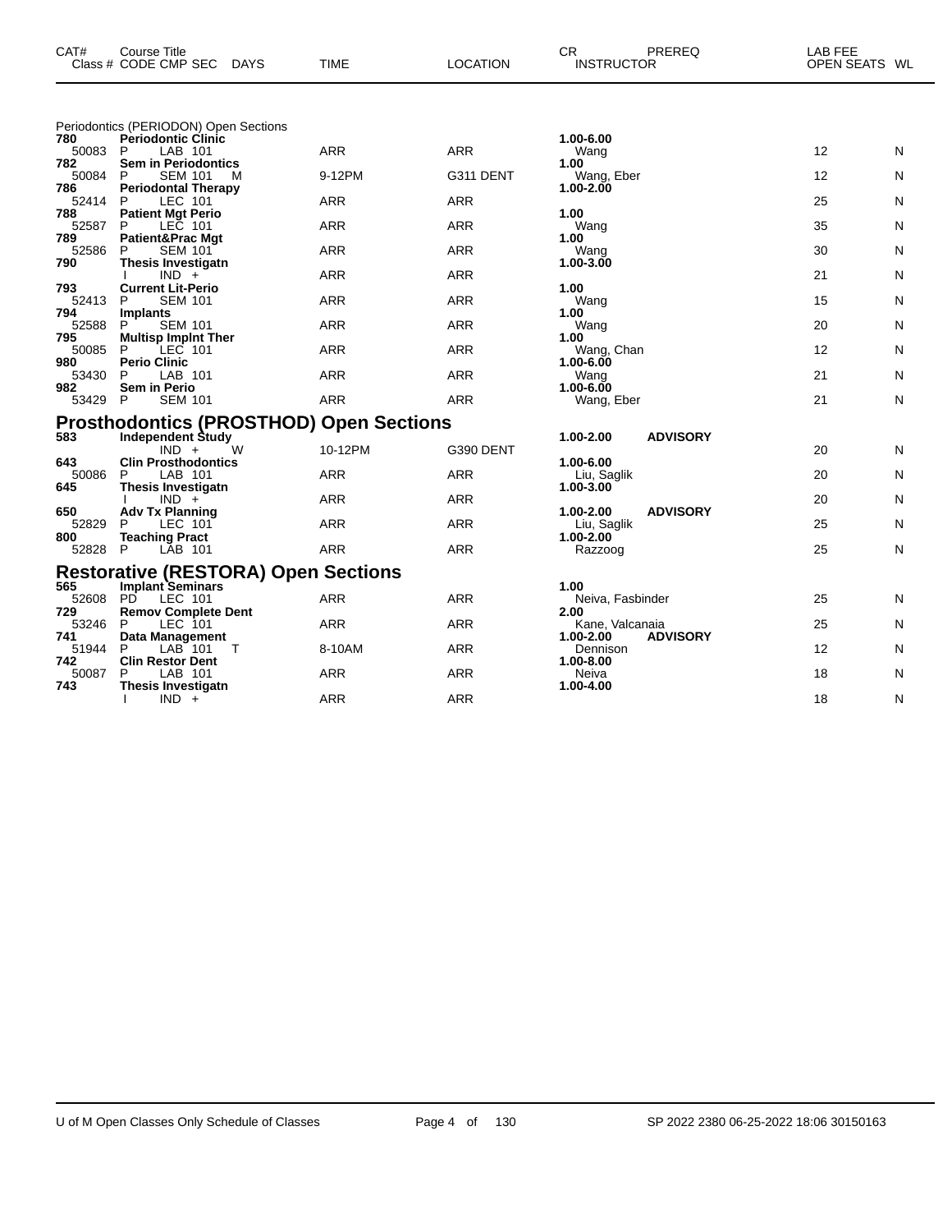| CAT# Class # | Course Title CODE CMP SEC DAYS | TIME | LOCATION | CR INSTRUCTOR | PREREQ | LAB FEE OPEN SEATS | WL |
|---|---|---|---|---|---|---|---|

Periodontics (PERIODON) Open Sections

| CAT# Class # | Course Title CODE CMP SEC DAYS | TIME | LOCATION | CR INSTRUCTOR | PREREQ | OPEN SEATS | WL |
|---|---|---|---|---|---|---|---|
| **780** | **Periodontic Clinic** | | | **1.00-6.00** | | | |
| 50083 | P LAB 101 | ARR | ARR | Wang | | 12 | N |
| **782** | **Sem in Periodontics** | | | **1.00** | | | |
| 50084 | P SEM 101 M | 9-12PM | G311 DENT | Wang, Eber | | 12 | N |
| **786** | **Periodontal Therapy** | | | **1.00-2.00** | | | |
| 52414 | P LEC 101 | ARR | ARR | | | 25 | N |
| **788** | **Patient Mgt Perio** | | | **1.00** | | | |
| 52587 | P LEC 101 | ARR | ARR | Wang | | 35 | N |
| **789** | **Patient&Prac Mgt** | | | **1.00** | | | |
| 52586 | P SEM 101 | ARR | ARR | Wang | | 30 | N |
| **790** | **Thesis Investigatn** | | | **1.00-3.00** | | | |
| | I IND + | ARR | ARR | | | 21 | N |
| **793** | **Current Lit-Perio** | | | **1.00** | | | |
| 52413 | P SEM 101 | ARR | ARR | Wang | | 15 | N |
| **794** | **Implants** | | | **1.00** | | | |
| 52588 | P SEM 101 | ARR | ARR | Wang | | 20 | N |
| **795** | **Multisp Implnt Ther** | | | **1.00** | | | |
| 50085 | P LEC 101 | ARR | ARR | Wang, Chan | | 12 | N |
| **980** | **Perio Clinic** | | | **1.00-6.00** | | | |
| 53430 | P LAB 101 | ARR | ARR | Wang | | 21 | N |
| **982** | **Sem in Perio** | | | **1.00-6.00** | | | |
| 53429 | P SEM 101 | ARR | ARR | Wang, Eber | | 21 | N |

## Prosthodontics (PROSTHOD) Open Sections

| CAT# Class # | Course Title CODE CMP SEC DAYS | TIME | LOCATION | CR INSTRUCTOR | PREREQ | OPEN SEATS | WL |
|---|---|---|---|---|---|---|---|
| **583** | **Independent Study** | | | **1.00-2.00** | **ADVISORY** | | |
| | IND + W | 10-12PM | G390 DENT | | | 20 | N |
| **643** | **Clin Prosthodontics** | | | **1.00-6.00** | | | |
| 50086 | P LAB 101 | ARR | ARR | Liu, Saglik | | 20 | N |
| **645** | **Thesis Investigatn** | | | **1.00-3.00** | | | |
| | I IND + | ARR | ARR | | | 20 | N |
| **650** | **Adv Tx Planning** | | | **1.00-2.00** | **ADVISORY** | | |
| 52829 | P LEC 101 | ARR | ARR | Liu, Saglik | | 25 | N |
| **800** | **Teaching Pract** | | | **1.00-2.00** | | | |
| 52828 | P LAB 101 | ARR | ARR | Razzoog | | 25 | N |

## Restorative (RESTORA) Open Sections

| CAT# Class # | Course Title CODE CMP SEC DAYS | TIME | LOCATION | CR INSTRUCTOR | PREREQ | OPEN SEATS | WL |
|---|---|---|---|---|---|---|---|
| **565** | **Implant Seminars** | | | **1.00** | | | |
| 52608 | PD LEC 101 | ARR | ARR | Neiva, Fasbinder | | 25 | N |
| **729** | **Remov Complete Dent** | | | **2.00** | | | |
| 53246 | P LEC 101 | ARR | ARR | Kane, Valcanaia | | 25 | N |
| **741** | **Data Management** | | | **1.00-2.00** | **ADVISORY** | | |
| 51944 | P LAB 101 T | 8-10AM | ARR | Dennison | | 12 | N |
| **742** | **Clin Restor Dent** | | | **1.00-8.00** | | | |
| 50087 | P LAB 101 | ARR | ARR | Neiva | | 18 | N |
| **743** | **Thesis Investigatn** | | | **1.00-4.00** | | | |
| | I IND + | ARR | ARR | | | 18 | N |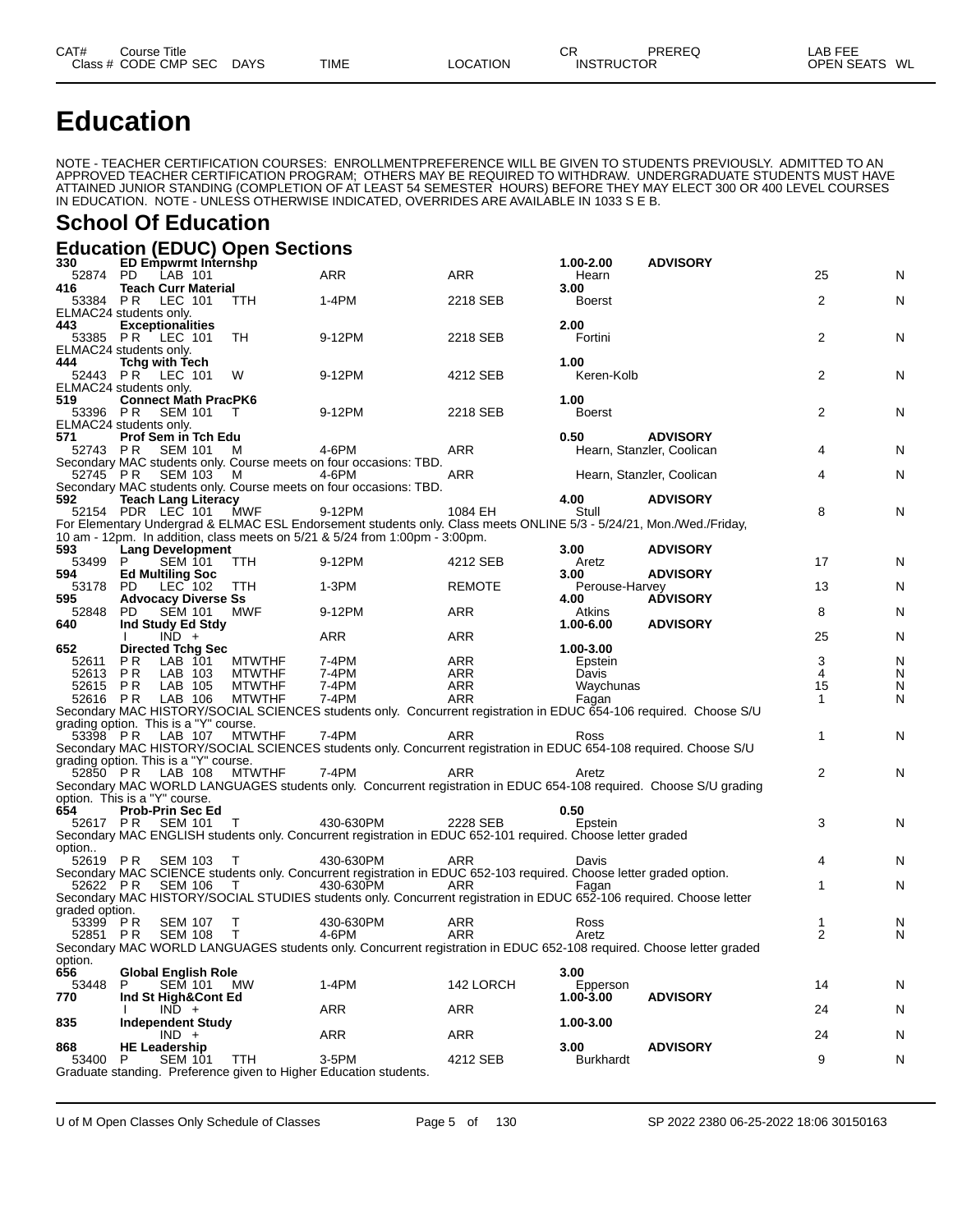| CAT# | Course Title | | | | | CR | PREREQ | LAB FEE |
|---|---|---|---|---|---|---|---|---|
| Class # | CODE CMP SEC | DAYS | TIME | LOCATION | | INSTRUCTOR | | OPEN SEATS WL |

# Education

NOTE - TEACHER CERTIFICATION COURSES: ENROLLMENTPREFERENCE WILL BE GIVEN TO STUDENTS PREVIOUSLY. ADMITTED TO AN APPROVED TEACHER CERTIFICATION PROGRAM; OTHERS MAY BE REQUIRED TO WITHDRAW. UNDERGRADUATE STUDENTS MUST HAVE ATTAINED JUNIOR STANDING (COMPLETION OF AT LEAST 54 SEMESTER HOURS) BEFORE THEY MAY ELECT 300 OR 400 LEVEL COURSES IN EDUCATION. NOTE - UNLESS OTHERWISE INDICATED, OVERRIDES ARE AVAILABLE IN 1033 S E B.

## School Of Education

### Education (EDUC) Open Sections

**330 ED Empwrmt Internshp** 1.00-2.00 ADVISORY
52874 PD LAB 101 ARR ARR Hearn 25 N

**416 Teach Curr Material** 3.00
53384 P R LEC 101 TTH 1-4PM 2218 SEB Boerst 2 N
ELMAC24 students only.

**443 Exceptionalities** 2.00
53385 P R LEC 101 TH 9-12PM 2218 SEB Fortini 2 N
ELMAC24 students only.

**444 Tchg with Tech** 1.00
52443 P R LEC 101 W 9-12PM 4212 SEB Keren-Kolb 2 N
ELMAC24 students only.

**519 Connect Math PracPK6** 1.00
53396 P R SEM 101 T 9-12PM 2218 SEB Boerst 2 N
ELMAC24 students only.

**571 Prof Sem in Tch Edu** 0.50 ADVISORY
52743 P R SEM 101 M 4-6PM ARR Hearn, Stanzler, Coolican 4 N
Secondary MAC students only. Course meets on four occasions: TBD.
52745 P R SEM 103 M 4-6PM ARR Hearn, Stanzler, Coolican 4 N
Secondary MAC students only. Course meets on four occasions: TBD.

**592 Teach Lang Literacy** 4.00 ADVISORY
52154 PDR LEC 101 MWF 9-12PM 1084 EH Stull 8 N
For Elementary Undergrad & ELMAC ESL Endorsement students only. Class meets ONLINE 5/3 - 5/24/21, Mon./Wed./Friday, 10 am - 12pm. In addition, class meets on 5/21 & 5/24 from 1:00pm - 3:00pm.

**593 Lang Development** 3.00 ADVISORY
53499 P SEM 101 TTH 9-12PM 4212 SEB Aretz 17 N

**594 Ed Multiling Soc** 3.00 ADVISORY
53178 PD LEC 102 TTH 1-3PM REMOTE Perouse-Harvey 13 N

**595 Advocacy Diverse Ss** 4.00 ADVISORY
52848 PD SEM 101 MWF 9-12PM ARR Atkins 8 N

**640 Ind Study Ed Stdy** 1.00-6.00 ADVISORY
I IND + ARR ARR 25 N

**652 Directed Tchg Sec** 1.00-3.00
52611 P R LAB 101 MTWTHF 7-4PM ARR Epstein 3 N
52613 P R LAB 103 MTWTHF 7-4PM ARR Davis 4 N
52615 P R LAB 105 MTWTHF 7-4PM ARR Waychunas 15 N
52616 P R LAB 106 MTWTHF 7-4PM ARR Fagan 1 N
Secondary MAC HISTORY/SOCIAL SCIENCES students only. Concurrent registration in EDUC 654-106 required. Choose S/U grading option. This is a "Y" course.
53398 P R LAB 107 MTWTHF 7-4PM ARR Ross 1 N
Secondary MAC HISTORY/SOCIAL SCIENCES students only. Concurrent registration in EDUC 654-108 required. Choose S/U grading option. This is a "Y" course.
52850 P R LAB 108 MTWTHF 7-4PM ARR Aretz 2 N
Secondary MAC WORLD LANGUAGES students only. Concurrent registration in EDUC 654-108 required. Choose S/U grading option. This is a "Y" course.

**654 Prob-Prin Sec Ed** 0.50
52617 P R SEM 101 T 430-630PM 2228 SEB Epstein 3 N
Secondary MAC ENGLISH students only. Concurrent registration in EDUC 652-101 required. Choose letter graded option..
52619 P R SEM 103 T 430-630PM ARR Davis 4 N
Secondary MAC SCIENCE students only. Concurrent registration in EDUC 652-103 required. Choose letter graded option.
52622 P R SEM 106 T 430-630PM ARR Fagan 1 N
Secondary MAC HISTORY/SOCIAL STUDIES students only. Concurrent registration in EDUC 652-106 required. Choose letter graded option.
53399 P R SEM 107 T 430-630PM ARR Ross 1 N
52851 P R SEM 108 T 4-6PM ARR Aretz 2 N
Secondary MAC WORLD LANGUAGES students only. Concurrent registration in EDUC 652-108 required. Choose letter graded option.

**656 Global English Role** 3.00
53448 P SEM 101 MW 1-4PM 142 LORCH Epperson 14 N

**770 Ind St High&Cont Ed** 1.00-3.00 ADVISORY
I IND + ARR ARR 24 N

**835 Independent Study** 1.00-3.00
IND + ARR ARR 24 N

**868 HE Leadership** 3.00 ADVISORY
53400 P SEM 101 TTH 3-5PM 4212 SEB Burkhardt 9 N
Graduate standing. Preference given to Higher Education students.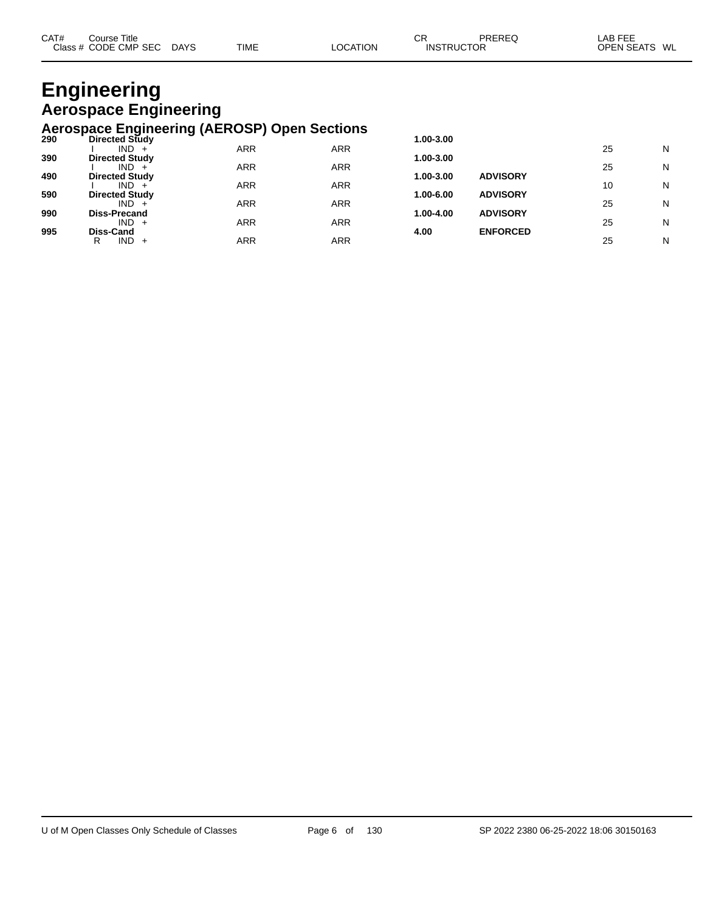| CAT# | Course Title | | | | | CR | PREREQ | LAB FEE | |
|---|---|---|---|---|---|---|---|---|---|
| Class # | CODE CMP SEC | DAYS | TIME | LOCATION | | INSTRUCTOR | | OPEN SEATS | WL |

# Engineering

## Aerospace Engineering

### Aerospace Engineering (AEROSP) Open Sections

| CAT# | Course Title / CODE CMP SEC | DAYS | TIME | LOCATION | CR | PREREQ | OPEN SEATS | WL |
|---|---|---|---|---|---|---|---|---|
| **290** | **Directed Study** | | | | **1.00-3.00** | | | |
| | I IND + | | ARR | ARR | | | 25 | N |
| **390** | **Directed Study** | | | | **1.00-3.00** | | | |
| | I IND + | | ARR | ARR | | | 25 | N |
| **490** | **Directed Study** | | | | **1.00-3.00** | **ADVISORY** | | |
| | I IND + | | ARR | ARR | | | 10 | N |
| **590** | **Directed Study** | | | | **1.00-6.00** | **ADVISORY** | | |
| | IND + | | ARR | ARR | | | 25 | N |
| **990** | **Diss-Precand** | | | | **1.00-4.00** | **ADVISORY** | | |
| | IND + | | ARR | ARR | | | 25 | N |
| **995** | **Diss-Cand** | | | | **4.00** | **ENFORCED** | | |
| | R IND + | | ARR | ARR | | | 25 | N |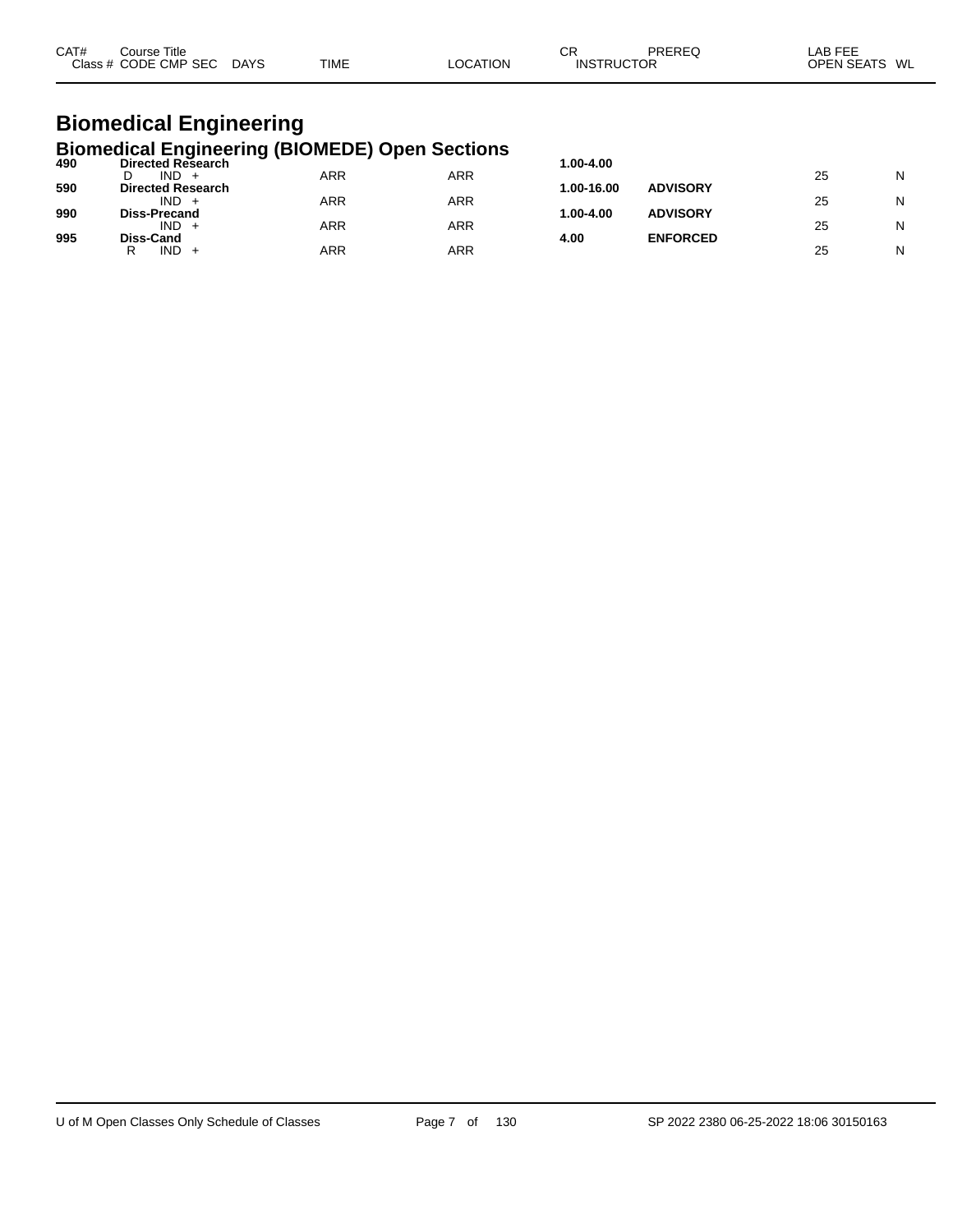| CAT# | Course Title | | | | | CR | PREREQ | LAB FEE | |
|---|---|---|---|---|---|---|---|---|---|
| Class # | CODE CMP SEC | DAYS | TIME | LOCATION | | INSTRUCTOR | | OPEN SEATS | WL |

# Biomedical Engineering

## Biomedical Engineering (BIOMEDE) Open Sections

| CAT# | Course Title / CODE CMP SEC | DAYS | TIME | LOCATION | CR | PREREQ | OPEN SEATS | WL |
|---|---|---|---|---|---|---|---|---|
| **490** | **Directed Research** | | | | **1.00-4.00** | | | |
| | D IND + | | ARR | ARR | | | 25 | N |
| **590** | **Directed Research** | | | | **1.00-16.00** | **ADVISORY** | | |
| | IND + | | ARR | ARR | | | 25 | N |
| **990** | **Diss-Precand** | | | | **1.00-4.00** | **ADVISORY** | | |
| | IND + | | ARR | ARR | | | 25 | N |
| **995** | **Diss-Cand** | | | | **4.00** | **ENFORCED** | | |
| | R IND + | | ARR | ARR | | | 25 | N |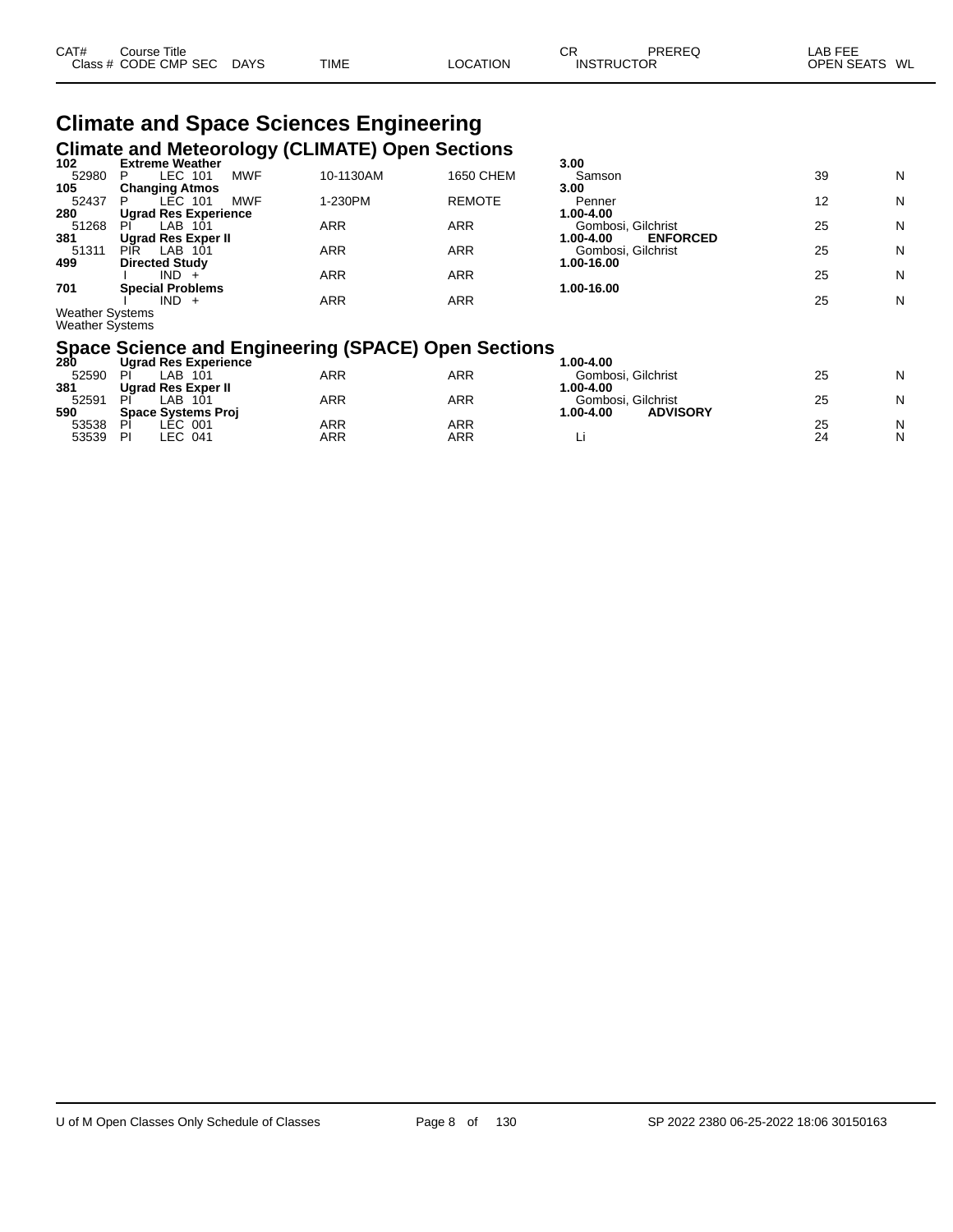| CAT# | Course Title | | | | | | CR | PREREQ | LAB FEE | |
|---|---|---|---|---|---|---|---|---|---|---|
| Class # | CODE | CMP SEC | DAYS | TIME | LOCATION | | INSTRUCTOR | | OPEN SEATS | WL |

# Climate and Space Sciences Engineering

## Climate and Meteorology (CLIMATE) Open Sections

| CAT# / Class # | CODE | CMP SEC | DAYS | TIME | LOCATION | CR / INSTRUCTOR | PREREQ | OPEN SEATS | WL |
|---|---|---|---|---|---|---|---|---|---|
| **102** | **Extreme Weather** | | | | | **3.00** | | | |
| 52980 | P | LEC 101 | MWF | 10-1130AM | 1650 CHEM | Samson | | 39 | N |
| **105** | **Changing Atmos** | | | | | **3.00** | | | |
| 52437 | P | LEC 101 | MWF | 1-230PM | REMOTE | Penner | | 12 | N |
| **280** | **Ugrad Res Experience** | | | | | **1.00-4.00** | | | |
| 51268 | PI | LAB 101 | | ARR | ARR | Gombosi, Gilchrist | | 25 | N |
| **381** | **Ugrad Res Exper II** | | | | | **1.00-4.00** | **ENFORCED** | | |
| 51311 | PIR | LAB 101 | | ARR | ARR | Gombosi, Gilchrist | | 25 | N |
| **499** | **Directed Study** | | | | | **1.00-16.00** | | | |
| | I | IND + | | ARR | ARR | | | 25 | N |
| **701** | **Special Problems** | | | | | **1.00-16.00** | | | |
| | I | IND + | | ARR | ARR | | | 25 | N |

Weather Systems
Weather Systems

## Space Science and Engineering (SPACE) Open Sections

| CAT# / Class # | CODE | CMP SEC | DAYS | TIME | LOCATION | CR / INSTRUCTOR | PREREQ | OPEN SEATS | WL |
|---|---|---|---|---|---|---|---|---|---|
| **280** | **Ugrad Res Experience** | | | | | **1.00-4.00** | | | |
| 52590 | PI | LAB 101 | | ARR | ARR | Gombosi, Gilchrist | | 25 | N |
| **381** | **Ugrad Res Exper II** | | | | | **1.00-4.00** | | | |
| 52591 | PI | LAB 101 | | ARR | ARR | Gombosi, Gilchrist | | 25 | N |
| **590** | **Space Systems Proj** | | | | | **1.00-4.00** | **ADVISORY** | | |
| 53538 | PI | LEC 001 | | ARR | ARR | | | 25 | N |
| 53539 | PI | LEC 041 | | ARR | ARR | Li | | 24 | N |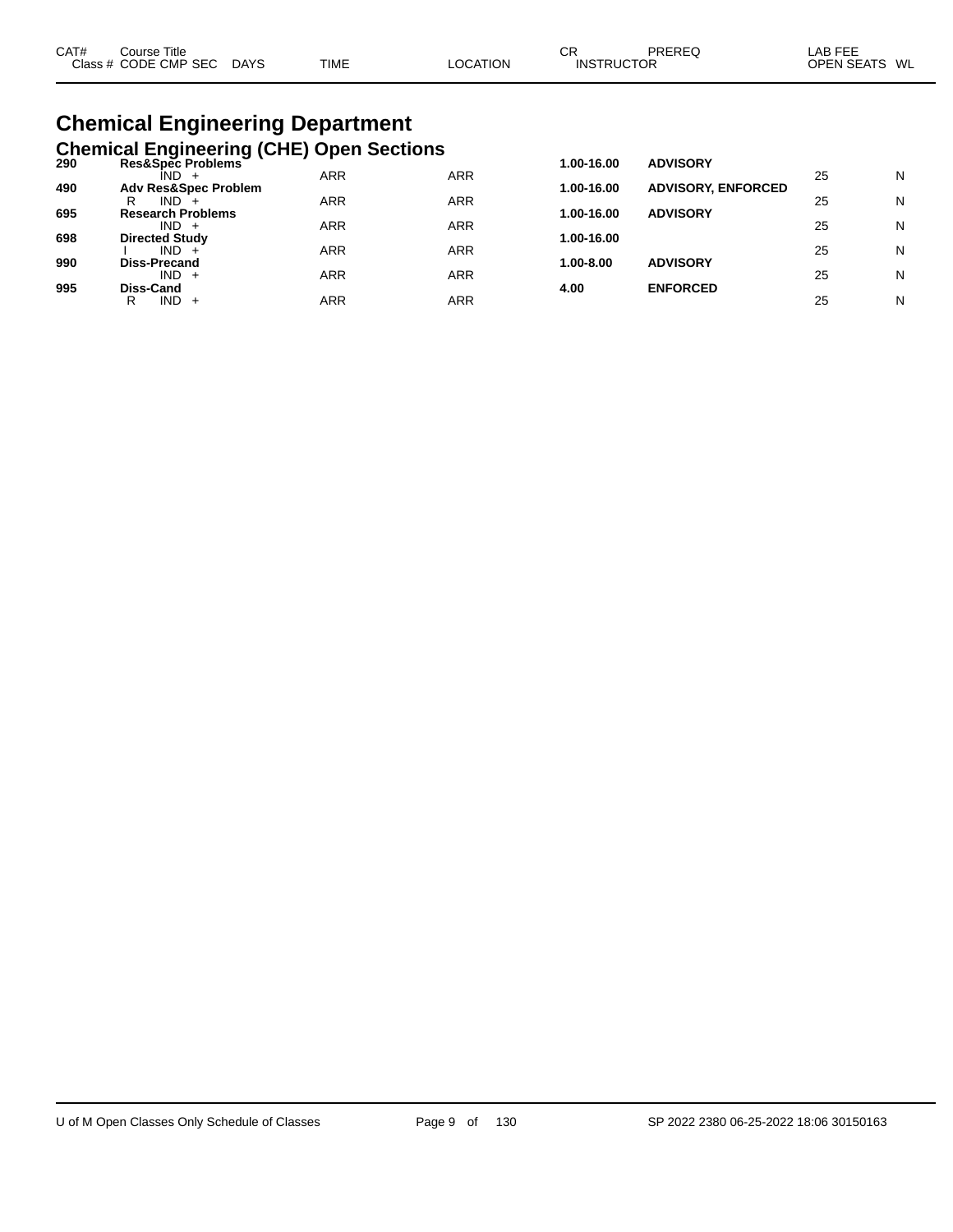# Chemical Engineering Department

## Chemical Engineering (CHE) Open Sections

| CAT# / Class # | Course Title / CODE | CMP | SEC | DAYS | TIME | LOCATION | CR | PREREQ | INSTRUCTOR | LAB FEE | OPEN SEATS | WL |
|---|---|---|---|---|---|---|---|---|---|---|---|---|
| **290** | **Res&Spec Problems** | | | | | | **1.00-16.00** | **ADVISORY** | | | | |
| | | IND | + | | ARR | ARR | | | | | 25 | N |
| **490** | **Adv Res&Spec Problem** | | | | | | **1.00-16.00** | **ADVISORY, ENFORCED** | | | | |
| | R | IND | + | | ARR | ARR | | | | | 25 | N |
| **695** | **Research Problems** | | | | | | **1.00-16.00** | **ADVISORY** | | | | |
| | | IND | + | | ARR | ARR | | | | | 25 | N |
| **698** | **Directed Study** | | | | | | **1.00-16.00** | | | | | |
| | I | IND | + | | ARR | ARR | | | | | 25 | N |
| **990** | **Diss-Precand** | | | | | | **1.00-8.00** | **ADVISORY** | | | | |
| | | IND | + | | ARR | ARR | | | | | 25 | N |
| **995** | **Diss-Cand** | | | | | | **4.00** | **ENFORCED** | | | | |
| | R | IND | + | | ARR | ARR | | | | | 25 | N |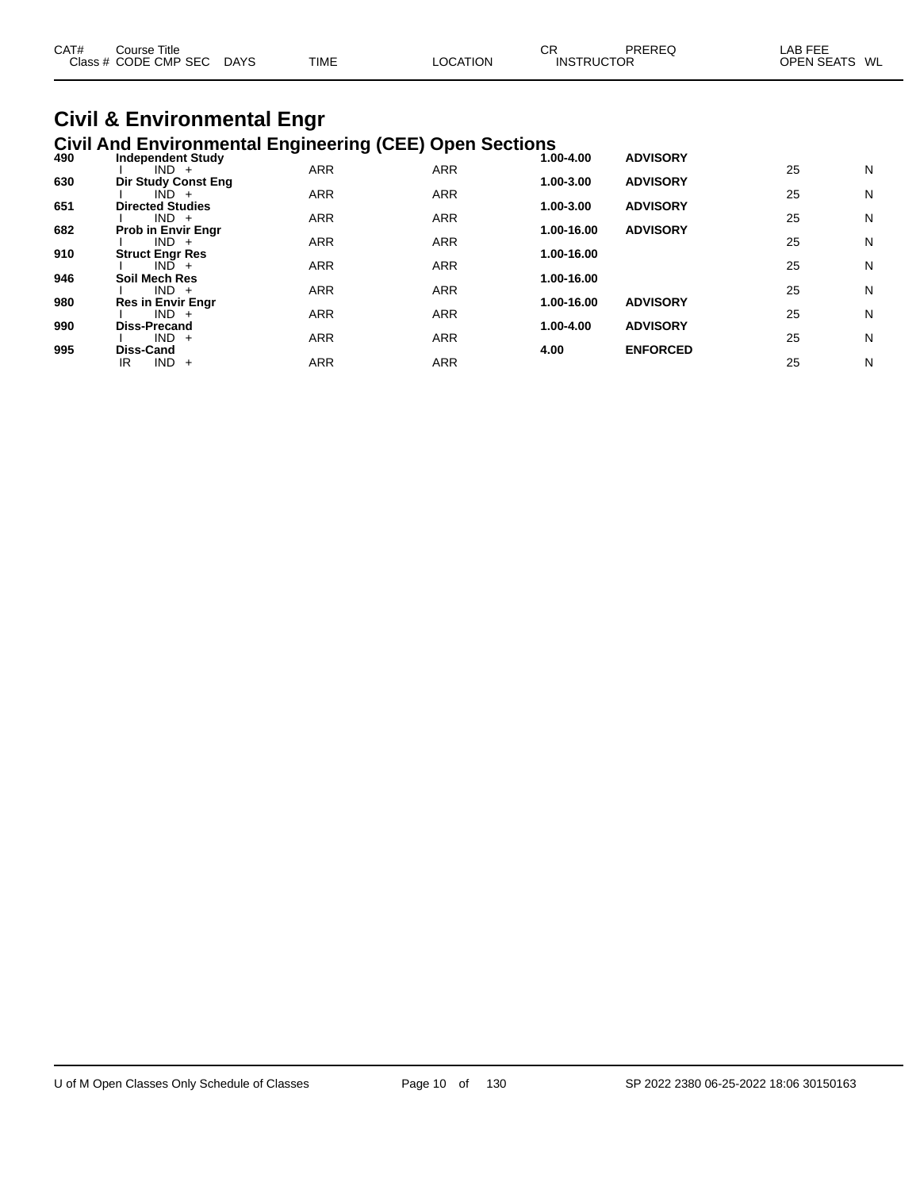| CAT# | Course Title | | | | | CR | PREREQ | LAB FEE | |
|---|---|---|---|---|---|---|---|---|---|
| Class # | CODE CMP SEC | DAYS | TIME | LOCATION | | INSTRUCTOR | | OPEN SEATS | WL |

# Civil & Environmental Engr

## Civil And Environmental Engineering (CEE) Open Sections

| | | | | | | | | |
|---|---|---|---|---|---|---|---|---|
| **490** | **Independent Study** | | | | **1.00-4.00** | **ADVISORY** | | |
| | I IND + | | ARR | ARR | | | 25 | N |
| **630** | **Dir Study Const Eng** | | | | **1.00-3.00** | **ADVISORY** | | |
| | I IND + | | ARR | ARR | | | 25 | N |
| **651** | **Directed Studies** | | | | **1.00-3.00** | **ADVISORY** | | |
| | I IND + | | ARR | ARR | | | 25 | N |
| **682** | **Prob in Envir Engr** | | | | **1.00-16.00** | **ADVISORY** | | |
| | I IND + | | ARR | ARR | | | 25 | N |
| **910** | **Struct Engr Res** | | | | **1.00-16.00** | | | |
| | I IND + | | ARR | ARR | | | 25 | N |
| **946** | **Soil Mech Res** | | | | **1.00-16.00** | | | |
| | I IND + | | ARR | ARR | | | 25 | N |
| **980** | **Res in Envir Engr** | | | | **1.00-16.00** | **ADVISORY** | | |
| | I IND + | | ARR | ARR | | | 25 | N |
| **990** | **Diss-Precand** | | | | **1.00-4.00** | **ADVISORY** | | |
| | I IND + | | ARR | ARR | | | 25 | N |
| **995** | **Diss-Cand** | | | | **4.00** | **ENFORCED** | | |
| | IR IND + | | ARR | ARR | | | 25 | N |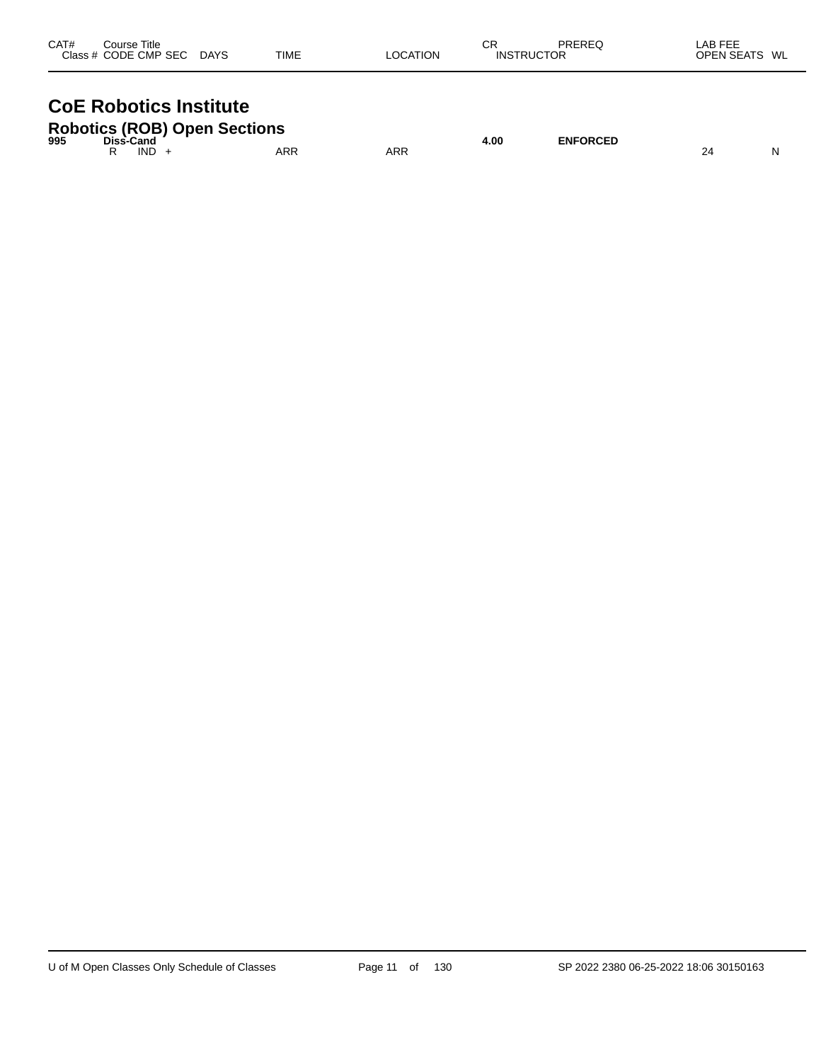| CAT# | Course Title<br>Class # CODE CMP SEC DAYS | TIME | LOCATION | CR<br>INSTRUCTOR | PREREQ | LAB FEE<br>OPEN SEATS | WL |
|---|---|---|---|---|---|---|---|

# CoE Robotics Institute

## Robotics (ROB) Open Sections

| CAT# | Course Title<br>Class # CODE CMP SEC DAYS | TIME | LOCATION | CR<br>INSTRUCTOR | PREREQ | LAB FEE<br>OPEN SEATS | WL |
|---|---|---|---|---|---|---|---|
| **995** | **Diss-Cand** | | | **4.00** | **ENFORCED** | | |
| | R IND + | ARR | ARR | | | 24 | N |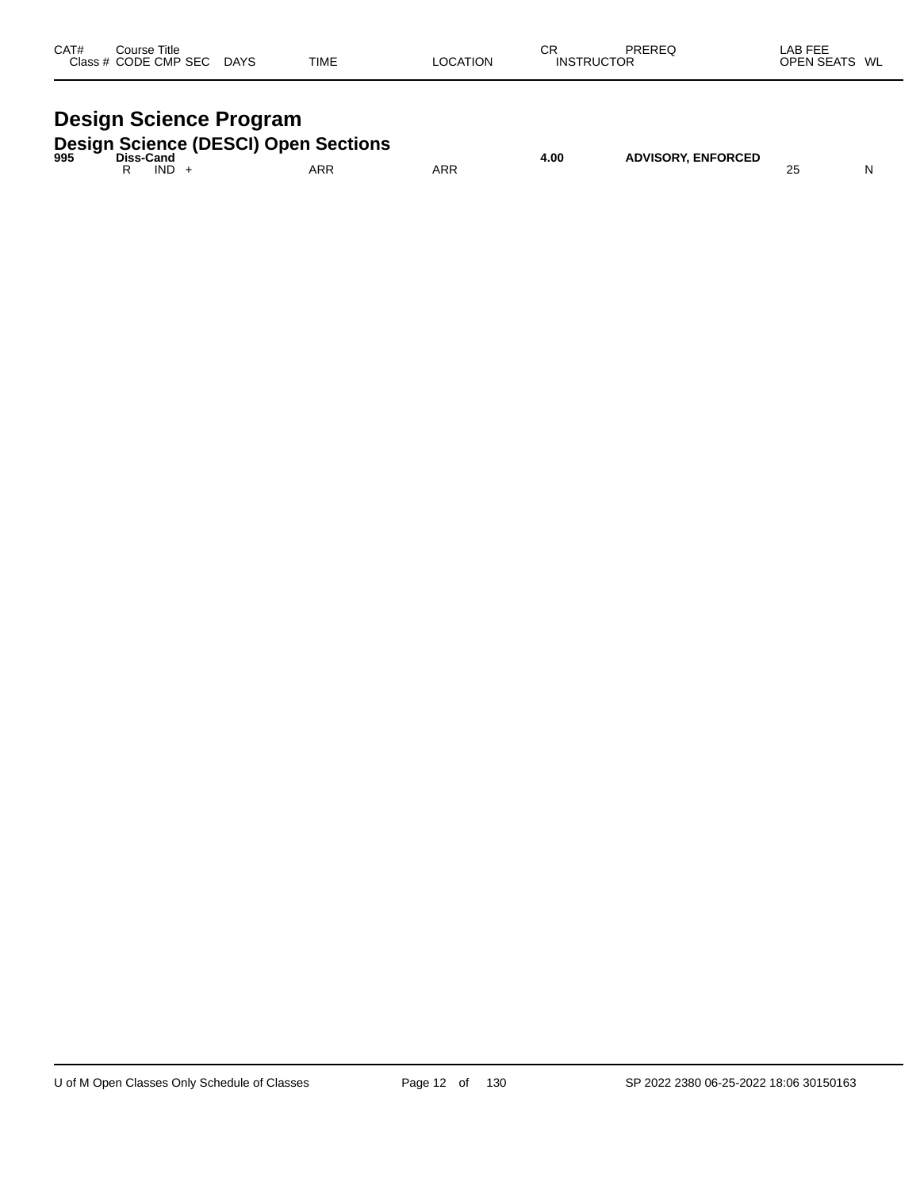| CAT# | Course Title<br>Class # CODE CMP SEC DAYS | TIME | LOCATION | CR<br>INSTRUCTOR | PREREQ | LAB FEE<br>OPEN SEATS | WL |
|---|---|---|---|---|---|---|---|

# Design Science Program

## Design Science (DESCI) Open Sections

| CAT# | Course Title / Class # CODE CMP SEC DAYS | TIME | LOCATION | CR / INSTRUCTOR | PREREQ | LAB FEE / OPEN SEATS | WL |
|---|---|---|---|---|---|---|---|
| **995** | **Diss-Cand** | | | **4.00** | **ADVISORY, ENFORCED** | | |
| | R IND + | ARR | ARR | | | 25 | N |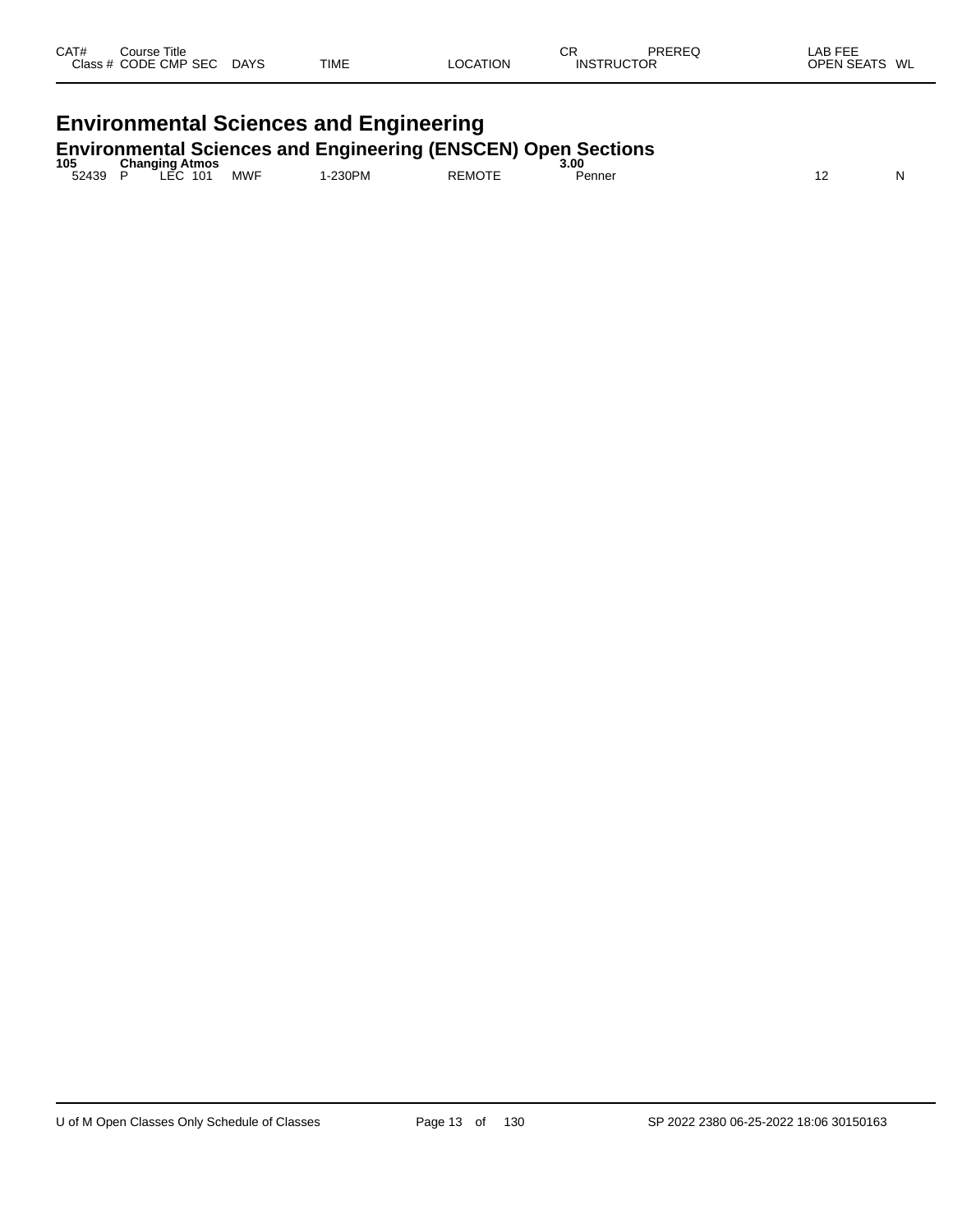| CAT# | Course Title | | | | | | CR | PREREQ | LAB FEE | |
|---|---|---|---|---|---|---|---|---|---|---|
| Class # | CODE | CMP | SEC | DAYS | TIME | LOCATION | INSTRUCTOR | | OPEN SEATS | WL |

# Environmental Sciences and Engineering

## Environmental Sciences and Engineering (ENSCEN) Open Sections

| CAT# | Course Title | | | | | | CR | PREREQ | LAB FEE | |
|---|---|---|---|---|---|---|---|---|---|---|
| **105** | **Changing Atmos** | | | | | | **3.00** | | | |
| 52439 | P | LEC | 101 | MWF | 1-230PM | REMOTE | Penner | | 12 | N |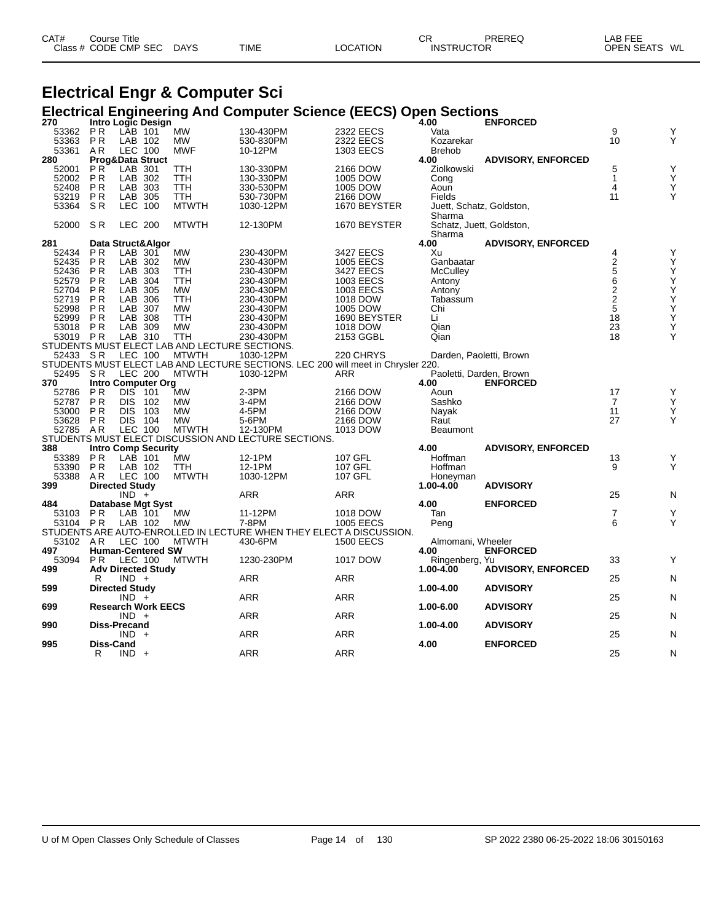| CAT# Class # | Course Title CODE | CMP | SEC | DAYS | TIME | LOCATION | CR INSTRUCTOR | PREREQ | LAB FEE OPEN SEATS | WL |
|---|---|---|---|---|---|---|---|---|---|---|

# Electrical Engr & Computer Sci

## Electrical Engineering And Computer Science (EECS) Open Sections

| CAT# Class # | Course Title CODE | CMP | SEC | DAYS | TIME | LOCATION | CR INSTRUCTOR | PREREQ | OPEN SEATS | WL |
|---|---|---|---|---|---|---|---|---|---|---|
| **270** | **Intro Logic Design** | | | | | | **4.00** | **ENFORCED** | | |
| 53362 | P R | LAB | 101 | MW | 130-430PM | 2322 EECS | Vata | | 9 | Y |
| 53363 | P R | LAB | 102 | MW | 530-830PM | 2322 EECS | Kozarekar | | 10 | Y |
| 53361 | A R | LEC | 100 | MWF | 10-12PM | 1303 EECS | Brehob | | | |
| **280** | **Prog&Data Struct** | | | | | | **4.00** | **ADVISORY, ENFORCED** | | |
| 52001 | P R | LAB | 301 | TTH | 130-330PM | 2166 DOW | Ziolkowski | | 5 | Y |
| 52002 | P R | LAB | 302 | TTH | 130-330PM | 1005 DOW | Cong | | 1 | Y |
| 52408 | P R | LAB | 303 | TTH | 330-530PM | 1005 DOW | Aoun | | 4 | Y |
| 53219 | P R | LAB | 305 | TTH | 530-730PM | 2166 DOW | Fields | | 11 | Y |
| 53364 | S R | LEC | 100 | MTWTH | 1030-12PM | 1670 BEYSTER | Juett, Schatz, Goldston, Sharma | | | |
| 52000 | S R | LEC | 200 | MTWTH | 12-130PM | 1670 BEYSTER | Schatz, Juett, Goldston, Sharma | | | |
| **281** | **Data Struct&Algor** | | | | | | **4.00** | **ADVISORY, ENFORCED** | | |
| 52434 | P R | LAB | 301 | MW | 230-430PM | 3427 EECS | Xu | | 4 | Y |
| 52435 | P R | LAB | 302 | MW | 230-430PM | 1005 EECS | Ganbaatar | | 2 | Y |
| 52436 | P R | LAB | 303 | TTH | 230-430PM | 3427 EECS | McCulley | | 5 | Y |
| 52579 | P R | LAB | 304 | TTH | 230-430PM | 1003 EECS | Antony | | 6 | Y |
| 52704 | P R | LAB | 305 | MW | 230-430PM | 1003 EECS | Antony | | 2 | Y |
| 52719 | P R | LAB | 306 | TTH | 230-430PM | 1018 DOW | Tabassum | | 2 | Y |
| 52998 | P R | LAB | 307 | MW | 230-430PM | 1005 DOW | Chi | | 5 | Y |
| 52999 | P R | LAB | 308 | TTH | 230-430PM | 1690 BEYSTER | Li | | 18 | Y |
| 53018 | P R | LAB | 309 | MW | 230-430PM | 1018 DOW | Qian | | 23 | Y |
| 53019 | P R | LAB | 310 | TTH | 230-430PM | 2153 GGBL | Qian | | 18 | Y |
| STUDENTS MUST ELECT LAB AND LECTURE SECTIONS. | | | | | | | | | | |
| 52433 | S R | LEC | 100 | MTWTH | 1030-12PM | 220 CHRYS | Darden, Paoletti, Brown | | | |
| STUDENTS MUST ELECT LAB AND LECTURE SECTIONS. LEC 200 will meet in Chrysler 220. | | | | | | | | | | |
| 52495 | S R | LEC | 200 | MTWTH | 1030-12PM | ARR | Paoletti, Darden, Brown | | | |
| **370** | **Intro Computer Org** | | | | | | **4.00** | **ENFORCED** | | |
| 52786 | P R | DIS | 101 | MW | 2-3PM | 2166 DOW | Aoun | | 17 | Y |
| 52787 | P R | DIS | 102 | MW | 3-4PM | 2166 DOW | Sashko | | 7 | Y |
| 53000 | P R | DIS | 103 | MW | 4-5PM | 2166 DOW | Nayak | | 11 | Y |
| 53628 | P R | DIS | 104 | MW | 5-6PM | 2166 DOW | Raut | | 27 | Y |
| 52785 | A R | LEC | 100 | MTWTH | 12-130PM | 1013 DOW | Beaumont | | | |
| STUDENTS MUST ELECT DISCUSSION AND LECTURE SECTIONS. | | | | | | | | | | |
| **388** | **Intro Comp Security** | | | | | | **4.00** | **ADVISORY, ENFORCED** | | |
| 53389 | P R | LAB | 101 | MW | 12-1PM | 107 GFL | Hoffman | | 13 | Y |
| 53390 | P R | LAB | 102 | TTH | 12-1PM | 107 GFL | Hoffman | | 9 | Y |
| 53388 | A R | LEC | 100 | MTWTH | 1030-12PM | 107 GFL | Honeyman | | | |
| **399** | **Directed Study** | | | | | | **1.00-4.00** | **ADVISORY** | | |
| | | IND | + | | ARR | ARR | | | 25 | N |
| **484** | **Database Mgt Syst** | | | | | | **4.00** | **ENFORCED** | | |
| 53103 | P R | LAB | 101 | MW | 11-12PM | 1018 DOW | Tan | | 7 | Y |
| 53104 | P R | LAB | 102 | MW | 7-8PM | 1005 EECS | Peng | | 6 | Y |
| STUDENTS ARE AUTO-ENROLLED IN LECTURE WHEN THEY ELECT A DISCUSSION. | | | | | | | | | | |
| 53102 | A R | LEC | 100 | MTWTH | 430-6PM | 1500 EECS | Almomani, Wheeler | | | |
| **497** | **Human-Centered SW** | | | | | | **4.00** | **ENFORCED** | | |
| 53094 | P R | LEC | 100 | MTWTH | 1230-230PM | 1017 DOW | Ringenberg, Yu | | 33 | Y |
| **499** | **Adv Directed Study** | | | | | | **1.00-4.00** | **ADVISORY, ENFORCED** | | |
| | R | IND | + | | ARR | ARR | | | 25 | N |
| **599** | **Directed Study** | | | | | | **1.00-4.00** | **ADVISORY** | | |
| | | IND | + | | ARR | ARR | | | 25 | N |
| **699** | **Research Work EECS** | | | | | | **1.00-6.00** | **ADVISORY** | | |
| | | IND | + | | ARR | ARR | | | 25 | N |
| **990** | **Diss-Precand** | | | | | | **1.00-4.00** | **ADVISORY** | | |
| | | IND | + | | ARR | ARR | | | 25 | N |
| **995** | **Diss-Cand** | | | | | | **4.00** | **ENFORCED** | | |
| | R | IND | + | | ARR | ARR | | | 25 | N |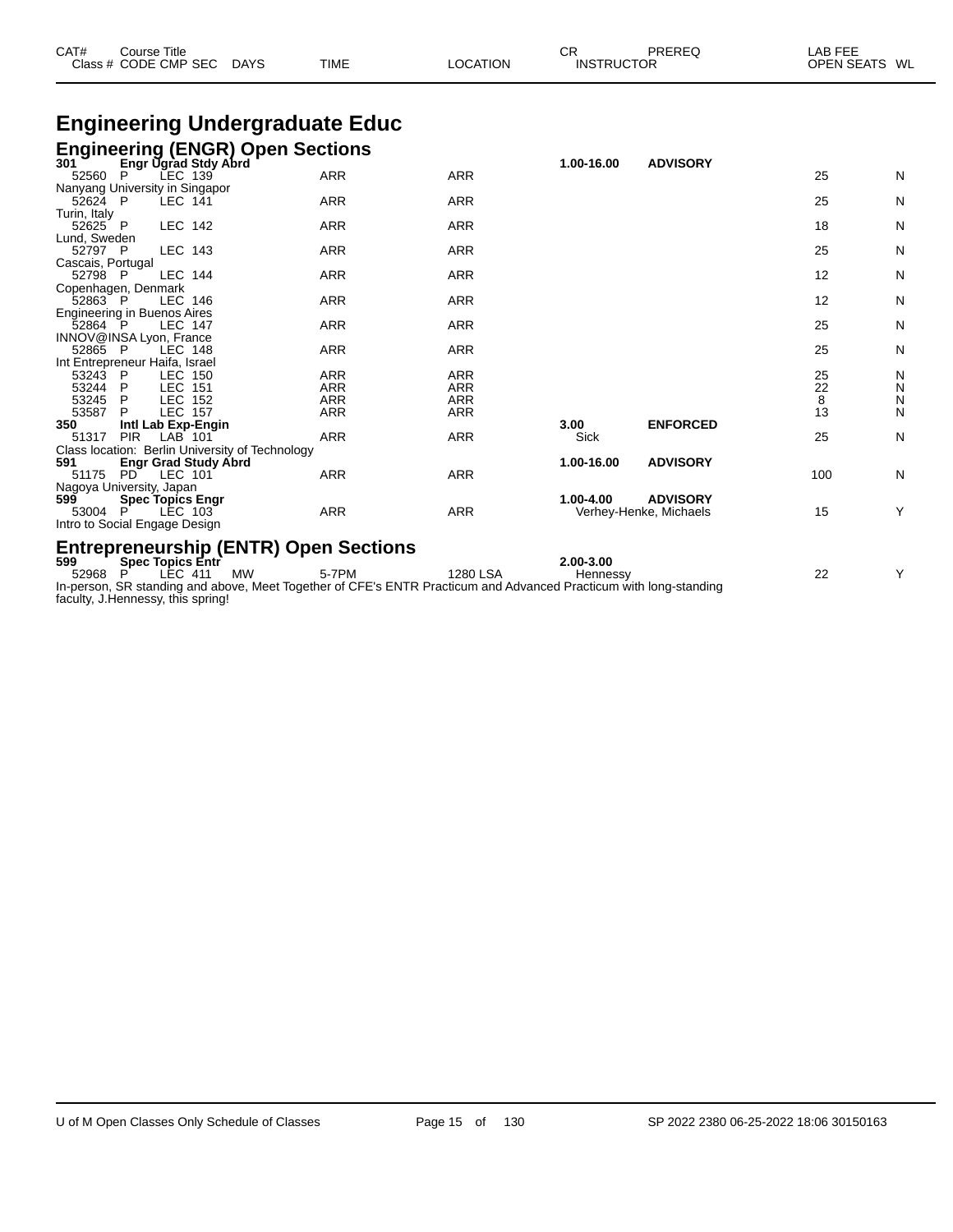# Engineering Undergraduate Educ

## Engineering (ENGR) Open Sections

| CAT# / Class # | Course Title / CODE CMP SEC | DAYS | TIME | LOCATION | CR / INSTRUCTOR | PREREQ | LAB FEE / OPEN SEATS | WL |
|---|---|---|---|---|---|---|---|---|
| **301** | **Engr Ugrad Stdy Abrd** | | | | **1.00-16.00** | **ADVISORY** | | |
| 52560 | P LEC 139 | | ARR | ARR | | | 25 | N |
| Nanyang University in Singapor | | | | | | | | |
| 52624 | P LEC 141 | | ARR | ARR | | | 25 | N |
| Turin, Italy | | | | | | | | |
| 52625 | P LEC 142 | | ARR | ARR | | | 18 | N |
| Lund, Sweden | | | | | | | | |
| 52797 | P LEC 143 | | ARR | ARR | | | 25 | N |
| Cascais, Portugal | | | | | | | | |
| 52798 | P LEC 144 | | ARR | ARR | | | 12 | N |
| Copenhagen, Denmark | | | | | | | | |
| 52863 | P LEC 146 | | ARR | ARR | | | 12 | N |
| Engineering in Buenos Aires | | | | | | | | |
| 52864 | P LEC 147 | | ARR | ARR | | | 25 | N |
| INNOV@INSA Lyon, France | | | | | | | | |
| 52865 | P LEC 148 | | ARR | ARR | | | 25 | N |
| Int Entrepreneur Haifa, Israel | | | | | | | | |
| 53243 | P LEC 150 | | ARR | ARR | | | 25 | N |
| 53244 | P LEC 151 | | ARR | ARR | | | 22 | N |
| 53245 | P LEC 152 | | ARR | ARR | | | 8 | N |
| 53587 | P LEC 157 | | ARR | ARR | | | 13 | N |
| **350** | **Intl Lab Exp-Engin** | | | | **3.00** | **ENFORCED** | | |
| 51317 | PIR LAB 101 | | ARR | ARR | Sick | | 25 | N |
| Class location: Berlin University of Technology | | | | | | | | |
| **591** | **Engr Grad Study Abrd** | | | | **1.00-16.00** | **ADVISORY** | | |
| 51175 | PD LEC 101 | | ARR | ARR | | | 100 | N |
| Nagoya University, Japan | | | | | | | | |
| **599** | **Spec Topics Engr** | | | | **1.00-4.00** | **ADVISORY** | | |
| 53004 | P LEC 103 | | ARR | ARR | Verhey-Henke, Michaels | | 15 | Y |
| Intro to Social Engage Design | | | | | | | | |

## Entrepreneurship (ENTR) Open Sections

| CAT# / Class # | Course Title / CODE CMP SEC | DAYS | TIME | LOCATION | CR / INSTRUCTOR | PREREQ | LAB FEE / OPEN SEATS | WL |
|---|---|---|---|---|---|---|---|---|
| **599** | **Spec Topics Entr** | | | | **2.00-3.00** | | | |
| 52968 | P LEC 411 | MW | 5-7PM | 1280 LSA | Hennessy | | 22 | Y |

In-person, SR standing and above, Meet Together of CFE's ENTR Practicum and Advanced Practicum with long-standing faculty, J.Hennessy, this spring!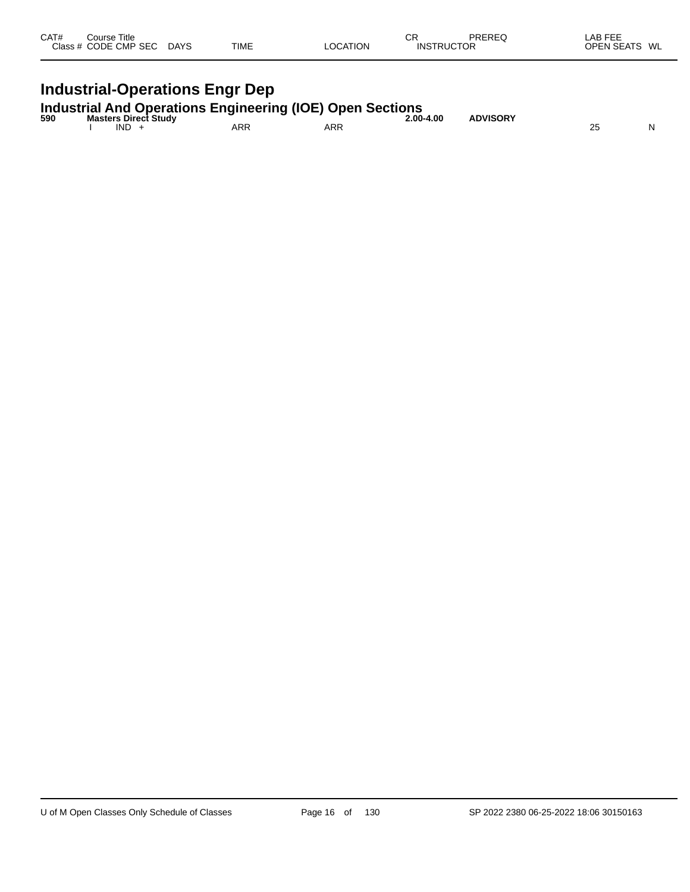| CAT# | Course Title<br>Class # CODE CMP SEC | DAYS | TIME | LOCATION | CR<br>INSTRUCTOR | PREREQ | LAB FEE<br>OPEN SEATS | WL |
|---|---|---|---|---|---|---|---|---|

# Industrial-Operations Engr Dep

## Industrial And Operations Engineering (IOE) Open Sections

| CAT# | Course Title<br>Class # CODE CMP SEC | DAYS | TIME | LOCATION | CR<br>INSTRUCTOR | PREREQ | LAB FEE<br>OPEN SEATS | WL |
|---|---|---|---|---|---|---|---|---|
| **590** | **Masters Direct Study** | | | | **2.00-4.00** | **ADVISORY** | | |
| | I IND + | | ARR | ARR | | | 25 | N |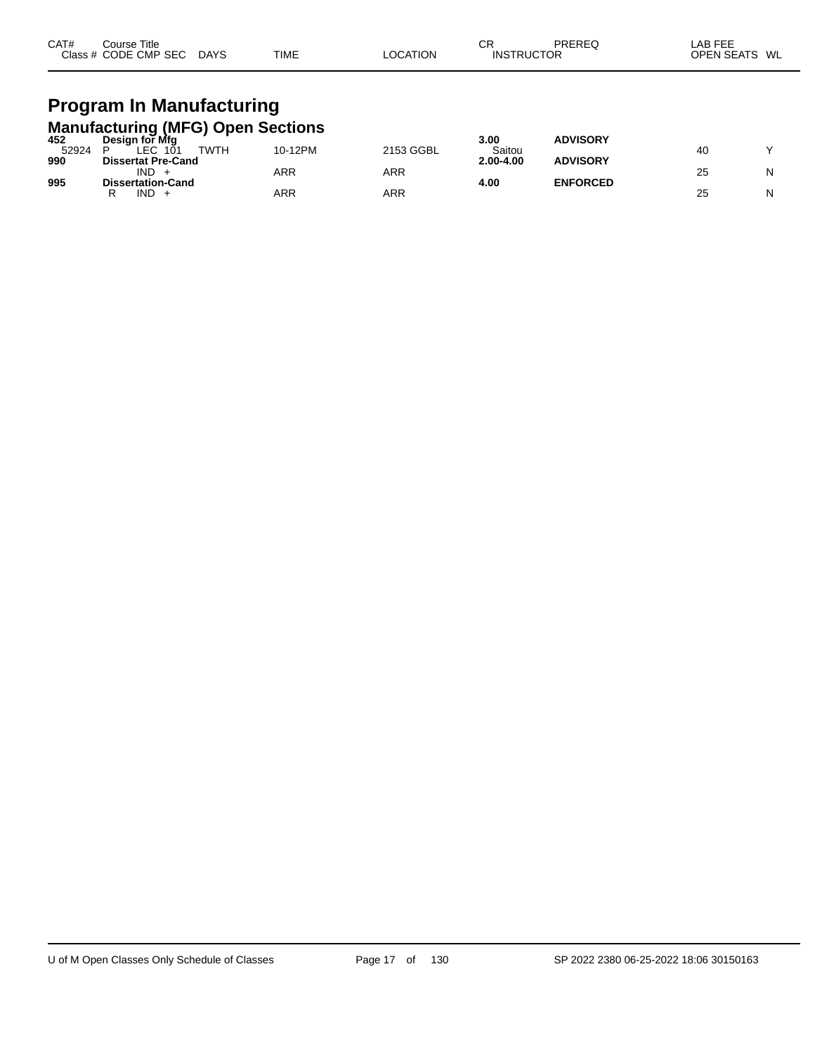| CAT# Class # | Course Title CODE | CMP | SEC | DAYS | TIME | LOCATION | CR INSTRUCTOR | PREREQ | LAB FEE OPEN SEATS | WL |
|---|---|---|---|---|---|---|---|---|---|---|

# Program In Manufacturing

## Manufacturing (MFG) Open Sections

| CAT# Class # | Course Title CODE | CMP | SEC | DAYS | TIME | LOCATION | CR INSTRUCTOR | PREREQ | LAB FEE OPEN SEATS | WL |
|---|---|---|---|---|---|---|---|---|---|---|
| **452** | **Design for Mfg** | | | | | | **3.00** | **ADVISORY** | | |
| 52924 | P | LEC | 101 | TWTH | 10-12PM | 2153 GGBL | Saitou | | 40 | Y |
| **990** | **Dissertat Pre-Cand** | | | | | | **2.00-4.00** | **ADVISORY** | | |
| | | IND | + | | ARR | ARR | | | 25 | N |
| **995** | **Dissertation-Cand** | | | | | | **4.00** | **ENFORCED** | | |
| | R | IND | + | | ARR | ARR | | | 25 | N |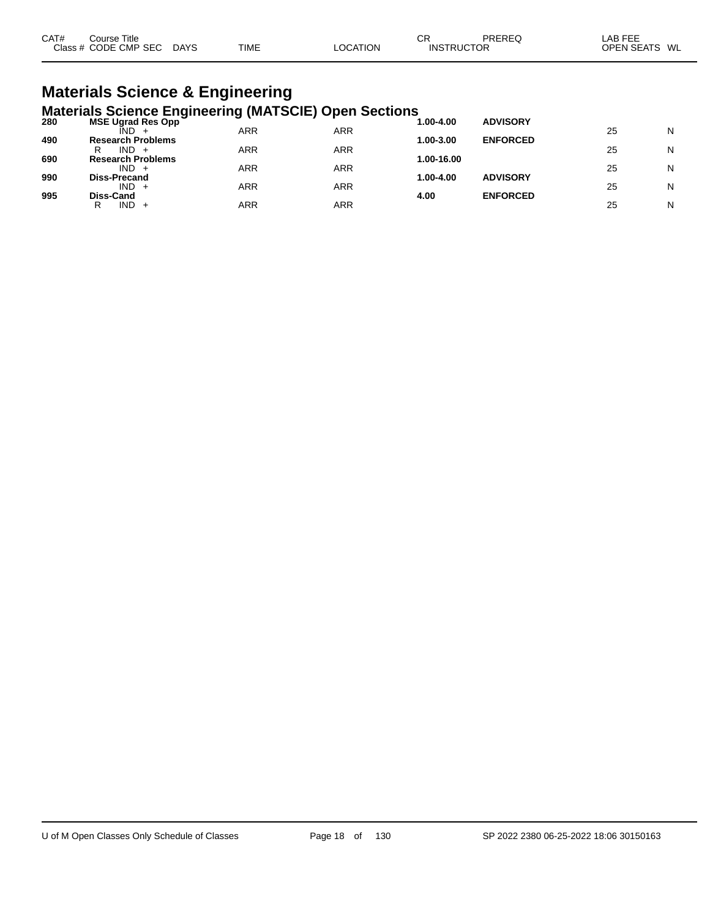| CAT# | Course Title / Class # CODE CMP SEC | DAYS | TIME | LOCATION | CR / INSTRUCTOR | PREREQ | LAB FEE / OPEN SEATS | WL |
|---|---|---|---|---|---|---|---|---|

# Materials Science & Engineering

## Materials Science Engineering (MATSCIE) Open Sections

| CAT# | Course Title / Class # CODE CMP SEC | DAYS | TIME | LOCATION | CR / INSTRUCTOR | PREREQ | OPEN SEATS | WL |
|---|---|---|---|---|---|---|---|---|
| **280** | **MSE Ugrad Res Opp** | | | | **1.00-4.00** | **ADVISORY** | | |
| | IND + | | ARR | ARR | | | 25 | N |
| **490** | **Research Problems** | | | | **1.00-3.00** | **ENFORCED** | | |
| | R IND + | | ARR | ARR | | | 25 | N |
| **690** | **Research Problems** | | | | **1.00-16.00** | | | |
| | IND + | | ARR | ARR | | | 25 | N |
| **990** | **Diss-Precand** | | | | **1.00-4.00** | **ADVISORY** | | |
| | IND + | | ARR | ARR | | | 25 | N |
| **995** | **Diss-Cand** | | | | **4.00** | **ENFORCED** | | |
| | R IND + | | ARR | ARR | | | 25 | N |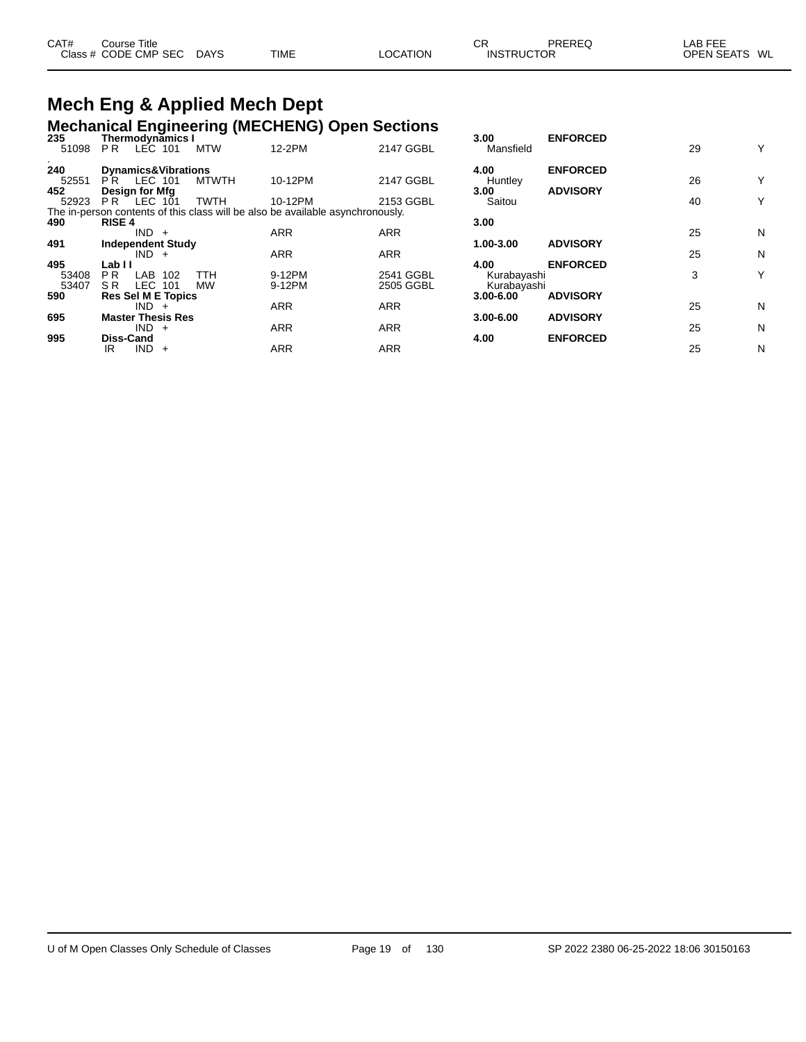| CAT# Class # | Course Title CODE CMP SEC | DAYS | TIME | LOCATION | CR INSTRUCTOR | PREREQ | LAB FEE OPEN SEATS | WL |
|---|---|---|---|---|---|---|---|---|

# Mech Eng & Applied Mech Dept

## Mechanical Engineering (MECHENG) Open Sections

| CAT# Class # | Course Title CODE CMP SEC | DAYS | TIME | LOCATION | CR INSTRUCTOR | PREREQ | OPEN SEATS | WL |
|---|---|---|---|---|---|---|---|---|
| **235** | **Thermodynamics I** | | | | **3.00** | **ENFORCED** | | |
| 51098 | P R LEC 101 | MTW | 12-2PM | 2147 GGBL | Mansfield | | 29 | Y |
| . | | | | | | | | |
| **240** | **Dynamics&Vibrations** | | | | **4.00** | **ENFORCED** | | |
| 52551 | P R LEC 101 | MTWTH | 10-12PM | 2147 GGBL | Huntley | | 26 | Y |
| **452** | **Design for Mfg** | | | | **3.00** | **ADVISORY** | | |
| 52923 | P R LEC 101 | TWTH | 10-12PM | 2153 GGBL | Saitou | | 40 | Y |
| The in-person contents of this class will be also be available asynchronously. | | | | | | | | |
| **490** | **RISE 4** | | | | **3.00** | | | |
| | IND + | | ARR | ARR | | | 25 | N |
| **491** | **Independent Study** | | | | **1.00-3.00** | **ADVISORY** | | |
| | IND + | | ARR | ARR | | | 25 | N |
| **495** | **Lab I I** | | | | **4.00** | **ENFORCED** | | |
| 53408 | P R LAB 102 | TTH | 9-12PM | 2541 GGBL | Kurabayashi | | 3 | Y |
| 53407 | S R LEC 101 | MW | 9-12PM | 2505 GGBL | Kurabayashi | | | |
| **590** | **Res Sel M E Topics** | | | | **3.00-6.00** | **ADVISORY** | | |
| | IND + | | ARR | ARR | | | 25 | N |
| **695** | **Master Thesis Res** | | | | **3.00-6.00** | **ADVISORY** | | |
| | IND + | | ARR | ARR | | | 25 | N |
| **995** | **Diss-Cand** | | | | **4.00** | **ENFORCED** | | |
| | IR IND + | | ARR | ARR | | | 25 | N |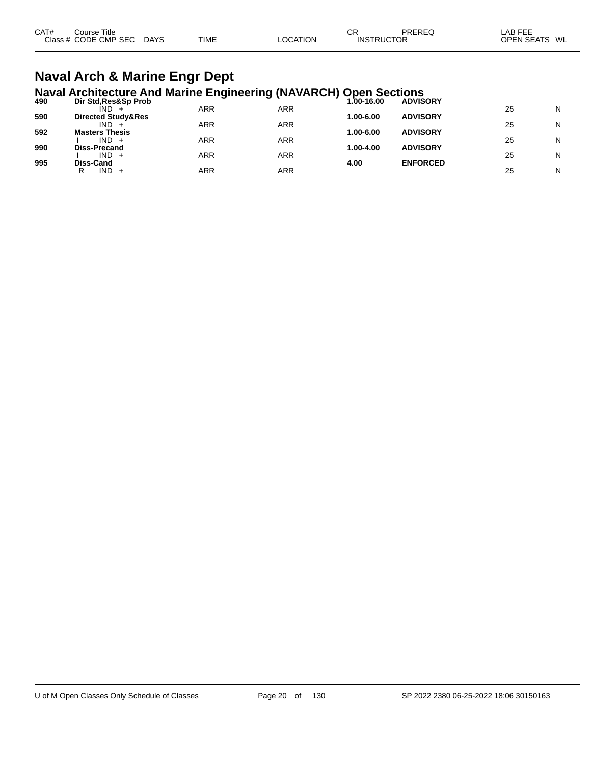| CAT# | Course Title / Class # CODE CMP SEC | DAYS | TIME | LOCATION | CR / INSTRUCTOR | PREREQ | LAB FEE / OPEN SEATS | WL |
|---|---|---|---|---|---|---|---|---|

# Naval Arch & Marine Engr Dept

## Naval Architecture And Marine Engineering (NAVARCH) Open Sections

| CAT# | Course Title / Class # CODE CMP SEC | DAYS | TIME | LOCATION | CR / INSTRUCTOR | PREREQ | LAB FEE / OPEN SEATS | WL |
|---|---|---|---|---|---|---|---|---|
| **490** | **Dir Std,Res&Sp Prob** | | | | **1.00-16.00** | **ADVISORY** | | |
| | IND + | | ARR | ARR | | | 25 | N |
| **590** | **Directed Study&Res** | | | | **1.00-6.00** | **ADVISORY** | | |
| | IND + | | ARR | ARR | | | 25 | N |
| **592** | **Masters Thesis** | | | | **1.00-6.00** | **ADVISORY** | | |
| | I IND + | | ARR | ARR | | | 25 | N |
| **990** | **Diss-Precand** | | | | **1.00-4.00** | **ADVISORY** | | |
| | I IND + | | ARR | ARR | | | 25 | N |
| **995** | **Diss-Cand** | | | | **4.00** | **ENFORCED** | | |
| | R IND + | | ARR | ARR | | | 25 | N |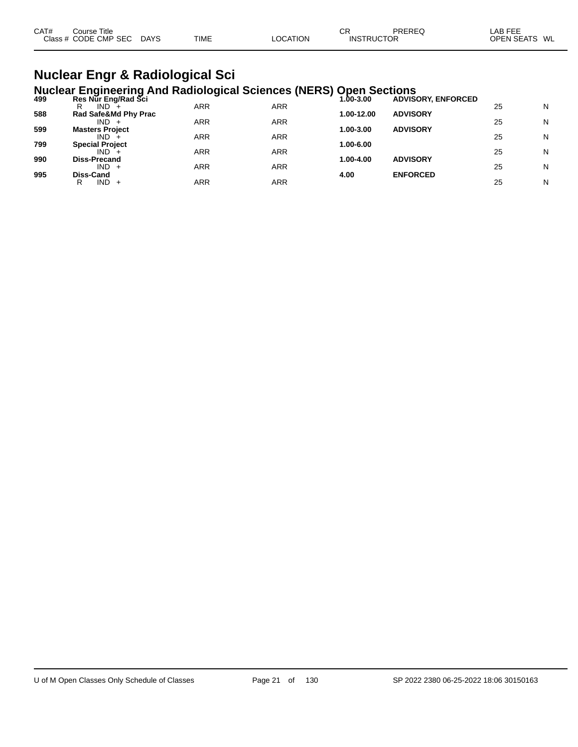# Nuclear Engr & Radiological Sci

## Nuclear Engineering And Radiological Sciences (NERS) Open Sections

| CAT# / Class # | Course Title / CODE CMP SEC | DAYS | TIME | LOCATION | CR / INSTRUCTOR | PREREQ | LAB FEE / OPEN SEATS | WL |
|---|---|---|---|---|---|---|---|---|
| **499** | **Res Nur Eng/Rad Sci** | | | | **1.00-3.00** | **ADVISORY, ENFORCED** | | |
| | R IND + | | ARR | ARR | | | 25 | N |
| **588** | **Rad Safe&Md Phy Prac** | | | | **1.00-12.00** | **ADVISORY** | | |
| | IND + | | ARR | ARR | | | 25 | N |
| **599** | **Masters Project** | | | | **1.00-3.00** | **ADVISORY** | | |
| | IND + | | ARR | ARR | | | 25 | N |
| **799** | **Special Project** | | | | **1.00-6.00** | | | |
| | IND + | | ARR | ARR | | | 25 | N |
| **990** | **Diss-Precand** | | | | **1.00-4.00** | **ADVISORY** | | |
| | IND + | | ARR | ARR | | | 25 | N |
| **995** | **Diss-Cand** | | | | **4.00** | **ENFORCED** | | |
| | R IND + | | ARR | ARR | | | 25 | N |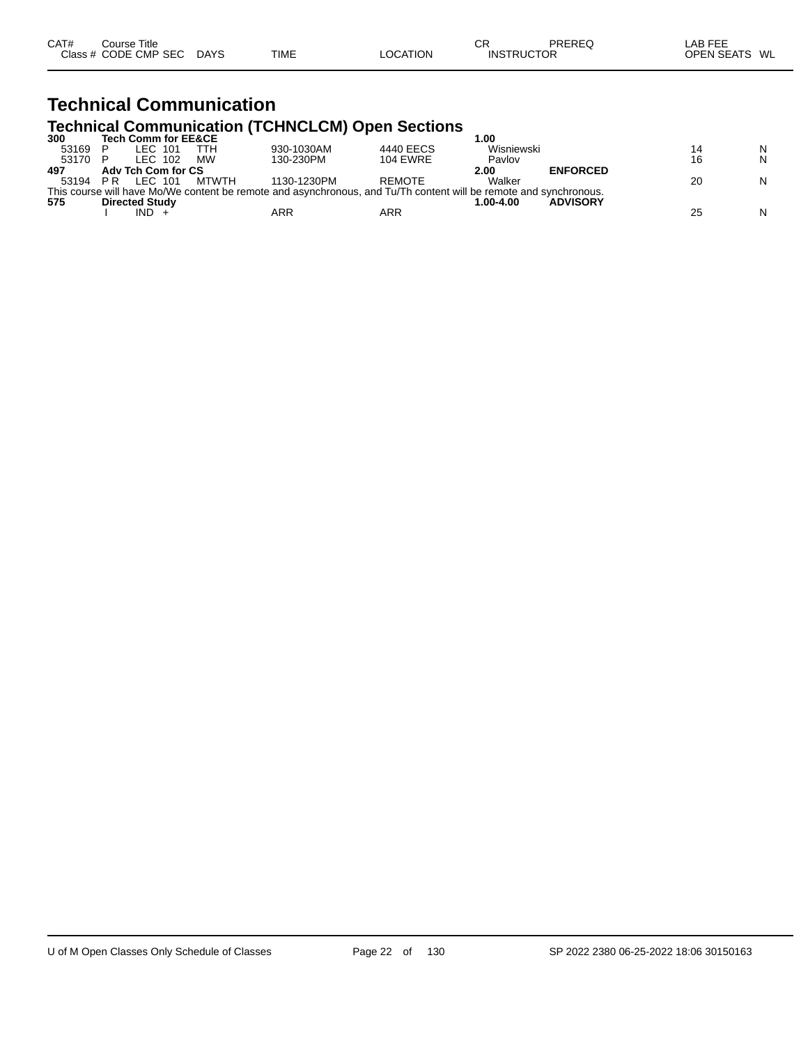| CAT# Class # | Course Title CODE | CMP | SEC | DAYS | TIME | LOCATION | CR INSTRUCTOR | PREREQ | LAB FEE OPEN SEATS | WL |
|---|---|---|---|---|---|---|---|---|---|---|

# Technical Communication

## Technical Communication (TCHNCLCM) Open Sections

| CAT# Class # | Course Title CODE | CMP | SEC | DAYS | TIME | LOCATION | CR INSTRUCTOR | PREREQ | OPEN SEATS | WL |
|---|---|---|---|---|---|---|---|---|---|---|
| **300** | **Tech Comm for EE&CE** | | | | | | **1.00** | | | |
| 53169 | P | LEC | 101 | TTH | 930-1030AM | 4440 EECS | Wisniewski | | 14 | N |
| 53170 | P | LEC | 102 | MW | 130-230PM | 104 EWRE | Pavlov | | 16 | N |
| **497** | **Adv Tch Com for CS** | | | | | | **2.00** | **ENFORCED** | | |
| 53194 | P R | LEC | 101 | MTWTH | 1130-1230PM | REMOTE | Walker | | 20 | N |
| This course will have Mo/We content be remote and asynchronous, and Tu/Th content will be remote and synchronous. | | | | | | | | | | |
| **575** | **Directed Study** | | | | | | **1.00-4.00** | **ADVISORY** | | |
| | I | IND | + | | ARR | ARR | | | 25 | N |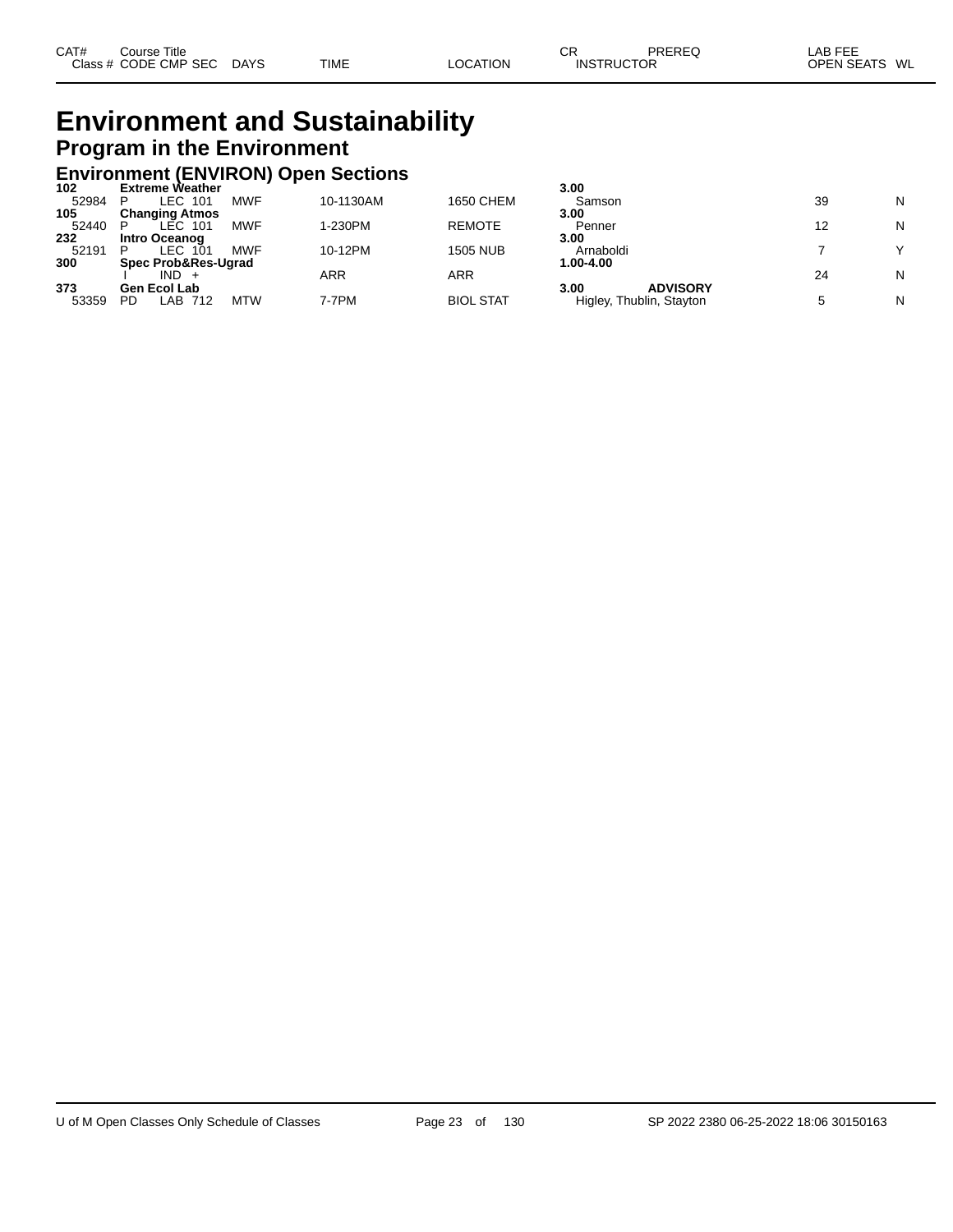| CAT# Class # | Course Title CODE | CMP | SEC | DAYS | TIME | LOCATION | CR INSTRUCTOR | PREREQ | LAB FEE OPEN SEATS | WL |
|---|---|---|---|---|---|---|---|---|---|---|

# Environment and Sustainability

## Program in the Environment

### Environment (ENVIRON) Open Sections

| CAT# Class # | Course Title CODE | CMP | SEC | DAYS | TIME | LOCATION | CR INSTRUCTOR | PREREQ | LAB FEE OPEN SEATS | WL |
|---|---|---|---|---|---|---|---|---|---|---|
| **102** | **Extreme Weather** | | | | | | **3.00** | | | |
| 52984 | P | LEC | 101 | MWF | 10-1130AM | 1650 CHEM | Samson | | 39 | N |
| **105** | **Changing Atmos** | | | | | | **3.00** | | | |
| 52440 | P | LEC | 101 | MWF | 1-230PM | REMOTE | Penner | | 12 | N |
| **232** | **Intro Oceanog** | | | | | | **3.00** | | | |
| 52191 | P | LEC | 101 | MWF | 10-12PM | 1505 NUB | Arnaboldi | | 7 | Y |
| **300** | **Spec Prob&Res-Ugrad** | | | | | | **1.00-4.00** | | | |
| | I | IND | + | | ARR | ARR | | | 24 | N |
| **373** | **Gen Ecol Lab** | | | | | | **3.00** | **ADVISORY** | | |
| 53359 | PD | LAB | 712 | MTW | 7-7PM | BIOL STAT | Higley, Thublin, Stayton | | 5 | N |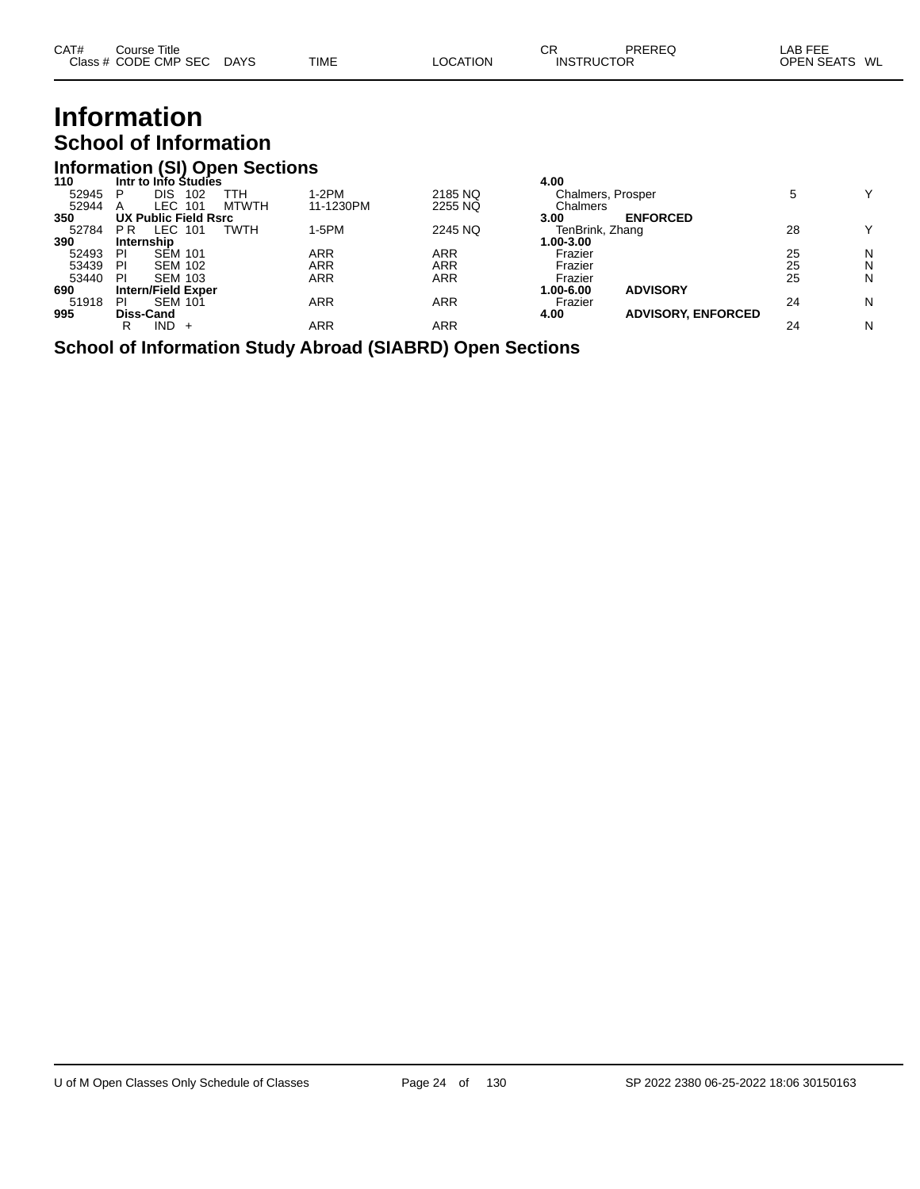# Information

## School of Information

### Information (SI) Open Sections

| CAT# / Class # | Course Title / CODE | CMP | SEC | DAYS | TIME | LOCATION | CR / INSTRUCTOR | PREREQ | LAB FEE / OPEN SEATS | WL |
|---|---|---|---|---|---|---|---|---|---|---|
| **110** | **Intr to Info Studies** | | | | | | **4.00** | | | |
| 52945 | P | DIS | 102 | TTH | 1-2PM | 2185 NQ | Chalmers, Prosper | | 5 | Y |
| 52944 | A | LEC | 101 | MTWTH | 11-1230PM | 2255 NQ | Chalmers | | | |
| **350** | **UX Public Field Rsrc** | | | | | | **3.00** | **ENFORCED** | | |
| 52784 | P R | LEC | 101 | TWTH | 1-5PM | 2245 NQ | TenBrink, Zhang | | 28 | Y |
| **390** | **Internship** | | | | | | **1.00-3.00** | | | |
| 52493 | PI | SEM | 101 | | ARR | ARR | Frazier | | 25 | N |
| 53439 | PI | SEM | 102 | | ARR | ARR | Frazier | | 25 | N |
| 53440 | PI | SEM | 103 | | ARR | ARR | Frazier | | 25 | N |
| **690** | **Intern/Field Exper** | | | | | | **1.00-6.00** | **ADVISORY** | | |
| 51918 | PI | SEM | 101 | | ARR | ARR | Frazier | | 24 | N |
| **995** | **Diss-Cand** | | | | | | **4.00** | **ADVISORY, ENFORCED** | | |
| | R | IND | + | | ARR | ARR | | | 24 | N |

### School of Information Study Abroad (SIABRD) Open Sections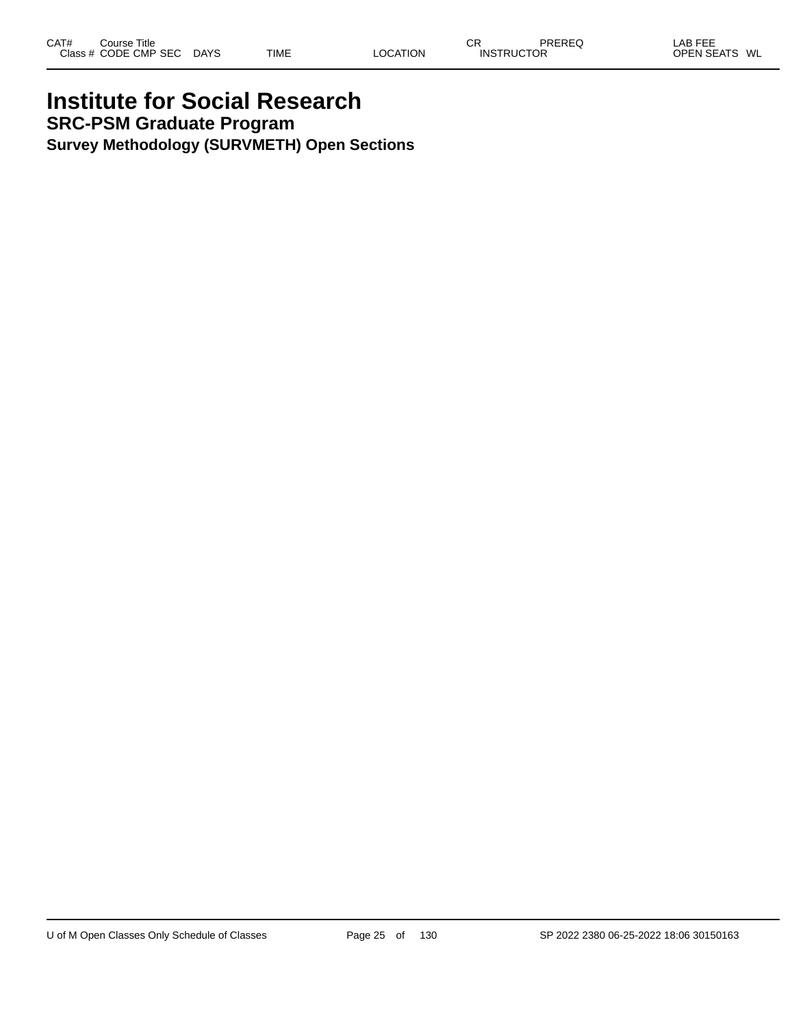# Institute for Social Research

## SRC-PSM Graduate Program

### Survey Methodology (SURVMETH) Open Sections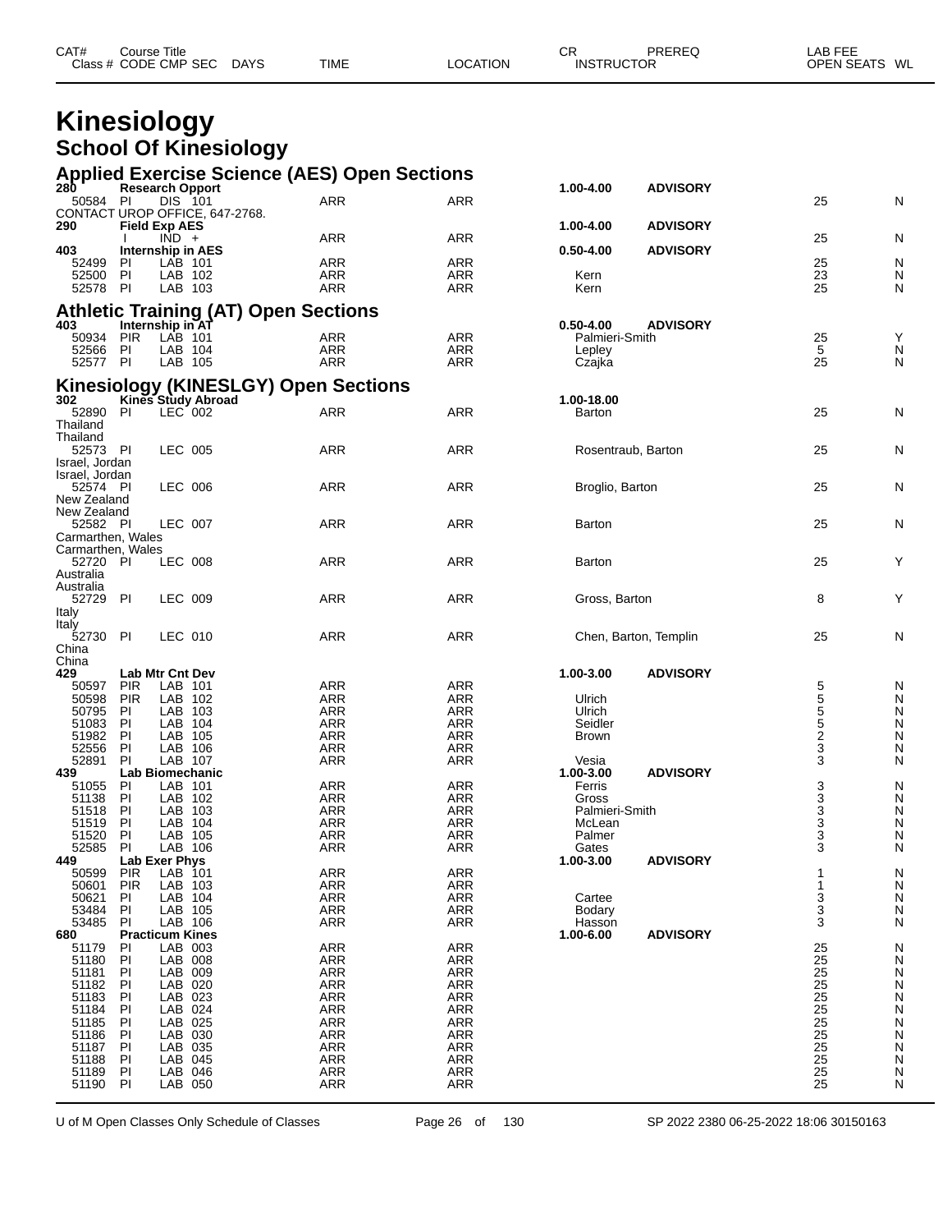| CAT# Class # | Course Title CODE CMP SEC | DAYS | TIME | LOCATION | CR INSTRUCTOR | PREREQ | LAB FEE OPEN SEATS | WL |
|---|---|---|---|---|---|---|---|---|

# Kinesiology

## School Of Kinesiology

### Applied Exercise Science (AES) Open Sections

| CAT# Class # | Course Title CODE CMP SEC | DAYS | TIME | LOCATION | CR INSTRUCTOR | PREREQ | OPEN SEATS | WL |
|---|---|---|---|---|---|---|---|---|
| **280** | **Research Opport** | | | | **1.00-4.00** | **ADVISORY** | | |
| 50584 | PI DIS 101 | | ARR | ARR | | | 25 | N |
| CONTACT UROP OFFICE, 647-2768. | | | | | | | | |
| **290** | **Field Exp AES** | | | | **1.00-4.00** | **ADVISORY** | | |
| | I IND + | | ARR | ARR | | | 25 | N |
| **403** | **Internship in AES** | | | | **0.50-4.00** | **ADVISORY** | | |
| 52499 | PI LAB 101 | | ARR | ARR | | | 25 | N |
| 52500 | PI LAB 102 | | ARR | ARR | Kern | | 23 | N |
| 52578 | PI LAB 103 | | ARR | ARR | Kern | | 25 | N |

### Athletic Training (AT) Open Sections

| CAT# Class # | Course Title CODE CMP SEC | DAYS | TIME | LOCATION | CR INSTRUCTOR | PREREQ | OPEN SEATS | WL |
|---|---|---|---|---|---|---|---|---|
| **403** | **Internship in AT** | | | | **0.50-4.00** | **ADVISORY** | | |
| 50934 | PIR LAB 101 | | ARR | ARR | Palmieri-Smith | | 25 | Y |
| 52566 | PI LAB 104 | | ARR | ARR | Lepley | | 5 | N |
| 52577 | PI LAB 105 | | ARR | ARR | Czajka | | 25 | N |

### Kinesiology (KINESLGY) Open Sections

| CAT# Class # | Course Title CODE CMP SEC | DAYS | TIME | LOCATION | CR INSTRUCTOR | PREREQ | OPEN SEATS | WL |
|---|---|---|---|---|---|---|---|---|
| **302** | **Kines Study Abroad** | | | | **1.00-18.00** | | | |
| 52890 | PI LEC 002 | | ARR | ARR | Barton | | 25 | N |
| Thailand Thailand | | | | | | | | |
| 52573 | PI LEC 005 | | ARR | ARR | Rosentraub, Barton | | 25 | N |
| Israel, Jordan Israel, Jordan | | | | | | | | |
| 52574 | PI LEC 006 | | ARR | ARR | Broglio, Barton | | 25 | N |
| New Zealand New Zealand | | | | | | | | |
| 52582 | PI LEC 007 | | ARR | ARR | Barton | | 25 | N |
| Carmarthen, Wales Carmarthen, Wales | | | | | | | | |
| 52720 | PI LEC 008 | | ARR | ARR | Barton | | 25 | Y |
| Australia Australia | | | | | | | | |
| 52729 | PI LEC 009 | | ARR | ARR | Gross, Barton | | 8 | Y |
| Italy Italy | | | | | | | | |
| 52730 | PI LEC 010 | | ARR | ARR | Chen, Barton, Templin | | 25 | N |
| China China | | | | | | | | |
| **429** | **Lab Mtr Cnt Dev** | | | | **1.00-3.00** | **ADVISORY** | | |
| 50597 | PIR LAB 101 | | ARR | ARR | | | 5 | N |
| 50598 | PIR LAB 102 | | ARR | ARR | Ulrich | | 5 | N |
| 50795 | PI LAB 103 | | ARR | ARR | Ulrich | | 5 | N |
| 51083 | PI LAB 104 | | ARR | ARR | Seidler | | 5 | N |
| 51982 | PI LAB 105 | | ARR | ARR | Brown | | 2 | N |
| 52556 | PI LAB 106 | | ARR | ARR | | | 3 | N |
| 52891 | PI LAB 107 | | ARR | ARR | Vesia | | 3 | N |
| **439** | **Lab Biomechanic** | | | | **1.00-3.00** | **ADVISORY** | | |
| 51055 | PI LAB 101 | | ARR | ARR | Ferris | | 3 | N |
| 51138 | PI LAB 102 | | ARR | ARR | Gross | | 3 | N |
| 51518 | PI LAB 103 | | ARR | ARR | Palmieri-Smith | | 3 | N |
| 51519 | PI LAB 104 | | ARR | ARR | McLean | | 3 | N |
| 51520 | PI LAB 105 | | ARR | ARR | Palmer | | 3 | N |
| 52585 | PI LAB 106 | | ARR | ARR | Gates | | 3 | N |
| **449** | **Lab Exer Phys** | | | | **1.00-3.00** | **ADVISORY** | | |
| 50599 | PIR LAB 101 | | ARR | ARR | | | 1 | N |
| 50601 | PIR LAB 103 | | ARR | ARR | | | 1 | N |
| 50621 | PI LAB 104 | | ARR | ARR | Cartee | | 3 | N |
| 53484 | PI LAB 105 | | ARR | ARR | Bodary | | 3 | N |
| 53485 | PI LAB 106 | | ARR | ARR | Hasson | | 3 | N |
| **680** | **Practicum Kines** | | | | **1.00-6.00** | **ADVISORY** | | |
| 51179 | PI LAB 003 | | ARR | ARR | | | 25 | N |
| 51180 | PI LAB 008 | | ARR | ARR | | | 25 | N |
| 51181 | PI LAB 009 | | ARR | ARR | | | 25 | N |
| 51182 | PI LAB 020 | | ARR | ARR | | | 25 | N |
| 51183 | PI LAB 023 | | ARR | ARR | | | 25 | N |
| 51184 | PI LAB 024 | | ARR | ARR | | | 25 | N |
| 51185 | PI LAB 025 | | ARR | ARR | | | 25 | N |
| 51186 | PI LAB 030 | | ARR | ARR | | | 25 | N |
| 51187 | PI LAB 035 | | ARR | ARR | | | 25 | N |
| 51188 | PI LAB 045 | | ARR | ARR | | | 25 | N |
| 51189 | PI LAB 046 | | ARR | ARR | | | 25 | N |
| 51190 | PI LAB 050 | | ARR | ARR | | | 25 | N |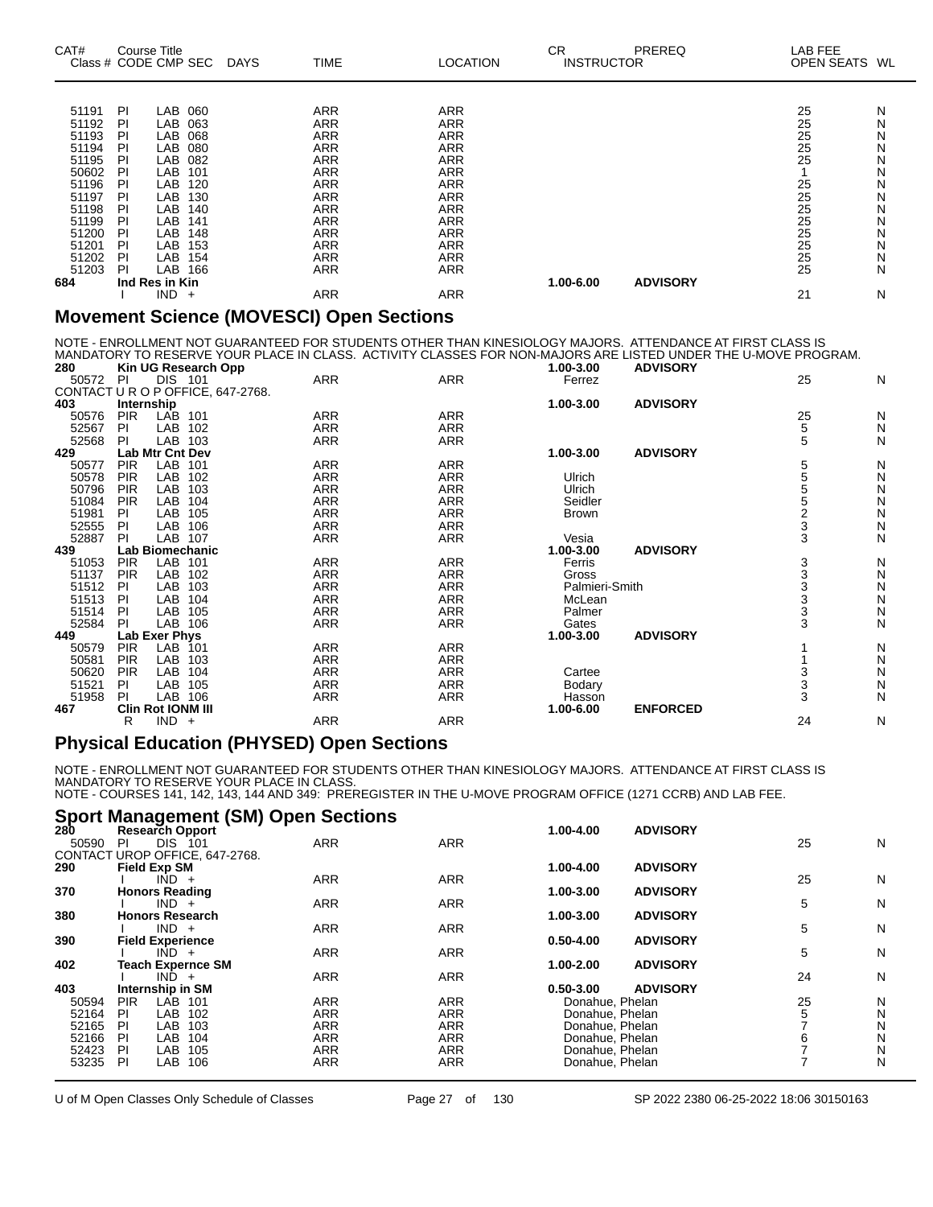| CAT# Class # | Course Title CODE | CMP SEC | DAYS | TIME | LOCATION | CR INSTRUCTOR | PREREQ | LAB FEE OPEN SEATS | WL |
|---|---|---|---|---|---|---|---|---|---|
| 51191 | PI | LAB 060 | | ARR | ARR | | | 25 | N |
| 51192 | PI | LAB 063 | | ARR | ARR | | | 25 | N |
| 51193 | PI | LAB 068 | | ARR | ARR | | | 25 | N |
| 51194 | PI | LAB 080 | | ARR | ARR | | | 25 | N |
| 51195 | PI | LAB 082 | | ARR | ARR | | | 25 | N |
| 50602 | PI | LAB 101 | | ARR | ARR | | | 1 | N |
| 51196 | PI | LAB 120 | | ARR | ARR | | | 25 | N |
| 51197 | PI | LAB 130 | | ARR | ARR | | | 25 | N |
| 51198 | PI | LAB 140 | | ARR | ARR | | | 25 | N |
| 51199 | PI | LAB 141 | | ARR | ARR | | | 25 | N |
| 51200 | PI | LAB 148 | | ARR | ARR | | | 25 | N |
| 51201 | PI | LAB 153 | | ARR | ARR | | | 25 | N |
| 51202 | PI | LAB 154 | | ARR | ARR | | | 25 | N |
| 51203 | PI | LAB 166 | | ARR | ARR | | | 25 | N |
| **684** | **Ind Res in Kin** | | | | | **1.00-6.00** | **ADVISORY** | | |
| | I | IND + | | ARR | ARR | | | 21 | N |

## Movement Science (MOVESCI) Open Sections

NOTE - ENROLLMENT NOT GUARANTEED FOR STUDENTS OTHER THAN KINESIOLOGY MAJORS. ATTENDANCE AT FIRST CLASS IS MANDATORY TO RESERVE YOUR PLACE IN CLASS. ACTIVITY CLASSES FOR NON-MAJORS ARE LISTED UNDER THE U-MOVE PROGRAM.

| CAT# Class # | Course Title CODE | CMP SEC | DAYS | TIME | LOCATION | CR INSTRUCTOR | PREREQ | LAB FEE OPEN SEATS | WL |
|---|---|---|---|---|---|---|---|---|---|
| **280** | **Kin UG Research Opp** | | | | | **1.00-3.00** | **ADVISORY** | | |
| 50572 | PI | DIS 101 | | ARR | ARR | Ferrez | | 25 | N |
| CONTACT U R O P OFFICE, 647-2768. | | | | | | | | | |
| **403** | **Internship** | | | | | **1.00-3.00** | **ADVISORY** | | |
| 50576 | PIR | LAB 101 | | ARR | ARR | | | 25 | N |
| 52567 | PI | LAB 102 | | ARR | ARR | | | 5 | N |
| 52568 | PI | LAB 103 | | ARR | ARR | | | 5 | N |
| **429** | **Lab Mtr Cnt Dev** | | | | | **1.00-3.00** | **ADVISORY** | | |
| 50577 | PIR | LAB 101 | | ARR | ARR | | | 5 | N |
| 50578 | PIR | LAB 102 | | ARR | ARR | Ulrich | | 5 | N |
| 50796 | PIR | LAB 103 | | ARR | ARR | Ulrich | | 5 | N |
| 51084 | PIR | LAB 104 | | ARR | ARR | Seidler | | 5 | N |
| 51981 | PI | LAB 105 | | ARR | ARR | Brown | | 2 | N |
| 52555 | PI | LAB 106 | | ARR | ARR | | | 3 | N |
| 52887 | PI | LAB 107 | | ARR | ARR | Vesia | | 3 | N |
| **439** | **Lab Biomechanic** | | | | | **1.00-3.00** | **ADVISORY** | | |
| 51053 | PIR | LAB 101 | | ARR | ARR | Ferris | | 3 | N |
| 51137 | PIR | LAB 102 | | ARR | ARR | Gross | | 3 | N |
| 51512 | PI | LAB 103 | | ARR | ARR | Palmieri-Smith | | 3 | N |
| 51513 | PI | LAB 104 | | ARR | ARR | McLean | | 3 | N |
| 51514 | PI | LAB 105 | | ARR | ARR | Palmer | | 3 | N |
| 52584 | PI | LAB 106 | | ARR | ARR | Gates | | 3 | N |
| **449** | **Lab Exer Phys** | | | | | **1.00-3.00** | **ADVISORY** | | |
| 50579 | PIR | LAB 101 | | ARR | ARR | | | 1 | N |
| 50581 | PIR | LAB 103 | | ARR | ARR | | | 1 | N |
| 50620 | PIR | LAB 104 | | ARR | ARR | Cartee | | 3 | N |
| 51521 | PI | LAB 105 | | ARR | ARR | Bodary | | 3 | N |
| 51958 | PI | LAB 106 | | ARR | ARR | Hasson | | 3 | N |
| **467** | **Clin Rot IONM III** | | | | | **1.00-6.00** | **ENFORCED** | | |
| | R | IND + | | ARR | ARR | | | 24 | N |

## Physical Education (PHYSED) Open Sections

NOTE - ENROLLMENT NOT GUARANTEED FOR STUDENTS OTHER THAN KINESIOLOGY MAJORS. ATTENDANCE AT FIRST CLASS IS MANDATORY TO RESERVE YOUR PLACE IN CLASS.
NOTE - COURSES 141, 142, 143, 144 AND 349: PREREGISTER IN THE U-MOVE PROGRAM OFFICE (1271 CCRB) AND LAB FEE.

## Sport Management (SM) Open Sections

| CAT# Class # | Course Title CODE | CMP SEC | DAYS | TIME | LOCATION | CR INSTRUCTOR | PREREQ | LAB FEE OPEN SEATS | WL |
|---|---|---|---|---|---|---|---|---|---|
| **280** | **Research Opport** | | | | | **1.00-4.00** | **ADVISORY** | | |
| 50590 | PI | DIS 101 | | ARR | ARR | | | 25 | N |
| CONTACT UROP OFFICE, 647-2768. | | | | | | | | | |
| **290** | **Field Exp SM** | | | | | **1.00-4.00** | **ADVISORY** | | |
| | I | IND + | | ARR | ARR | | | 25 | N |
| **370** | **Honors Reading** | | | | | **1.00-3.00** | **ADVISORY** | | |
| | I | IND + | | ARR | ARR | | | 5 | N |
| **380** | **Honors Research** | | | | | **1.00-3.00** | **ADVISORY** | | |
| | I | IND + | | ARR | ARR | | | 5 | N |
| **390** | **Field Experience** | | | | | **0.50-4.00** | **ADVISORY** | | |
| | I | IND + | | ARR | ARR | | | 5 | N |
| **402** | **Teach Expernce SM** | | | | | **1.00-2.00** | **ADVISORY** | | |
| | I | IND + | | ARR | ARR | | | 24 | N |
| **403** | **Internship in SM** | | | | | **0.50-3.00** | **ADVISORY** | | |
| 50594 | PIR | LAB 101 | | ARR | ARR | Donahue, Phelan | | 25 | N |
| 52164 | PI | LAB 102 | | ARR | ARR | Donahue, Phelan | | 5 | N |
| 52165 | PI | LAB 103 | | ARR | ARR | Donahue, Phelan | | 7 | N |
| 52166 | PI | LAB 104 | | ARR | ARR | Donahue, Phelan | | 6 | N |
| 52423 | PI | LAB 105 | | ARR | ARR | Donahue, Phelan | | 7 | N |
| 53235 | PI | LAB 106 | | ARR | ARR | Donahue, Phelan | | 7 | N |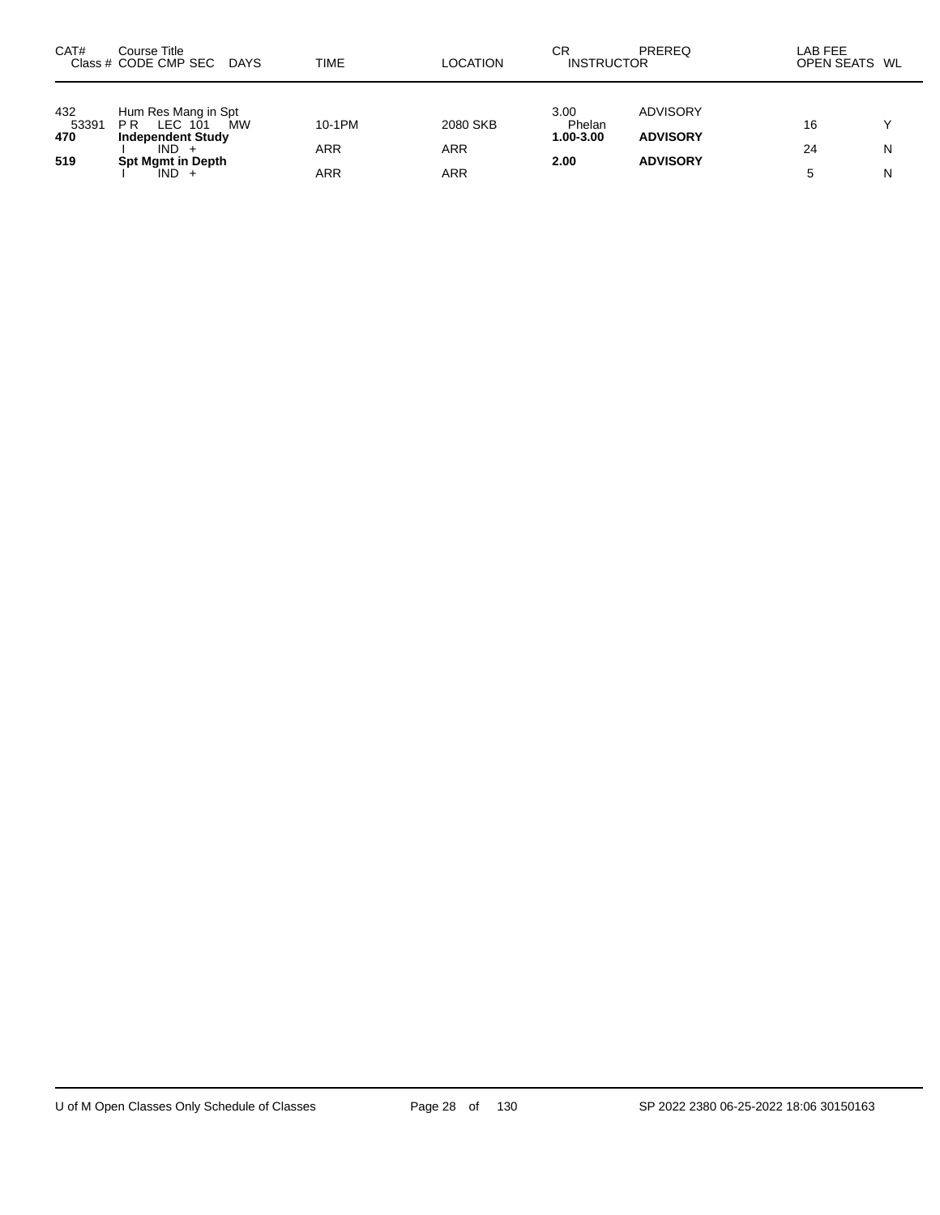| CAT# | Course Title<br>Class # CODE CMP SEC DAYS | TIME | LOCATION | CR<br>INSTRUCTOR | PREREQ | LAB FEE<br>OPEN SEATS | WL |
|---|---|---|---|---|---|---|---|
| 432 | Hum Res Mang in Spt | | | 3.00 | ADVISORY | | |
| 53391 | P R LEC 101 MW | 10-1PM | 2080 SKB | Phelan | | 16 | Y |
| **470** | **Independent Study** | | | **1.00-3.00** | **ADVISORY** | | |
| | I IND + | ARR | ARR | | | 24 | N |
| **519** | **Spt Mgmt in Depth** | | | **2.00** | **ADVISORY** | | |
| | I IND + | ARR | ARR | | | 5 | N |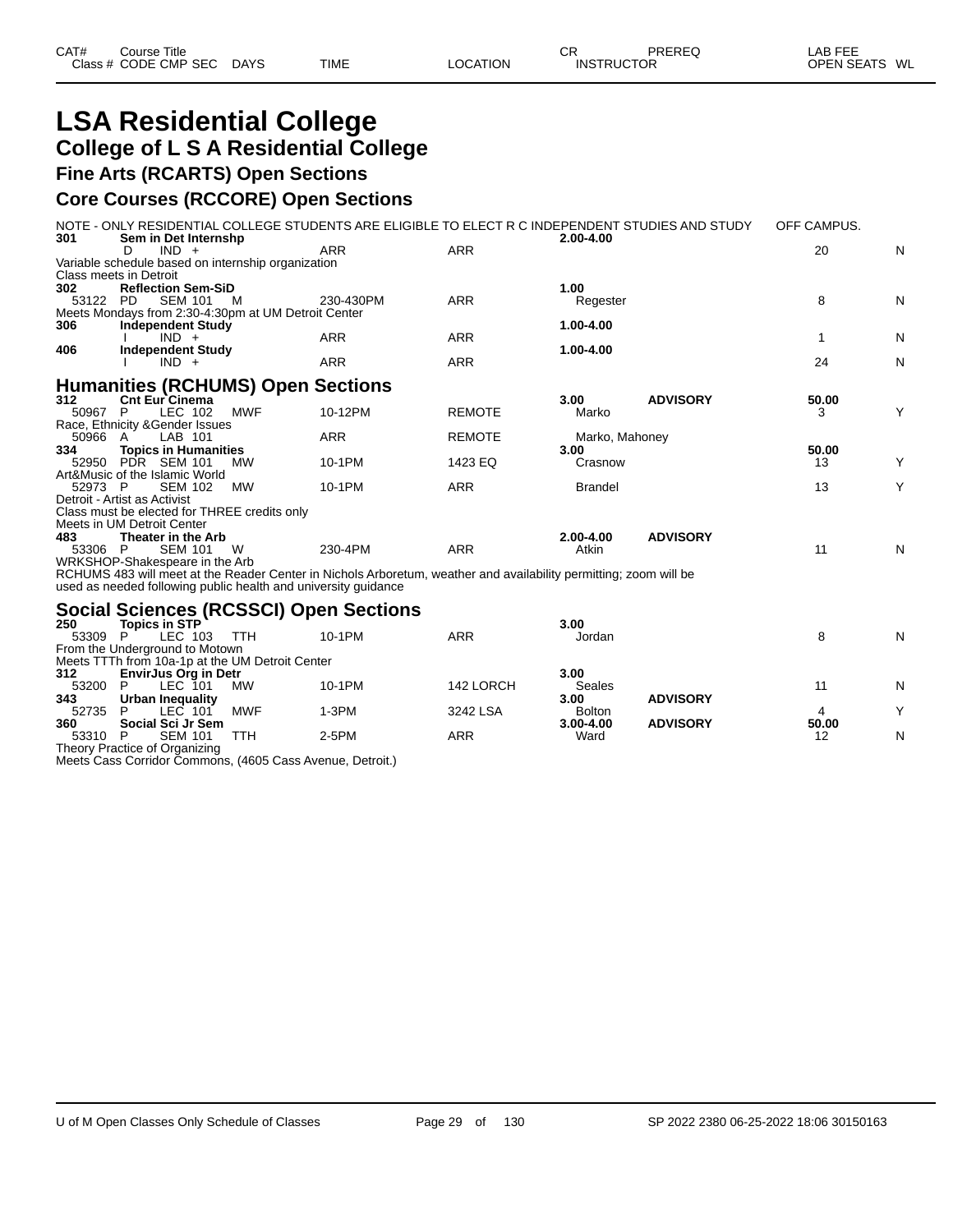# LSA Residential College

## College of L S A Residential College

### Fine Arts (RCARTS) Open Sections

### Core Courses (RCCORE) Open Sections

| CAT# Class # | Course Title CODE CMP SEC | DAYS | TIME | LOCATION | CR INSTRUCTOR | PREREQ | LAB FEE OPEN SEATS | WL |
|---|---|---|---|---|---|---|---|---|
| NOTE - ONLY RESIDENTIAL COLLEGE STUDENTS ARE ELIGIBLE TO ELECT R C INDEPENDENT STUDIES AND STUDY OFF CAMPUS. | | | | | | | | |
| **301** | **Sem in Det Internshp** | | | | **2.00-4.00** | | | |
| | D IND + | | ARR | ARR | | | 20 | N |
| Variable schedule based on internship organization | | | | | | | | |
| Class meets in Detroit | | | | | | | | |
| **302** | **Reflection Sem-SiD** | | | | **1.00** | | | |
| 53122 | PD SEM 101 | M | 230-430PM | ARR | Regester | | 8 | N |
| Meets Mondays from 2:30-4:30pm at UM Detroit Center | | | | | | | | |
| **306** | **Independent Study** | | | | **1.00-4.00** | | | |
| | I IND + | | ARR | ARR | | | 1 | N |
| **406** | **Independent Study** | | | | **1.00-4.00** | | | |
| | I IND + | | ARR | ARR | | | 24 | N |

### Humanities (RCHUMS) Open Sections

| CAT# Class # | Course Title CODE CMP SEC | DAYS | TIME | LOCATION | CR INSTRUCTOR | PREREQ | LAB FEE OPEN SEATS | WL |
|---|---|---|---|---|---|---|---|---|
| **312** | **Cnt Eur Cinema** | | | | **3.00** | **ADVISORY** | **50.00** | |
| 50967 | P LEC 102 | MWF | 10-12PM | REMOTE | Marko | | 3 | Y |
| Race, Ethnicity &Gender Issues | | | | | | | | |
| 50966 | A LAB 101 | | ARR | REMOTE | Marko, Mahoney | | | |
| **334** | **Topics in Humanities** | | | | **3.00** | | **50.00** | |
| 52950 | PDR SEM 101 | MW | 10-1PM | 1423 EQ | Crasnow | | 13 | Y |
| Art&Music of the Islamic World | | | | | | | | |
| 52973 | P SEM 102 | MW | 10-1PM | ARR | Brandel | | 13 | Y |
| Detroit - Artist as Activist | | | | | | | | |
| Class must be elected for THREE credits only | | | | | | | | |
| Meets in UM Detroit Center | | | | | | | | |
| **483** | **Theater in the Arb** | | | | **2.00-4.00** | **ADVISORY** | | |
| 53306 | P SEM 101 | W | 230-4PM | ARR | Atkin | | 11 | N |
| WRKSHOP-Shakespeare in the Arb | | | | | | | | |
| RCHUMS 483 will meet at the Reader Center in Nichols Arboretum, weather and availability permitting; zoom will be used as needed following public health and university guidance | | | | | | | | |

### Social Sciences (RCSSCI) Open Sections

| CAT# Class # | Course Title CODE CMP SEC | DAYS | TIME | LOCATION | CR INSTRUCTOR | PREREQ | LAB FEE OPEN SEATS | WL |
|---|---|---|---|---|---|---|---|---|
| **250** | **Topics in STP** | | | | **3.00** | | | |
| 53309 | P LEC 103 | TTH | 10-1PM | ARR | Jordan | | 8 | N |
| From the Underground to Motown | | | | | | | | |
| Meets TTTh from 10a-1p at the UM Detroit Center | | | | | | | | |
| **312** | **EnvirJus Org in Detr** | | | | **3.00** | | | |
| 53200 | P LEC 101 | MW | 10-1PM | 142 LORCH | Seales | | 11 | N |
| **343** | **Urban Inequality** | | | | **3.00** | **ADVISORY** | | |
| 52735 | P LEC 101 | MWF | 1-3PM | 3242 LSA | Bolton | | 4 | Y |
| **360** | **Social Sci Jr Sem** | | | | **3.00-4.00** | **ADVISORY** | **50.00** | |
| 53310 | P SEM 101 | TTH | 2-5PM | ARR | Ward | | 12 | N |
| Theory Practice of Organizing | | | | | | | | |
| Meets Cass Corridor Commons, (4605 Cass Avenue, Detroit.) | | | | | | | | |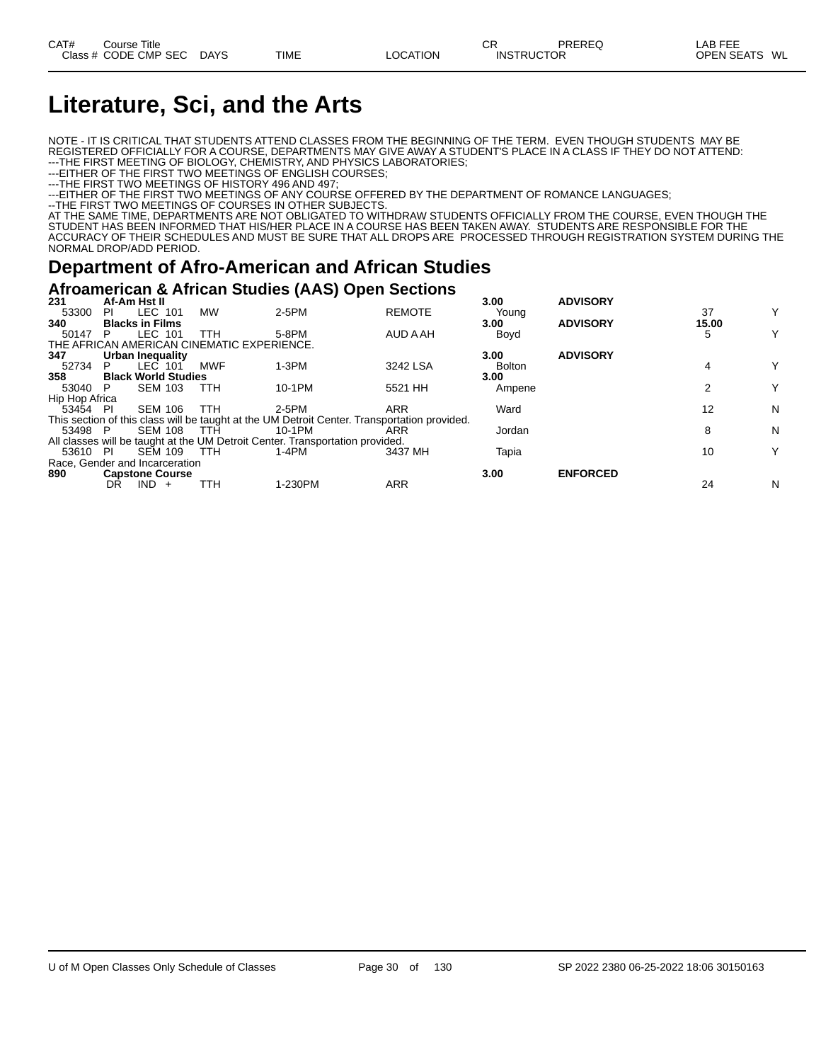# Literature, Sci, and the Arts

NOTE - IT IS CRITICAL THAT STUDENTS ATTEND CLASSES FROM THE BEGINNING OF THE TERM. EVEN THOUGH STUDENTS MAY BE REGISTERED OFFICIALLY FOR A COURSE, DEPARTMENTS MAY GIVE AWAY A STUDENT'S PLACE IN A CLASS IF THEY DO NOT ATTEND:
---THE FIRST MEETING OF BIOLOGY, CHEMISTRY, AND PHYSICS LABORATORIES;
---EITHER OF THE FIRST TWO MEETINGS OF ENGLISH COURSES;
---THE FIRST TWO MEETINGS OF HISTORY 496 AND 497;
---EITHER OF THE FIRST TWO MEETINGS OF ANY COURSE OFFERED BY THE DEPARTMENT OF ROMANCE LANGUAGES;
--THE FIRST TWO MEETINGS OF COURSES IN OTHER SUBJECTS.
AT THE SAME TIME, DEPARTMENTS ARE NOT OBLIGATED TO WITHDRAW STUDENTS OFFICIALLY FROM THE COURSE, EVEN THOUGH THE STUDENT HAS BEEN INFORMED THAT HIS/HER PLACE IN A COURSE HAS BEEN TAKEN AWAY. STUDENTS ARE RESPONSIBLE FOR THE ACCURACY OF THEIR SCHEDULES AND MUST BE SURE THAT ALL DROPS ARE PROCESSED THROUGH REGISTRATION SYSTEM DURING THE NORMAL DROP/ADD PERIOD.

## Department of Afro-American and African Studies

### Afroamerican & African Studies (AAS) Open Sections

| CAT# / Class # | Course Title / CODE | CMP | SEC | DAYS | TIME | LOCATION | CR / INSTRUCTOR | PREREQ | LAB FEE / OPEN SEATS | WL |
|---|---|---|---|---|---|---|---|---|---|---|
| **231** | **Af-Am Hst II** | | | | | | **3.00** | **ADVISORY** | | |
| 53300 | PI | LEC | 101 | MW | 2-5PM | REMOTE | Young | | 37 | Y |
| **340** | **Blacks in Films** | | | | | | **3.00** | **ADVISORY** | **15.00** | |
| 50147 | P | LEC | 101 | TTH | 5-8PM | AUD A AH | Boyd | | 5 | Y |
| THE AFRICAN AMERICAN CINEMATIC EXPERIENCE. | | | | | | | | | | |
| **347** | **Urban Inequality** | | | | | | **3.00** | **ADVISORY** | | |
| 52734 | P | LEC | 101 | MWF | 1-3PM | 3242 LSA | Bolton | | 4 | Y |
| **358** | **Black World Studies** | | | | | | **3.00** | | | |
| 53040 | P | SEM | 103 | TTH | 10-1PM | 5521 HH | Ampene | | 2 | Y |
| Hip Hop Africa | | | | | | | | | | |
| 53454 | PI | SEM | 106 | TTH | 2-5PM | ARR | Ward | | 12 | N |
| This section of this class will be taught at the UM Detroit Center. Transportation provided. | | | | | | | | | | |
| 53498 | P | SEM | 108 | TTH | 10-1PM | ARR | Jordan | | 8 | N |
| All classes will be taught at the UM Detroit Center. Transportation provided. | | | | | | | | | | |
| 53610 | PI | SEM | 109 | TTH | 1-4PM | 3437 MH | Tapia | | 10 | Y |
| Race, Gender and Incarceration | | | | | | | | | | |
| **890** | **Capstone Course** | | | | | | **3.00** | **ENFORCED** | | |
| | DR | IND | + | TTH | 1-230PM | ARR | | | 24 | N |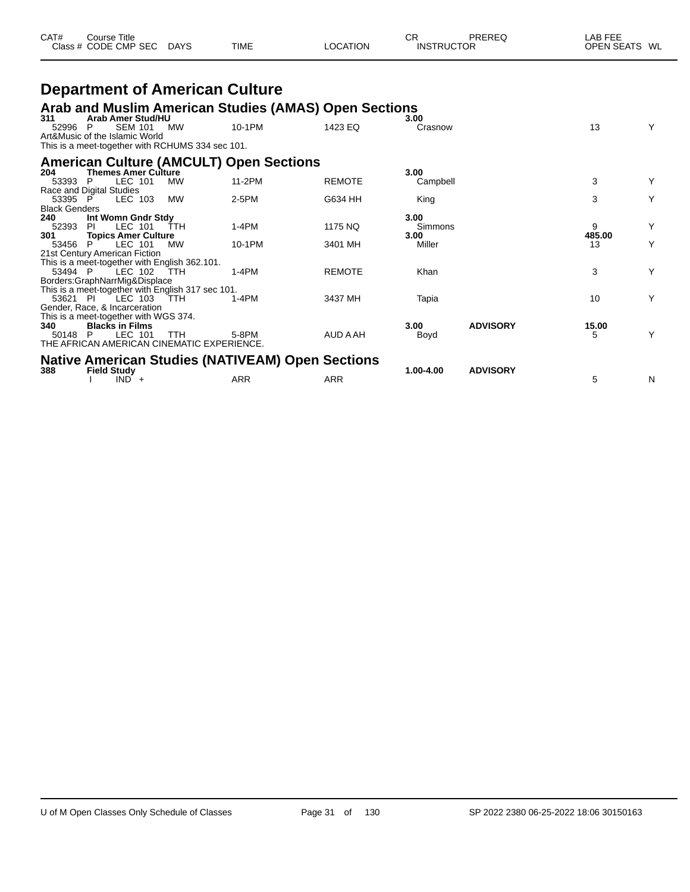| CAT# Class # | Course Title CODE CMP SEC | DAYS | TIME | LOCATION | CR INSTRUCTOR | PREREQ | LAB FEE OPEN SEATS | WL |
|---|---|---|---|---|---|---|---|---|

# Department of American Culture

## Arab and Muslim American Studies (AMAS) Open Sections

| | | | | | | | | |
|---|---|---|---|---|---|---|---|---|
| **311** | **Arab Amer Stud/HU** | | | | **3.00** | | | |
| 52996 | P SEM 101 | MW | 10-1PM | 1423 EQ | Crasnow | | 13 | Y |
| Art&Music of the Islamic World | | | | | | | | |
| This is a meet-together with RCHUMS 334 sec 101. | | | | | | | | |

## American Culture (AMCULT) Open Sections

| | | | | | | | | |
|---|---|---|---|---|---|---|---|---|
| **204** | **Themes Amer Culture** | | | | **3.00** | | | |
| 53393 | P LEC 101 | MW | 11-2PM | REMOTE | Campbell | | 3 | Y |
| Race and Digital Studies | | | | | | | | |
| 53395 | P LEC 103 | MW | 2-5PM | G634 HH | King | | 3 | Y |
| Black Genders | | | | | | | | |
| **240** | **Int Womn Gndr Stdy** | | | | **3.00** | | | |
| 52393 | PI LEC 101 | TTH | 1-4PM | 1175 NQ | Simmons | | 9 | Y |
| **301** | **Topics Amer Culture** | | | | **3.00** | | **485.00** | |
| 53456 | P LEC 101 | MW | 10-1PM | 3401 MH | Miller | | 13 | Y |
| 21st Century American Fiction | | | | | | | | |
| This is a meet-together with English 362.101. | | | | | | | | |
| 53494 | P LEC 102 | TTH | 1-4PM | REMOTE | Khan | | 3 | Y |
| Borders:GraphNarrMig&Displace | | | | | | | | |
| This is a meet-together with English 317 sec 101. | | | | | | | | |
| 53621 | PI LEC 103 | TTH | 1-4PM | 3437 MH | Tapia | | 10 | Y |
| Gender, Race, & Incarceration | | | | | | | | |
| This is a meet-together with WGS 374. | | | | | | | | |
| **340** | **Blacks in Films** | | | | **3.00** | **ADVISORY** | **15.00** | |
| 50148 | P LEC 101 | TTH | 5-8PM | AUD A AH | Boyd | | 5 | Y |
| THE AFRICAN AMERICAN CINEMATIC EXPERIENCE. | | | | | | | | |

## Native American Studies (NATIVEAM) Open Sections

| | | | | | | | | |
|---|---|---|---|---|---|---|---|---|
| **388** | **Field Study** | | | | **1.00-4.00** | **ADVISORY** | | |
| | I IND + | | ARR | ARR | | | 5 | N |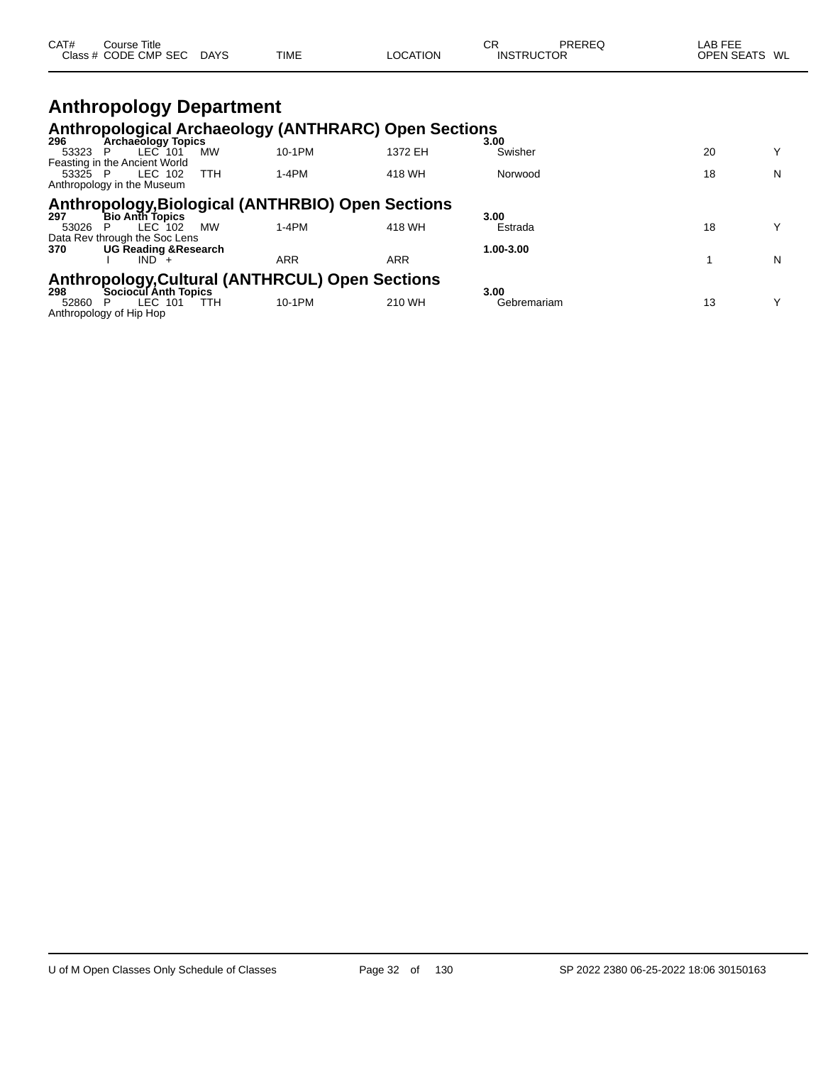| CAT# Class # | Course Title CODE | CMP | SEC | DAYS | TIME | LOCATION | CR INSTRUCTOR | PREREQ | LAB FEE OPEN SEATS | WL |
|---|---|---|---|---|---|---|---|---|---|---|

# Anthropology Department

## Anthropological Archaeology (ANTHRARC) Open Sections

| CAT# Class # | Course Title CODE | CMP | SEC | DAYS | TIME | LOCATION | CR INSTRUCTOR | PREREQ | LAB FEE OPEN SEATS | WL |
|---|---|---|---|---|---|---|---|---|---|---|
| **296** | **Archaeology Topics** | | | | | | **3.00** | | | |
| 53323 | P | LEC | 101 | MW | 10-1PM | 1372 EH | Swisher | | 20 | Y |
| Feasting in the Ancient World | | | | | | | | | | |
| 53325 | P | LEC | 102 | TTH | 1-4PM | 418 WH | Norwood | | 18 | N |
| Anthropology in the Museum | | | | | | | | | | |

## Anthropology,Biological (ANTHRBIO) Open Sections

| CAT# Class # | Course Title CODE | CMP | SEC | DAYS | TIME | LOCATION | CR INSTRUCTOR | PREREQ | LAB FEE OPEN SEATS | WL |
|---|---|---|---|---|---|---|---|---|---|---|
| **297** | **Bio Anth Topics** | | | | | | **3.00** | | | |
| 53026 | P | LEC | 102 | MW | 1-4PM | 418 WH | Estrada | | 18 | Y |
| Data Rev through the Soc Lens | | | | | | | | | | |
| **370** | **UG Reading &Research** | | | | | | **1.00-3.00** | | | |
| | I | IND | + | | ARR | ARR | | | 1 | N |

## Anthropology,Cultural (ANTHRCUL) Open Sections

| CAT# Class # | Course Title CODE | CMP | SEC | DAYS | TIME | LOCATION | CR INSTRUCTOR | PREREQ | LAB FEE OPEN SEATS | WL |
|---|---|---|---|---|---|---|---|---|---|---|
| **298** | **Sociocul Anth Topics** | | | | | | **3.00** | | | |
| 52860 | P | LEC | 101 | TTH | 10-1PM | 210 WH | Gebremariam | | 13 | Y |
| Anthropology of Hip Hop | | | | | | | | | | |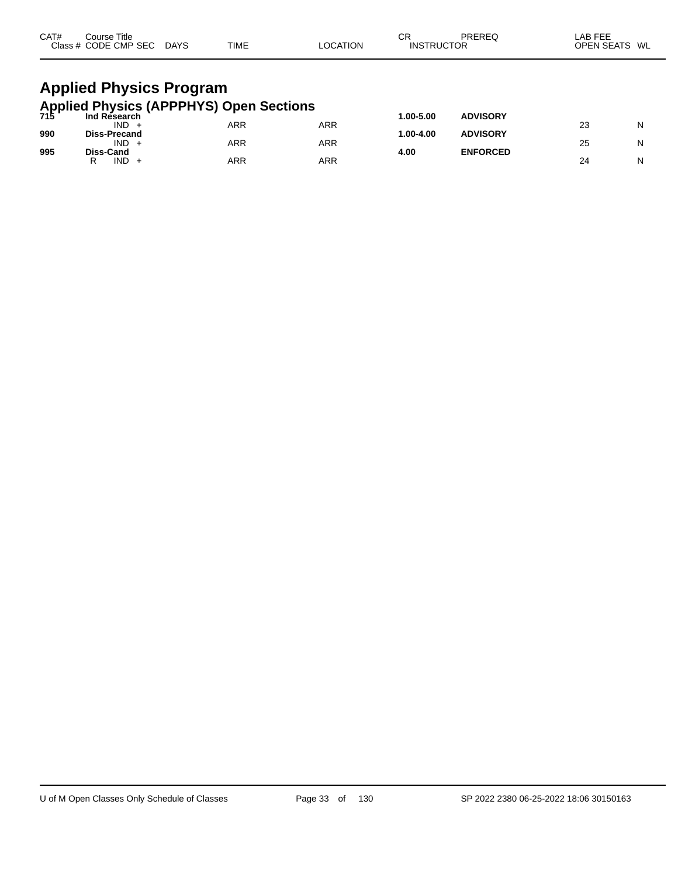| CAT# | Course Title Class # CODE CMP SEC | DAYS | TIME | LOCATION | CR INSTRUCTOR | PREREQ | LAB FEE OPEN SEATS | WL |
|---|---|---|---|---|---|---|---|---|

# Applied Physics Program

## Applied Physics (APPPHYS) Open Sections

| CAT# | Course Title / Class # CODE CMP SEC | DAYS | TIME | LOCATION | CR / INSTRUCTOR | PREREQ | LAB FEE / OPEN SEATS | WL |
|---|---|---|---|---|---|---|---|---|
| **715** | **Ind Research** | | | | **1.00-5.00** | **ADVISORY** | | |
| | IND + | | ARR | ARR | | | 23 | N |
| **990** | **Diss-Precand** | | | | **1.00-4.00** | **ADVISORY** | | |
| | IND + | | ARR | ARR | | | 25 | N |
| **995** | **Diss-Cand** | | | | **4.00** | **ENFORCED** | | |
| | R IND + | | ARR | ARR | | | 24 | N |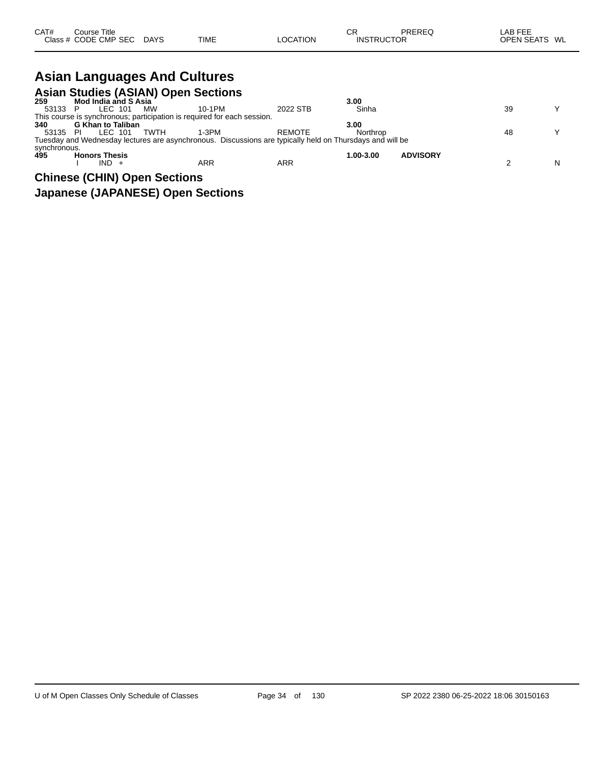| CAT# Class # | Course Title CODE | CMP | SEC | DAYS | TIME | LOCATION | CR INSTRUCTOR | PREREQ | LAB FEE OPEN SEATS | WL |
|---|---|---|---|---|---|---|---|---|---|---|

# Asian Languages And Cultures

## Asian Studies (ASIAN) Open Sections

| CAT# Class # | CODE | CMP | SEC | DAYS | TIME | LOCATION | CR INSTRUCTOR | PREREQ | OPEN SEATS | WL |
|---|---|---|---|---|---|---|---|---|---|---|
| **259** | **Mod India and S Asia** | | | | | | **3.00** | | | |
| 53133 | P | LEC | 101 | MW | 10-1PM | 2022 STB | Sinha | | 39 | Y |
| This course is synchronous; participation is required for each session. | | | | | | | | | | |
| **340** | **G Khan to Taliban** | | | | | | **3.00** | | | |
| 53135 | PI | LEC | 101 | TWTH | 1-3PM | REMOTE | Northrop | | 48 | Y |
| Tuesday and Wednesday lectures are asynchronous. Discussions are typically held on Thursdays and will be synchronous. | | | | | | | | | | |
| **495** | **Honors Thesis** | | | | | | **1.00-3.00** | **ADVISORY** | | |
| | I | IND | + | | ARR | ARR | | | 2 | N |

## Chinese (CHIN) Open Sections

## Japanese (JAPANESE) Open Sections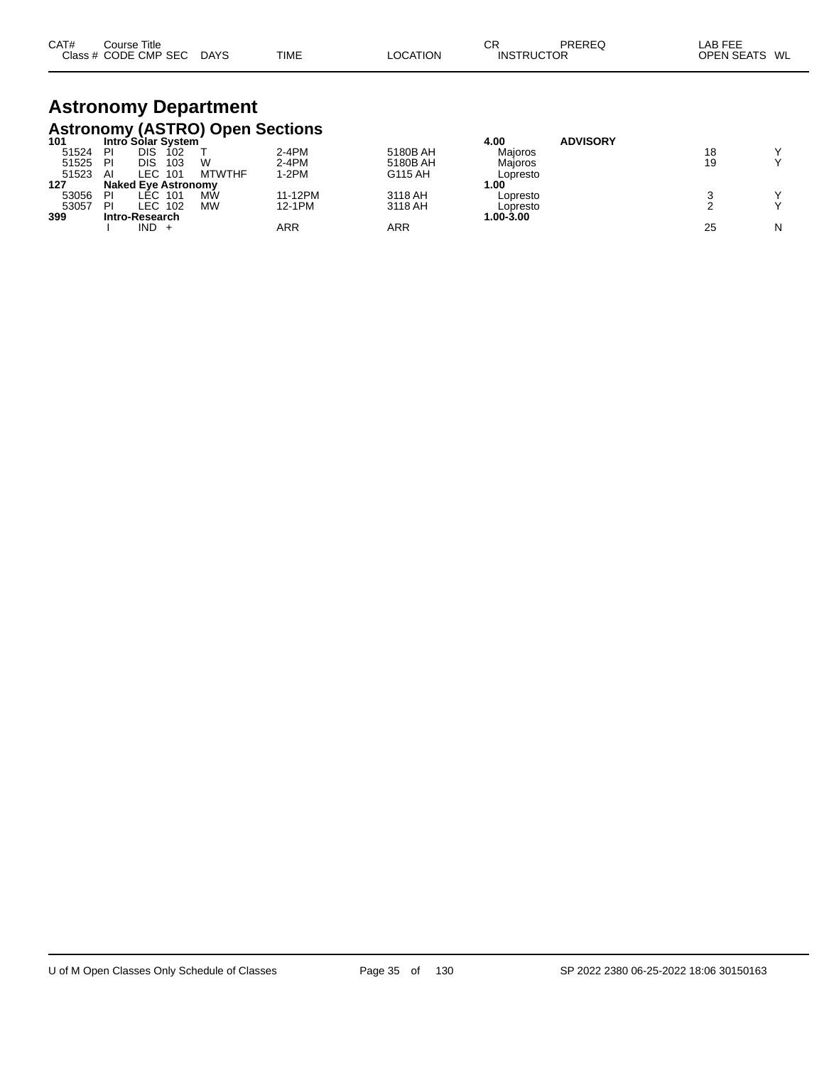| CAT# Class # | Course Title CODE | CMP | SEC | DAYS | TIME | LOCATION | CR INSTRUCTOR | PREREQ | LAB FEE OPEN SEATS | WL |
|---|---|---|---|---|---|---|---|---|---|---|

# Astronomy Department

## Astronomy (ASTRO) Open Sections

| CAT# Class # | Course Title CODE | CMP | SEC | DAYS | TIME | LOCATION | CR INSTRUCTOR | PREREQ | LAB FEE OPEN SEATS | WL |
|---|---|---|---|---|---|---|---|---|---|---|
| **101** | **Intro Solar System** | | | | | | **4.00** | **ADVISORY** | | |
| 51524 | PI | DIS | 102 | T | 2-4PM | 5180B AH | Majoros | | 18 | Y |
| 51525 | PI | DIS | 103 | W | 2-4PM | 5180B AH | Majoros | | 19 | Y |
| 51523 | AI | LEC | 101 | MTWTHF | 1-2PM | G115 AH | Lopresto | | | |
| **127** | **Naked Eye Astronomy** | | | | | | **1.00** | | | |
| 53056 | PI | LEC | 101 | MW | 11-12PM | 3118 AH | Lopresto | | 3 | Y |
| 53057 | PI | LEC | 102 | MW | 12-1PM | 3118 AH | Lopresto | | 2 | Y |
| **399** | **Intro-Research** | | | | | | **1.00-3.00** | | | |
| | I | IND | + | | ARR | ARR | | | 25 | N |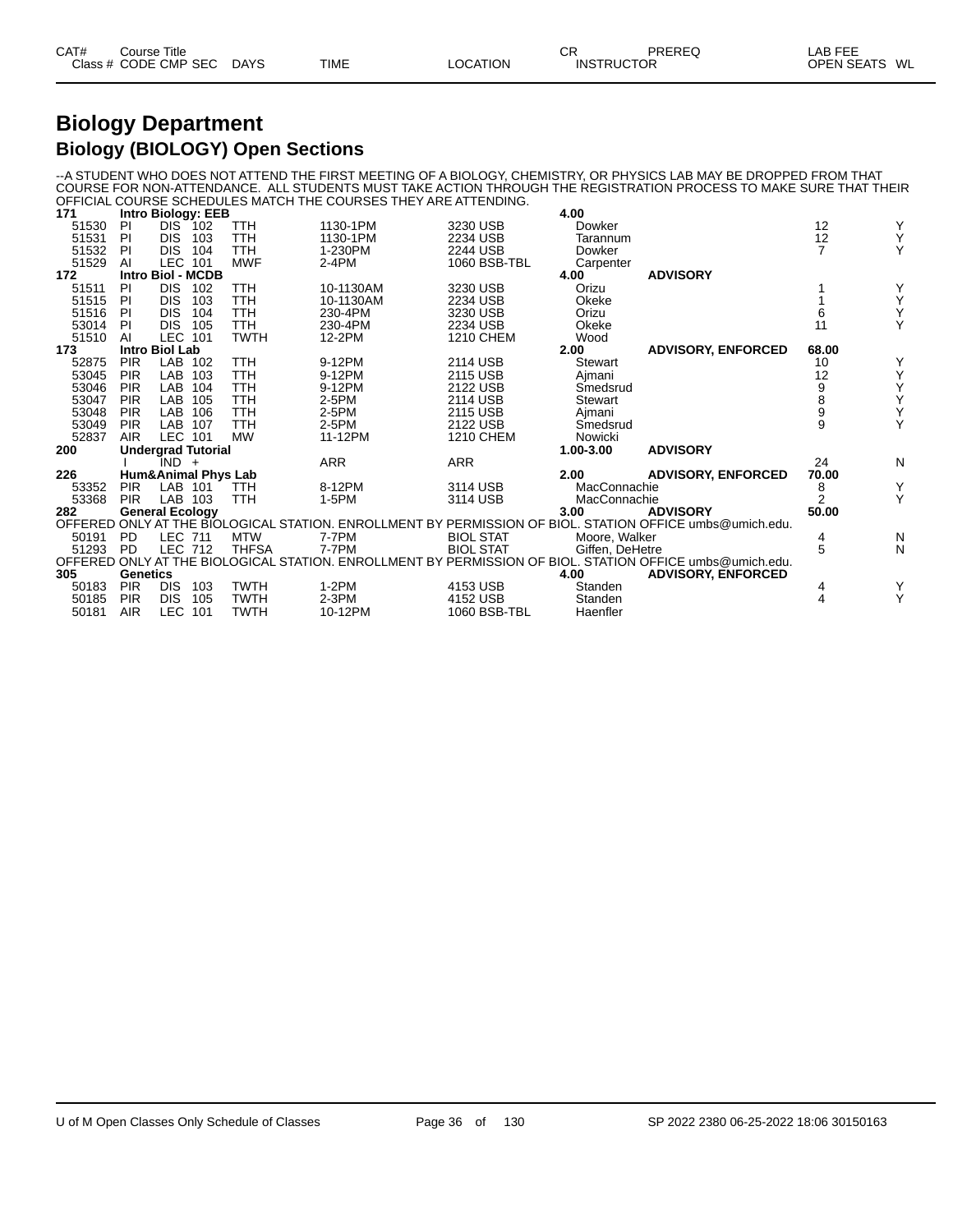# Biology Department

## Biology (BIOLOGY) Open Sections

--A STUDENT WHO DOES NOT ATTEND THE FIRST MEETING OF A BIOLOGY, CHEMISTRY, OR PHYSICS LAB MAY BE DROPPED FROM THAT COURSE FOR NON-ATTENDANCE. ALL STUDENTS MUST TAKE ACTION THROUGH THE REGISTRATION PROCESS TO MAKE SURE THAT THEIR OFFICIAL COURSE SCHEDULES MATCH THE COURSES THEY ARE ATTENDING.

| CAT# / Class # | Course Title / CODE | CMP | SEC | DAYS | TIME | LOCATION | CR / INSTRUCTOR | PREREQ | LAB FEE / OPEN SEATS | WL |
|---|---|---|---|---|---|---|---|---|---|---|
| **171** | **Intro Biology: EEB** | | | | | | **4.00** | | | |
| 51530 | PI | DIS | 102 | TTH | 1130-1PM | 3230 USB | Dowker | | 12 | Y |
| 51531 | PI | DIS | 103 | TTH | 1130-1PM | 2234 USB | Tarannum | | 12 | Y |
| 51532 | PI | DIS | 104 | TTH | 1-230PM | 2244 USB | Dowker | | 7 | Y |
| 51529 | AI | LEC | 101 | MWF | 2-4PM | 1060 BSB-TBL | Carpenter | | | |
| **172** | **Intro Biol - MCDB** | | | | | | **4.00** | **ADVISORY** | | |
| 51511 | PI | DIS | 102 | TTH | 10-1130AM | 3230 USB | Orizu | | 1 | Y |
| 51515 | PI | DIS | 103 | TTH | 10-1130AM | 2234 USB | Okeke | | 1 | Y |
| 51516 | PI | DIS | 104 | TTH | 230-4PM | 3230 USB | Orizu | | 6 | Y |
| 53014 | PI | DIS | 105 | TTH | 230-4PM | 2234 USB | Okeke | | 11 | Y |
| 51510 | AI | LEC | 101 | TWTH | 12-2PM | 1210 CHEM | Wood | | | |
| **173** | **Intro Biol Lab** | | | | | | **2.00** | **ADVISORY, ENFORCED** | **68.00** | |
| 52875 | PIR | LAB | 102 | TTH | 9-12PM | 2114 USB | Stewart | | 10 | Y |
| 53045 | PIR | LAB | 103 | TTH | 9-12PM | 2115 USB | Ajmani | | 12 | Y |
| 53046 | PIR | LAB | 104 | TTH | 9-12PM | 2122 USB | Smedsrud | | 9 | Y |
| 53047 | PIR | LAB | 105 | TTH | 2-5PM | 2114 USB | Stewart | | 8 | Y |
| 53048 | PIR | LAB | 106 | TTH | 2-5PM | 2115 USB | Ajmani | | 9 | Y |
| 53049 | PIR | LAB | 107 | TTH | 2-5PM | 2122 USB | Smedsrud | | 9 | Y |
| 52837 | AIR | LEC | 101 | MW | 11-12PM | 1210 CHEM | Nowicki | | | |
| **200** | **Undergrad Tutorial** | | | | | | **1.00-3.00** | **ADVISORY** | | |
| | I | IND | + | | ARR | ARR | | | 24 | N |
| **226** | **Hum&Animal Phys Lab** | | | | | | **2.00** | **ADVISORY, ENFORCED** | **70.00** | |
| 53352 | PIR | LAB | 101 | TTH | 8-12PM | 3114 USB | MacConnachie | | 8 | Y |
| 53368 | PIR | LAB | 103 | TTH | 1-5PM | 3114 USB | MacConnachie | | 2 | Y |
| **282** | **General Ecology** | | | | | | **3.00** | **ADVISORY** | **50.00** | |
| OFFERED ONLY AT THE BIOLOGICAL STATION. ENROLLMENT BY PERMISSION OF BIOL. STATION OFFICE umbs@umich.edu. | | | | | | | | | | |
| 50191 | PD | LEC | 711 | MTW | 7-7PM | BIOL STAT | Moore, Walker | | 4 | N |
| 51293 | PD | LEC | 712 | THFSA | 7-7PM | BIOL STAT | Giffen, DeHetre | | 5 | N |
| OFFERED ONLY AT THE BIOLOGICAL STATION. ENROLLMENT BY PERMISSION OF BIOL. STATION OFFICE umbs@umich.edu. | | | | | | | | | | |
| **305** | **Genetics** | | | | | | **4.00** | **ADVISORY, ENFORCED** | | |
| 50183 | PIR | DIS | 103 | TWTH | 1-2PM | 4153 USB | Standen | | 4 | Y |
| 50185 | PIR | DIS | 105 | TWTH | 2-3PM | 4152 USB | Standen | | 4 | Y |
| 50181 | AIR | LEC | 101 | TWTH | 10-12PM | 1060 BSB-TBL | Haenfler | | | |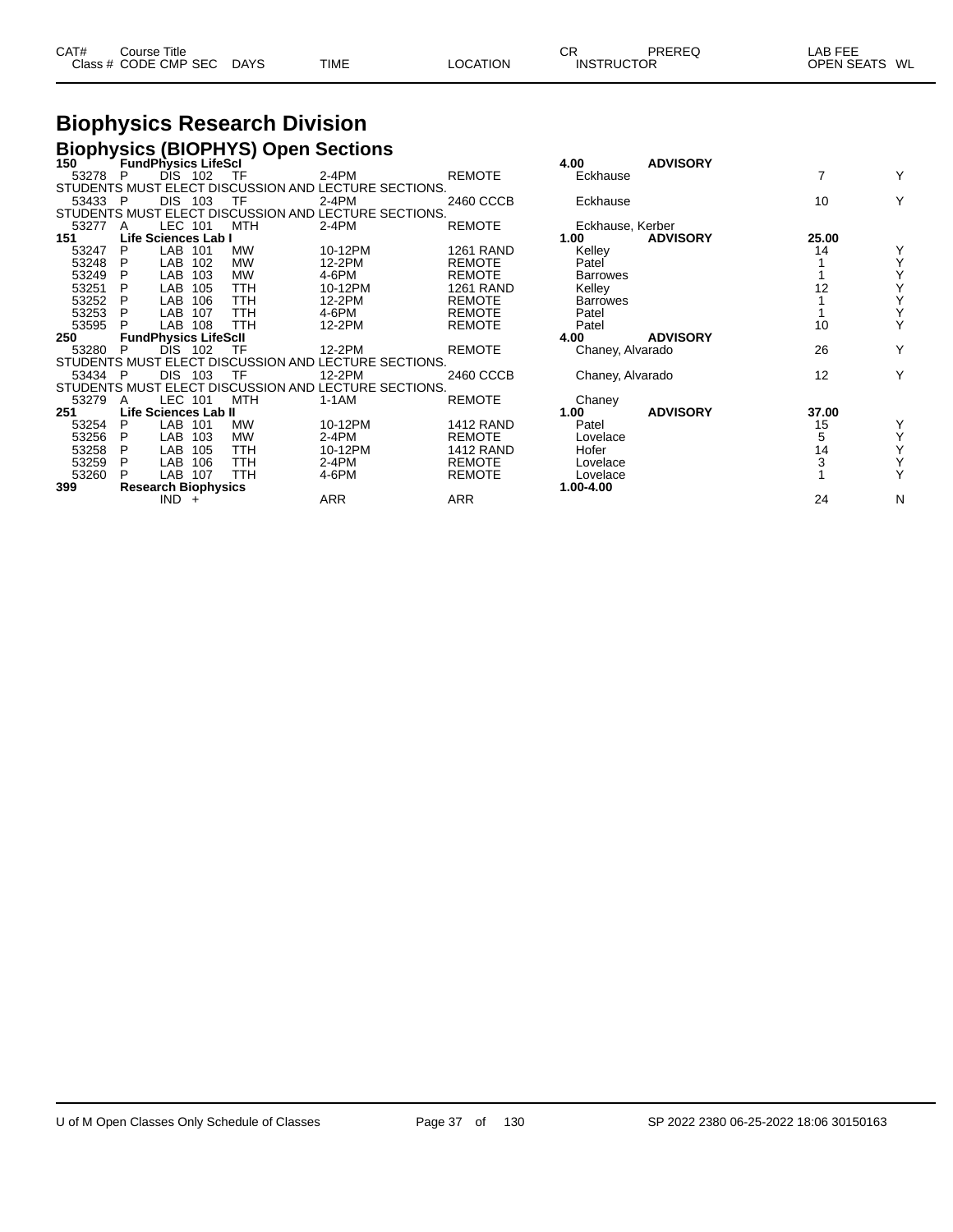| CAT# Class # | Course Title CODE | CMP | SEC | DAYS | TIME | LOCATION | CR INSTRUCTOR | PREREQ | LAB FEE OPEN SEATS | WL |
|---|---|---|---|---|---|---|---|---|---|---|

# Biophysics Research Division

## Biophysics (BIOPHYS) Open Sections

| CAT# Class # | Course Title CODE | CMP | SEC | DAYS | TIME | LOCATION | CR INSTRUCTOR | PREREQ | LAB FEE OPEN SEATS | WL |
|---|---|---|---|---|---|---|---|---|---|---|
| **150** | **FundPhysics LifeScI** | | | | | | **4.00** | **ADVISORY** | | |
| 53278 | P | DIS | 102 | TF | 2-4PM | REMOTE | Eckhause | | 7 | Y |
| STUDENTS MUST ELECT DISCUSSION AND LECTURE SECTIONS. | | | | | | | | | | |
| 53433 | P | DIS | 103 | TF | 2-4PM | 2460 CCCB | Eckhause | | 10 | Y |
| STUDENTS MUST ELECT DISCUSSION AND LECTURE SECTIONS. | | | | | | | | | | |
| 53277 | A | LEC | 101 | MTH | 2-4PM | REMOTE | Eckhause, Kerber | | | |
| **151** | **Life Sciences Lab I** | | | | | | **1.00** | **ADVISORY** | **25.00** | |
| 53247 | P | LAB | 101 | MW | 10-12PM | 1261 RAND | Kelley | | 14 | Y |
| 53248 | P | LAB | 102 | MW | 12-2PM | REMOTE | Patel | | 1 | Y |
| 53249 | P | LAB | 103 | MW | 4-6PM | REMOTE | Barrowes | | 1 | Y |
| 53251 | P | LAB | 105 | TTH | 10-12PM | 1261 RAND | Kelley | | 12 | Y |
| 53252 | P | LAB | 106 | TTH | 12-2PM | REMOTE | Barrowes | | 1 | Y |
| 53253 | P | LAB | 107 | TTH | 4-6PM | REMOTE | Patel | | 1 | Y |
| 53595 | P | LAB | 108 | TTH | 12-2PM | REMOTE | Patel | | 10 | Y |
| **250** | **FundPhysics LifeScII** | | | | | | **4.00** | **ADVISORY** | | |
| 53280 | P | DIS | 102 | TF | 12-2PM | REMOTE | Chaney, Alvarado | | 26 | Y |
| STUDENTS MUST ELECT DISCUSSION AND LECTURE SECTIONS. | | | | | | | | | | |
| 53434 | P | DIS | 103 | TF | 12-2PM | 2460 CCCB | Chaney, Alvarado | | 12 | Y |
| STUDENTS MUST ELECT DISCUSSION AND LECTURE SECTIONS. | | | | | | | | | | |
| 53279 | A | LEC | 101 | MTH | 1-1AM | REMOTE | Chaney | | | |
| **251** | **Life Sciences Lab II** | | | | | | **1.00** | **ADVISORY** | **37.00** | |
| 53254 | P | LAB | 101 | MW | 10-12PM | 1412 RAND | Patel | | 15 | Y |
| 53256 | P | LAB | 103 | MW | 2-4PM | REMOTE | Lovelace | | 5 | Y |
| 53258 | P | LAB | 105 | TTH | 10-12PM | 1412 RAND | Hofer | | 14 | Y |
| 53259 | P | LAB | 106 | TTH | 2-4PM | REMOTE | Lovelace | | 3 | Y |
| 53260 | P | LAB | 107 | TTH | 4-6PM | REMOTE | Lovelace | | 1 | Y |
| **399** | **Research Biophysics** | | | | | | **1.00-4.00** | | | |
| | | IND | + | | ARR | ARR | | | 24 | N |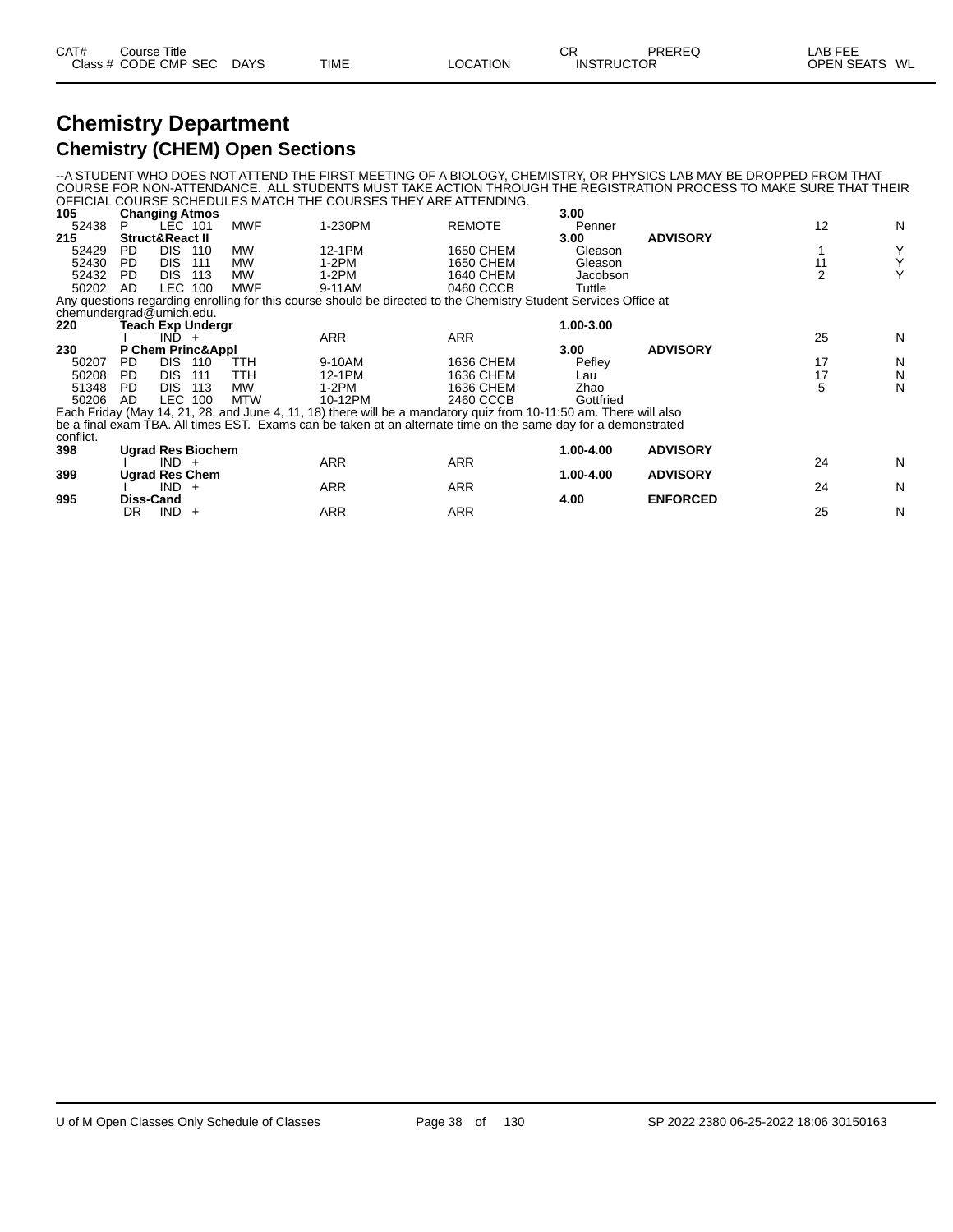| CAT# Class # | Course Title CODE | CMP | SEC | DAYS | TIME | LOCATION | CR INSTRUCTOR | PREREQ | LAB FEE OPEN SEATS | WL |
|---|---|---|---|---|---|---|---|---|---|---|

# Chemistry Department

## Chemistry (CHEM) Open Sections

--A STUDENT WHO DOES NOT ATTEND THE FIRST MEETING OF A BIOLOGY, CHEMISTRY, OR PHYSICS LAB MAY BE DROPPED FROM THAT COURSE FOR NON-ATTENDANCE. ALL STUDENTS MUST TAKE ACTION THROUGH THE REGISTRATION PROCESS TO MAKE SURE THAT THEIR OFFICIAL COURSE SCHEDULES MATCH THE COURSES THEY ARE ATTENDING.

| CAT# / Class # | CODE | CMP | SEC | DAYS | TIME | LOCATION | CR / INSTRUCTOR | PREREQ | OPEN SEATS | WL |
|---|---|---|---|---|---|---|---|---|---|---|
| **105** | **Changing Atmos** | | | | | | **3.00** | | | |
| 52438 | P | LEC | 101 | MWF | 1-230PM | REMOTE | Penner | | 12 | N |
| **215** | **Struct&React II** | | | | | | **3.00** | **ADVISORY** | | |
| 52429 | PD | DIS | 110 | MW | 12-1PM | 1650 CHEM | Gleason | | 1 | Y |
| 52430 | PD | DIS | 111 | MW | 1-2PM | 1650 CHEM | Gleason | | 11 | Y |
| 52432 | PD | DIS | 113 | MW | 1-2PM | 1640 CHEM | Jacobson | | 2 | Y |
| 50202 | AD | LEC | 100 | MWF | 9-11AM | 0460 CCCB | Tuttle | | | |

Any questions regarding enrolling for this course should be directed to the Chemistry Student Services Office at chemundergrad@umich.edu.

| CAT# / Class # | CODE | CMP | SEC | DAYS | TIME | LOCATION | CR / INSTRUCTOR | PREREQ | OPEN SEATS | WL |
|---|---|---|---|---|---|---|---|---|---|---|
| **220** | **Teach Exp Undergr** | | | | | | **1.00-3.00** | | | |
| | I | IND | + | | ARR | ARR | | | 25 | N |
| **230** | **P Chem Princ&Appl** | | | | | | **3.00** | **ADVISORY** | | |
| 50207 | PD | DIS | 110 | TTH | 9-10AM | 1636 CHEM | Pefley | | 17 | N |
| 50208 | PD | DIS | 111 | TTH | 12-1PM | 1636 CHEM | Lau | | 17 | N |
| 51348 | PD | DIS | 113 | MW | 1-2PM | 1636 CHEM | Zhao | | 5 | N |
| 50206 | AD | LEC | 100 | MTW | 10-12PM | 2460 CCCB | Gottfried | | | |

Each Friday (May 14, 21, 28, and June 4, 11, 18) there will be a mandatory quiz from 10-11:50 am. There will also be a final exam TBA. All times EST. Exams can be taken at an alternate time on the same day for a demonstrated conflict.

| CAT# / Class # | CODE | CMP | SEC | DAYS | TIME | LOCATION | CR / INSTRUCTOR | PREREQ | OPEN SEATS | WL |
|---|---|---|---|---|---|---|---|---|---|---|
| **398** | **Ugrad Res Biochem** | | | | | | **1.00-4.00** | **ADVISORY** | | |
| | I | IND | + | | ARR | ARR | | | 24 | N |
| **399** | **Ugrad Res Chem** | | | | | | **1.00-4.00** | **ADVISORY** | | |
| | I | IND | + | | ARR | ARR | | | 24 | N |
| **995** | **Diss-Cand** | | | | | | **4.00** | **ENFORCED** | | |
| | DR | IND | + | | ARR | ARR | | | 25 | N |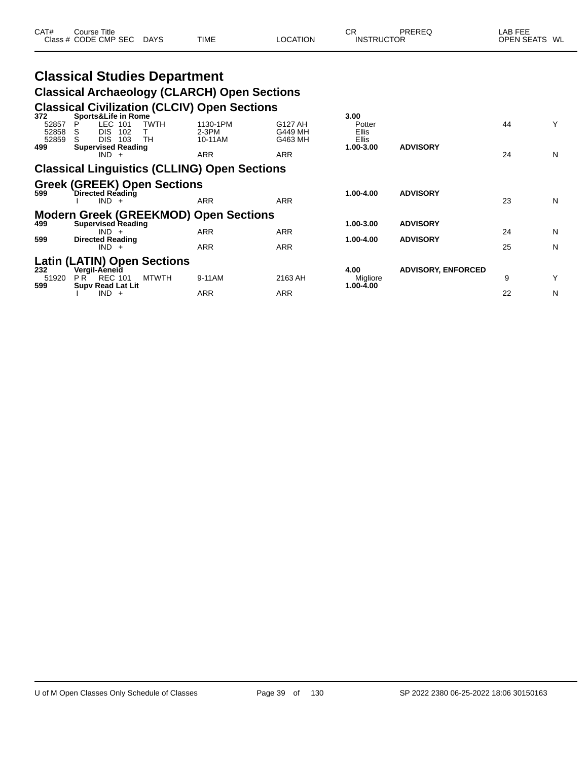| CAT# Class # | Course Title CODE | CMP | SEC | DAYS | TIME | LOCATION | CR INSTRUCTOR | PREREQ | LAB FEE OPEN SEATS | WL |
|---|---|---|---|---|---|---|---|---|---|---|

# Classical Studies Department

## Classical Archaeology (CLARCH) Open Sections

## Classical Civilization (CLCIV) Open Sections

| CAT# Class # | Course Title CODE | CMP | SEC | DAYS | TIME | LOCATION | CR INSTRUCTOR | PREREQ | OPEN SEATS | WL |
|---|---|---|---|---|---|---|---|---|---|---|
| **372** | **Sports&Life in Rome** | | | | | | **3.00** | | | |
| 52857 | P | LEC | 101 | TWTH | 1130-1PM | G127 AH | Potter | | 44 | Y |
| 52858 | S | DIS | 102 | T | 2-3PM | G449 MH | Ellis | | | |
| 52859 | S | DIS | 103 | TH | 10-11AM | G463 MH | Ellis | | | |
| **499** | **Supervised Reading** | | | | | | **1.00-3.00** | **ADVISORY** | | |
| | | IND | + | | ARR | ARR | | | 24 | N |

## Classical Linguistics (CLLING) Open Sections

## Greek (GREEK) Open Sections

| CAT# Class # | Course Title CODE | CMP | SEC | DAYS | TIME | LOCATION | CR INSTRUCTOR | PREREQ | OPEN SEATS | WL |
|---|---|---|---|---|---|---|---|---|---|---|
| **599** | **Directed Reading** | | | | | | **1.00-4.00** | **ADVISORY** | | |
| | I | IND | + | | ARR | ARR | | | 23 | N |

## Modern Greek (GREEKMOD) Open Sections

| CAT# Class # | Course Title CODE | CMP | SEC | DAYS | TIME | LOCATION | CR INSTRUCTOR | PREREQ | OPEN SEATS | WL |
|---|---|---|---|---|---|---|---|---|---|---|
| **499** | **Supervised Reading** | | | | | | **1.00-3.00** | **ADVISORY** | | |
| | | IND | + | | ARR | ARR | | | 24 | N |
| **599** | **Directed Reading** | | | | | | **1.00-4.00** | **ADVISORY** | | |
| | | IND | + | | ARR | ARR | | | 25 | N |

## Latin (LATIN) Open Sections

| CAT# Class # | Course Title CODE | CMP | SEC | DAYS | TIME | LOCATION | CR INSTRUCTOR | PREREQ | OPEN SEATS | WL |
|---|---|---|---|---|---|---|---|---|---|---|
| **232** | **Vergil-Aeneid** | | | | | | **4.00** | **ADVISORY, ENFORCED** | | |
| 51920 | P R | REC | 101 | MTWTH | 9-11AM | 2163 AH | Migliore | | 9 | Y |
| **599** | **Supv Read Lat Lit** | | | | | | **1.00-4.00** | | | |
| | I | IND | + | | ARR | ARR | | | 22 | N |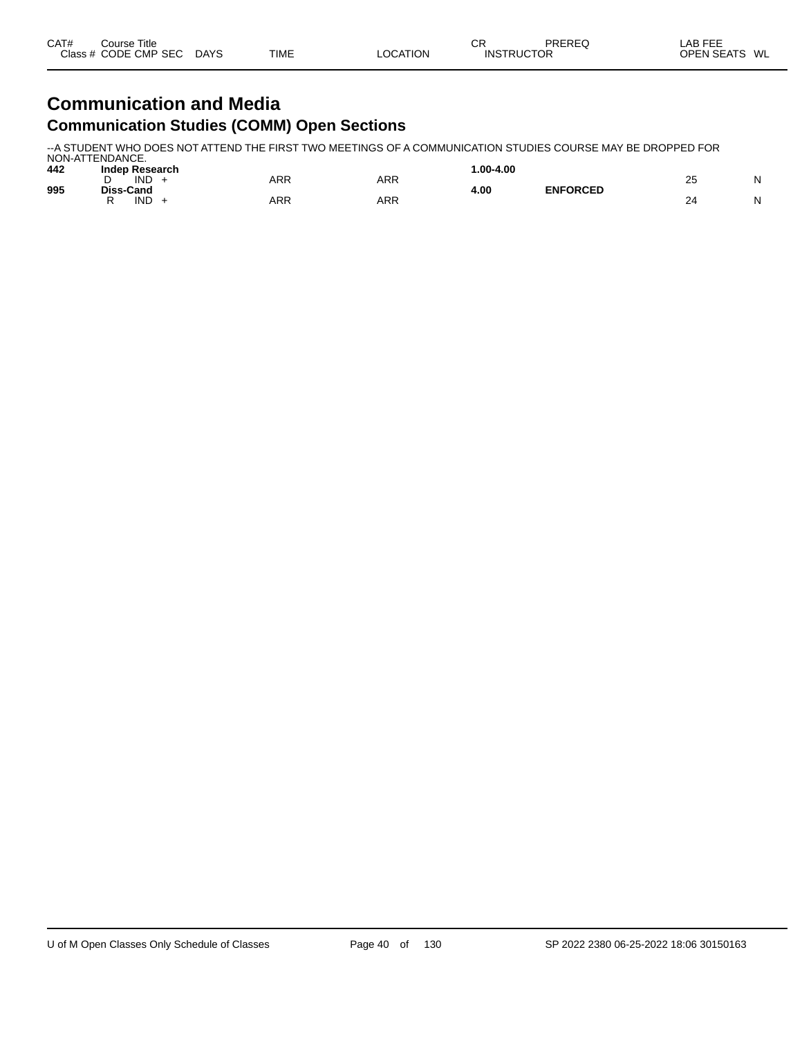| CAT# | Course Title Class # CODE CMP SEC | DAYS | TIME | LOCATION | CR INSTRUCTOR | PREREQ | LAB FEE OPEN SEATS | WL |
|---|---|---|---|---|---|---|---|---|

# Communication and Media

## Communication Studies (COMM) Open Sections

--A STUDENT WHO DOES NOT ATTEND THE FIRST TWO MEETINGS OF A COMMUNICATION STUDIES COURSE MAY BE DROPPED FOR NON-ATTENDANCE.

| CAT# | Course Title / Class # CODE CMP SEC | DAYS | TIME | LOCATION | CR / INSTRUCTOR | PREREQ | LAB FEE / OPEN SEATS | WL |
|---|---|---|---|---|---|---|---|---|
| **442** | **Indep Research** | | | | **1.00-4.00** | | | |
| | D IND + | | ARR | ARR | | | 25 | N |
| **995** | **Diss-Cand** | | | | **4.00** | **ENFORCED** | | |
| | R IND + | | ARR | ARR | | | 24 | N |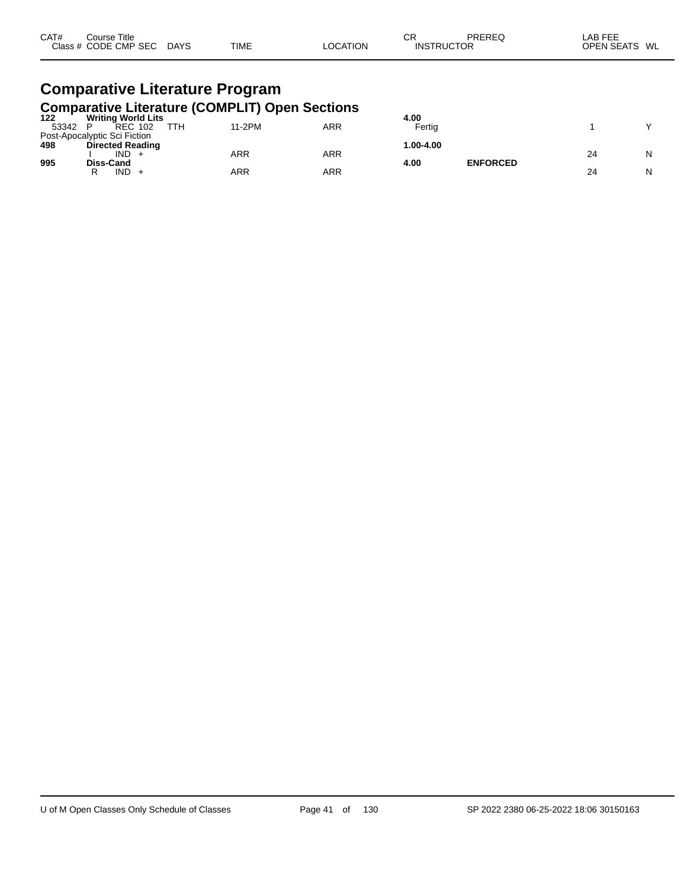| CAT# Class # | Course Title CODE CMP SEC | DAYS | TIME | LOCATION | CR INSTRUCTOR | PREREQ | LAB FEE OPEN SEATS | WL |
|---|---|---|---|---|---|---|---|---|

# Comparative Literature Program

## Comparative Literature (COMPLIT) Open Sections

| CAT# Class # | Course Title CODE CMP SEC | DAYS | TIME | LOCATION | CR INSTRUCTOR | PREREQ | LAB FEE OPEN SEATS | WL |
|---|---|---|---|---|---|---|---|---|
| **122** | **Writing World Lits** | | | | **4.00** | | | |
| 53342 | P REC 102 | TTH | 11-2PM | ARR | Fertig | | 1 | Y |
| Post-Apocalyptic Sci Fiction | | | | | | | | |
| **498** | **Directed Reading** | | | | **1.00-4.00** | | | |
| | I IND + | | ARR | ARR | | | 24 | N |
| **995** | **Diss-Cand** | | | | **4.00** | **ENFORCED** | | |
| | R IND + | | ARR | ARR | | | 24 | N |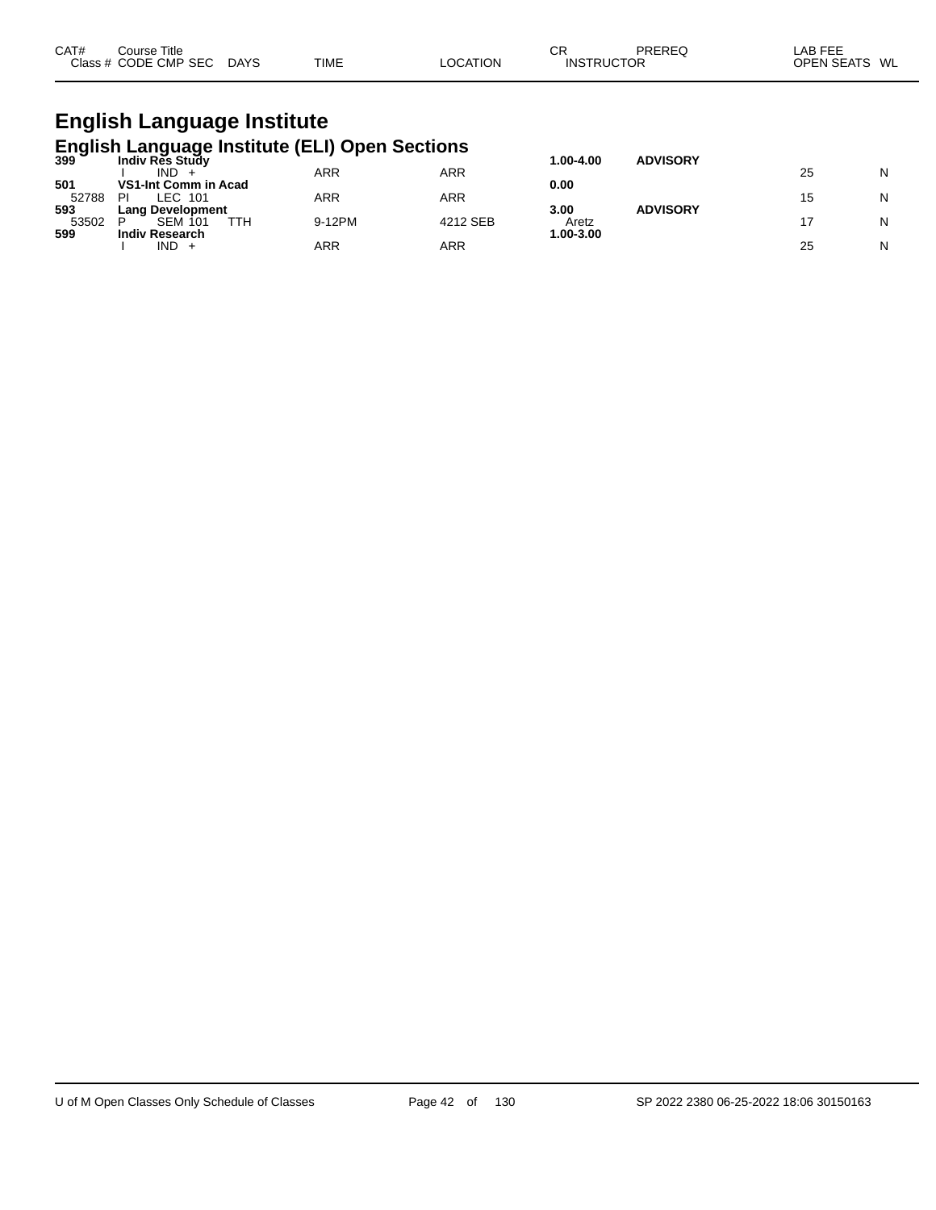| CAT# Class # | Course Title CODE | CMP | SEC | DAYS | TIME | LOCATION | CR INSTRUCTOR | PREREQ | LAB FEE OPEN SEATS | WL |
|---|---|---|---|---|---|---|---|---|---|---|

# English Language Institute

## English Language Institute (ELI) Open Sections

| | | | | | | | | | | |
|---|---|---|---|---|---|---|---|---|---|---|
| **399** | **Indiv Res Study** | | | | | | **1.00-4.00** | **ADVISORY** | | |
| | I | IND | + | | ARR | ARR | | | 25 | N |
| **501** | **VS1-Int Comm in Acad** | | | | | | **0.00** | | | |
| 52788 | PI | LEC | 101 | | ARR | ARR | | | 15 | N |
| **593** | **Lang Development** | | | | | | **3.00** | **ADVISORY** | | |
| 53502 | P | SEM | 101 | TTH | 9-12PM | 4212 SEB | Aretz | | 17 | N |
| **599** | **Indiv Research** | | | | | | **1.00-3.00** | | | |
| | I | IND | + | | ARR | ARR | | | 25 | N |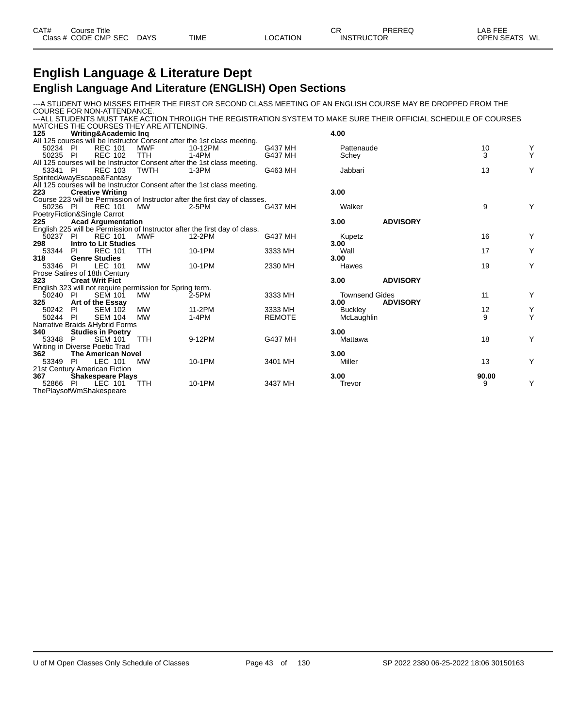| CAT# Class # | Course Title CODE | CMP | SEC | DAYS | TIME | LOCATION | CR INSTRUCTOR | PREREQ | LAB FEE OPEN SEATS | WL |
|---|---|---|---|---|---|---|---|---|---|---|

# English Language & Literature Dept

## English Language And Literature (ENGLISH) Open Sections

---A STUDENT WHO MISSES EITHER THE FIRST OR SECOND CLASS MEETING OF AN ENGLISH COURSE MAY BE DROPPED FROM THE COURSE FOR NON-ATTENDANCE.
---ALL STUDENTS MUST TAKE ACTION THROUGH THE REGISTRATION SYSTEM TO MAKE SURE THEIR OFFICIAL SCHEDULE OF COURSES MATCHES THE COURSES THEY ARE ATTENDING.

| CAT# / Class # | Course Title / CODE | CMP | SEC | DAYS | TIME | LOCATION | CR / INSTRUCTOR | PREREQ | LAB FEE / OPEN SEATS | WL |
|---|---|---|---|---|---|---|---|---|---|---|
| **125** | **Writing&Academic Inq** | | | | | | **4.00** | | | |
| All 125 courses will be Instructor Consent after the 1st class meeting. | | | | | | | | | | |
| 50234 | PI | REC | 101 | MWF | 10-12PM | G437 MH | Pattenaude | | 10 | Y |
| 50235 | PI | REC | 102 | TTH | 1-4PM | G437 MH | Schey | | 3 | Y |
| All 125 courses will be Instructor Consent after the 1st class meeting. | | | | | | | | | | |
| 53341 | PI | REC | 103 | TWTH | 1-3PM | G463 MH | Jabbari | | 13 | Y |
| SpiritedAwayEscape&Fantasy | | | | | | | | | | |
| All 125 courses will be Instructor Consent after the 1st class meeting. | | | | | | | | | | |
| **223** | **Creative Writing** | | | | | | **3.00** | | | |
| Course 223 will be Permission of Instructor after the first day of classes. | | | | | | | | | | |
| 50236 | PI | REC | 101 | MW | 2-5PM | G437 MH | Walker | | 9 | Y |
| PoetryFiction&Single Carrot | | | | | | | | | | |
| **225** | **Acad Argumentation** | | | | | | **3.00** | **ADVISORY** | | |
| English 225 will be Permission of Instructor after the first day of class. | | | | | | | | | | |
| 50237 | PI | REC | 101 | MWF | 12-2PM | G437 MH | Kupetz | | 16 | Y |
| **298** | **Intro to Lit Studies** | | | | | | **3.00** | | | |
| 53344 | PI | REC | 101 | TTH | 10-1PM | 3333 MH | Wall | | 17 | Y |
| **318** | **Genre Studies** | | | | | | **3.00** | | | |
| 53346 | PI | LEC | 101 | MW | 10-1PM | 2330 MH | Hawes | | 19 | Y |
| Prose Satires of 18th Century | | | | | | | | | | |
| **323** | **Creat Writ Fict** | | | | | | **3.00** | **ADVISORY** | | |
| English 323 will not require permission for Spring term. | | | | | | | | | | |
| 50240 | PI | SEM | 101 | MW | 2-5PM | 3333 MH | Townsend Gides | | 11 | Y |
| **325** | **Art of the Essay** | | | | | | **3.00** | **ADVISORY** | | |
| 50242 | PI | SEM | 102 | MW | 11-2PM | 3333 MH | Buckley | | 12 | Y |
| 50244 | PI | SEM | 104 | MW | 1-4PM | REMOTE | McLaughlin | | 9 | Y |
| Narrative Braids &Hybrid Forms | | | | | | | | | | |
| **340** | **Studies in Poetry** | | | | | | **3.00** | | | |
| 53348 | P | SEM | 101 | TTH | 9-12PM | G437 MH | Mattawa | | 18 | Y |
| Writing in Diverse Poetic Trad | | | | | | | | | | |
| **362** | **The American Novel** | | | | | | **3.00** | | | |
| 53349 | PI | LEC | 101 | MW | 10-1PM | 3401 MH | Miller | | 13 | Y |
| 21st Century American Fiction | | | | | | | | | | |
| **367** | **Shakespeare Plays** | | | | | | **3.00** | | **90.00** | |
| 52866 | PI | LEC | 101 | TTH | 10-1PM | 3437 MH | Trevor | | 9 | Y |
| ThePlaysofWmShakespeare | | | | | | | | | | |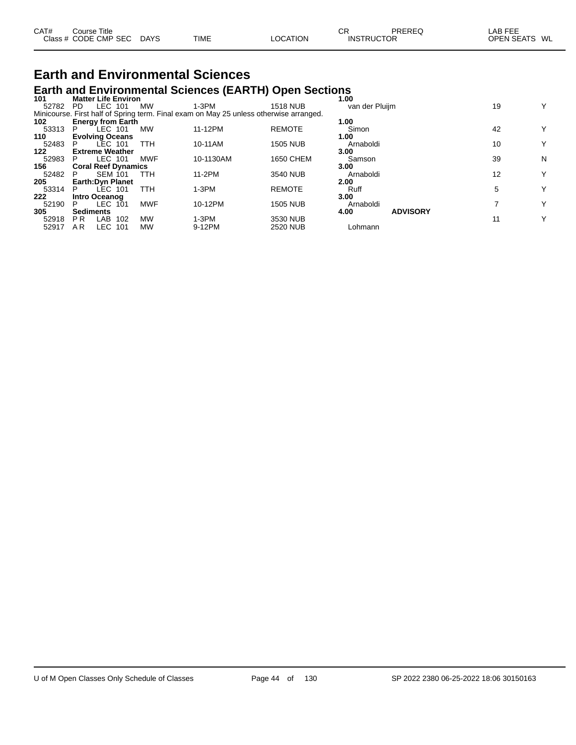| CAT# Class # | Course Title CODE | CMP | SEC | DAYS | TIME | LOCATION | CR INSTRUCTOR | PREREQ | LAB FEE OPEN SEATS | WL |
|---|---|---|---|---|---|---|---|---|---|---|

# Earth and Environmental Sciences

## Earth and Environmental Sciences (EARTH) Open Sections

| | | | | | | | | | | |
|---|---|---|---|---|---|---|---|---|---|---|
| **101** | **Matter Life Environ** | | | | | | **1.00** | | | |
| 52782 | PD | LEC | 101 | MW | 1-3PM | 1518 NUB | van der Pluijm | | 19 | Y |
| Minicourse. First half of Spring term. Final exam on May 25 unless otherwise arranged. | | | | | | | | | | |
| **102** | **Energy from Earth** | | | | | | **1.00** | | | |
| 53313 | P | LEC | 101 | MW | 11-12PM | REMOTE | Simon | | 42 | Y |
| **110** | **Evolving Oceans** | | | | | | **1.00** | | | |
| 52483 | P | LEC | 101 | TTH | 10-11AM | 1505 NUB | Arnaboldi | | 10 | Y |
| **122** | **Extreme Weather** | | | | | | **3.00** | | | |
| 52983 | P | LEC | 101 | MWF | 10-1130AM | 1650 CHEM | Samson | | 39 | N |
| **156** | **Coral Reef Dynamics** | | | | | | **3.00** | | | |
| 52482 | P | SEM | 101 | TTH | 11-2PM | 3540 NUB | Arnaboldi | | 12 | Y |
| **205** | **Earth:Dyn Planet** | | | | | | **2.00** | | | |
| 53314 | P | LEC | 101 | TTH | 1-3PM | REMOTE | Ruff | | 5 | Y |
| **222** | **Intro Oceanog** | | | | | | **3.00** | | | |
| 52190 | P | LEC | 101 | MWF | 10-12PM | 1505 NUB | Arnaboldi | | 7 | Y |
| **305** | **Sediments** | | | | | | **4.00** | **ADVISORY** | | |
| 52918 | P R | LAB | 102 | MW | 1-3PM | 3530 NUB | | | 11 | Y |
| 52917 | A R | LEC | 101 | MW | 9-12PM | 2520 NUB | Lohmann | | | |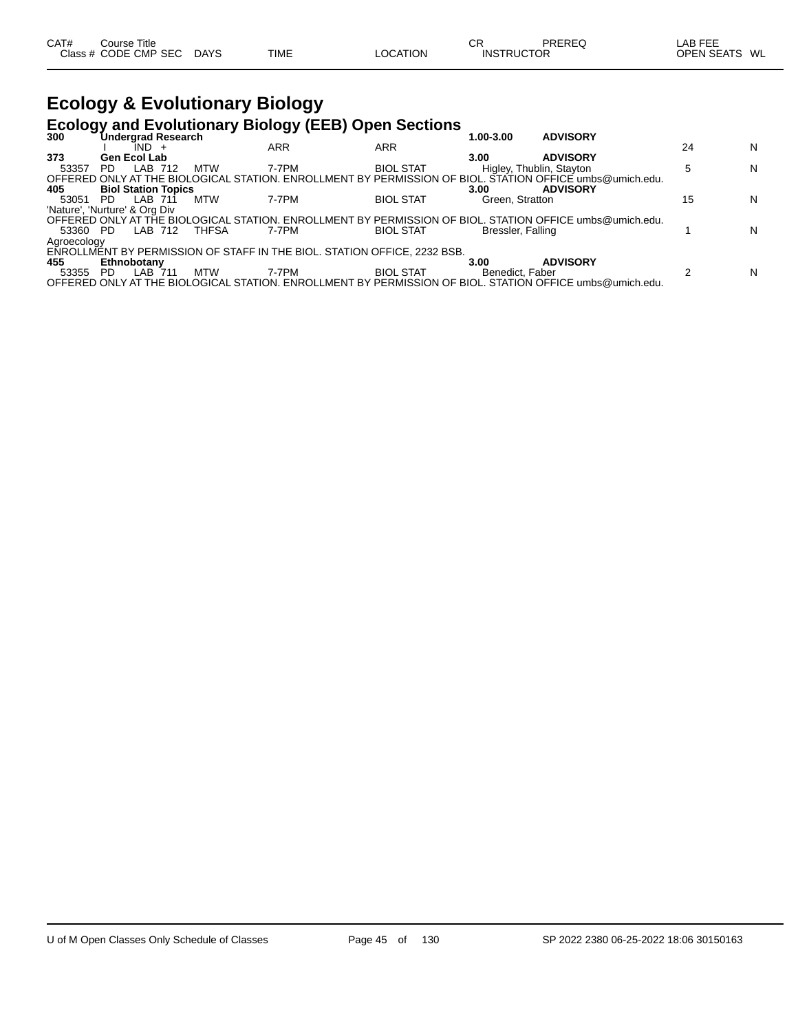| CAT# Class # | Course Title CODE CMP SEC | DAYS | TIME | LOCATION | CR INSTRUCTOR | PREREQ | LAB FEE OPEN SEATS | WL |
|---|---|---|---|---|---|---|---|---|

# Ecology & Evolutionary Biology

## Ecology and Evolutionary Biology (EEB) Open Sections

| CAT# Class # | Course Title CODE CMP SEC | DAYS | TIME | LOCATION | CR INSTRUCTOR | PREREQ | OPEN SEATS | WL |
|---|---|---|---|---|---|---|---|---|
| **300** | **Undergrad Research** | | | | **1.00-3.00** | **ADVISORY** | | |
| | I IND + | | ARR | ARR | | | 24 | N |
| **373** | **Gen Ecol Lab** | | | | **3.00** | **ADVISORY** | | |
| 53357 | PD LAB 712 | MTW | 7-7PM | BIOL STAT | Higley, Thublin, Stayton | | 5 | N |
| OFFERED ONLY AT THE BIOLOGICAL STATION. ENROLLMENT BY PERMISSION OF BIOL. STATION OFFICE umbs@umich.edu. | | | | | | | | |
| **405** | **Biol Station Topics** | | | | **3.00** | **ADVISORY** | | |
| 53051 | PD LAB 711 | MTW | 7-7PM | BIOL STAT | Green, Stratton | | 15 | N |
| 'Nature', 'Nurture' & Org Div | | | | | | | | |
| OFFERED ONLY AT THE BIOLOGICAL STATION. ENROLLMENT BY PERMISSION OF BIOL. STATION OFFICE umbs@umich.edu. | | | | | | | | |
| 53360 | PD LAB 712 | THFSA | 7-7PM | BIOL STAT | Bressler, Falling | | 1 | N |
| Agroecology | | | | | | | | |
| ENROLLMENT BY PERMISSION OF STAFF IN THE BIOL. STATION OFFICE, 2232 BSB. | | | | | | | | |
| **455** | **Ethnobotany** | | | | **3.00** | **ADVISORY** | | |
| 53355 | PD LAB 711 | MTW | 7-7PM | BIOL STAT | Benedict, Faber | | 2 | N |
| OFFERED ONLY AT THE BIOLOGICAL STATION. ENROLLMENT BY PERMISSION OF BIOL. STATION OFFICE umbs@umich.edu. | | | | | | | | |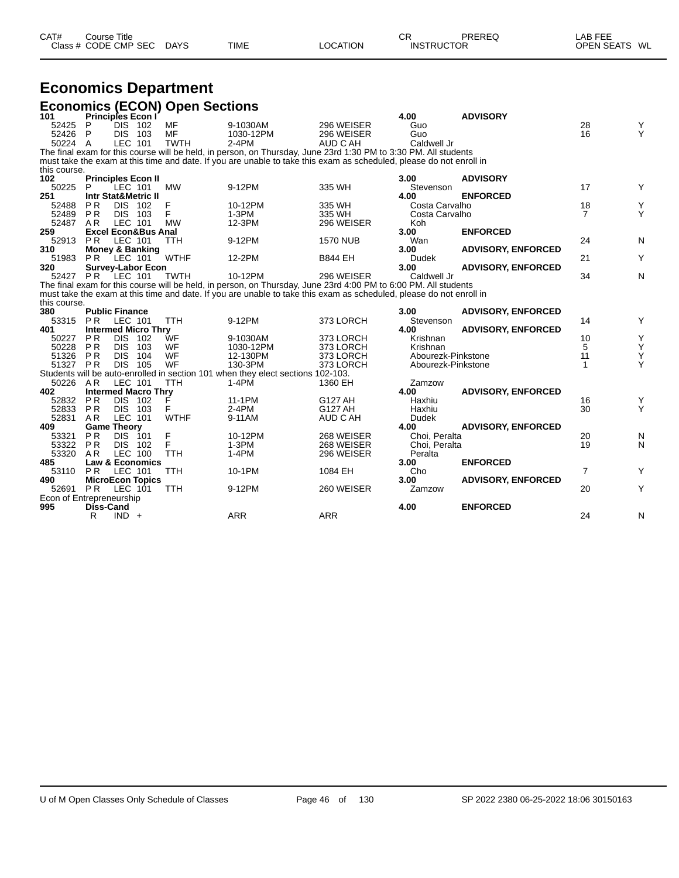| CAT# Class # | Course Title CODE | CMP | SEC | DAYS | TIME | LOCATION | CR INSTRUCTOR | PREREQ | LAB FEE OPEN SEATS | WL |
|---|---|---|---|---|---|---|---|---|---|---|

# Economics Department

## Economics (ECON) Open Sections

| CAT# / Class # | CODE | CMP | SEC | DAYS | TIME | LOCATION | CR / INSTRUCTOR | PREREQ | OPEN SEATS | WL |
|---|---|---|---|---|---|---|---|---|---|---|
| **101** | **Principles Econ I** | | | | | | **4.00** | **ADVISORY** | | |
| 52425 | P | DIS | 102 | MF | 9-1030AM | 296 WEISER | Guo | | 28 | Y |
| 52426 | P | DIS | 103 | MF | 1030-12PM | 296 WEISER | Guo | | 16 | Y |
| 50224 | A | LEC | 101 | TWTH | 2-4PM | AUD C AH | Caldwell Jr | | | |
| The final exam for this course will be held, in person, on Thursday, June 23rd 1:30 PM to 3:30 PM. All students must take the exam at this time and date. If you are unable to take this exam as scheduled, please do not enroll in this course. | | | | | | | | | | |
| **102** | **Principles Econ II** | | | | | | **3.00** | **ADVISORY** | | |
| 50225 | P | LEC | 101 | MW | 9-12PM | 335 WH | Stevenson | | 17 | Y |
| **251** | **Intr Stat&Metric II** | | | | | | **4.00** | **ENFORCED** | | |
| 52488 | P R | DIS | 102 | F | 10-12PM | 335 WH | Costa Carvalho | | 18 | Y |
| 52489 | P R | DIS | 103 | F | 1-3PM | 335 WH | Costa Carvalho | | 7 | Y |
| 52487 | A R | LEC | 101 | MW | 12-3PM | 296 WEISER | Koh | | | |
| **259** | **Excel Econ&Bus Anal** | | | | | | **3.00** | **ENFORCED** | | |
| 52913 | P R | LEC | 101 | TTH | 9-12PM | 1570 NUB | Wan | | 24 | N |
| **310** | **Money & Banking** | | | | | | **3.00** | **ADVISORY, ENFORCED** | | |
| 51983 | P R | LEC | 101 | WTHF | 12-2PM | B844 EH | Dudek | | 21 | Y |
| **320** | **Survey-Labor Econ** | | | | | | **3.00** | **ADVISORY, ENFORCED** | | |
| 52427 | P R | LEC | 101 | TWTH | 10-12PM | 296 WEISER | Caldwell Jr | | 34 | N |
| The final exam for this course will be held, in person, on Thursday, June 23rd 4:00 PM to 6:00 PM. All students must take the exam at this time and date. If you are unable to take this exam as scheduled, please do not enroll in this course. | | | | | | | | | | |
| **380** | **Public Finance** | | | | | | **3.00** | **ADVISORY, ENFORCED** | | |
| 53315 | P R | LEC | 101 | TTH | 9-12PM | 373 LORCH | Stevenson | | 14 | Y |
| **401** | **Intermed Micro Thry** | | | | | | **4.00** | **ADVISORY, ENFORCED** | | |
| 50227 | P R | DIS | 102 | WF | 9-1030AM | 373 LORCH | Krishnan | | 10 | Y |
| 50228 | P R | DIS | 103 | WF | 1030-12PM | 373 LORCH | Krishnan | | 5 | Y |
| 51326 | P R | DIS | 104 | WF | 12-130PM | 373 LORCH | Abourezk-Pinkstone | | 11 | Y |
| 51327 | P R | DIS | 105 | WF | 130-3PM | 373 LORCH | Abourezk-Pinkstone | | 1 | Y |
| Students will be auto-enrolled in section 101 when they elect sections 102-103. | | | | | | | | | | |
| 50226 | A R | LEC | 101 | TTH | 1-4PM | 1360 EH | Zamzow | | | |
| **402** | **Intermed Macro Thry** | | | | | | **4.00** | **ADVISORY, ENFORCED** | | |
| 52832 | P R | DIS | 102 | F | 11-1PM | G127 AH | Haxhiu | | 16 | Y |
| 52833 | P R | DIS | 103 | F | 2-4PM | G127 AH | Haxhiu | | 30 | Y |
| 52831 | A R | LEC | 101 | WTHF | 9-11AM | AUD C AH | Dudek | | | |
| **409** | **Game Theory** | | | | | | **4.00** | **ADVISORY, ENFORCED** | | |
| 53321 | P R | DIS | 101 | F | 10-12PM | 268 WEISER | Choi, Peralta | | 20 | N |
| 53322 | P R | DIS | 102 | F | 1-3PM | 268 WEISER | Choi, Peralta | | 19 | N |
| 53320 | A R | LEC | 100 | TTH | 1-4PM | 296 WEISER | Peralta | | | |
| **485** | **Law & Economics** | | | | | | **3.00** | **ENFORCED** | | |
| 53110 | P R | LEC | 101 | TTH | 10-1PM | 1084 EH | Cho | | 7 | Y |
| **490** | **MicroEcon Topics** | | | | | | **3.00** | **ADVISORY, ENFORCED** | | |
| 52691 | P R | LEC | 101 | TTH | 9-12PM | 260 WEISER | Zamzow | | 20 | Y |
| Econ of Entrepreneurship | | | | | | | | | | |
| **995** | **Diss-Cand** | | | | | | **4.00** | **ENFORCED** | | |
| | R | IND | + | | ARR | ARR | | | 24 | N |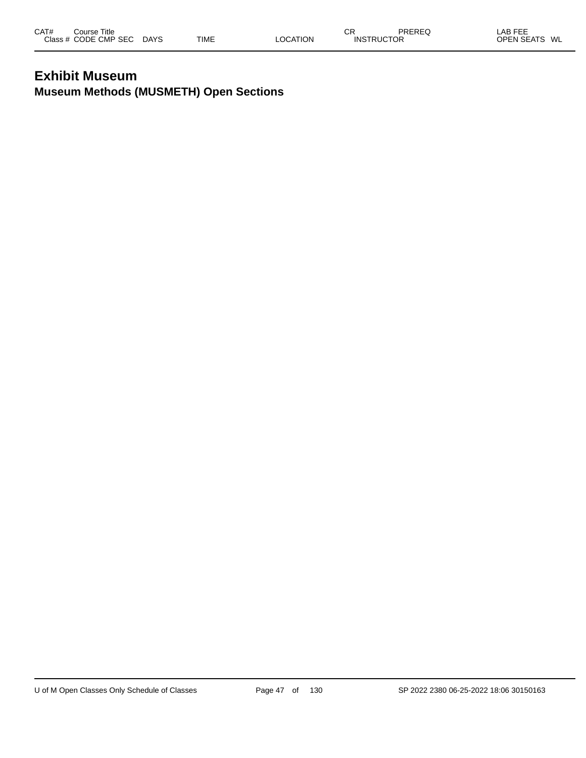## Exhibit Museum

### Museum Methods (MUSMETH) Open Sections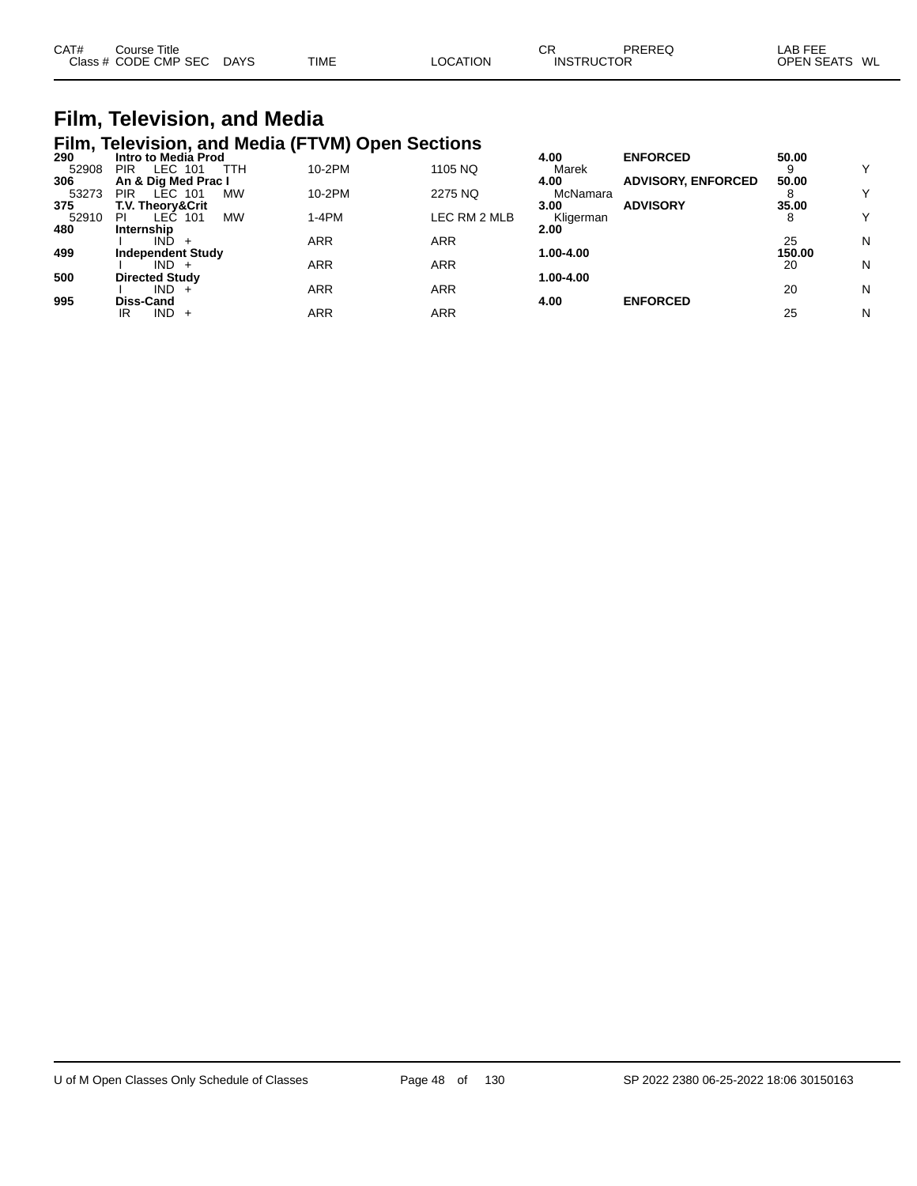| CAT# | Course Title | | | | | | CR | PREREQ | LAB FEE | |
|---|---|---|---|---|---|---|---|---|---|---|
| Class # | CODE | CMP | SEC | DAYS | TIME | LOCATION | INSTRUCTOR | | OPEN SEATS | WL |

# Film, Television, and Media

## Film, Television, and Media (FTVM) Open Sections

| CAT# / Class # | Course Title / CODE | CMP | SEC | DAYS | TIME | LOCATION | CR / INSTRUCTOR | PREREQ | LAB FEE / OPEN SEATS | WL |
|---|---|---|---|---|---|---|---|---|---|---|
| **290** | **Intro to Media Prod** | | | | | | **4.00** | **ENFORCED** | **50.00** | |
| 52908 | PIR | LEC | 101 | TTH | 10-2PM | 1105 NQ | Marek | | 9 | Y |
| **306** | **An & Dig Med Prac I** | | | | | | **4.00** | **ADVISORY, ENFORCED** | **50.00** | |
| 53273 | PIR | LEC | 101 | MW | 10-2PM | 2275 NQ | McNamara | | 8 | Y |
| **375** | **T.V. Theory&Crit** | | | | | | **3.00** | **ADVISORY** | **35.00** | |
| 52910 | PI | LEC | 101 | MW | 1-4PM | LEC RM 2 MLB | Kligerman | | 8 | Y |
| **480** | **Internship** | | | | | | **2.00** | | | |
| | I | IND | + | | ARR | ARR | | | 25 | N |
| **499** | **Independent Study** | | | | | | **1.00-4.00** | | **150.00** | |
| | I | IND | + | | ARR | ARR | | | 20 | N |
| **500** | **Directed Study** | | | | | | **1.00-4.00** | | | |
| | I | IND | + | | ARR | ARR | | | 20 | N |
| **995** | **Diss-Cand** | | | | | | **4.00** | **ENFORCED** | | |
| | IR | IND | + | | ARR | ARR | | | 25 | N |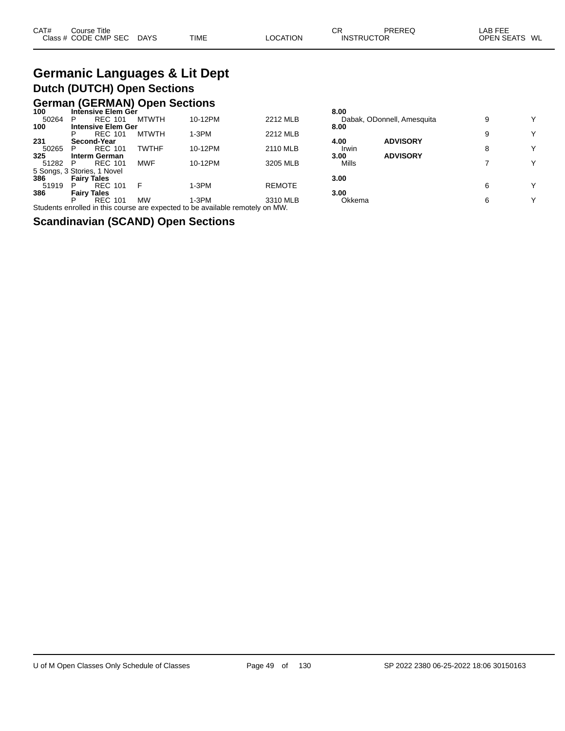# Germanic Languages & Lit Dept

## Dutch (DUTCH) Open Sections

## German (GERMAN) Open Sections

| CAT# / Class # | Course Title / CODE | CMP | SEC | DAYS | TIME | LOCATION | CR / INSTRUCTOR | PREREQ | LAB FEE / OPEN SEATS | WL |
|---|---|---|---|---|---|---|---|---|---|---|
| **100** | **Intensive Elem Ger** | | | | | | **8.00** | | | |
| 50264 | P | REC | 101 | MTWTH | 10-12PM | 2212 MLB | Dabak, ODonnell, Amesquita | | 9 | Y |
| **100** | **Intensive Elem Ger** | | | | | | **8.00** | | | |
| | P | REC | 101 | MTWTH | 1-3PM | 2212 MLB | | | 9 | Y |
| **231** | **Second-Year** | | | | | | **4.00** | **ADVISORY** | | |
| 50265 | P | REC | 101 | TWTHF | 10-12PM | 2110 MLB | Irwin | | 8 | Y |
| **325** | **Interm German** | | | | | | **3.00** | **ADVISORY** | | |
| 51282 | P | REC | 101 | MWF | 10-12PM | 3205 MLB | Mills | | 7 | Y |
| 5 Songs, 3 Stories, 1 Novel | | | | | | | | | | |
| **386** | **Fairy Tales** | | | | | | **3.00** | | | |
| 51919 | P | REC | 101 | F | 1-3PM | REMOTE | | | 6 | Y |
| **386** | **Fairy Tales** | | | | | | **3.00** | | | |
| | P | REC | 101 | MW | 1-3PM | 3310 MLB | Okkema | | 6 | Y |

Students enrolled in this course are expected to be available remotely on MW.

## Scandinavian (SCAND) Open Sections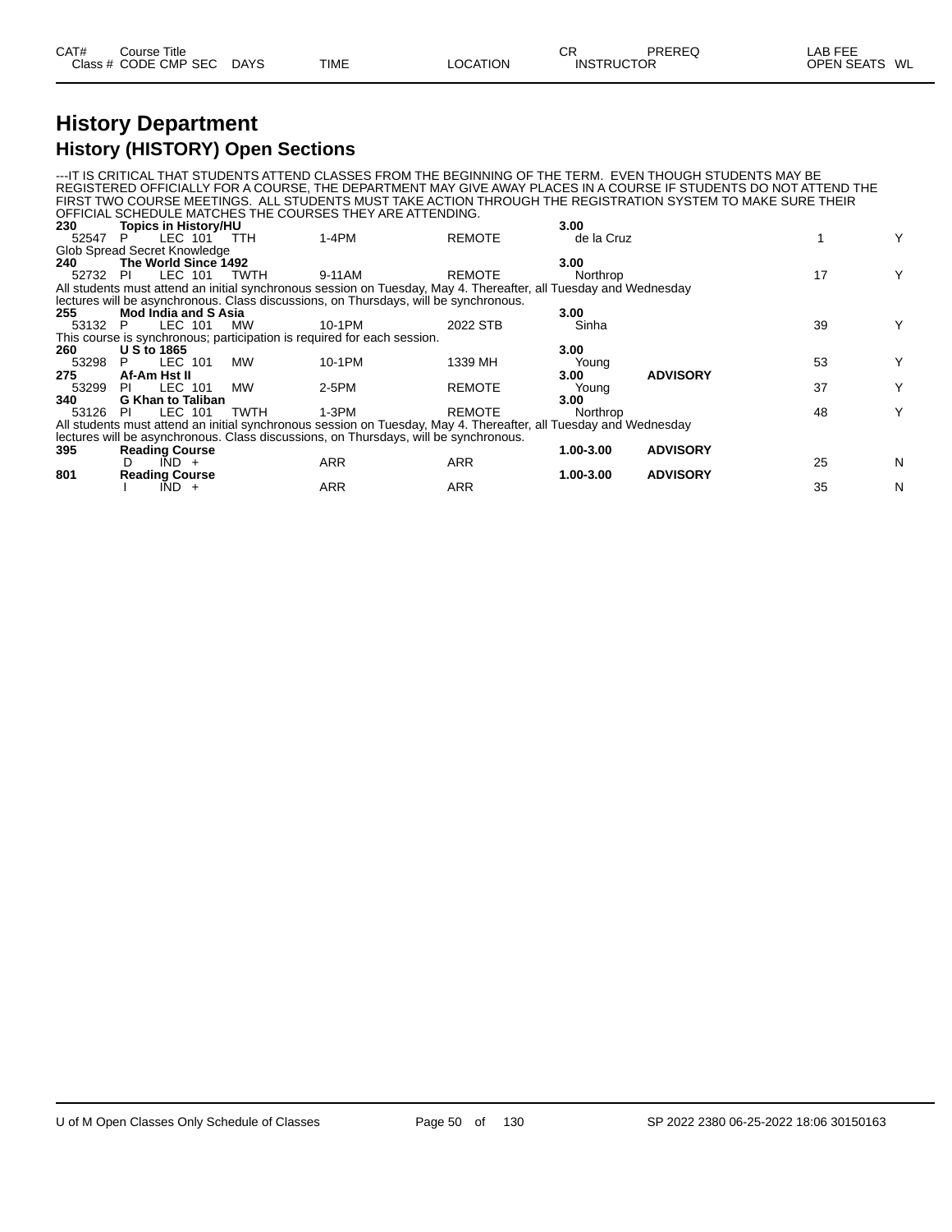| CAT# | Course Title | | | | | | CR | PREREQ | LAB FEE | |
|---|---|---|---|---|---|---|---|---|---|---|
| Class # | CODE | CMP | SEC | DAYS | TIME | LOCATION | INSTRUCTOR | | OPEN SEATS | WL |

# History Department

## History (HISTORY) Open Sections

---IT IS CRITICAL THAT STUDENTS ATTEND CLASSES FROM THE BEGINNING OF THE TERM. EVEN THOUGH STUDENTS MAY BE REGISTERED OFFICIALLY FOR A COURSE, THE DEPARTMENT MAY GIVE AWAY PLACES IN A COURSE IF STUDENTS DO NOT ATTEND THE FIRST TWO COURSE MEETINGS. ALL STUDENTS MUST TAKE ACTION THROUGH THE REGISTRATION SYSTEM TO MAKE SURE THEIR OFFICIAL SCHEDULE MATCHES THE COURSES THEY ARE ATTENDING.

| CAT# / Class # | CODE | CMP | SEC | DAYS | TIME | LOCATION | CR / INSTRUCTOR | PREREQ | OPEN SEATS | WL |
|---|---|---|---|---|---|---|---|---|---|---|
| **230** | **Topics in History/HU** | | | | | | **3.00** | | | |
| 52547 | P | LEC | 101 | TTH | 1-4PM | REMOTE | de la Cruz | | 1 | Y |
| Glob Spread Secret Knowledge | | | | | | | | | | |
| **240** | **The World Since 1492** | | | | | | **3.00** | | | |
| 52732 | PI | LEC | 101 | TWTH | 9-11AM | REMOTE | Northrop | | 17 | Y |
| All students must attend an initial synchronous session on Tuesday, May 4. Thereafter, all Tuesday and Wednesday lectures will be asynchronous. Class discussions, on Thursdays, will be synchronous. | | | | | | | | | | |
| **255** | **Mod India and S Asia** | | | | | | **3.00** | | | |
| 53132 | P | LEC | 101 | MW | 10-1PM | 2022 STB | Sinha | | 39 | Y |
| This course is synchronous; participation is required for each session. | | | | | | | | | | |
| **260** | **U S to 1865** | | | | | | **3.00** | | | |
| 53298 | P | LEC | 101 | MW | 10-1PM | 1339 MH | Young | | 53 | Y |
| **275** | **Af-Am Hst II** | | | | | | **3.00** | **ADVISORY** | | |
| 53299 | PI | LEC | 101 | MW | 2-5PM | REMOTE | Young | | 37 | Y |
| **340** | **G Khan to Taliban** | | | | | | **3.00** | | | |
| 53126 | PI | LEC | 101 | TWTH | 1-3PM | REMOTE | Northrop | | 48 | Y |
| All students must attend an initial synchronous session on Tuesday, May 4. Thereafter, all Tuesday and Wednesday lectures will be asynchronous. Class discussions, on Thursdays, will be synchronous. | | | | | | | | | | |
| **395** | **Reading Course** | | | | | | **1.00-3.00** | **ADVISORY** | | |
| | D | IND | + | | ARR | ARR | | | 25 | N |
| **801** | **Reading Course** | | | | | | **1.00-3.00** | **ADVISORY** | | |
| | I | IND | + | | ARR | ARR | | | 35 | N |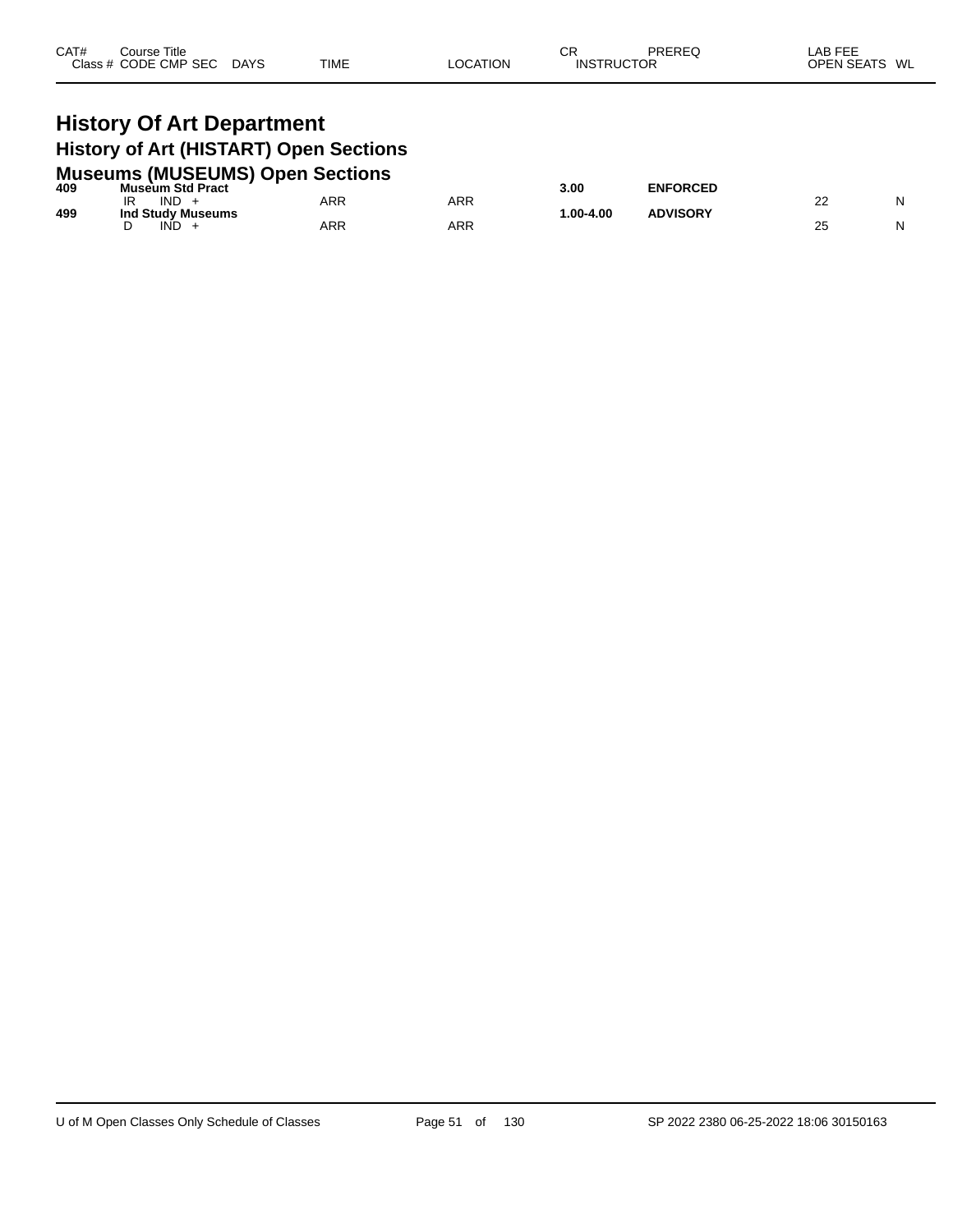| CAT# Class # | Course Title CODE CMP SEC | DAYS | TIME | LOCATION | CR INSTRUCTOR | PREREQ | LAB FEE OPEN SEATS | WL |
|---|---|---|---|---|---|---|---|---|

# History Of Art Department

## History of Art (HISTART) Open Sections

## Museums (MUSEUMS) Open Sections

| CAT# Class # | Course Title CODE CMP SEC | DAYS | TIME | LOCATION | CR INSTRUCTOR | PREREQ | LAB FEE OPEN SEATS | WL |
|---|---|---|---|---|---|---|---|---|
| **409** | **Museum Std Pract** | | | | **3.00** | **ENFORCED** | | |
| | IR IND + | | ARR | ARR | | | 22 | N |
| **499** | **Ind Study Museums** | | | | **1.00-4.00** | **ADVISORY** | | |
| | D IND + | | ARR | ARR | | | 25 | N |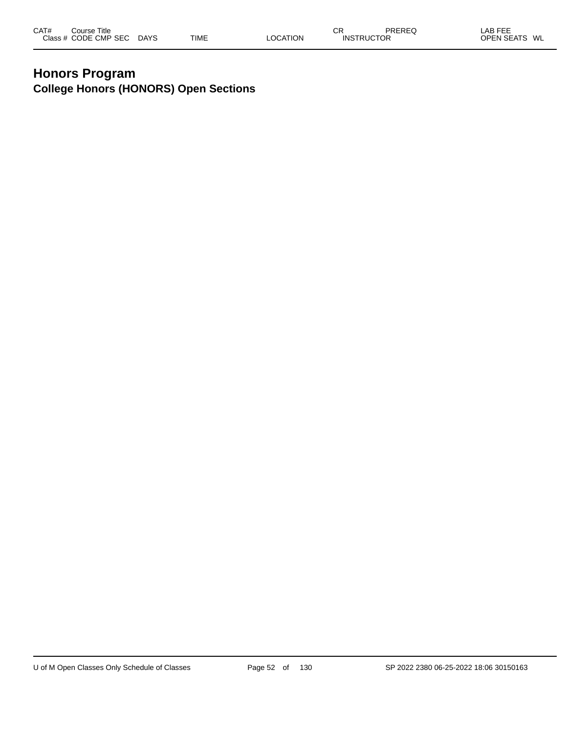# Honors Program

## College Honors (HONORS) Open Sections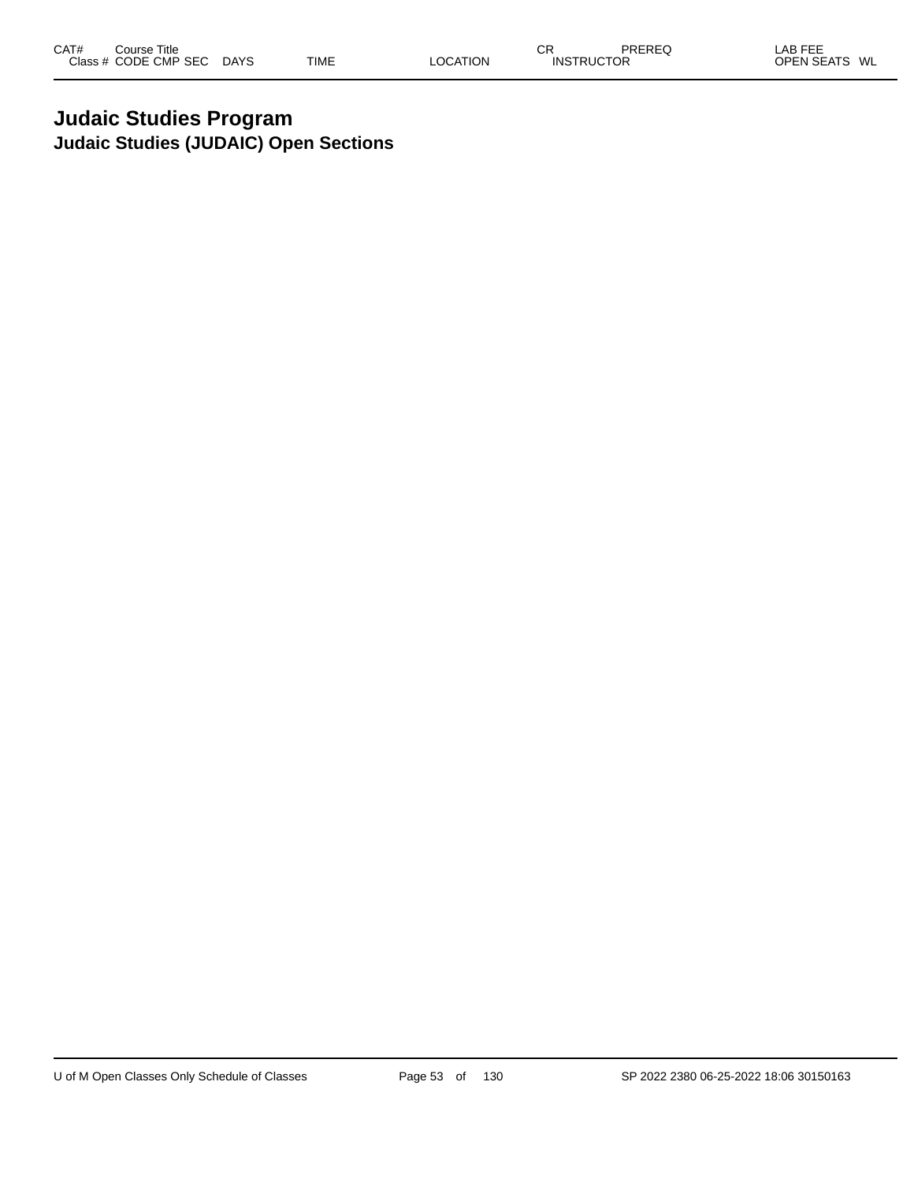# Judaic Studies Program

## Judaic Studies (JUDAIC) Open Sections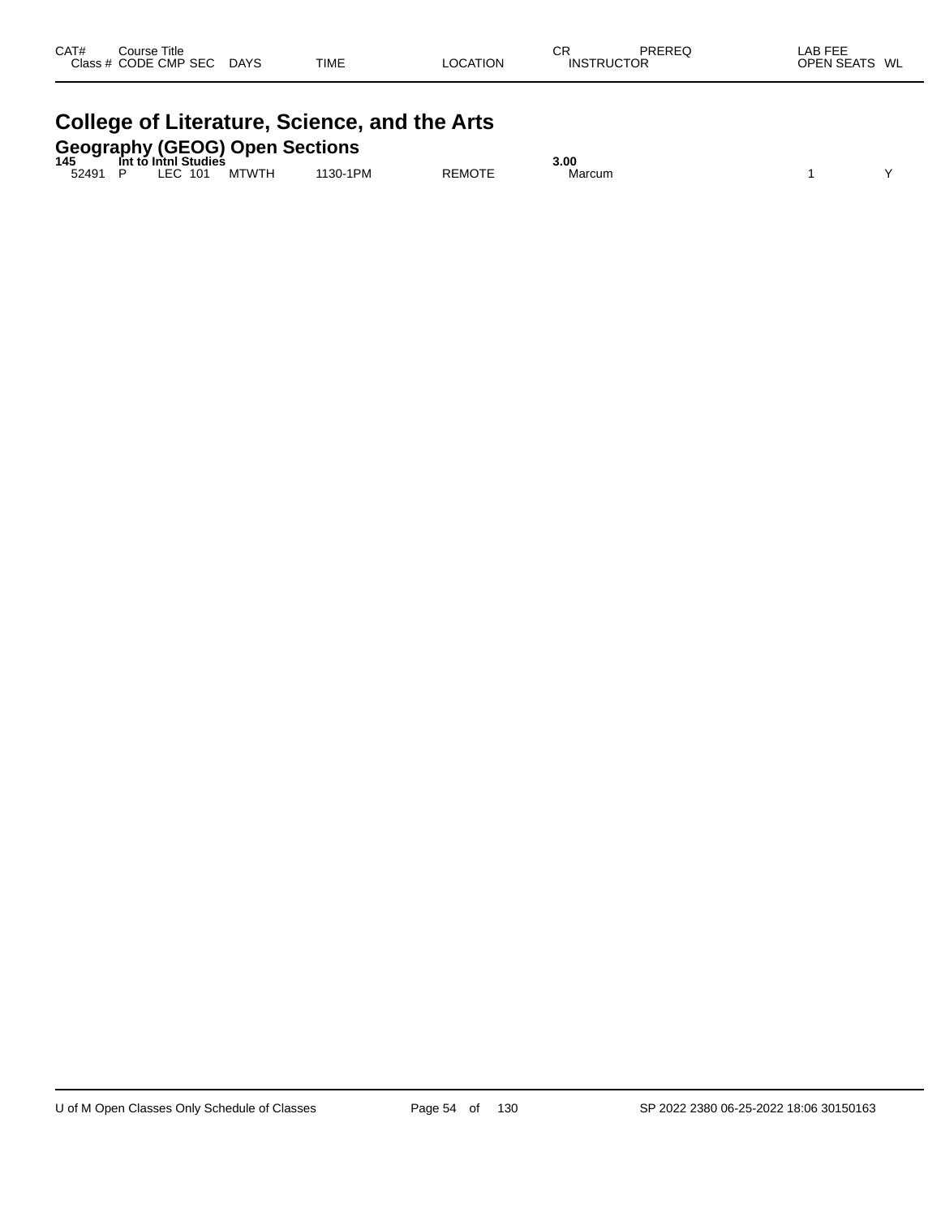| CAT# Class # | Course Title CODE | CMP | SEC | DAYS | TIME | LOCATION | CR INSTRUCTOR | PREREQ | LAB FEE OPEN SEATS | WL |
| --- | --- | --- | --- | --- | --- | --- | --- | --- | --- | --- |

# College of Literature, Science, and the Arts

## Geography (GEOG) Open Sections

| CAT# Class # | Course Title CODE | CMP | SEC | DAYS | TIME | LOCATION | CR INSTRUCTOR | PREREQ | LAB FEE OPEN SEATS | WL |
| --- | --- | --- | --- | --- | --- | --- | --- | --- | --- | --- |
| **145** | **Int to Intnl Studies** | | | | | | **3.00** | | | |
| 52491 | P | LEC | 101 | MTWTH | 1130-1PM | REMOTE | Marcum | | 1 | Y |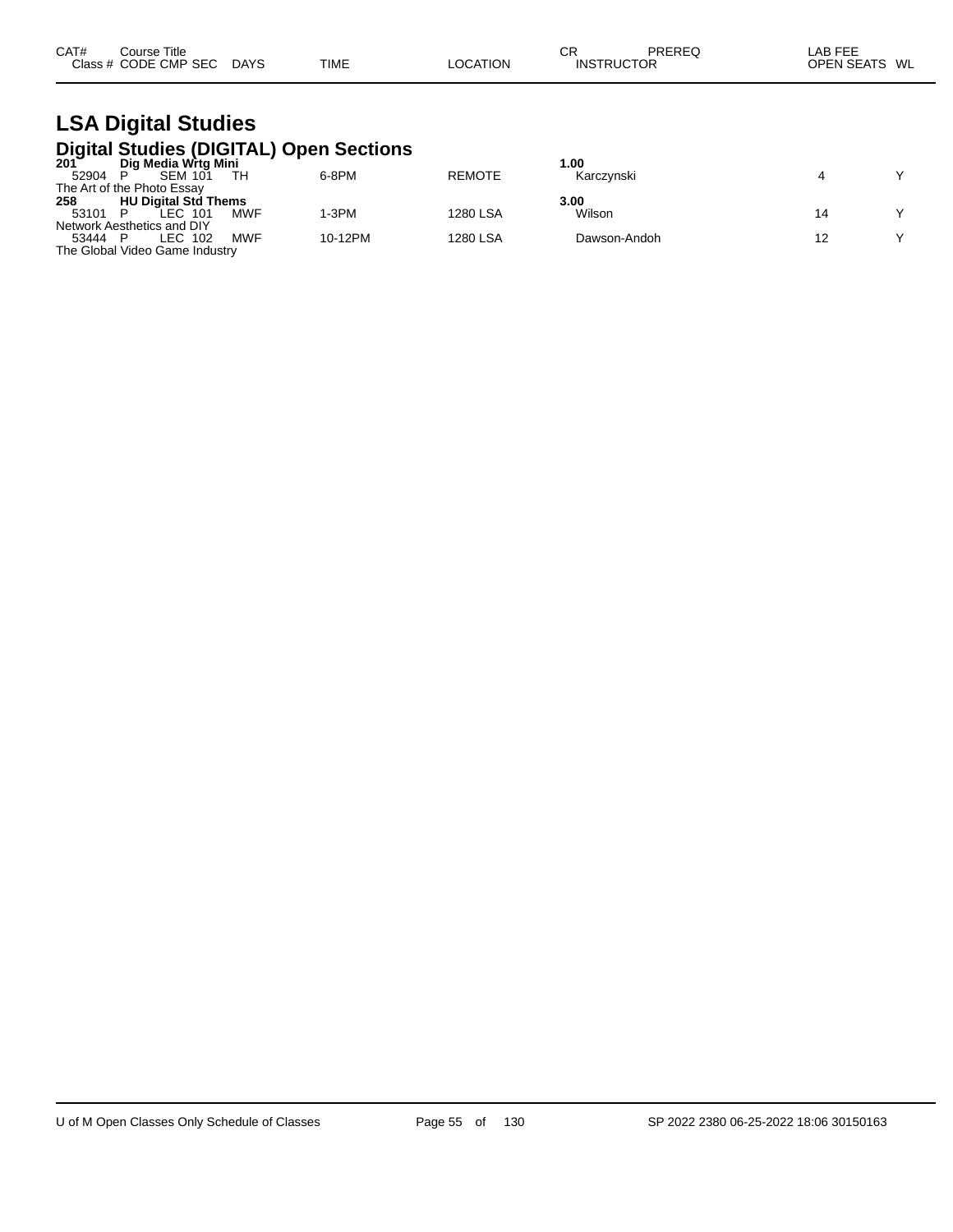| CAT# Class # | Course Title CODE | CMP | SEC | DAYS | TIME | LOCATION | CR INSTRUCTOR | PREREQ | LAB FEE OPEN SEATS | WL |
|---|---|---|---|---|---|---|---|---|---|---|

# LSA Digital Studies

## Digital Studies (DIGITAL) Open Sections

| CAT# Class # | Course Title CODE | CMP | SEC | DAYS | TIME | LOCATION | CR INSTRUCTOR | PREREQ | LAB FEE OPEN SEATS | WL |
|---|---|---|---|---|---|---|---|---|---|---|
| **201** | **Dig Media Wrtg Mini** | | | | | | **1.00** | | | |
| 52904 | P | SEM | 101 | TH | 6-8PM | REMOTE | Karczynski | | 4 | Y |
| The Art of the Photo Essay | | | | | | | | | | |
| **258** | **HU Digital Std Thems** | | | | | | **3.00** | | | |
| 53101 | P | LEC | 101 | MWF | 1-3PM | 1280 LSA | Wilson | | 14 | Y |
| Network Aesthetics and DIY | | | | | | | | | | |
| 53444 | P | LEC | 102 | MWF | 10-12PM | 1280 LSA | Dawson-Andoh | | 12 | Y |
| The Global Video Game Industry | | | | | | | | | | |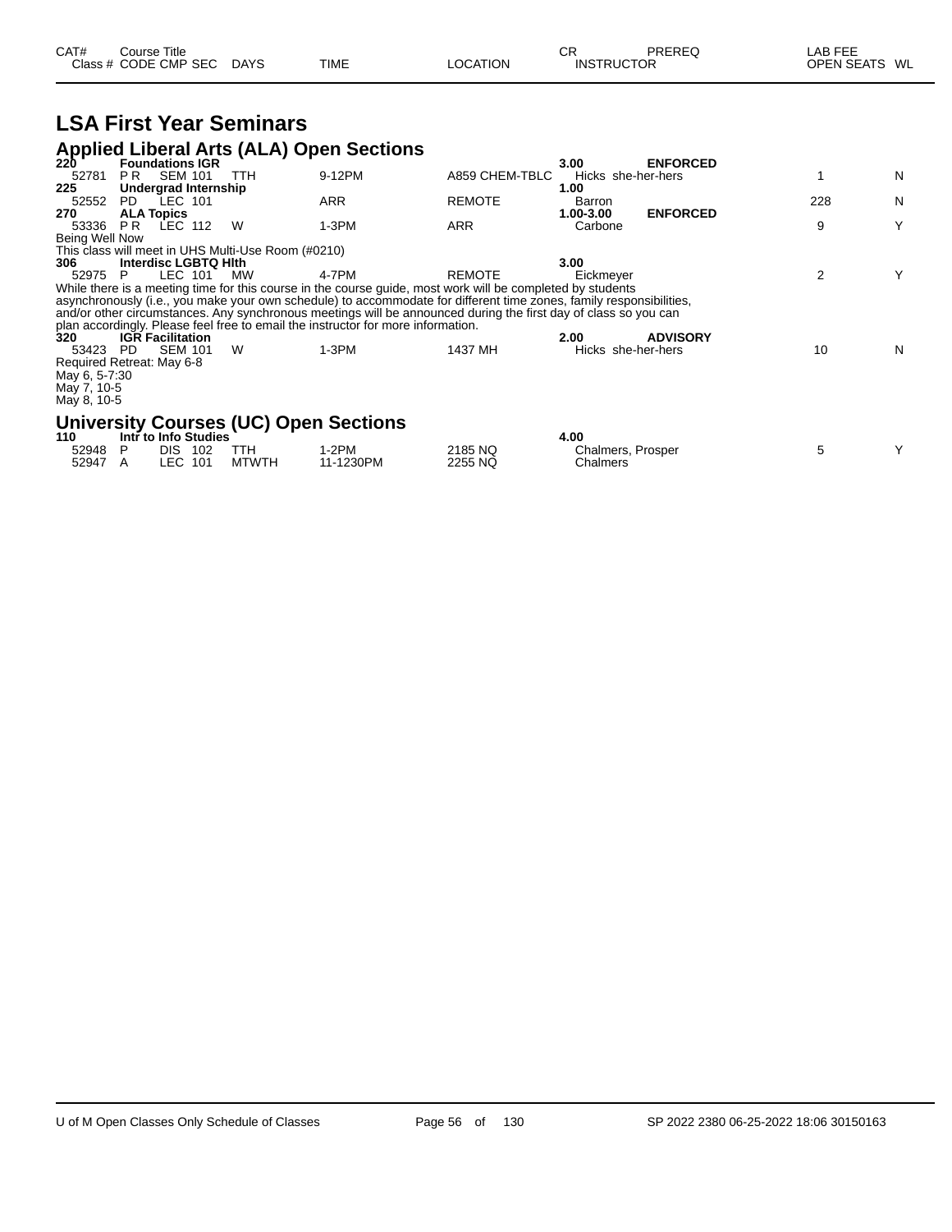| CAT# Class # | Course Title CODE CMP SEC | DAYS | TIME | LOCATION | CR INSTRUCTOR | PREREQ | LAB FEE OPEN SEATS | WL |
|---|---|---|---|---|---|---|---|---|

# LSA First Year Seminars

## Applied Liberal Arts (ALA) Open Sections

| | | | | | | | | |
|---|---|---|---|---|---|---|---|---|
| **220** | **Foundations IGR** | | | | **3.00** | **ENFORCED** | | |
| 52781 | P R SEM 101 | TTH | 9-12PM | A859 CHEM-TBLC | Hicks she-her-hers | | 1 | N |
| **225** | **Undergrad Internship** | | | | **1.00** | | | |
| 52552 | PD LEC 101 | | ARR | REMOTE | Barron | | 228 | N |
| **270** | **ALA Topics** | | | | **1.00-3.00** | **ENFORCED** | | |
| 53336 | P R LEC 112 | W | 1-3PM | ARR | Carbone | | 9 | Y |

Being Well Now
This class will meet in UHS Multi-Use Room (#0210)

| | | | | | | | | |
|---|---|---|---|---|---|---|---|---|
| **306** | **Interdisc LGBTQ Hlth** | | | | **3.00** | | | |
| 52975 | P LEC 101 | MW | 4-7PM | REMOTE | Eickmeyer | | 2 | Y |

While there is a meeting time for this course in the course guide, most work will be completed by students asynchronously (i.e., you make your own schedule) to accommodate for different time zones, family responsibilities, and/or other circumstances. Any synchronous meetings will be announced during the first day of class so you can plan accordingly. Please feel free to email the instructor for more information.

| | | | | | | | | |
|---|---|---|---|---|---|---|---|---|
| **320** | **IGR Facilitation** | | | | **2.00** | **ADVISORY** | | |
| 53423 | PD SEM 101 | W | 1-3PM | 1437 MH | Hicks she-her-hers | | 10 | N |

Required Retreat: May 6-8
May 6, 5-7:30
May 7, 10-5
May 8, 10-5

## University Courses (UC) Open Sections

| | | | | | | | | |
|---|---|---|---|---|---|---|---|---|
| **110** | **Intr to Info Studies** | | | | **4.00** | | | |
| 52948 | P DIS 102 | TTH | 1-2PM | 2185 NQ | Chalmers, Prosper | | 5 | Y |
| 52947 | A LEC 101 | MTWTH | 11-1230PM | 2255 NQ | Chalmers | | | |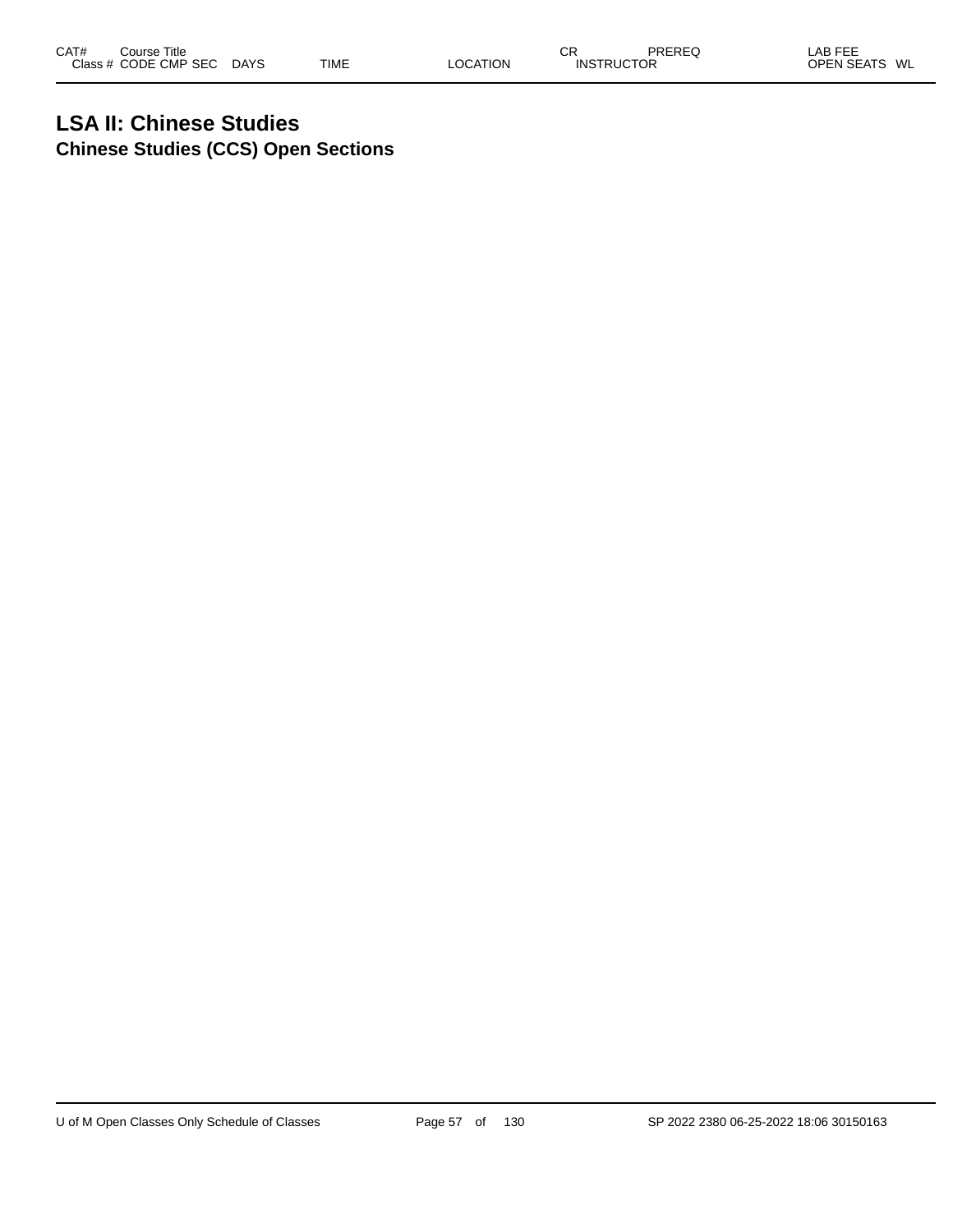| CAT# | Course Title | | | | | | CR | PREREQ | LAB FEE |
|---|---|---|---|---|---|---|---|---|---|
| Class # | CODE CMP SEC | DAYS | TIME | LOCATION | INSTRUCTOR | | | | OPEN SEATS WL |

# LSA II: Chinese Studies

## Chinese Studies (CCS) Open Sections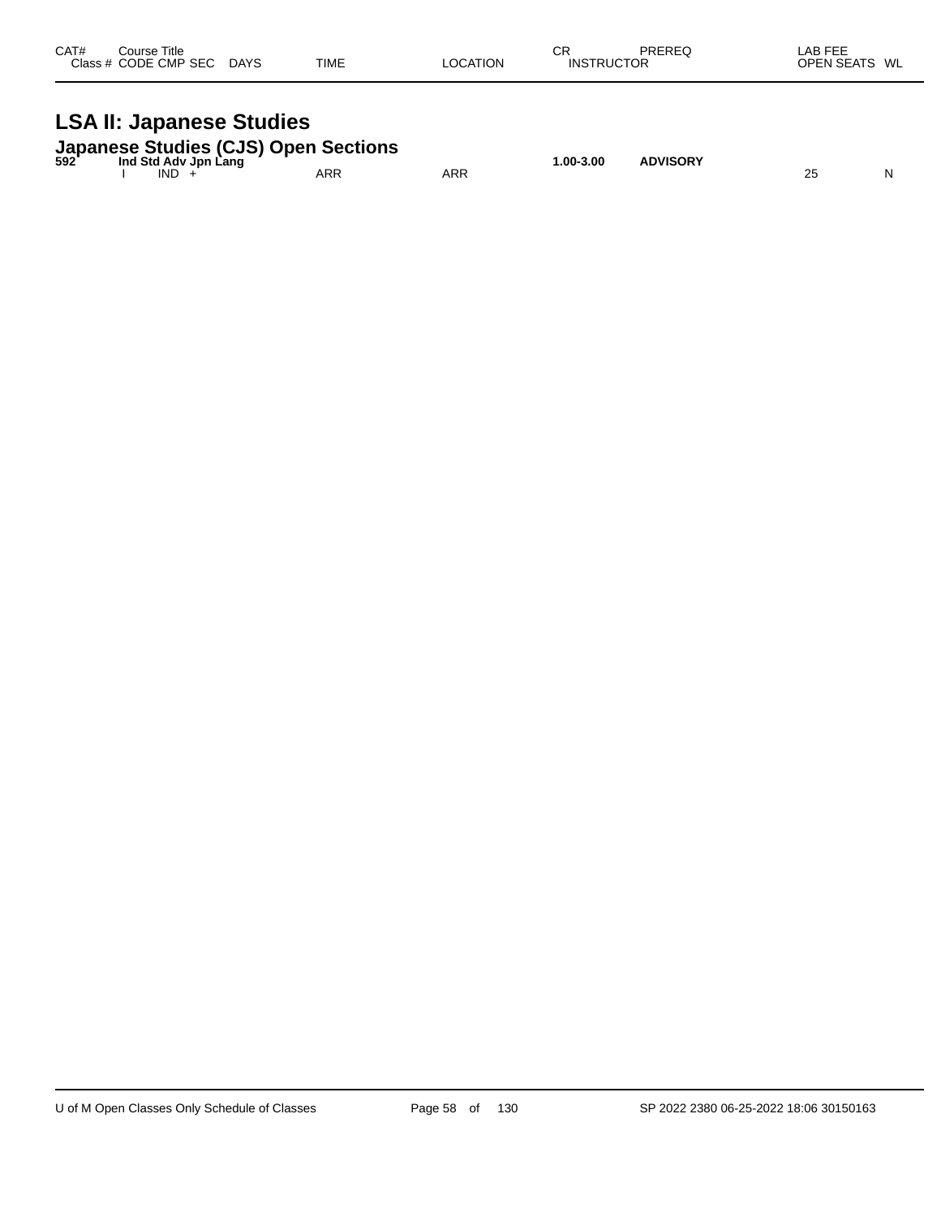| CAT# | Course Title<br>Class # CODE CMP SEC | DAYS | TIME | LOCATION | CR<br>INSTRUCTOR | PREREQ | LAB FEE<br>OPEN SEATS | WL |
|---|---|---|---|---|---|---|---|---|

# LSA II: Japanese Studies

## Japanese Studies (CJS) Open Sections

| CAT# | Course Title<br>Class # CODE CMP SEC | DAYS | TIME | LOCATION | CR<br>INSTRUCTOR | PREREQ | LAB FEE<br>OPEN SEATS | WL |
|---|---|---|---|---|---|---|---|---|
| **592** | **Ind Std Adv Jpn Lang** | | | | **1.00-3.00** | **ADVISORY** | | |
| | I IND + | | ARR | ARR | | | 25 | N |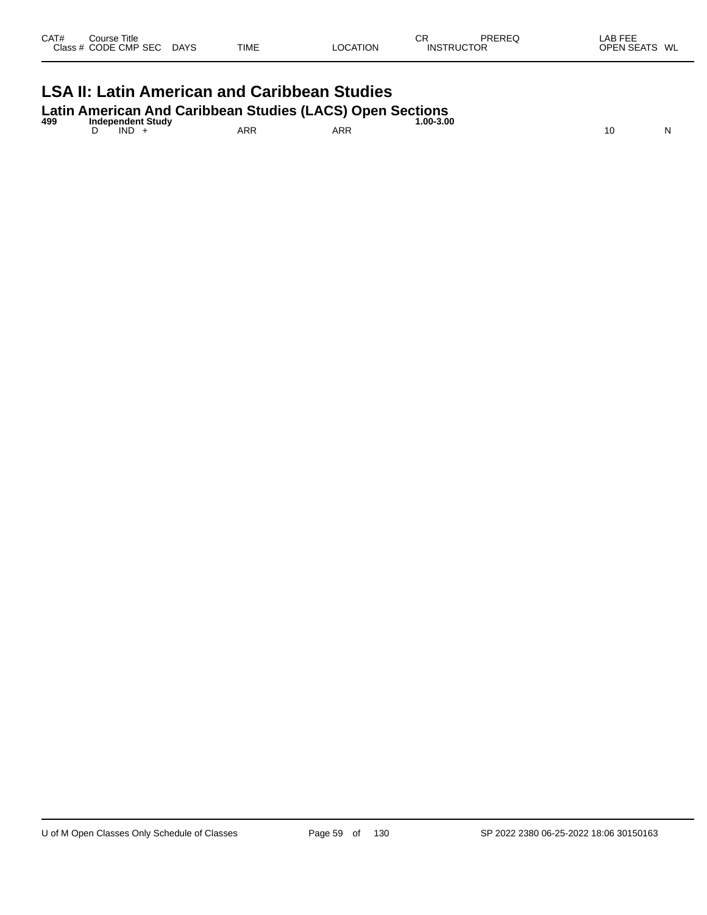| CAT# | Course Title Class # CODE CMP SEC | DAYS | TIME | LOCATION | CR INSTRUCTOR | PREREQ | LAB FEE OPEN SEATS | WL |
|---|---|---|---|---|---|---|---|---|

# LSA II: Latin American and Caribbean Studies

## Latin American And Caribbean Studies (LACS) Open Sections

| CAT# | Course Title Class # CODE CMP SEC | DAYS | TIME | LOCATION | CR INSTRUCTOR | PREREQ | LAB FEE OPEN SEATS | WL |
|---|---|---|---|---|---|---|---|---|
| **499** | **Independent Study** | | | | **1.00-3.00** | | | |
| | D IND + | | ARR | ARR | | | 10 | N |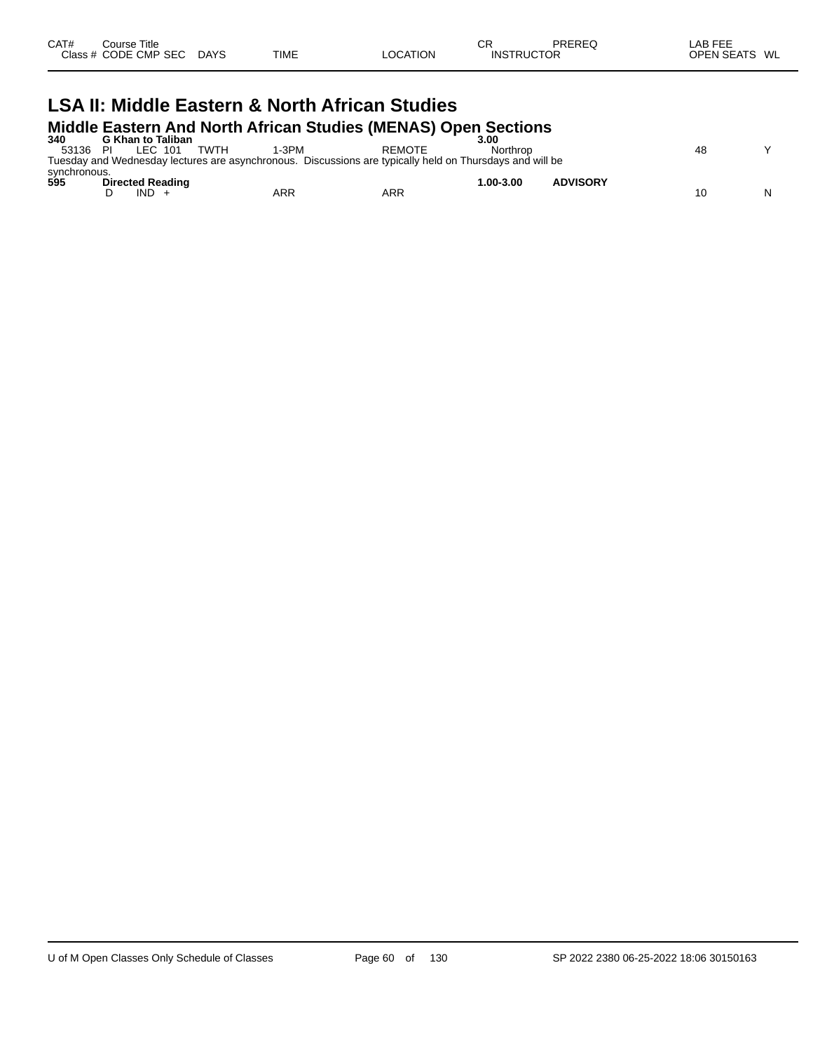| CAT# | Course Title | | | | | | CR | PREREQ | LAB FEE | |
|---|---|---|---|---|---|---|---|---|---|---|
| Class # | CODE | CMP | SEC | DAYS | TIME | LOCATION | INSTRUCTOR | | OPEN SEATS | WL |

# LSA II: Middle Eastern & North African Studies

## Middle Eastern And North African Studies (MENAS) Open Sections

| CAT# / Class # | Course Title / CODE | CMP | SEC | DAYS | TIME | LOCATION | CR / INSTRUCTOR | PREREQ | OPEN SEATS | WL |
|---|---|---|---|---|---|---|---|---|---|---|
| **340** | **G Khan to Taliban** | | | | | | **3.00** | | | |
| 53136 | PI | LEC | 101 | TWTH | 1-3PM | REMOTE | Northrop | | 48 | Y |
| Tuesday and Wednesday lectures are asynchronous. Discussions are typically held on Thursdays and will be synchronous. | | | | | | | | | | |
| **595** | **Directed Reading** | | | | | | **1.00-3.00** | **ADVISORY** | | |
| | D | IND | + | | ARR | ARR | | | 10 | N |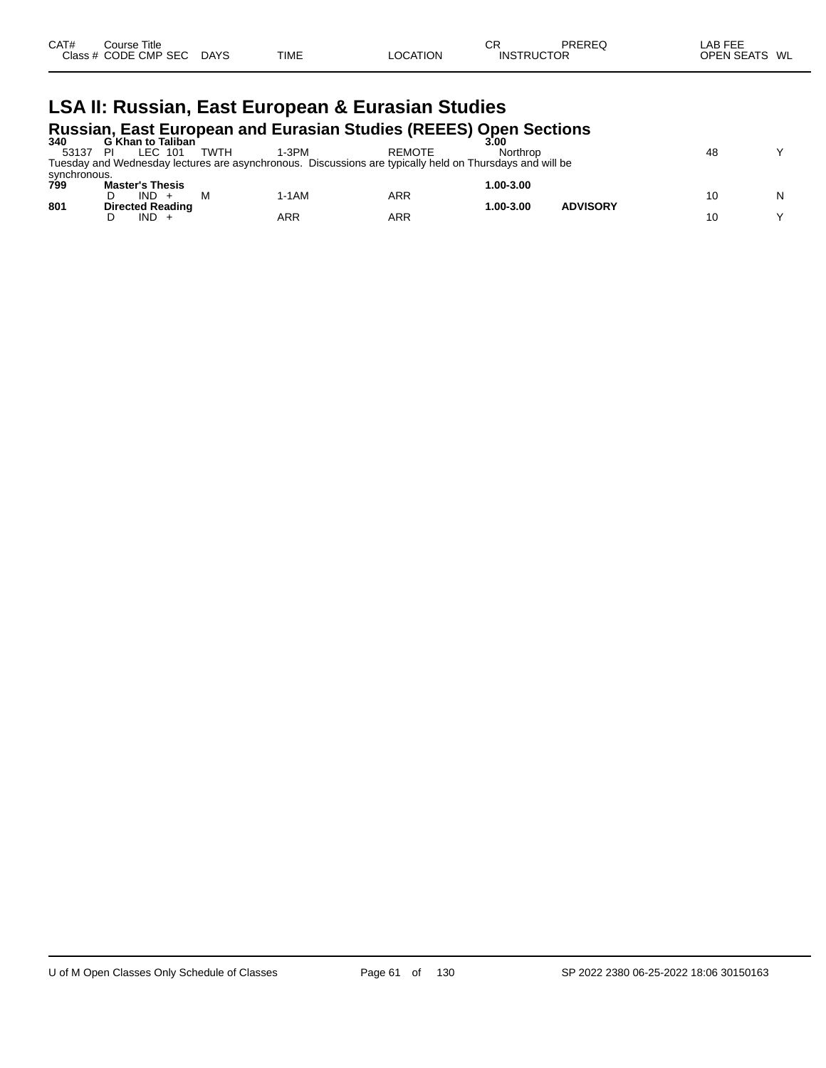| CAT# Class # | Course Title CODE | CMP | SEC | DAYS | TIME | LOCATION | CR INSTRUCTOR | PREREQ | LAB FEE OPEN SEATS | WL |
|---|---|---|---|---|---|---|---|---|---|---|

# LSA II: Russian, East European & Eurasian Studies

## Russian, East European and Eurasian Studies (REEES) Open Sections

| CAT# Class # | Course Title CODE | CMP | SEC | DAYS | TIME | LOCATION | CR INSTRUCTOR | PREREQ | LAB FEE OPEN SEATS | WL |
|---|---|---|---|---|---|---|---|---|---|---|
| **340** | **G Khan to Taliban** | | | | | | **3.00** | | | |
| 53137 | PI | LEC | 101 | TWTH | 1-3PM | REMOTE | Northrop | | 48 | Y |

Tuesday and Wednesday lectures are asynchronous. Discussions are typically held on Thursdays and will be synchronous.

| CAT# Class # | Course Title CODE | CMP | SEC | DAYS | TIME | LOCATION | CR INSTRUCTOR | PREREQ | LAB FEE OPEN SEATS | WL |
|---|---|---|---|---|---|---|---|---|---|---|
| **799** | **Master's Thesis** | | | | | | **1.00-3.00** | | | |
| | D | IND | + | M | 1-1AM | ARR | | | 10 | N |
| **801** | **Directed Reading** | | | | | | **1.00-3.00** | **ADVISORY** | | |
| | D | IND | + | | ARR | ARR | | | 10 | Y |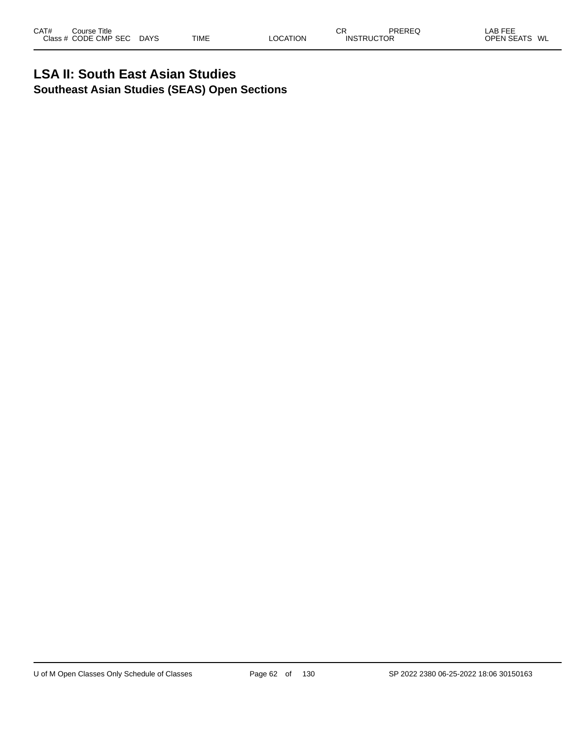# LSA II: South East Asian Studies

## Southeast Asian Studies (SEAS) Open Sections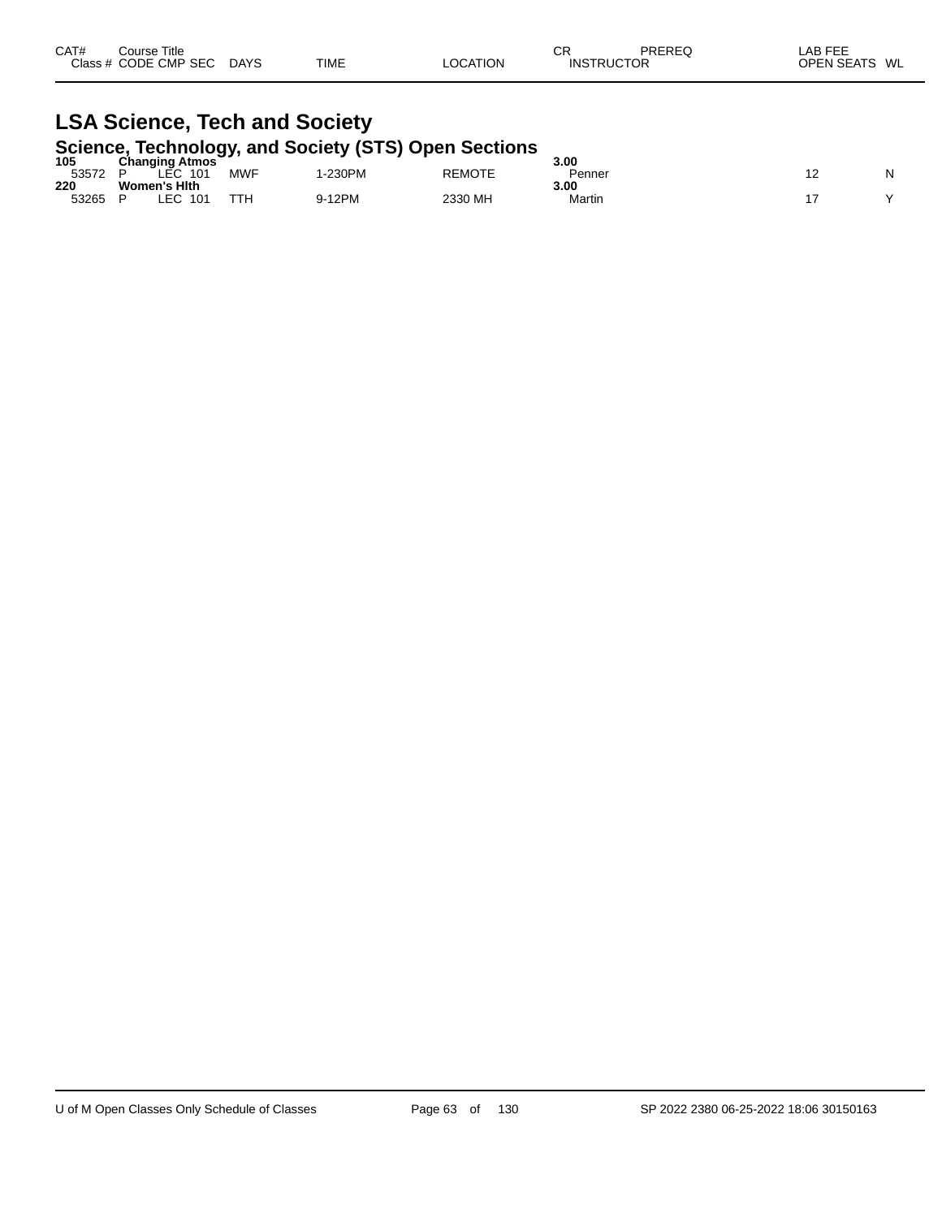| CAT# Class # | Course Title CODE | CMP | SEC | DAYS | TIME | LOCATION | CR INSTRUCTOR | PREREQ | LAB FEE OPEN SEATS | WL |
|---|---|---|---|---|---|---|---|---|---|---|

# LSA Science, Tech and Society

## Science, Technology, and Society (STS) Open Sections

| CAT# Class # | Course Title CODE | CMP | SEC | DAYS | TIME | LOCATION | CR INSTRUCTOR | PREREQ | LAB FEE OPEN SEATS | WL |
|---|---|---|---|---|---|---|---|---|---|---|
| **105** | **Changing Atmos** | | | | | | **3.00** | | | |
| 53572 | P | LEC | 101 | MWF | 1-230PM | REMOTE | Penner | | 12 | N |
| **220** | **Women's Hlth** | | | | | | **3.00** | | | |
| 53265 | P | LEC | 101 | TTH | 9-12PM | 2330 MH | Martin | | 17 | Y |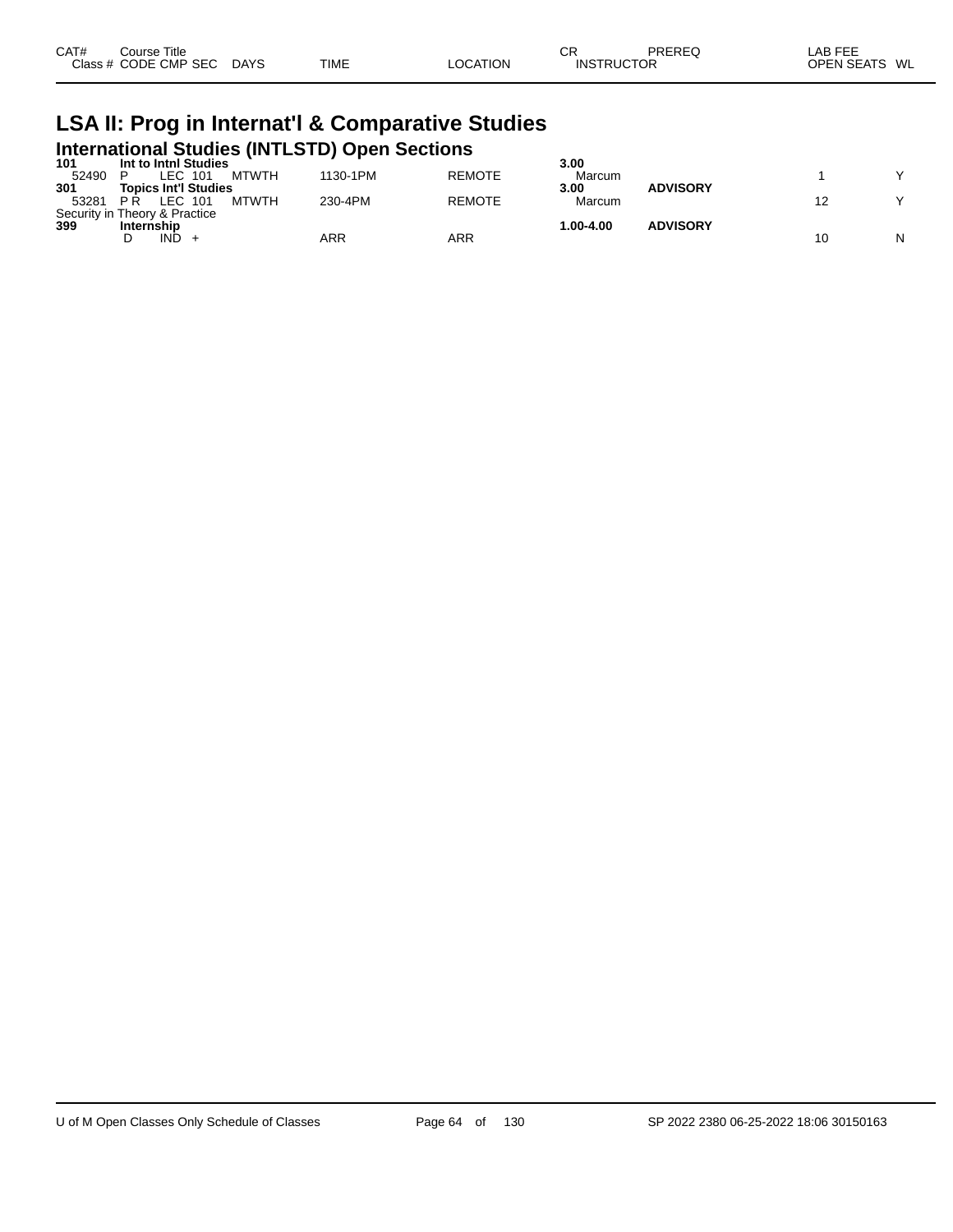# LSA II: Prog in Internat'l & Comparative Studies

## International Studies (INTLSTD) Open Sections

| CAT# Class # | Course Title CODE | CMP | SEC | DAYS | TIME | LOCATION | CR INSTRUCTOR | PREREQ | LAB FEE OPEN SEATS | WL |
|---|---|---|---|---|---|---|---|---|---|---|
| **101** | **Int to Intnl Studies** | | | | | | **3.00** | | | |
| 52490 | P | LEC | 101 | MTWTH | 1130-1PM | REMOTE | Marcum | | 1 | Y |
| **301** | **Topics Int'l Studies** | | | | | | **3.00** | **ADVISORY** | | |
| 53281 | P R | LEC | 101 | MTWTH | 230-4PM | REMOTE | Marcum | | 12 | Y |
| Security in Theory & Practice | | | | | | | | | | |
| **399** | **Internship** | | | | | | **1.00-4.00** | **ADVISORY** | | |
| | D | IND | + | | ARR | ARR | | | 10 | N |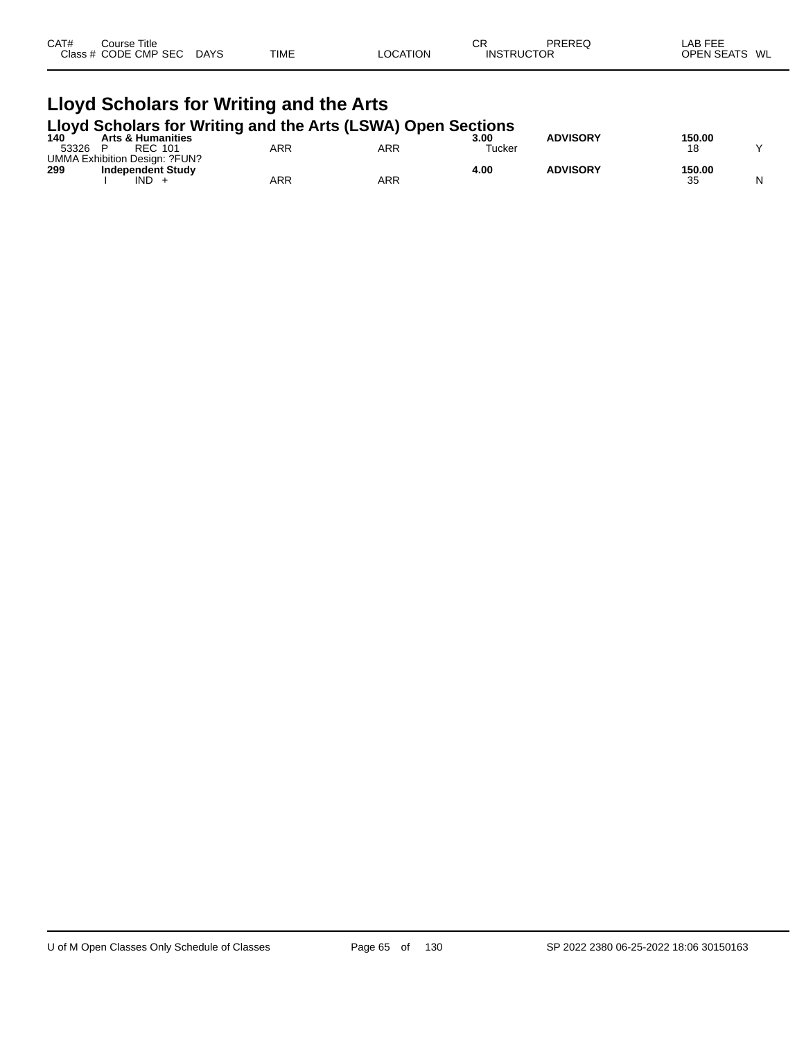| CAT# Class # | Course Title CODE CMP SEC | DAYS | TIME | LOCATION | CR INSTRUCTOR | PREREQ | LAB FEE OPEN SEATS | WL |
| --- | --- | --- | --- | --- | --- | --- | --- | --- |

# Lloyd Scholars for Writing and the Arts

## Lloyd Scholars for Writing and the Arts (LSWA) Open Sections

| CAT# Class # | Course Title CODE CMP SEC | DAYS | TIME | LOCATION | CR INSTRUCTOR | PREREQ | LAB FEE OPEN SEATS | WL |
| --- | --- | --- | --- | --- | --- | --- | --- | --- |
| **140** | **Arts & Humanities** | | | | **3.00** | **ADVISORY** | **150.00** | |
| 53326 | P REC 101 | | ARR | ARR | Tucker | | 18 | Y |
| UMMA Exhibition Design: ?FUN? | | | | | | | | |
| **299** | **Independent Study** | | | | **4.00** | **ADVISORY** | **150.00** | |
| | I IND + | | ARR | ARR | | | 35 | N |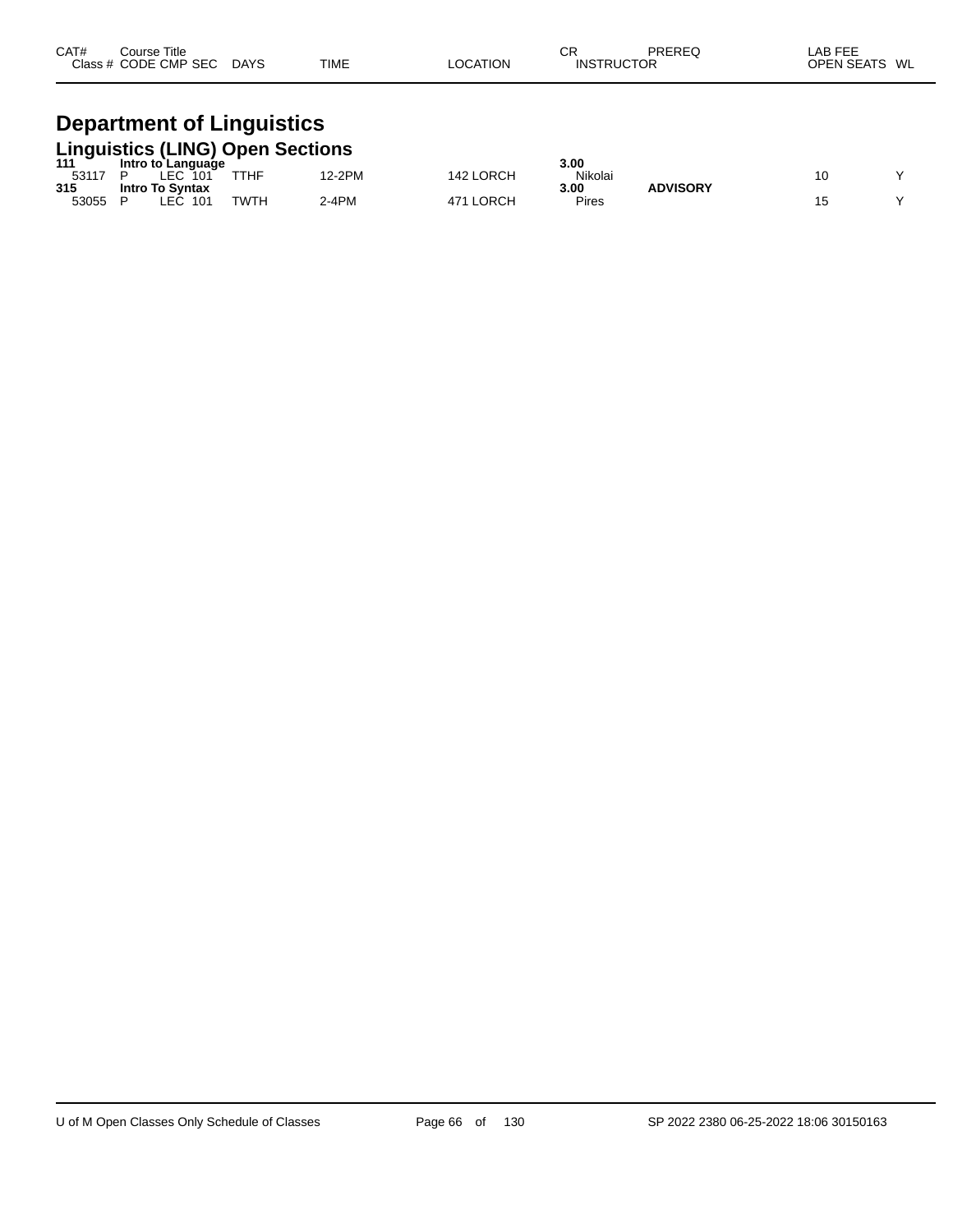| CAT# Class # | Course Title CODE | CMP | SEC | DAYS | TIME | LOCATION | CR INSTRUCTOR | PREREQ | LAB FEE OPEN SEATS | WL |
|---|---|---|---|---|---|---|---|---|---|---|

# Department of Linguistics

## Linguistics (LING) Open Sections

| CAT# Class # | Course Title CODE | CMP | SEC | DAYS | TIME | LOCATION | CR INSTRUCTOR | PREREQ | LAB FEE OPEN SEATS | WL |
|---|---|---|---|---|---|---|---|---|---|---|
| **111** | **Intro to Language** | | | | | | **3.00** | | | |
| 53117 | P | LEC | 101 | TTHF | 12-2PM | 142 LORCH | Nikolai | | 10 | Y |
| **315** | **Intro To Syntax** | | | | | | **3.00** | **ADVISORY** | | |
| 53055 | P | LEC | 101 | TWTH | 2-4PM | 471 LORCH | Pires | | 15 | Y |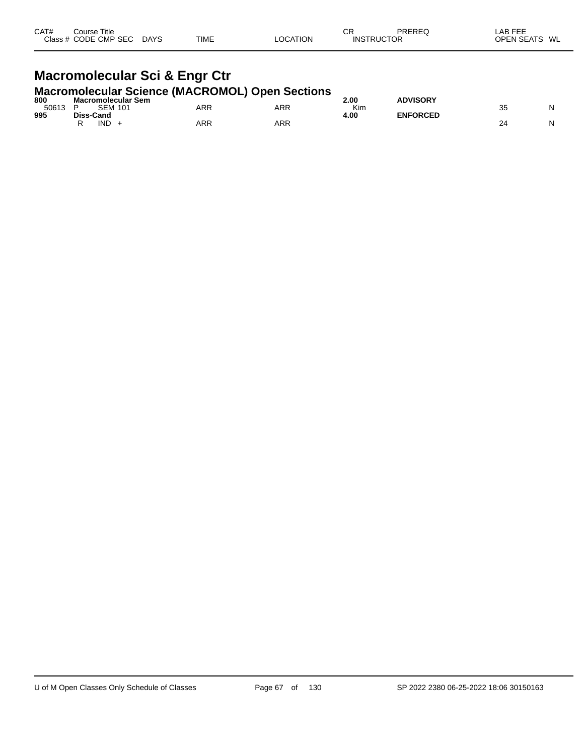| CAT# Class # | Course Title CODE CMP SEC | DAYS | TIME | LOCATION | CR INSTRUCTOR | PREREQ | LAB FEE OPEN SEATS | WL |
|---|---|---|---|---|---|---|---|---|

# Macromolecular Sci & Engr Ctr

## Macromolecular Science (MACROMOL) Open Sections

| CAT# Class # | Course Title CODE CMP SEC | DAYS | TIME | LOCATION | CR INSTRUCTOR | PREREQ | LAB FEE OPEN SEATS | WL |
|---|---|---|---|---|---|---|---|---|
| **800** | **Macromolecular Sem** | | | | **2.00** | **ADVISORY** | | |
| 50613 | P SEM 101 | | ARR | ARR | Kim | | 35 | N |
| **995** | **Diss-Cand** | | | | **4.00** | **ENFORCED** | | |
| | R IND + | | ARR | ARR | | | 24 | N |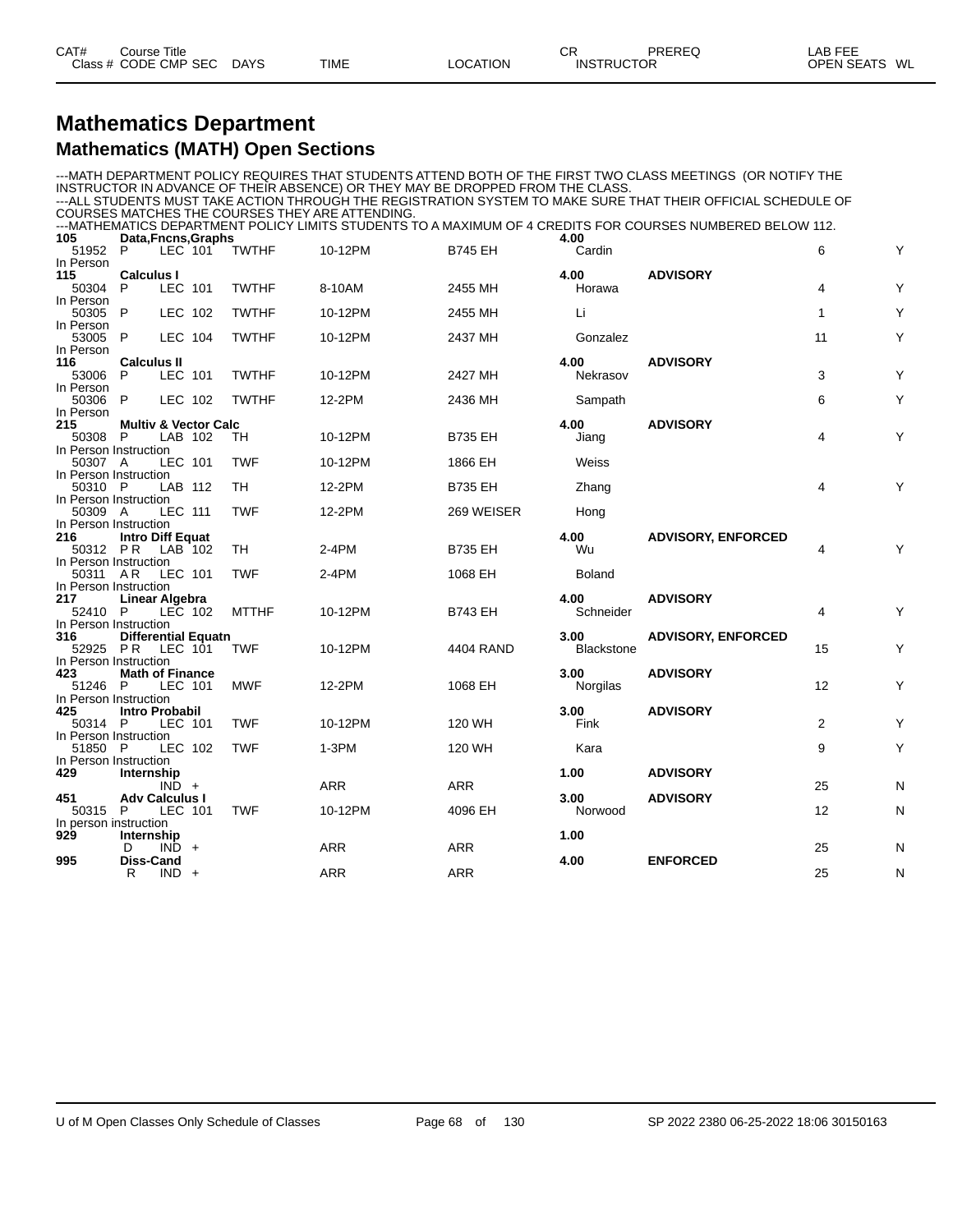| CAT# Class # | Course Title CODE | CMP | SEC | DAYS | TIME | LOCATION | CR INSTRUCTOR | PREREQ | LAB FEE OPEN SEATS | WL |
|---|---|---|---|---|---|---|---|---|---|---|

# Mathematics Department

## Mathematics (MATH) Open Sections

---MATH DEPARTMENT POLICY REQUIRES THAT STUDENTS ATTEND BOTH OF THE FIRST TWO CLASS MEETINGS (OR NOTIFY THE INSTRUCTOR IN ADVANCE OF THEIR ABSENCE) OR THEY MAY BE DROPPED FROM THE CLASS.
---ALL STUDENTS MUST TAKE ACTION THROUGH THE REGISTRATION SYSTEM TO MAKE SURE THAT THEIR OFFICIAL SCHEDULE OF COURSES MATCHES THE COURSES THEY ARE ATTENDING.
---MATHEMATICS DEPARTMENT POLICY LIMITS STUDENTS TO A MAXIMUM OF 4 CREDITS FOR COURSES NUMBERED BELOW 112.

| CAT# / Class # | CODE | CMP | SEC | DAYS | TIME | LOCATION | CR / INSTRUCTOR | PREREQ | OPEN SEATS | WL |
|---|---|---|---|---|---|---|---|---|---|---|
| **105** | **Data,Fncns,Graphs** | | | | | | **4.00** | | | |
| 51952 | P | LEC | 101 | TWTHF | 10-12PM | B745 EH | Cardin | | 6 | Y |
| In Person | | | | | | | | | | |
| **115** | **Calculus I** | | | | | | **4.00** | **ADVISORY** | | |
| 50304 | P | LEC | 101 | TWTHF | 8-10AM | 2455 MH | Horawa | | 4 | Y |
| In Person | | | | | | | | | | |
| 50305 | P | LEC | 102 | TWTHF | 10-12PM | 2455 MH | Li | | 1 | Y |
| In Person | | | | | | | | | | |
| 53005 | P | LEC | 104 | TWTHF | 10-12PM | 2437 MH | Gonzalez | | 11 | Y |
| In Person | | | | | | | | | | |
| **116** | **Calculus II** | | | | | | **4.00** | **ADVISORY** | | |
| 53006 | P | LEC | 101 | TWTHF | 10-12PM | 2427 MH | Nekrasov | | 3 | Y |
| In Person | | | | | | | | | | |
| 50306 | P | LEC | 102 | TWTHF | 12-2PM | 2436 MH | Sampath | | 6 | Y |
| In Person | | | | | | | | | | |
| **215** | **Multiv & Vector Calc** | | | | | | **4.00** | **ADVISORY** | | |
| 50308 | P | LAB | 102 | TH | 10-12PM | B735 EH | Jiang | | 4 | Y |
| In Person Instruction | | | | | | | | | | |
| 50307 | A | LEC | 101 | TWF | 10-12PM | 1866 EH | Weiss | | | |
| In Person Instruction | | | | | | | | | | |
| 50310 | P | LAB | 112 | TH | 12-2PM | B735 EH | Zhang | | 4 | Y |
| In Person Instruction | | | | | | | | | | |
| 50309 | A | LEC | 111 | TWF | 12-2PM | 269 WEISER | Hong | | | |
| In Person Instruction | | | | | | | | | | |
| **216** | **Intro Diff Equat** | | | | | | **4.00** | **ADVISORY, ENFORCED** | | |
| 50312 | P R | LAB | 102 | TH | 2-4PM | B735 EH | Wu | | 4 | Y |
| In Person Instruction | | | | | | | | | | |
| 50311 | A R | LEC | 101 | TWF | 2-4PM | 1068 EH | Boland | | | |
| In Person Instruction | | | | | | | | | | |
| **217** | **Linear Algebra** | | | | | | **4.00** | **ADVISORY** | | |
| 52410 | P | LEC | 102 | MTTHF | 10-12PM | B743 EH | Schneider | | 4 | Y |
| In Person Instruction | | | | | | | | | | |
| **316** | **Differential Equatn** | | | | | | **3.00** | **ADVISORY, ENFORCED** | | |
| 52925 | P R | LEC | 101 | TWF | 10-12PM | 4404 RAND | Blackstone | | 15 | Y |
| In Person Instruction | | | | | | | | | | |
| **423** | **Math of Finance** | | | | | | **3.00** | **ADVISORY** | | |
| 51246 | P | LEC | 101 | MWF | 12-2PM | 1068 EH | Norgilas | | 12 | Y |
| In Person Instruction | | | | | | | | | | |
| **425** | **Intro Probabil** | | | | | | **3.00** | **ADVISORY** | | |
| 50314 | P | LEC | 101 | TWF | 10-12PM | 120 WH | Fink | | 2 | Y |
| In Person Instruction | | | | | | | | | | |
| 51850 | P | LEC | 102 | TWF | 1-3PM | 120 WH | Kara | | 9 | Y |
| In Person Instruction | | | | | | | | | | |
| **429** | **Internship** | | | | | | **1.00** | **ADVISORY** | | |
| | | IND | + | | ARR | ARR | | | 25 | N |
| **451** | **Adv Calculus I** | | | | | | **3.00** | **ADVISORY** | | |
| 50315 | P | LEC | 101 | TWF | 10-12PM | 4096 EH | Norwood | | 12 | N |
| In person instruction | | | | | | | | | | |
| **929** | **Internship** | | | | | | **1.00** | | | |
| | D | IND | + | | ARR | ARR | | | 25 | N |
| **995** | **Diss-Cand** | | | | | | **4.00** | **ENFORCED** | | |
| | R | IND | + | | ARR | ARR | | | 25 | N |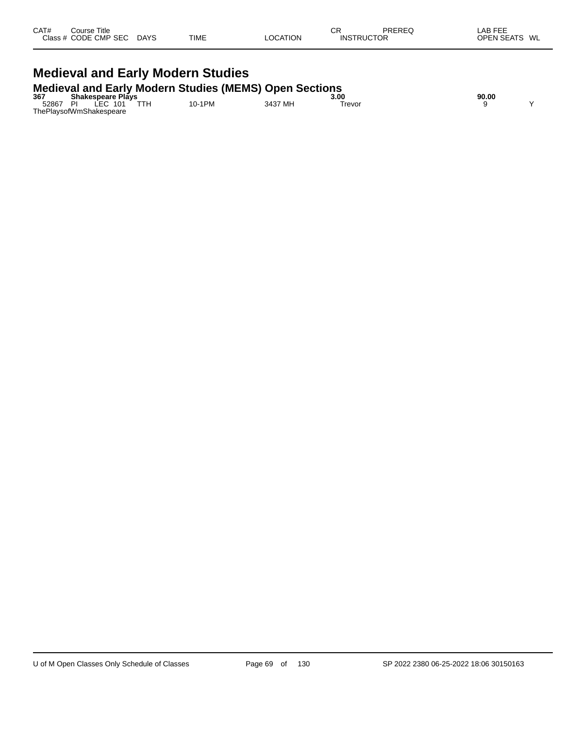| CAT# Class # | Course Title CODE | CMP | SEC | DAYS | TIME | LOCATION | CR INSTRUCTOR | PREREQ | LAB FEE OPEN SEATS | WL |
|---|---|---|---|---|---|---|---|---|---|---|

# Medieval and Early Modern Studies

## Medieval and Early Modern Studies (MEMS) Open Sections

| CAT# Class # | Course Title CODE | CMP | SEC | DAYS | TIME | LOCATION | CR INSTRUCTOR | PREREQ | LAB FEE OPEN SEATS | WL |
|---|---|---|---|---|---|---|---|---|---|---|
| **367** | **Shakespeare Plays** | | | | | | **3.00** | | **90.00** | |
| 52867 | PI | LEC | 101 | TTH | 10-1PM | 3437 MH | Trevor | | 9 | Y |
| ThePlaysofWmShakespeare | | | | | | | | | | |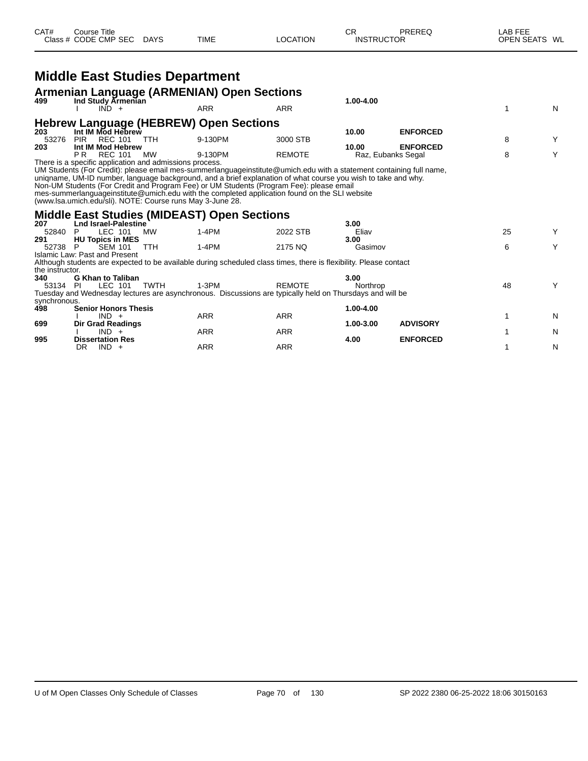| CAT# | Course Title | | | | | CR | PREREQ | LAB FEE | |
|---|---|---|---|---|---|---|---|---|---|
| Class # | CODE CMP SEC | DAYS | TIME | LOCATION | | INSTRUCTOR | | OPEN SEATS | WL |

# Middle East Studies Department

## Armenian Language (ARMENIAN) Open Sections

| | | | | | | | | | |
|---|---|---|---|---|---|---|---|---|---|
| **499** | **Ind Study Armenian** | | | | **1.00-4.00** | | | | |
| | I IND + | | ARR | ARR | | | | 1 | N |

## Hebrew Language (HEBREW) Open Sections

| | | | | | | | | | |
|---|---|---|---|---|---|---|---|---|---|
| **203** | **Int IM Mod Hebrew** | | | | **10.00** | | **ENFORCED** | | |
| 53276 | PIR REC 101 | TTH | 9-130PM | 3000 STB | | | | 8 | Y |
| **203** | **Int IM Mod Hebrew** | | | | **10.00** | | **ENFORCED** | | |
| | P R REC 101 | MW | 9-130PM | REMOTE | Raz, Eubanks Segal | | | 8 | Y |

There is a specific application and admissions process.
UM Students (For Credit): please email mes-summerlanguageinstitute@umich.edu with a statement containing full name, uniqname, UM-ID number, language background, and a brief explanation of what course you wish to take and why.
Non-UM Students (For Credit and Program Fee) or UM Students (Program Fee): please email mes-summerlanguageinstitute@umich.edu with the completed application found on the SLI website (www.lsa.umich.edu/sli). NOTE: Course runs May 3-June 28.

## Middle East Studies (MIDEAST) Open Sections

| | | | | | | | | | |
|---|---|---|---|---|---|---|---|---|---|
| **207** | **Lnd Israel-Palestine** | | | | **3.00** | | | | |
| 52840 | P LEC 101 | MW | 1-4PM | 2022 STB | Eliav | | | 25 | Y |
| **291** | **HU Topics in MES** | | | | **3.00** | | | | |
| 52738 | P SEM 101 | TTH | 1-4PM | 2175 NQ | Gasimov | | | 6 | Y |

Islamic Law: Past and Present
Although students are expected to be available during scheduled class times, there is flexibility. Please contact the instructor.

| | | | | | | | | | |
|---|---|---|---|---|---|---|---|---|---|
| **340** | **G Khan to Taliban** | | | | **3.00** | | | | |
| 53134 | PI LEC 101 | TWTH | 1-3PM | REMOTE | Northrop | | | 48 | Y |

Tuesday and Wednesday lectures are asynchronous. Discussions are typically held on Thursdays and will be synchronous.

| | | | | | | | | | |
|---|---|---|---|---|---|---|---|---|---|
| **498** | **Senior Honors Thesis** | | | | **1.00-4.00** | | | | |
| | I IND + | | ARR | ARR | | | | 1 | N |
| **699** | **Dir Grad Readings** | | | | **1.00-3.00** | | **ADVISORY** | | |
| | I IND + | | ARR | ARR | | | | 1 | N |
| **995** | **Dissertation Res** | | | | **4.00** | | **ENFORCED** | | |
| | DR IND + | | ARR | ARR | | | | 1 | N |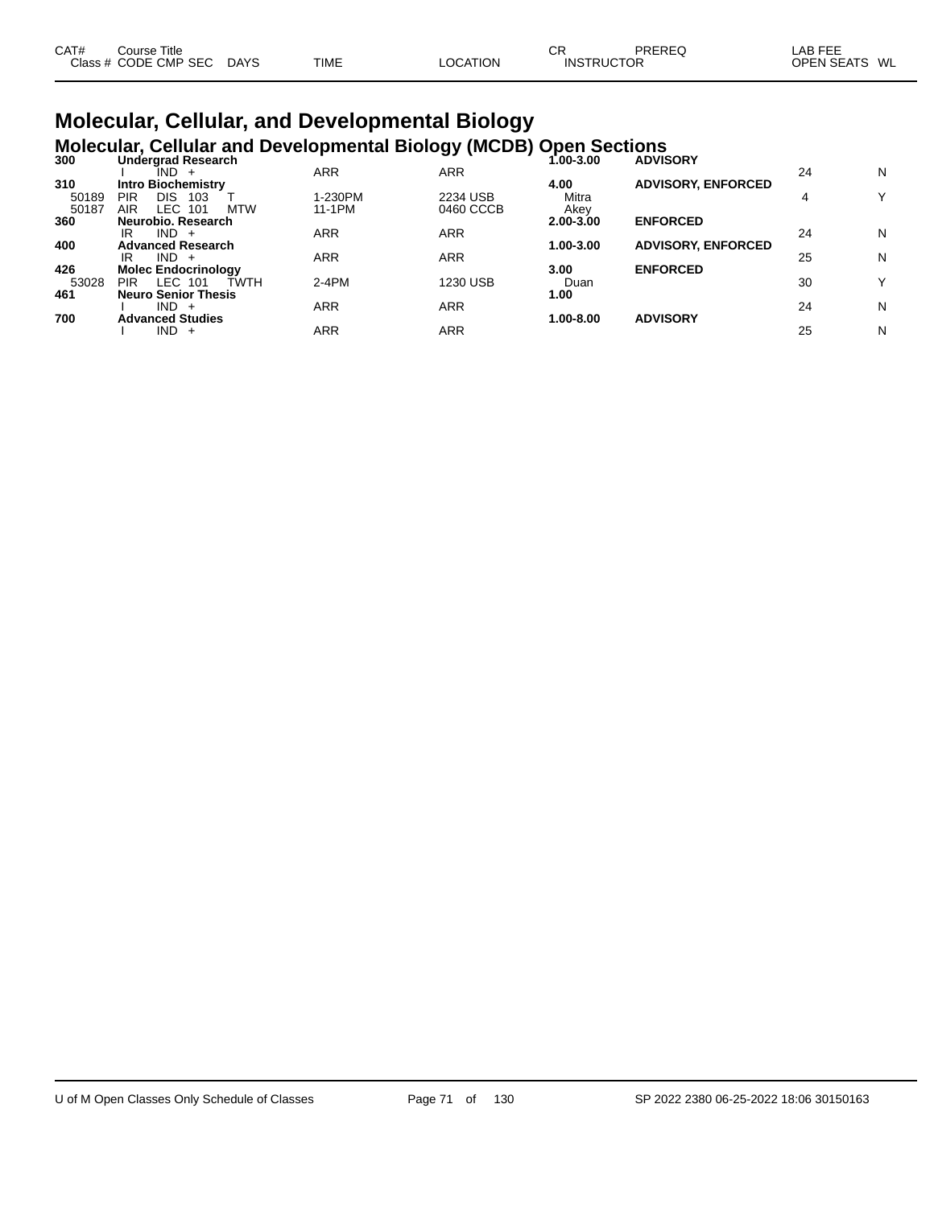# Molecular, Cellular, and Developmental Biology

## Molecular, Cellular and Developmental Biology (MCDB) Open Sections

| CAT# / Class # | Course Title / CODE CMP SEC | DAYS | TIME | LOCATION | CR / INSTRUCTOR | PREREQ | LAB FEE / OPEN SEATS | WL |
|---|---|---|---|---|---|---|---|---|
| **300** | **Undergrad Research** | | | | **1.00-3.00** | **ADVISORY** | | |
| | I IND + | | ARR | ARR | | | 24 | N |
| **310** | **Intro Biochemistry** | | | | **4.00** | **ADVISORY, ENFORCED** | | |
| 50189 | PIR DIS 103 | T | 1-230PM | 2234 USB | Mitra | | 4 | Y |
| 50187 | AIR LEC 101 | MTW | 11-1PM | 0460 CCCB | Akey | | | |
| **360** | **Neurobio. Research** | | | | **2.00-3.00** | **ENFORCED** | | |
| | IR IND + | | ARR | ARR | | | 24 | N |
| **400** | **Advanced Research** | | | | **1.00-3.00** | **ADVISORY, ENFORCED** | | |
| | IR IND + | | ARR | ARR | | | 25 | N |
| **426** | **Molec Endocrinology** | | | | **3.00** | **ENFORCED** | | |
| 53028 | PIR LEC 101 | TWTH | 2-4PM | 1230 USB | Duan | | 30 | Y |
| **461** | **Neuro Senior Thesis** | | | | **1.00** | | | |
| | I IND + | | ARR | ARR | | | 24 | N |
| **700** | **Advanced Studies** | | | | **1.00-8.00** | **ADVISORY** | | |
| | I IND + | | ARR | ARR | | | 25 | N |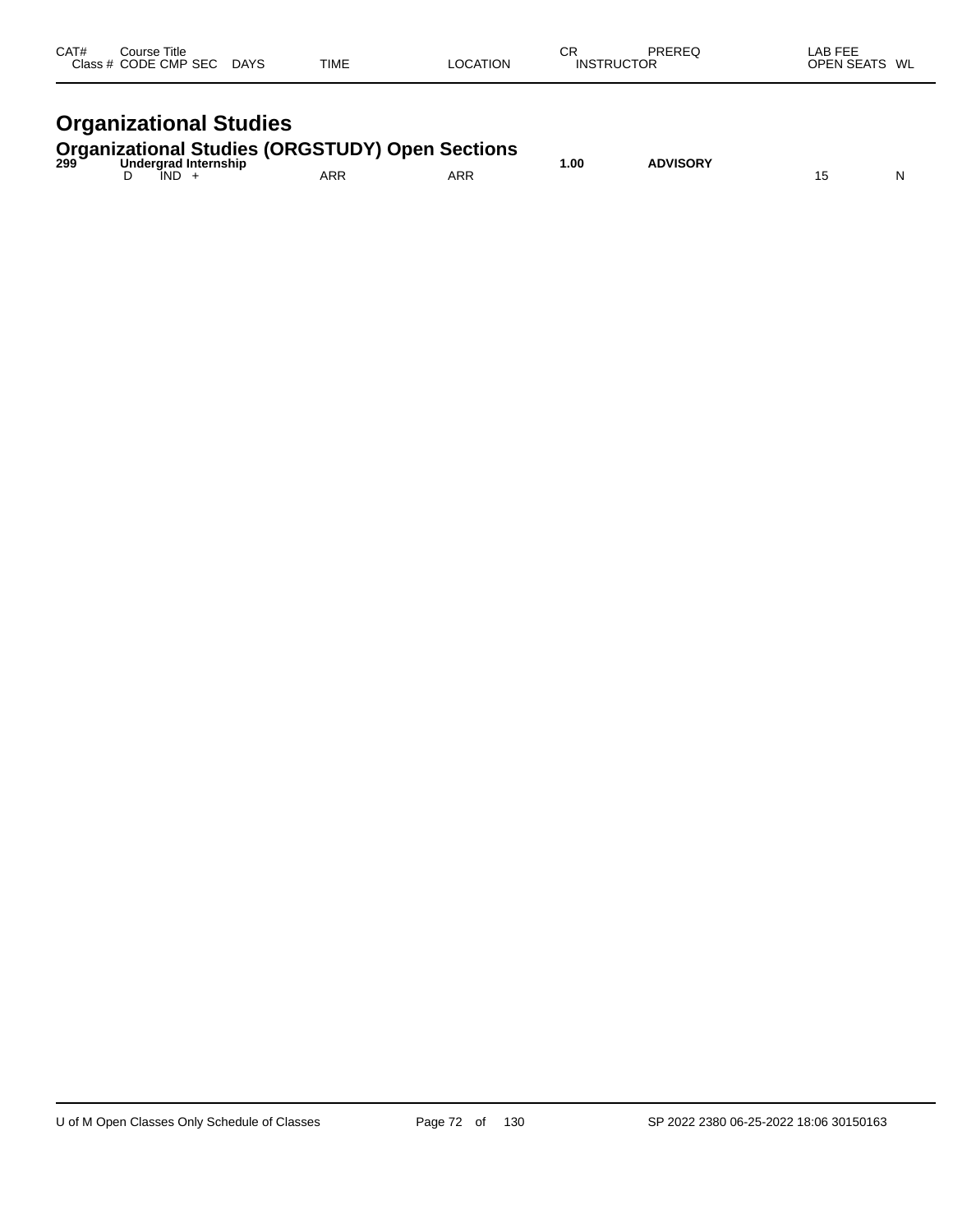| CAT# Class # | Course Title CODE | CMP | SEC | DAYS | TIME | LOCATION | CR INSTRUCTOR | PREREQ | LAB FEE OPEN SEATS | WL |
|---|---|---|---|---|---|---|---|---|---|---|

# Organizational Studies

## Organizational Studies (ORGSTUDY) Open Sections

| CAT# Class # | Course Title CODE | CMP | SEC | DAYS | TIME | LOCATION | CR INSTRUCTOR | PREREQ | LAB FEE OPEN SEATS | WL |
|---|---|---|---|---|---|---|---|---|---|---|
| **299** | **Undergrad Internship** | | | | | | **1.00** | **ADVISORY** | | |
| | D | IND | + | | ARR | ARR | | | 15 | N |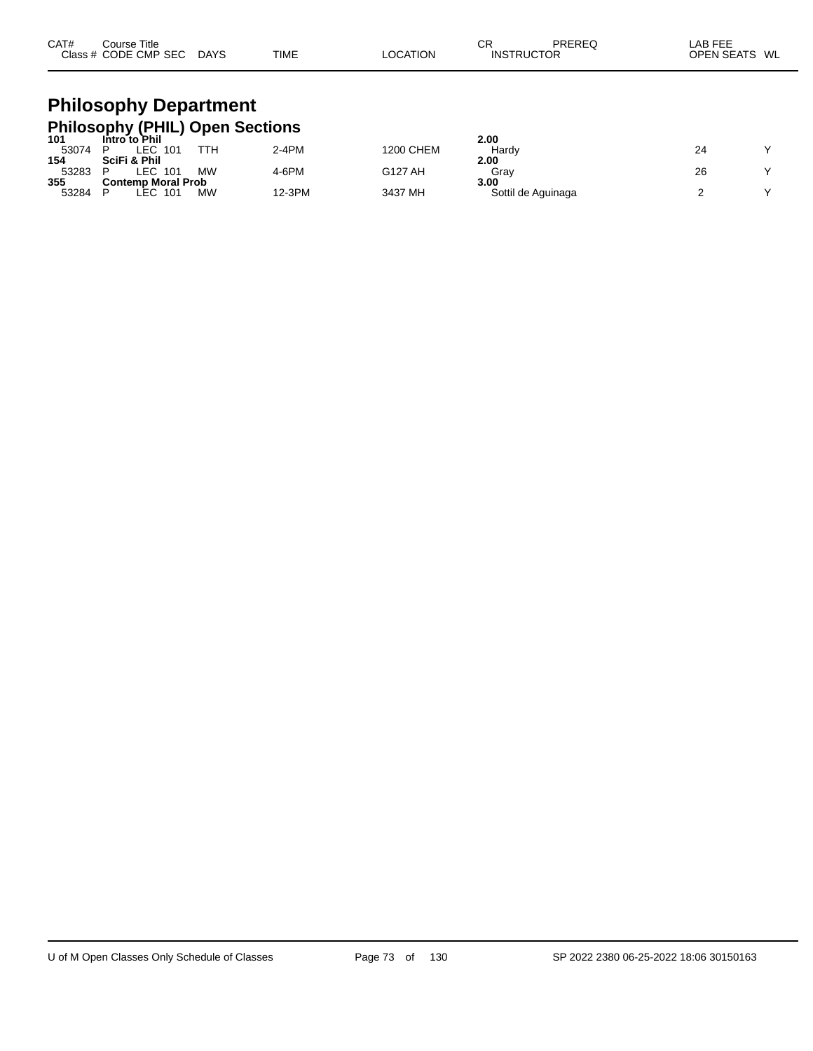| CAT# Class # | Course Title CODE | CMP | SEC | DAYS | TIME | LOCATION | CR INSTRUCTOR | PREREQ | LAB FEE OPEN SEATS | WL |
|---|---|---|---|---|---|---|---|---|---|---|

# Philosophy Department

## Philosophy (PHIL) Open Sections

| CAT# Class # | Course Title CODE | CMP | SEC | DAYS | TIME | LOCATION | CR INSTRUCTOR | PREREQ | LAB FEE OPEN SEATS | WL |
|---|---|---|---|---|---|---|---|---|---|---|
| **101** | **Intro to Phil** | | | | | | **2.00** | | | |
| 53074 | P | LEC | 101 | TTH | 2-4PM | 1200 CHEM | Hardy | | 24 | Y |
| **154** | **SciFi & Phil** | | | | | | **2.00** | | | |
| 53283 | P | LEC | 101 | MW | 4-6PM | G127 AH | Gray | | 26 | Y |
| **355** | **Contemp Moral Prob** | | | | | | **3.00** | | | |
| 53284 | P | LEC | 101 | MW | 12-3PM | 3437 MH | Sottil de Aguinaga | | 2 | Y |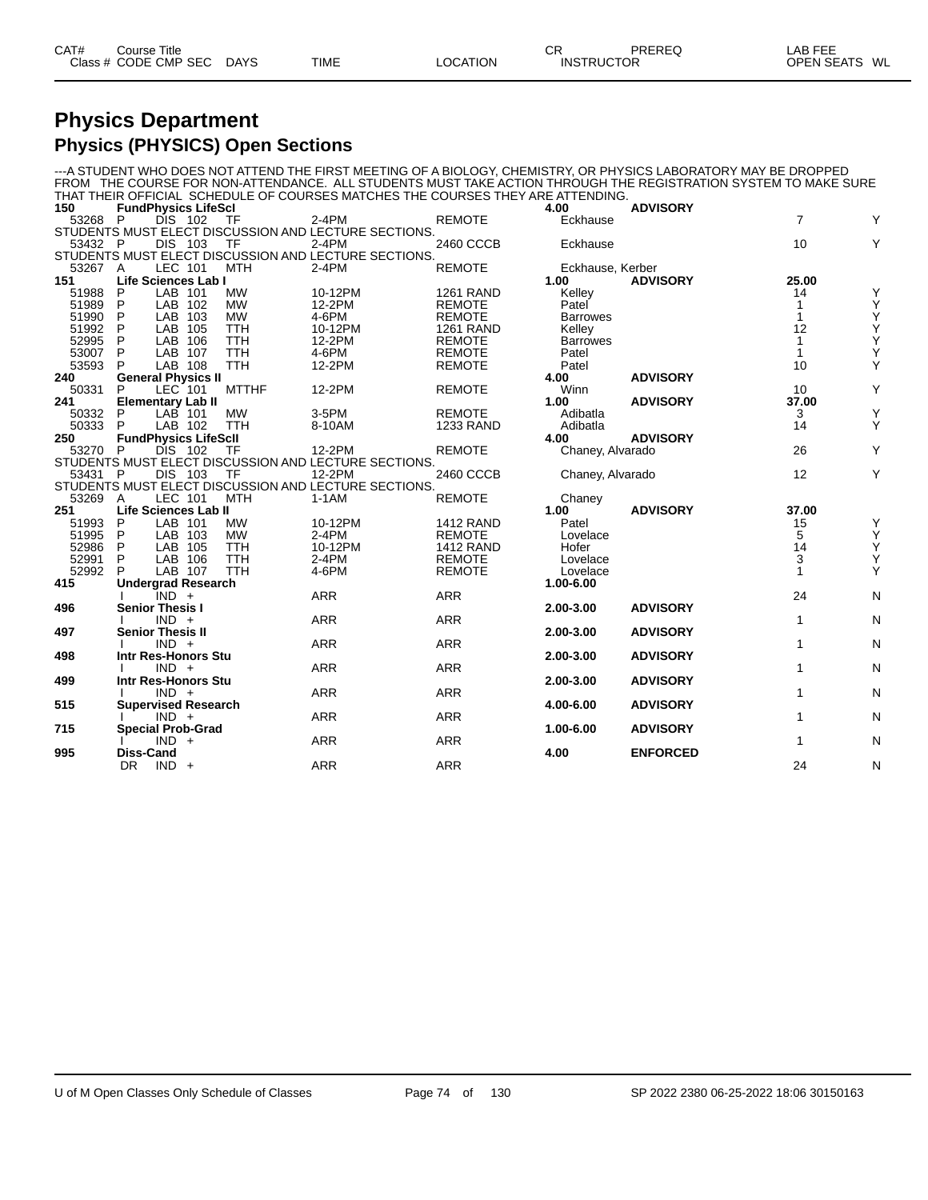# Physics Department

## Physics (PHYSICS) Open Sections

---A STUDENT WHO DOES NOT ATTEND THE FIRST MEETING OF A BIOLOGY, CHEMISTRY, OR PHYSICS LABORATORY MAY BE DROPPED FROM THE COURSE FOR NON-ATTENDANCE. ALL STUDENTS MUST TAKE ACTION THROUGH THE REGISTRATION SYSTEM TO MAKE SURE THAT THEIR OFFICIAL SCHEDULE OF COURSES MATCHES THE COURSES THEY ARE ATTENDING.

| CAT# / Class # | Course Title / CODE | CMP | SEC | DAYS | TIME | LOCATION | CR / INSTRUCTOR | PREREQ | LAB FEE / OPEN SEATS | WL |
|---|---|---|---|---|---|---|---|---|---|---|
| 150 | FundPhysics LifeScI | | | | | | 4.00 | ADVISORY | | |
| 53268 | P | DIS | 102 | TF | 2-4PM | REMOTE | Eckhause | | 7 | Y |
| STUDENTS MUST ELECT DISCUSSION AND LECTURE SECTIONS. | | | | | | | | | | |
| 53432 | P | DIS | 103 | TF | 2-4PM | 2460 CCCB | Eckhause | | 10 | Y |
| STUDENTS MUST ELECT DISCUSSION AND LECTURE SECTIONS. | | | | | | | | | | |
| 53267 | A | LEC | 101 | MTH | 2-4PM | REMOTE | Eckhause, Kerber | | | |
| 151 | Life Sciences Lab I | | | | | | 1.00 | ADVISORY | 25.00 | |
| 51988 | P | LAB | 101 | MW | 10-12PM | 1261 RAND | Kelley | | 14 | Y |
| 51989 | P | LAB | 102 | MW | 12-2PM | REMOTE | Patel | | 1 | Y |
| 51990 | P | LAB | 103 | MW | 4-6PM | REMOTE | Barrowes | | 1 | Y |
| 51992 | P | LAB | 105 | TTH | 10-12PM | 1261 RAND | Kelley | | 12 | Y |
| 52995 | P | LAB | 106 | TTH | 12-2PM | REMOTE | Barrowes | | 1 | Y |
| 53007 | P | LAB | 107 | TTH | 4-6PM | REMOTE | Patel | | 1 | Y |
| 53593 | P | LAB | 108 | TTH | 12-2PM | REMOTE | Patel | | 10 | Y |
| 240 | General Physics II | | | | | | 4.00 | ADVISORY | | |
| 50331 | P | LEC | 101 | MTTHF | 12-2PM | REMOTE | Winn | | 10 | Y |
| 241 | Elementary Lab II | | | | | | 1.00 | ADVISORY | 37.00 | |
| 50332 | P | LAB | 101 | MW | 3-5PM | REMOTE | Adibatla | | 3 | Y |
| 50333 | P | LAB | 102 | TTH | 8-10AM | 1233 RAND | Adibatla | | 14 | Y |
| 250 | FundPhysics LifeScII | | | | | | 4.00 | ADVISORY | | |
| 53270 | P | DIS | 102 | TF | 12-2PM | REMOTE | Chaney, Alvarado | | 26 | Y |
| STUDENTS MUST ELECT DISCUSSION AND LECTURE SECTIONS. | | | | | | | | | | |
| 53431 | P | DIS | 103 | TF | 12-2PM | 2460 CCCB | Chaney, Alvarado | | 12 | Y |
| STUDENTS MUST ELECT DISCUSSION AND LECTURE SECTIONS. | | | | | | | | | | |
| 53269 | A | LEC | 101 | MTH | 1-1AM | REMOTE | Chaney | | | |
| 251 | Life Sciences Lab II | | | | | | 1.00 | ADVISORY | 37.00 | |
| 51993 | P | LAB | 101 | MW | 10-12PM | 1412 RAND | Patel | | 15 | Y |
| 51995 | P | LAB | 103 | MW | 2-4PM | REMOTE | Lovelace | | 5 | Y |
| 52986 | P | LAB | 105 | TTH | 10-12PM | 1412 RAND | Hofer | | 14 | Y |
| 52991 | P | LAB | 106 | TTH | 2-4PM | REMOTE | Lovelace | | 3 | Y |
| 52992 | P | LAB | 107 | TTH | 4-6PM | REMOTE | Lovelace | | 1 | Y |
| 415 | Undergrad Research | | | | | | 1.00-6.00 | | | |
| | I | IND | + | | ARR | ARR | | | 24 | N |
| 496 | Senior Thesis I | | | | | | 2.00-3.00 | ADVISORY | | |
| | I | IND | + | | ARR | ARR | | | 1 | N |
| 497 | Senior Thesis II | | | | | | 2.00-3.00 | ADVISORY | | |
| | I | IND | + | | ARR | ARR | | | 1 | N |
| 498 | Intr Res-Honors Stu | | | | | | 2.00-3.00 | ADVISORY | | |
| | I | IND | + | | ARR | ARR | | | 1 | N |
| 499 | Intr Res-Honors Stu | | | | | | 2.00-3.00 | ADVISORY | | |
| | I | IND | + | | ARR | ARR | | | 1 | N |
| 515 | Supervised Research | | | | | | 4.00-6.00 | ADVISORY | | |
| | I | IND | + | | ARR | ARR | | | 1 | N |
| 715 | Special Prob-Grad | | | | | | 1.00-6.00 | ADVISORY | | |
| | I | IND | + | | ARR | ARR | | | 1 | N |
| 995 | Diss-Cand | | | | | | 4.00 | ENFORCED | | |
| | DR | IND | + | | ARR | ARR | | | 24 | N |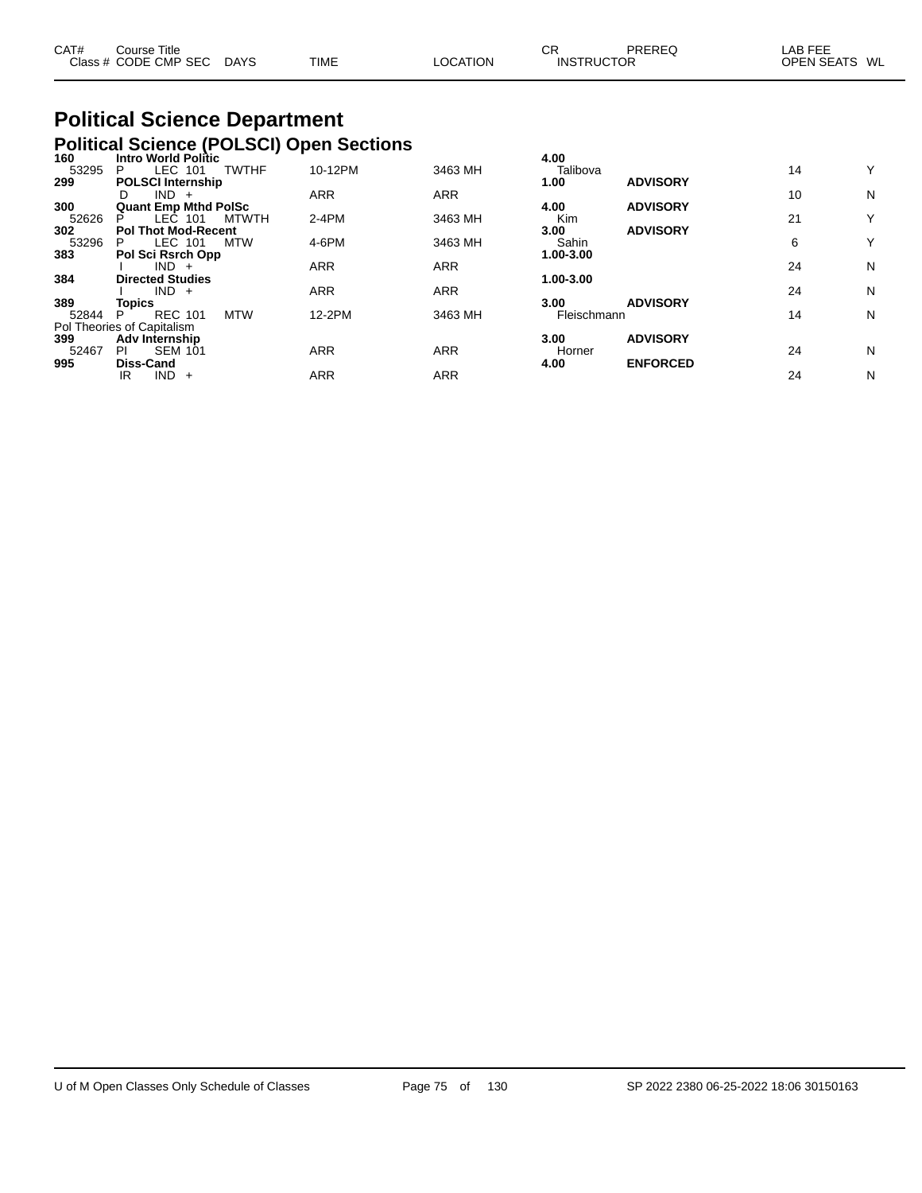# Political Science Department

## Political Science (POLSCI) Open Sections

| CAT# / Class # | Course Title / CODE CMP SEC | DAYS | TIME | LOCATION | CR / INSTRUCTOR | PREREQ | LAB FEE / OPEN SEATS | WL |
|---|---|---|---|---|---|---|---|---|
| **160** | **Intro World Politic** | | | | **4.00** | | | |
| 53295 | P LEC 101 | TWTHF | 10-12PM | 3463 MH | Talibova | | 14 | Y |
| **299** | **POLSCI Internship** | | | | **1.00** | **ADVISORY** | | |
| | D IND + | | ARR | ARR | | | 10 | N |
| **300** | **Quant Emp Mthd PolSc** | | | | **4.00** | **ADVISORY** | | |
| 52626 | P LEC 101 | MTWTH | 2-4PM | 3463 MH | Kim | | 21 | Y |
| **302** | **Pol Thot Mod-Recent** | | | | **3.00** | **ADVISORY** | | |
| 53296 | P LEC 101 | MTW | 4-6PM | 3463 MH | Sahin | | 6 | Y |
| **383** | **Pol Sci Rsrch Opp** | | | | **1.00-3.00** | | | |
| | I IND + | | ARR | ARR | | | 24 | N |
| **384** | **Directed Studies** | | | | **1.00-3.00** | | | |
| | I IND + | | ARR | ARR | | | 24 | N |
| **389** | **Topics** | | | | **3.00** | **ADVISORY** | | |
| 52844 | P REC 101 | MTW | 12-2PM | 3463 MH | Fleischmann | | 14 | N |
| Pol Theories of Capitalism | | | | | | | | |
| **399** | **Adv Internship** | | | | **3.00** | **ADVISORY** | | |
| 52467 | PI SEM 101 | | ARR | ARR | Horner | | 24 | N |
| **995** | **Diss-Cand** | | | | **4.00** | **ENFORCED** | | |
| | IR IND + | | ARR | ARR | | | 24 | N |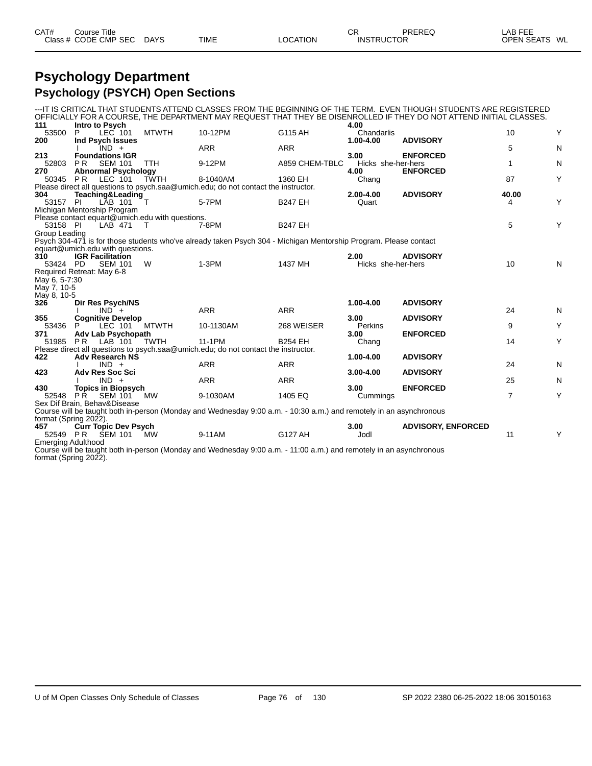| CAT# Class # | Course Title CODE CMP SEC | DAYS | TIME | LOCATION | CR INSTRUCTOR | PREREQ | LAB FEE OPEN SEATS | WL |
|---|---|---|---|---|---|---|---|---|

# Psychology Department

## Psychology (PSYCH) Open Sections

---IT IS CRITICAL THAT STUDENTS ATTEND CLASSES FROM THE BEGINNING OF THE TERM. EVEN THOUGH STUDENTS ARE REGISTERED OFFICIALLY FOR A COURSE, THE DEPARTMENT MAY REQUEST THAT THEY BE DISENROLLED IF THEY DO NOT ATTEND INITIAL CLASSES.

| CAT# / Class # | Course Title / CODE CMP SEC | DAYS | TIME | LOCATION | CR / INSTRUCTOR | PREREQ | LAB FEE / OPEN SEATS | WL |
|---|---|---|---|---|---|---|---|---|
| **111** | **Intro to Psych** | | | | **4.00** | | | |
| 53500 | P LEC 101 | MTWTH | 10-12PM | G115 AH | Chandarlis | | 10 | Y |
| **200** | **Ind Psych Issues** | | | | **1.00-4.00** | **ADVISORY** | | |
| | I IND + | | ARR | ARR | | | 5 | N |
| **213** | **Foundations IGR** | | | | **3.00** | **ENFORCED** | | |
| 52803 | P R SEM 101 | TTH | 9-12PM | A859 CHEM-TBLC | Hicks she-her-hers | | 1 | N |
| **270** | **Abnormal Psychology** | | | | **4.00** | **ENFORCED** | | |
| 50345 | P R LEC 101 | TWTH | 8-1040AM | 1360 EH | Chang | | 87 | Y |

Please direct all questions to psych.saa@umich.edu; do not contact the instructor.

| CAT# / Class # | Course Title / CODE CMP SEC | DAYS | TIME | LOCATION | CR / INSTRUCTOR | PREREQ | LAB FEE / OPEN SEATS | WL |
|---|---|---|---|---|---|---|---|---|
| **304** | **Teaching&Leading** | | | | **2.00-4.00** | **ADVISORY** | **40.00** | |
| 53157 | PI LAB 101 | T | 5-7PM | B247 EH | Quart | | 4 | Y |

Michigan Mentorship Program
Please contact equart@umich.edu with questions.

| CAT# / Class # | Course Title / CODE CMP SEC | DAYS | TIME | LOCATION | CR / INSTRUCTOR | PREREQ | LAB FEE / OPEN SEATS | WL |
|---|---|---|---|---|---|---|---|---|
| 53158 | PI LAB 471 | T | 7-8PM | B247 EH | | | 5 | Y |

Group Leading
Psych 304-471 is for those students who've already taken Psych 304 - Michigan Mentorship Program. Please contact equart@umich.edu with questions.

| CAT# / Class # | Course Title / CODE CMP SEC | DAYS | TIME | LOCATION | CR / INSTRUCTOR | PREREQ | LAB FEE / OPEN SEATS | WL |
|---|---|---|---|---|---|---|---|---|
| **310** | **IGR Facilitation** | | | | **2.00** | **ADVISORY** | | |
| 53424 | PD SEM 101 | W | 1-3PM | 1437 MH | Hicks she-her-hers | | 10 | N |

Required Retreat: May 6-8
May 6, 5-7:30
May 7, 10-5
May 8, 10-5

| CAT# / Class # | Course Title / CODE CMP SEC | DAYS | TIME | LOCATION | CR / INSTRUCTOR | PREREQ | LAB FEE / OPEN SEATS | WL |
|---|---|---|---|---|---|---|---|---|
| **326** | **Dir Res Psych/NS** | | | | **1.00-4.00** | **ADVISORY** | | |
| | I IND + | | ARR | ARR | | | 24 | N |
| **355** | **Cognitive Develop** | | | | **3.00** | **ADVISORY** | | |
| 53436 | P LEC 101 | MTWTH | 10-1130AM | 268 WEISER | Perkins | | 9 | Y |
| **371** | **Adv Lab Psychopath** | | | | **3.00** | **ENFORCED** | | |
| 51985 | P R LAB 101 | TWTH | 11-1PM | B254 EH | Chang | | 14 | Y |

Please direct all questions to psych.saa@umich.edu; do not contact the instructor.

| CAT# / Class # | Course Title / CODE CMP SEC | DAYS | TIME | LOCATION | CR / INSTRUCTOR | PREREQ | LAB FEE / OPEN SEATS | WL |
|---|---|---|---|---|---|---|---|---|
| **422** | **Adv Research NS** | | | | **1.00-4.00** | **ADVISORY** | | |
| | I IND + | | ARR | ARR | | | 24 | N |
| **423** | **Adv Res Soc Sci** | | | | **3.00-4.00** | **ADVISORY** | | |
| | I IND + | | ARR | ARR | | | 25 | N |
| **430** | **Topics in Biopsych** | | | | **3.00** | **ENFORCED** | | |
| 52548 | P R SEM 101 | MW | 9-1030AM | 1405 EQ | Cummings | | 7 | Y |

Sex Dif Brain, Behav&Disease
Course will be taught both in-person (Monday and Wednesday 9:00 a.m. - 10:30 a.m.) and remotely in an asynchronous format (Spring 2022).

| CAT# / Class # | Course Title / CODE CMP SEC | DAYS | TIME | LOCATION | CR / INSTRUCTOR | PREREQ | LAB FEE / OPEN SEATS | WL |
|---|---|---|---|---|---|---|---|---|
| **457** | **Curr Topic Dev Psych** | | | | **3.00** | **ADVISORY, ENFORCED** | | |
| 52549 | P R SEM 101 | MW | 9-11AM | G127 AH | Jodl | | 11 | Y |

Emerging Adulthood
Course will be taught both in-person (Monday and Wednesday 9:00 a.m. - 11:00 a.m.) and remotely in an asynchronous format (Spring 2022).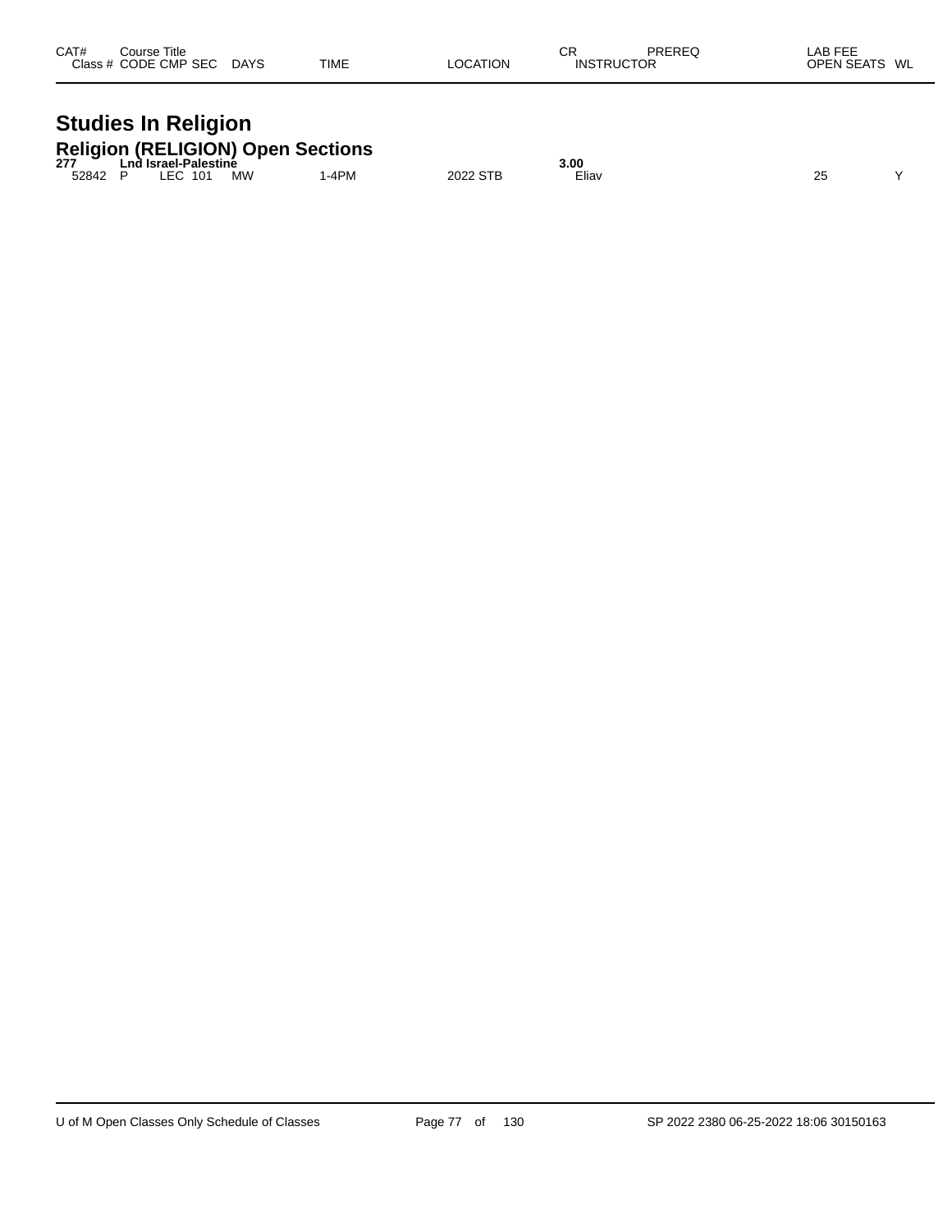| CAT# Class # | Course Title CODE | CMP | SEC | DAYS | TIME | LOCATION | CR INSTRUCTOR | PREREQ | LAB FEE OPEN SEATS | WL |
|---|---|---|---|---|---|---|---|---|---|---|

# Studies In Religion

## Religion (RELIGION) Open Sections

| CAT# Class # | Course Title CODE | CMP | SEC | DAYS | TIME | LOCATION | CR INSTRUCTOR | PREREQ | LAB FEE OPEN SEATS | WL |
|---|---|---|---|---|---|---|---|---|---|---|
| **277** | **Lnd Israel-Palestine** | | | | | | **3.00** | | | |
| 52842 | P | LEC | 101 | MW | 1-4PM | 2022 STB | Eliav | | 25 | Y |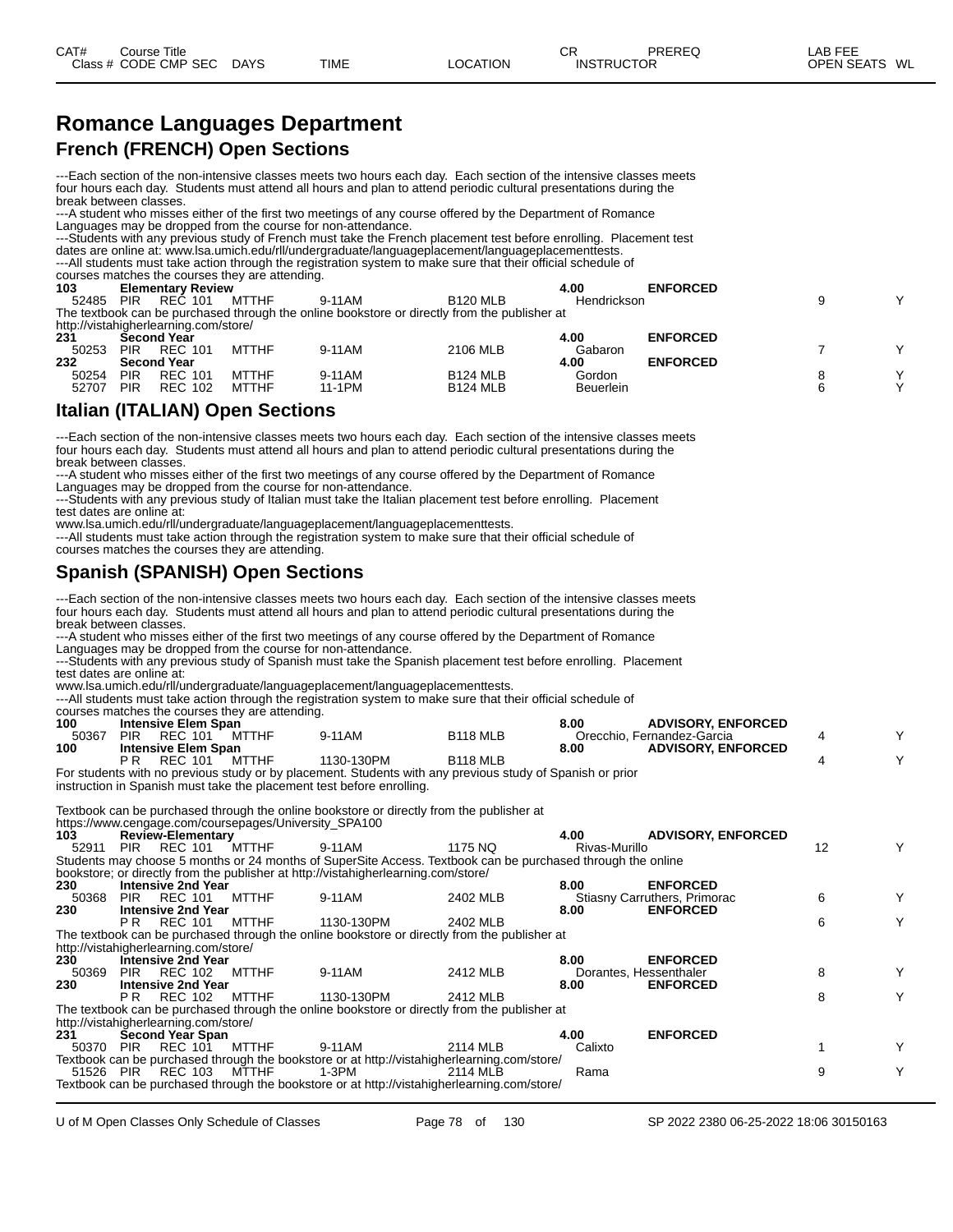# Romance Languages Department

## French (FRENCH) Open Sections

---Each section of the non-intensive classes meets two hours each day. Each section of the intensive classes meets four hours each day. Students must attend all hours and plan to attend periodic cultural presentations during the break between classes.
---A student who misses either of the first two meetings of any course offered by the Department of Romance Languages may be dropped from the course for non-attendance.
---Students with any previous study of French must take the French placement test before enrolling. Placement test dates are online at: www.lsa.umich.edu/rll/undergraduate/languageplacement/languageplacementtests.
---All students must take action through the registration system to make sure that their official schedule of courses matches the courses they are attending.

| CAT# Class # | Course Title CODE CMP SEC | DAYS | TIME | LOCATION | CR INSTRUCTOR | PREREQ | LAB FEE OPEN SEATS | WL |
|---|---|---|---|---|---|---|---|---|
| **103** | **Elementary Review** | | | | **4.00** | **ENFORCED** | | |
| 52485 | PIR REC 101 | MTTHF | 9-11AM | B120 MLB | Hendrickson | | 9 | Y |
| The textbook can be purchased through the online bookstore or directly from the publisher at http://vistahigherlearning.com/store/ | | | | | | | | |
| **231** | **Second Year** | | | | **4.00** | **ENFORCED** | | |
| 50253 | PIR REC 101 | MTTHF | 9-11AM | 2106 MLB | Gabaron | | 7 | Y |
| **232** | **Second Year** | | | | **4.00** | **ENFORCED** | | |
| 50254 | PIR REC 101 | MTTHF | 9-11AM | B124 MLB | Gordon | | 8 | Y |
| 52707 | PIR REC 102 | MTTHF | 11-1PM | B124 MLB | Beuerlein | | 6 | Y |

## Italian (ITALIAN) Open Sections

---Each section of the non-intensive classes meets two hours each day. Each section of the intensive classes meets four hours each day. Students must attend all hours and plan to attend periodic cultural presentations during the break between classes.
---A student who misses either of the first two meetings of any course offered by the Department of Romance Languages may be dropped from the course for non-attendance.
---Students with any previous study of Italian must take the Italian placement test before enrolling. Placement test dates are online at:
www.lsa.umich.edu/rll/undergraduate/languageplacement/languageplacementtests.
---All students must take action through the registration system to make sure that their official schedule of courses matches the courses they are attending.

## Spanish (SPANISH) Open Sections

---Each section of the non-intensive classes meets two hours each day. Each section of the intensive classes meets four hours each day. Students must attend all hours and plan to attend periodic cultural presentations during the break between classes.
---A student who misses either of the first two meetings of any course offered by the Department of Romance Languages may be dropped from the course for non-attendance.
---Students with any previous study of Spanish must take the Spanish placement test before enrolling. Placement test dates are online at:
www.lsa.umich.edu/rll/undergraduate/languageplacement/languageplacementtests.
---All students must take action through the registration system to make sure that their official schedule of courses matches the courses they are attending.

| CAT# Class # | Course Title CODE CMP SEC | DAYS | TIME | LOCATION | CR INSTRUCTOR | PREREQ | LAB FEE OPEN SEATS | WL |
|---|---|---|---|---|---|---|---|---|
| **100** | **Intensive Elem Span** | | | | **8.00** | **ADVISORY, ENFORCED** | | |
| 50367 | PIR REC 101 | MTTHF | 9-11AM | B118 MLB | Orecchio, Fernandez-Garcia | | 4 | Y |
| **100** | **Intensive Elem Span** | | | | **8.00** | **ADVISORY, ENFORCED** | | |
| | P R REC 101 | MTTHF | 1130-130PM | B118 MLB | | | 4 | Y |
| For students with no previous study or by placement. Students with any previous study of Spanish or prior instruction in Spanish must take the placement test before enrolling. Textbook can be purchased through the online bookstore or directly from the publisher at https://www.cengage.com/coursepages/University_SPA100 | | | | | | | | |
| **103** | **Review-Elementary** | | | | **4.00** | **ADVISORY, ENFORCED** | | |
| 52911 | PIR REC 101 | MTTHF | 9-11AM | 1175 NQ | Rivas-Murillo | | 12 | Y |
| Students may choose 5 months or 24 months of SuperSite Access. Textbook can be purchased through the online bookstore; or directly from the publisher at http://vistahigherlearning.com/store/ | | | | | | | | |
| **230** | **Intensive 2nd Year** | | | | **8.00** | **ENFORCED** | | |
| 50368 | PIR REC 101 | MTTHF | 9-11AM | 2402 MLB | Stiasny Carruthers, Primorac | | 6 | Y |
| **230** | **Intensive 2nd Year** | | | | **8.00** | **ENFORCED** | | |
| | P R REC 101 | MTTHF | 1130-130PM | 2402 MLB | | | 6 | Y |
| The textbook can be purchased through the online bookstore or directly from the publisher at http://vistahigherlearning.com/store/ | | | | | | | | |
| **230** | **Intensive 2nd Year** | | | | **8.00** | **ENFORCED** | | |
| 50369 | PIR REC 102 | MTTHF | 9-11AM | 2412 MLB | Dorantes, Hessenthaler | | 8 | Y |
| **230** | **Intensive 2nd Year** | | | | **8.00** | **ENFORCED** | | |
| | P R REC 102 | MTTHF | 1130-130PM | 2412 MLB | | | 8 | Y |
| The textbook can be purchased through the online bookstore or directly from the publisher at http://vistahigherlearning.com/store/ | | | | | | | | |
| **231** | **Second Year Span** | | | | **4.00** | **ENFORCED** | | |
| 50370 | PIR REC 101 | MTTHF | 9-11AM | 2114 MLB | Calixto | | 1 | Y |
| Textbook can be purchased through the bookstore or at http://vistahigherlearning.com/store/ | | | | | | | | |
| 51526 | PIR REC 103 | MTTHF | 1-3PM | 2114 MLB | Rama | | 9 | Y |
| Textbook can be purchased through the bookstore or at http://vistahigherlearning.com/store/ | | | | | | | | |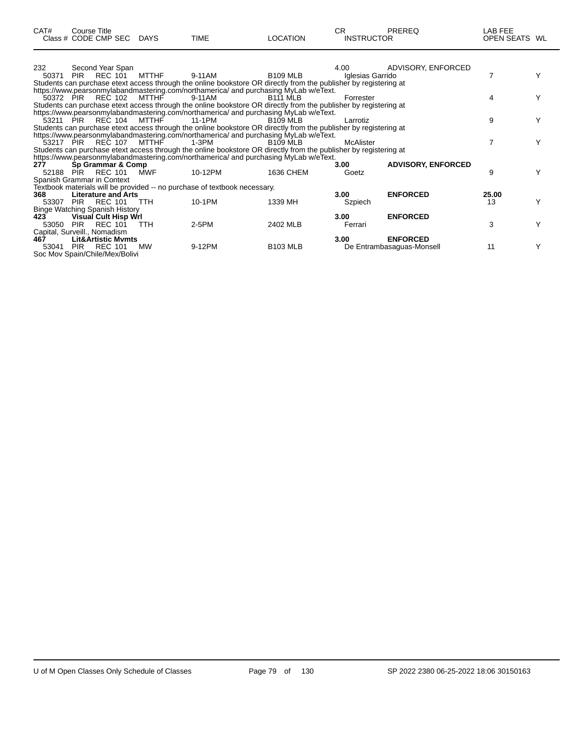| CAT# | Course Title | | | | | | CR | PREREQ | LAB FEE | |
|---|---|---|---|---|---|---|---|---|---|---|
| Class # | CODE CMP SEC | DAYS | TIME | LOCATION | INSTRUCTOR | | | | OPEN SEATS | WL |
| 232 | Second Year Span | | | | | | 4.00 | ADVISORY, ENFORCED | | |
| 50371 | PIR REC 101 | MTTHF | 9-11AM | B109 MLB | Iglesias Garrido | | | | 7 | Y |
| Students can purchase etext access through the online bookstore OR directly from the publisher by registering at https://www.pearsonmylabandmastering.com/northamerica/ and purchasing MyLab w/eText. | | | | | | | | | | |
| 50372 | PIR REC 102 | MTTHF | 9-11AM | B111 MLB | Forrester | | | | 4 | Y |
| Students can purchase etext access through the online bookstore OR directly from the publisher by registering at https://www.pearsonmylabandmastering.com/northamerica/ and purchasing MyLab w/eText. | | | | | | | | | | |
| 53211 | PIR REC 104 | MTTHF | 11-1PM | B109 MLB | Larrotiz | | | | 9 | Y |
| Students can purchase etext access through the online bookstore OR directly from the publisher by registering at https://www.pearsonmylabandmastering.com/northamerica/ and purchasing MyLab w/eText. | | | | | | | | | | |
| 53217 | PIR REC 107 | MTTHF | 1-3PM | B109 MLB | McAlister | | | | 7 | Y |
| Students can purchase etext access through the online bookstore OR directly from the publisher by registering at https://www.pearsonmylabandmastering.com/northamerica/ and purchasing MyLab w/eText. | | | | | | | | | | |
| **277** | **Sp Grammar & Comp** | | | | | | **3.00** | **ADVISORY, ENFORCED** | | |
| 52188 | PIR REC 101 | MWF | 10-12PM | 1636 CHEM | Goetz | | | | 9 | Y |
| Spanish Grammar in Context | | | | | | | | | | |
| Textbook materials will be provided -- no purchase of textbook necessary. | | | | | | | | | | |
| **368** | **Literature and Arts** | | | | | | **3.00** | **ENFORCED** | **25.00** | |
| 53307 | PIR REC 101 | TTH | 10-1PM | 1339 MH | Szpiech | | | | 13 | Y |
| Binge Watching Spanish History | | | | | | | | | | |
| **423** | **Visual Cult Hisp Wrl** | | | | | | **3.00** | **ENFORCED** | | |
| 53050 | PIR REC 101 | TTH | 2-5PM | 2402 MLB | Ferrari | | | | 3 | Y |
| Capital, Surveill., Nomadism | | | | | | | | | | |
| **467** | **Lit&Artistic Mvmts** | | | | | | **3.00** | **ENFORCED** | | |
| 53041 | PIR REC 101 | MW | 9-12PM | B103 MLB | De Entrambasaguas-Monsell | | | | 11 | Y |
| Soc Mov Spain/Chile/Mex/Bolivi | | | | | | | | | | |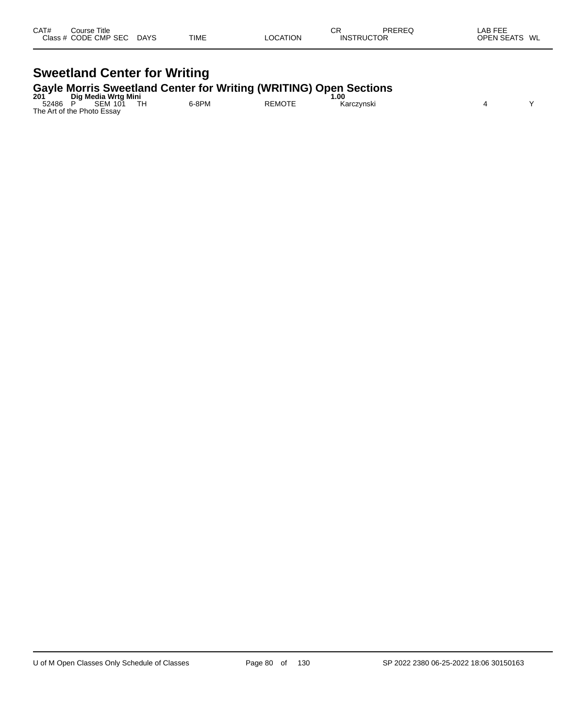| CAT# Class # | Course Title CODE | CMP | SEC | DAYS | TIME | LOCATION | CR INSTRUCTOR | PREREQ | LAB FEE OPEN SEATS | WL |
|---|---|---|---|---|---|---|---|---|---|---|

# Sweetland Center for Writing

## Gayle Morris Sweetland Center for Writing (WRITING) Open Sections

| CAT# Class # | Course Title CODE | CMP | SEC | DAYS | TIME | LOCATION | CR INSTRUCTOR | PREREQ | LAB FEE OPEN SEATS | WL |
|---|---|---|---|---|---|---|---|---|---|---|
| **201** | **Dig Media Wrtg Mini** | | | | | | **1.00** | | | |
| 52486 | P | SEM | 101 | TH | 6-8PM | REMOTE | Karczynski | | 4 | Y |

The Art of the Photo Essay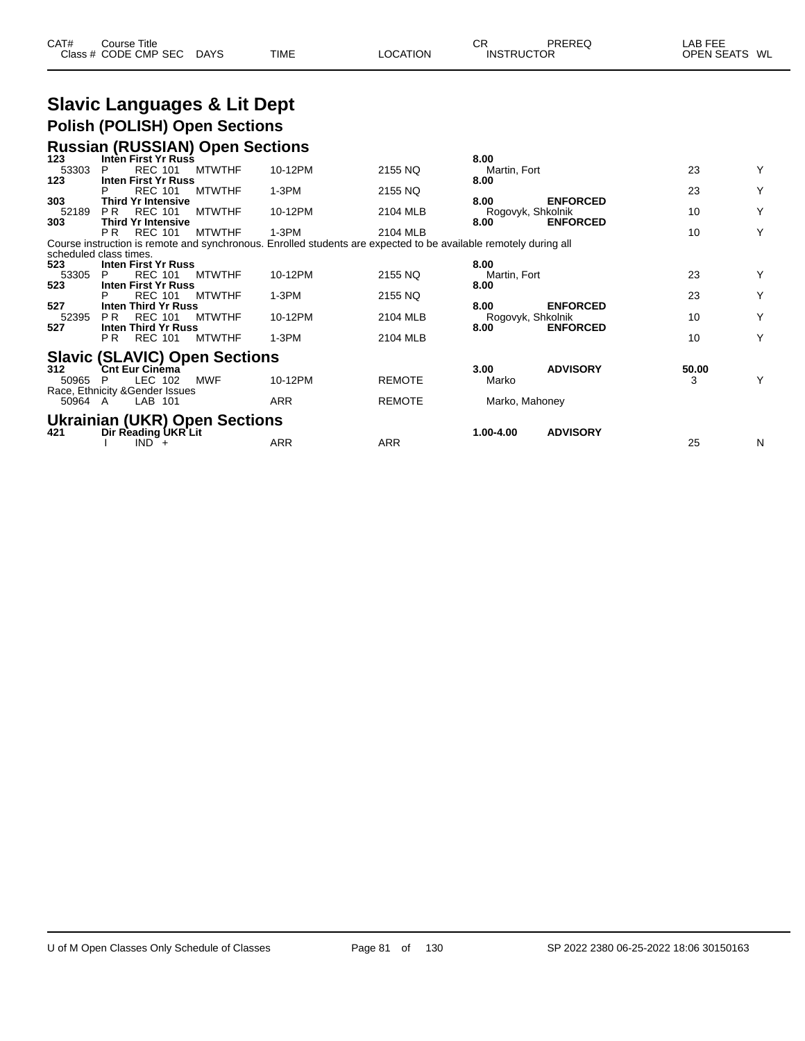| CAT# Class # | Course Title CODE CMP SEC | DAYS | TIME | LOCATION | CR INSTRUCTOR | PREREQ | LAB FEE OPEN SEATS | WL |
|---|---|---|---|---|---|---|---|---|

# Slavic Languages & Lit Dept

## Polish (POLISH) Open Sections

## Russian (RUSSIAN) Open Sections

| CAT# Class # | Course Title CODE CMP SEC | DAYS | TIME | LOCATION | CR INSTRUCTOR | PREREQ | LAB FEE OPEN SEATS | WL |
|---|---|---|---|---|---|---|---|---|
| **123** | **Inten First Yr Russ** | | | | **8.00** | | | |
| 53303 | P REC 101 | MTWTHF | 10-12PM | 2155 NQ | Martin, Fort | | 23 | Y |
| **123** | **Inten First Yr Russ** | | | | **8.00** | | | |
| | P REC 101 | MTWTHF | 1-3PM | 2155 NQ | | | 23 | Y |
| **303** | **Third Yr Intensive** | | | | **8.00** | **ENFORCED** | | |
| 52189 | P R REC 101 | MTWTHF | 10-12PM | 2104 MLB | Rogovyk, Shkolnik | | 10 | Y |
| **303** | **Third Yr Intensive** | | | | **8.00** | **ENFORCED** | | |
| | P R REC 101 | MTWTHF | 1-3PM | 2104 MLB | | | 10 | Y |

Course instruction is remote and synchronous. Enrolled students are expected to be available remotely during all scheduled class times.

| CAT# Class # | Course Title CODE CMP SEC | DAYS | TIME | LOCATION | CR INSTRUCTOR | PREREQ | LAB FEE OPEN SEATS | WL |
|---|---|---|---|---|---|---|---|---|
| **523** | **Inten First Yr Russ** | | | | **8.00** | | | |
| 53305 | P REC 101 | MTWTHF | 10-12PM | 2155 NQ | Martin, Fort | | 23 | Y |
| **523** | **Inten First Yr Russ** | | | | **8.00** | | | |
| | P REC 101 | MTWTHF | 1-3PM | 2155 NQ | | | 23 | Y |
| **527** | **Inten Third Yr Russ** | | | | **8.00** | **ENFORCED** | | |
| 52395 | P R REC 101 | MTWTHF | 10-12PM | 2104 MLB | Rogovyk, Shkolnik | | 10 | Y |
| **527** | **Inten Third Yr Russ** | | | | **8.00** | **ENFORCED** | | |
| | P R REC 101 | MTWTHF | 1-3PM | 2104 MLB | | | 10 | Y |

## Slavic (SLAVIC) Open Sections

| CAT# Class # | Course Title CODE CMP SEC | DAYS | TIME | LOCATION | CR INSTRUCTOR | PREREQ | LAB FEE OPEN SEATS | WL |
|---|---|---|---|---|---|---|---|---|
| **312** | **Cnt Eur Cinema** | | | | **3.00** | **ADVISORY** | **50.00** | |
| 50965 | P LEC 102 | MWF | 10-12PM | REMOTE | Marko | | 3 | Y |
| Race, Ethnicity &Gender Issues | | | | | | | | |
| 50964 | A LAB 101 | | ARR | REMOTE | Marko, Mahoney | | | |

## Ukrainian (UKR) Open Sections

| CAT# Class # | Course Title CODE CMP SEC | DAYS | TIME | LOCATION | CR INSTRUCTOR | PREREQ | LAB FEE OPEN SEATS | WL |
|---|---|---|---|---|---|---|---|---|
| **421** | **Dir Reading UKR Lit** | | | | **1.00-4.00** | **ADVISORY** | | |
| | I IND + | | ARR | ARR | | | 25 | N |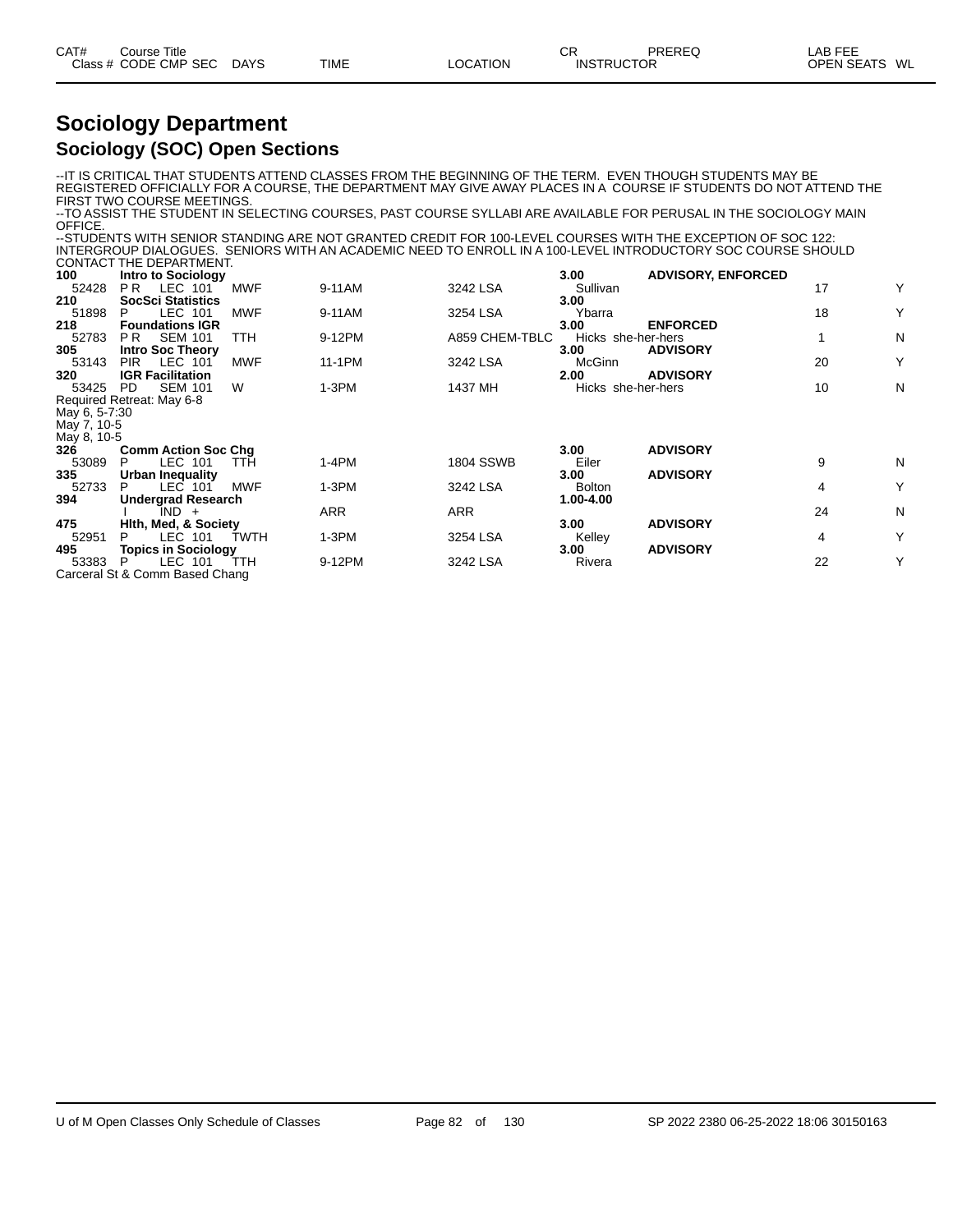| CAT# Class # | Course Title CODE CMP SEC | DAYS | TIME | LOCATION | CR INSTRUCTOR | PREREQ | LAB FEE OPEN SEATS | WL |
|---|---|---|---|---|---|---|---|---|

# Sociology Department

## Sociology (SOC) Open Sections

--IT IS CRITICAL THAT STUDENTS ATTEND CLASSES FROM THE BEGINNING OF THE TERM. EVEN THOUGH STUDENTS MAY BE REGISTERED OFFICIALLY FOR A COURSE, THE DEPARTMENT MAY GIVE AWAY PLACES IN A COURSE IF STUDENTS DO NOT ATTEND THE FIRST TWO COURSE MEETINGS.
--TO ASSIST THE STUDENT IN SELECTING COURSES, PAST COURSE SYLLABI ARE AVAILABLE FOR PERUSAL IN THE SOCIOLOGY MAIN OFFICE.
--STUDENTS WITH SENIOR STANDING ARE NOT GRANTED CREDIT FOR 100-LEVEL COURSES WITH THE EXCEPTION OF SOC 122: INTERGROUP DIALOGUES. SENIORS WITH AN ACADEMIC NEED TO ENROLL IN A 100-LEVEL INTRODUCTORY SOC COURSE SHOULD CONTACT THE DEPARTMENT.

| CAT# / Class # | Course Title / CODE CMP SEC | DAYS | TIME | LOCATION | CR / INSTRUCTOR | PREREQ | OPEN SEATS | WL |
|---|---|---|---|---|---|---|---|---|
| **100** | **Intro to Sociology** | | | | **3.00** | **ADVISORY, ENFORCED** | | |
| 52428 | P R LEC 101 | MWF | 9-11AM | 3242 LSA | Sullivan | | 17 | Y |
| **210** | **SocSci Statistics** | | | | **3.00** | | | |
| 51898 | P LEC 101 | MWF | 9-11AM | 3254 LSA | Ybarra | | 18 | Y |
| **218** | **Foundations IGR** | | | | **3.00** | **ENFORCED** | | |
| 52783 | P R SEM 101 | TTH | 9-12PM | A859 CHEM-TBLC | Hicks she-her-hers | | 1 | N |
| **305** | **Intro Soc Theory** | | | | **3.00** | **ADVISORY** | | |
| 53143 | PIR LEC 101 | MWF | 11-1PM | 3242 LSA | McGinn | | 20 | Y |
| **320** | **IGR Facilitation** | | | | **2.00** | **ADVISORY** | | |
| 53425 | PD SEM 101 | W | 1-3PM | 1437 MH | Hicks she-her-hers | | 10 | N |
| Required Retreat: May 6-8<br>May 6, 5-7:30<br>May 7, 10-5<br>May 8, 10-5 | | | | | | | | |
| **326** | **Comm Action Soc Chg** | | | | **3.00** | **ADVISORY** | | |
| 53089 | P LEC 101 | TTH | 1-4PM | 1804 SSWB | Eiler | | 9 | N |
| **335** | **Urban Inequality** | | | | **3.00** | **ADVISORY** | | |
| 52733 | P LEC 101 | MWF | 1-3PM | 3242 LSA | Bolton | | 4 | Y |
| **394** | **Undergrad Research** | | | | **1.00-4.00** | | | |
| | I IND + | | ARR | ARR | | | 24 | N |
| **475** | **Hlth, Med, & Society** | | | | **3.00** | **ADVISORY** | | |
| 52951 | P LEC 101 | TWTH | 1-3PM | 3254 LSA | Kelley | | 4 | Y |
| **495** | **Topics in Sociology** | | | | **3.00** | **ADVISORY** | | |
| 53383 | P LEC 101 | TTH | 9-12PM | 3242 LSA | Rivera | | 22 | Y |
| Carceral St & Comm Based Chang | | | | | | | | |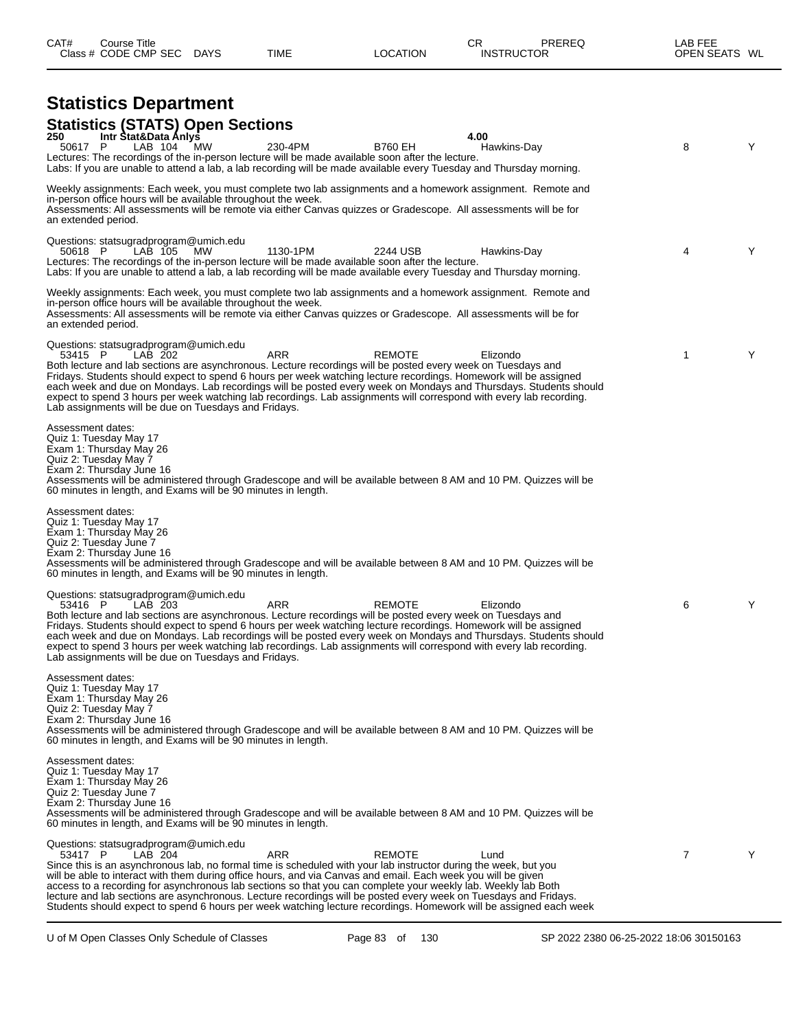# Statistics Department

## Statistics (STATS) Open Sections

**250 Intr Stat&Data Anlys** **4.00**

| Class # | CODE | CMP | SEC | DAYS | TIME | LOCATION | INSTRUCTOR | OPEN SEATS | WL |
|---|---|---|---|---|---|---|---|---|---|
| 50617 | P | LAB | 104 | MW | 230-4PM | B760 EH | Hawkins-Day | 8 | Y |

Lectures: The recordings of the in-person lecture will be made available soon after the lecture.
Labs: If you are unable to attend a lab, a lab recording will be made available every Tuesday and Thursday morning.

Weekly assignments: Each week, you must complete two lab assignments and a homework assignment. Remote and in-person office hours will be available throughout the week.
Assessments: All assessments will be remote via either Canvas quizzes or Gradescope. All assessments will be for an extended period.

Questions: statsugradprogram@umich.edu

| Class # | CODE | CMP | SEC | DAYS | TIME | LOCATION | INSTRUCTOR | OPEN SEATS | WL |
|---|---|---|---|---|---|---|---|---|---|
| 50618 | P | LAB | 105 | MW | 1130-1PM | 2244 USB | Hawkins-Day | 4 | Y |

Lectures: The recordings of the in-person lecture will be made available soon after the lecture.
Labs: If you are unable to attend a lab, a lab recording will be made available every Tuesday and Thursday morning.

Weekly assignments: Each week, you must complete two lab assignments and a homework assignment. Remote and in-person office hours will be available throughout the week.
Assessments: All assessments will be remote via either Canvas quizzes or Gradescope. All assessments will be for an extended period.

Questions: statsugradprogram@umich.edu

| Class # | CODE | CMP | SEC | DAYS | TIME | LOCATION | INSTRUCTOR | OPEN SEATS | WL |
|---|---|---|---|---|---|---|---|---|---|
| 53415 | P | LAB | 202 | | ARR | REMOTE | Elizondo | 1 | Y |

Both lecture and lab sections are asynchronous. Lecture recordings will be posted every week on Tuesdays and Fridays. Students should expect to spend 6 hours per week watching lecture recordings. Homework will be assigned each week and due on Mondays. Lab recordings will be posted every week on Mondays and Thursdays. Students should expect to spend 3 hours per week watching lab recordings. Lab assignments will correspond with every lab recording. Lab assignments will be due on Tuesdays and Fridays.

Assessment dates:
Quiz 1: Tuesday May 17
Exam 1: Thursday May 26
Quiz 2: Tuesday May 7
Exam 2: Thursday June 16
Assessments will be administered through Gradescope and will be available between 8 AM and 10 PM. Quizzes will be 60 minutes in length, and Exams will be 90 minutes in length.

Assessment dates:
Quiz 1: Tuesday May 17
Exam 1: Thursday May 26
Quiz 2: Tuesday June 7
Exam 2: Thursday June 16
Assessments will be administered through Gradescope and will be available between 8 AM and 10 PM. Quizzes will be 60 minutes in length, and Exams will be 90 minutes in length.

Questions: statsugradprogram@umich.edu

| Class # | CODE | CMP | SEC | DAYS | TIME | LOCATION | INSTRUCTOR | OPEN SEATS | WL |
|---|---|---|---|---|---|---|---|---|---|
| 53416 | P | LAB | 203 | | ARR | REMOTE | Elizondo | 6 | Y |

Both lecture and lab sections are asynchronous. Lecture recordings will be posted every week on Tuesdays and Fridays. Students should expect to spend 6 hours per week watching lecture recordings. Homework will be assigned each week and due on Mondays. Lab recordings will be posted every week on Mondays and Thursdays. Students should expect to spend 3 hours per week watching lab recordings. Lab assignments will correspond with every lab recording. Lab assignments will be due on Tuesdays and Fridays.

Assessment dates:
Quiz 1: Tuesday May 17
Exam 1: Thursday May 26
Quiz 2: Tuesday May 7
Exam 2: Thursday June 16
Assessments will be administered through Gradescope and will be available between 8 AM and 10 PM. Quizzes will be 60 minutes in length, and Exams will be 90 minutes in length.

Assessment dates:
Quiz 1: Tuesday May 17
Exam 1: Thursday May 26
Quiz 2: Tuesday June 7
Exam 2: Thursday June 16
Assessments will be administered through Gradescope and will be available between 8 AM and 10 PM. Quizzes will be 60 minutes in length, and Exams will be 90 minutes in length.

Questions: statsugradprogram@umich.edu

| Class # | CODE | CMP | SEC | DAYS | TIME | LOCATION | INSTRUCTOR | OPEN SEATS | WL |
|---|---|---|---|---|---|---|---|---|---|
| 53417 | P | LAB | 204 | | ARR | REMOTE | Lund | 7 | Y |

Since this is an asynchronous lab, no formal time is scheduled with your lab instructor during the week, but you will be able to interact with them during office hours, and via Canvas and email. Each week you will be given access to a recording for asynchronous lab sections so that you can complete your weekly lab. Weekly lab Both lecture and lab sections are asynchronous. Lecture recordings will be posted every week on Tuesdays and Fridays. Students should expect to spend 6 hours per week watching lecture recordings. Homework will be assigned each week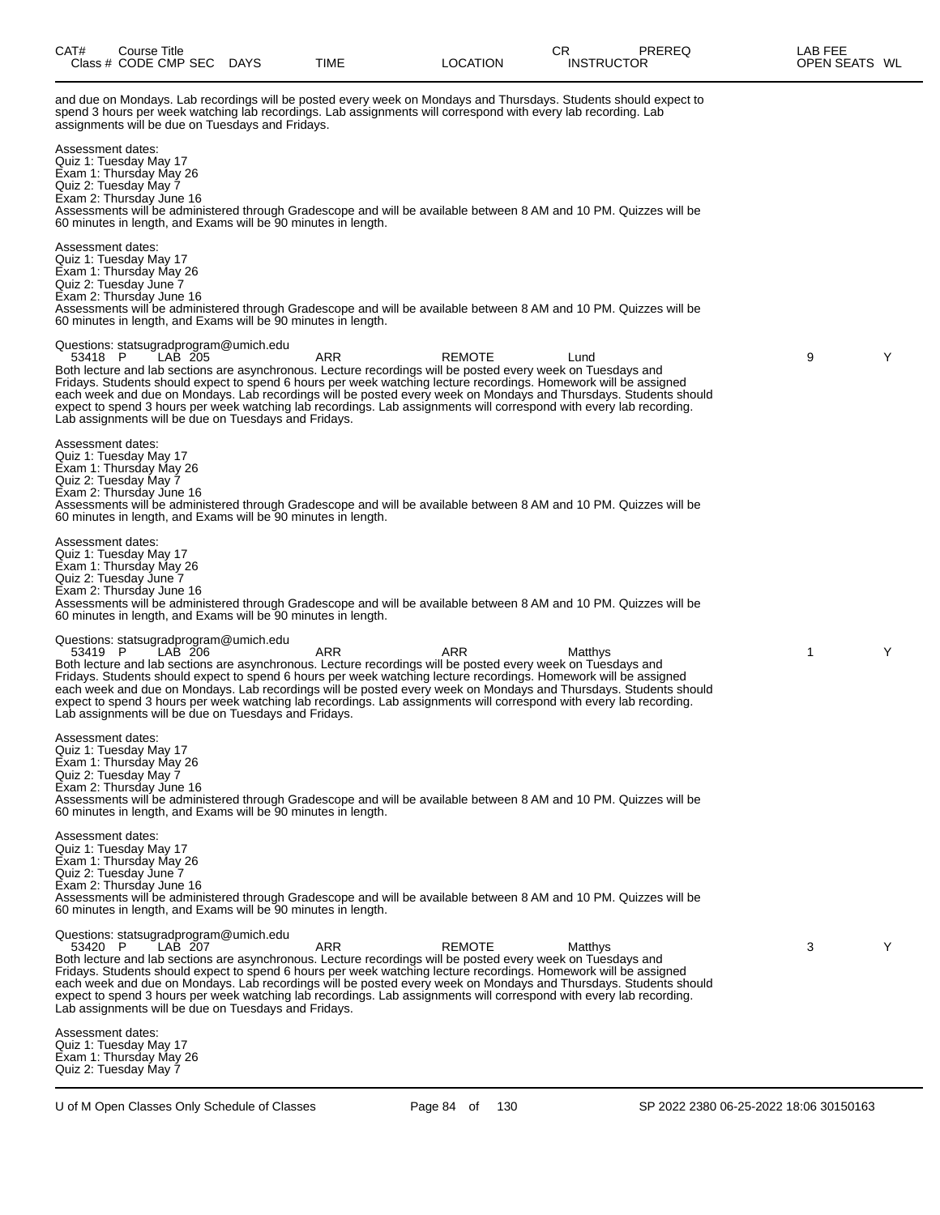| CAT# | Course Title | | | | | CR | PREREQ | LAB FEE |
|---|---|---|---|---|---|---|---|---|
| Class # | CODE CMP SEC | DAYS | TIME | LOCATION | INSTRUCTOR | | | OPEN SEATS WL |

and due on Mondays. Lab recordings will be posted every week on Mondays and Thursdays. Students should expect to spend 3 hours per week watching lab recordings. Lab assignments will correspond with every lab recording. Lab assignments will be due on Tuesdays and Fridays.

Assessment dates:
Quiz 1: Tuesday May 17
Exam 1: Thursday May 26
Quiz 2: Tuesday May 7
Exam 2: Thursday June 16
Assessments will be administered through Gradescope and will be available between 8 AM and 10 PM. Quizzes will be 60 minutes in length, and Exams will be 90 minutes in length.

Assessment dates:
Quiz 1: Tuesday May 17
Exam 1: Thursday May 26
Quiz 2: Tuesday June 7
Exam 2: Thursday June 16
Assessments will be administered through Gradescope and will be available between 8 AM and 10 PM. Quizzes will be 60 minutes in length, and Exams will be 90 minutes in length.

Questions: statsugradprogram@umich.edu

| Class # | CODE CMP SEC | DAYS | TIME | LOCATION | INSTRUCTOR | OPEN SEATS | WL |
|---|---|---|---|---|---|---|---|
| 53418 | P LAB 205 | | ARR | REMOTE | Lund | 9 | Y |

Both lecture and lab sections are asynchronous. Lecture recordings will be posted every week on Tuesdays and Fridays. Students should expect to spend 6 hours per week watching lecture recordings. Homework will be assigned each week and due on Mondays. Lab recordings will be posted every week on Mondays and Thursdays. Students should expect to spend 3 hours per week watching lab recordings. Lab assignments will correspond with every lab recording. Lab assignments will be due on Tuesdays and Fridays.

Assessment dates:
Quiz 1: Tuesday May 17
Exam 1: Thursday May 26
Quiz 2: Tuesday May 7
Exam 2: Thursday June 16
Assessments will be administered through Gradescope and will be available between 8 AM and 10 PM. Quizzes will be 60 minutes in length, and Exams will be 90 minutes in length.

Assessment dates:
Quiz 1: Tuesday May 17
Exam 1: Thursday May 26
Quiz 2: Tuesday June 7
Exam 2: Thursday June 16
Assessments will be administered through Gradescope and will be available between 8 AM and 10 PM. Quizzes will be 60 minutes in length, and Exams will be 90 minutes in length.

Questions: statsugradprogram@umich.edu

| Class # | CODE CMP SEC | DAYS | TIME | LOCATION | INSTRUCTOR | OPEN SEATS | WL |
|---|---|---|---|---|---|---|---|
| 53419 | P LAB 206 | | ARR | ARR | Matthys | 1 | Y |

Both lecture and lab sections are asynchronous. Lecture recordings will be posted every week on Tuesdays and Fridays. Students should expect to spend 6 hours per week watching lecture recordings. Homework will be assigned each week and due on Mondays. Lab recordings will be posted every week on Mondays and Thursdays. Students should expect to spend 3 hours per week watching lab recordings. Lab assignments will correspond with every lab recording. Lab assignments will be due on Tuesdays and Fridays.

Assessment dates:
Quiz 1: Tuesday May 17
Exam 1: Thursday May 26
Quiz 2: Tuesday May 7
Exam 2: Thursday June 16
Assessments will be administered through Gradescope and will be available between 8 AM and 10 PM. Quizzes will be 60 minutes in length, and Exams will be 90 minutes in length.

Assessment dates:
Quiz 1: Tuesday May 17
Exam 1: Thursday May 26
Quiz 2: Tuesday June 7
Exam 2: Thursday June 16
Assessments will be administered through Gradescope and will be available between 8 AM and 10 PM. Quizzes will be 60 minutes in length, and Exams will be 90 minutes in length.

Questions: statsugradprogram@umich.edu

| Class # | CODE CMP SEC | DAYS | TIME | LOCATION | INSTRUCTOR | OPEN SEATS | WL |
|---|---|---|---|---|---|---|---|
| 53420 | P LAB 207 | | ARR | REMOTE | Matthys | 3 | Y |

Both lecture and lab sections are asynchronous. Lecture recordings will be posted every week on Tuesdays and Fridays. Students should expect to spend 6 hours per week watching lecture recordings. Homework will be assigned each week and due on Mondays. Lab recordings will be posted every week on Mondays and Thursdays. Students should expect to spend 3 hours per week watching lab recordings. Lab assignments will correspond with every lab recording. Lab assignments will be due on Tuesdays and Fridays.

Assessment dates:
Quiz 1: Tuesday May 17
Exam 1: Thursday May 26
Quiz 2: Tuesday May 7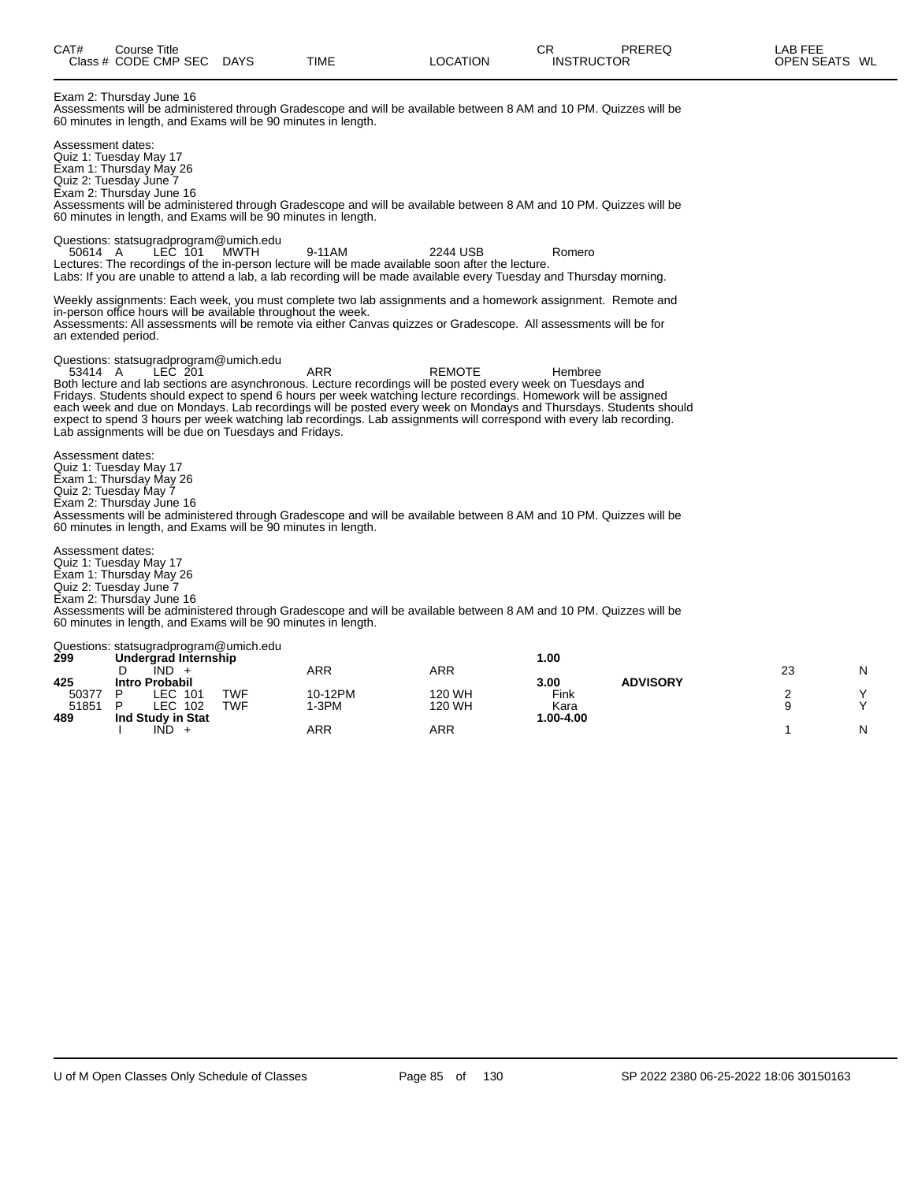Exam 2: Thursday June 16
Assessments will be administered through Gradescope and will be available between 8 AM and 10 PM. Quizzes will be 60 minutes in length, and Exams will be 90 minutes in length.

Assessment dates:
Quiz 1: Tuesday May 17
Exam 1: Thursday May 26
Quiz 2: Tuesday June 7
Exam 2: Thursday June 16
Assessments will be administered through Gradescope and will be available between 8 AM and 10 PM. Quizzes will be 60 minutes in length, and Exams will be 90 minutes in length.

Questions: statsugradprogram@umich.edu

| Class # | CODE | CMP | SEC | DAYS | TIME | LOCATION | INSTRUCTOR |
|---|---|---|---|---|---|---|---|
| 50614 | A | LEC | 101 | MWTH | 9-11AM | 2244 USB | Romero |

Lectures: The recordings of the in-person lecture will be made available soon after the lecture.
Labs: If you are unable to attend a lab, a lab recording will be made available every Tuesday and Thursday morning.

Weekly assignments: Each week, you must complete two lab assignments and a homework assignment. Remote and in-person office hours will be available throughout the week.
Assessments: All assessments will be remote via either Canvas quizzes or Gradescope. All assessments will be for an extended period.

Questions: statsugradprogram@umich.edu

| Class # | CODE | CMP | SEC | DAYS | TIME | LOCATION | INSTRUCTOR |
|---|---|---|---|---|---|---|---|
| 53414 | A | LEC | 201 | | ARR | REMOTE | Hembree |

Both lecture and lab sections are asynchronous. Lecture recordings will be posted every week on Tuesdays and Fridays. Students should expect to spend 6 hours per week watching lecture recordings. Homework will be assigned each week and due on Mondays. Lab recordings will be posted every week on Mondays and Thursdays. Students should expect to spend 3 hours per week watching lab recordings. Lab assignments will correspond with every lab recording. Lab assignments will be due on Tuesdays and Fridays.

Assessment dates:
Quiz 1: Tuesday May 17
Exam 1: Thursday May 26
Quiz 2: Tuesday May 7
Exam 2: Thursday June 16
Assessments will be administered through Gradescope and will be available between 8 AM and 10 PM. Quizzes will be 60 minutes in length, and Exams will be 90 minutes in length.

Assessment dates:
Quiz 1: Tuesday May 17
Exam 1: Thursday May 26
Quiz 2: Tuesday June 7
Exam 2: Thursday June 16
Assessments will be administered through Gradescope and will be available between 8 AM and 10 PM. Quizzes will be 60 minutes in length, and Exams will be 90 minutes in length.

Questions: statsugradprogram@umich.edu

| CAT# / Class # | CODE | CMP | SEC | DAYS | TIME | LOCATION | CR / INSTRUCTOR | PREREQ | OPEN SEATS | WL |
|---|---|---|---|---|---|---|---|---|---|---|
| **299** | **Undergrad Internship** | | | | | | **1.00** | | | |
| | D | IND | + | | ARR | ARR | | | 23 | N |
| **425** | **Intro Probabil** | | | | | | **3.00** | **ADVISORY** | | |
| 50377 | P | LEC | 101 | TWF | 10-12PM | 120 WH | Fink | | 2 | Y |
| 51851 | P | LEC | 102 | TWF | 1-3PM | 120 WH | Kara | | 9 | Y |
| **489** | **Ind Study in Stat** | | | | | | **1.00-4.00** | | | |
| | I | IND | + | | ARR | ARR | | | 1 | N |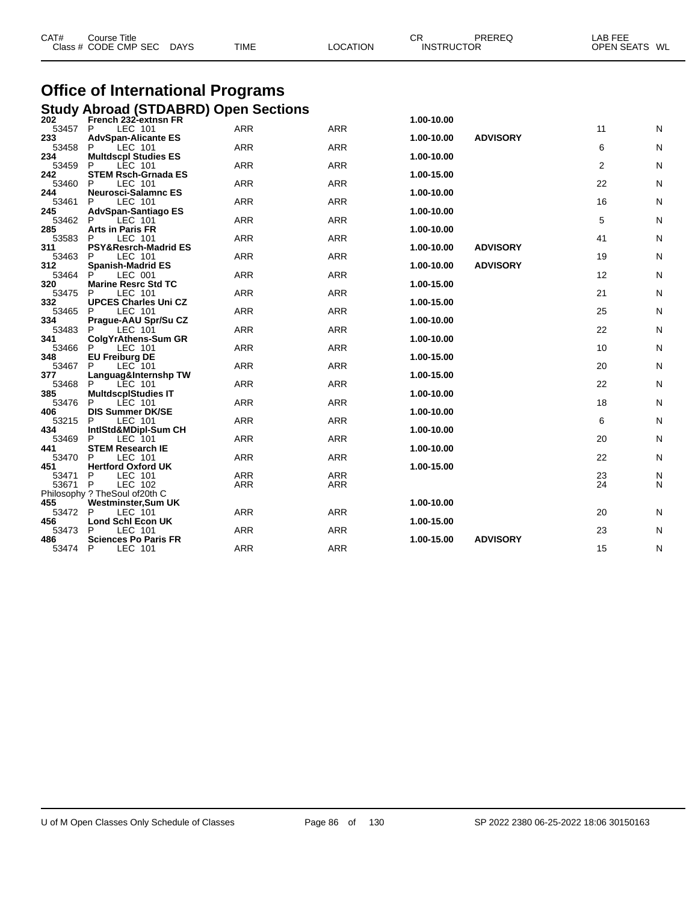| CAT# Class # | Course Title CODE CMP SEC | DAYS | TIME | LOCATION | CR INSTRUCTOR | PREREQ | LAB FEE OPEN SEATS | WL |
|---|---|---|---|---|---|---|---|---|

# Office of International Programs

## Study Abroad (STDABRD) Open Sections

| CAT# Class # | Course Title CODE CMP SEC | DAYS TIME | LOCATION | CR | PREREQ | OPEN SEATS | WL |
|---|---|---|---|---|---|---|---|
| **202** | **French 232-extnsn FR** | | | **1.00-10.00** | | | |
| 53457 | P LEC 101 | ARR | ARR | | | 11 | N |
| **233** | **AdvSpan-Alicante ES** | | | **1.00-10.00** | **ADVISORY** | | |
| 53458 | P LEC 101 | ARR | ARR | | | 6 | N |
| **234** | **Multdscpl Studies ES** | | | **1.00-10.00** | | | |
| 53459 | P LEC 101 | ARR | ARR | | | 2 | N |
| **242** | **STEM Rsch-Grnada ES** | | | **1.00-15.00** | | | |
| 53460 | P LEC 101 | ARR | ARR | | | 22 | N |
| **244** | **Neurosci-Salamnc ES** | | | **1.00-10.00** | | | |
| 53461 | P LEC 101 | ARR | ARR | | | 16 | N |
| **245** | **AdvSpan-Santiago ES** | | | **1.00-10.00** | | | |
| 53462 | P LEC 101 | ARR | ARR | | | 5 | N |
| **285** | **Arts in Paris FR** | | | **1.00-10.00** | | | |
| 53583 | P LEC 101 | ARR | ARR | | | 41 | N |
| **311** | **PSY&Resrch-Madrid ES** | | | **1.00-10.00** | **ADVISORY** | | |
| 53463 | P LEC 101 | ARR | ARR | | | 19 | N |
| **312** | **Spanish-Madrid ES** | | | **1.00-10.00** | **ADVISORY** | | |
| 53464 | P LEC 001 | ARR | ARR | | | 12 | N |
| **320** | **Marine Resrc Std TC** | | | **1.00-15.00** | | | |
| 53475 | P LEC 101 | ARR | ARR | | | 21 | N |
| **332** | **UPCES Charles Uni CZ** | | | **1.00-15.00** | | | |
| 53465 | P LEC 101 | ARR | ARR | | | 25 | N |
| **334** | **Prague-AAU Spr/Su CZ** | | | **1.00-10.00** | | | |
| 53483 | P LEC 101 | ARR | ARR | | | 22 | N |
| **341** | **ColgYrAthens-Sum GR** | | | **1.00-10.00** | | | |
| 53466 | P LEC 101 | ARR | ARR | | | 10 | N |
| **348** | **EU Freiburg DE** | | | **1.00-15.00** | | | |
| 53467 | P LEC 101 | ARR | ARR | | | 20 | N |
| **377** | **Languag&Internshp TW** | | | **1.00-15.00** | | | |
| 53468 | P LEC 101 | ARR | ARR | | | 22 | N |
| **385** | **MultdscplStudies IT** | | | **1.00-10.00** | | | |
| 53476 | P LEC 101 | ARR | ARR | | | 18 | N |
| **406** | **DIS Summer DK/SE** | | | **1.00-10.00** | | | |
| 53215 | P LEC 101 | ARR | ARR | | | 6 | N |
| **434** | **IntlStd&MDipl-Sum CH** | | | **1.00-10.00** | | | |
| 53469 | P LEC 101 | ARR | ARR | | | 20 | N |
| **441** | **STEM Research IE** | | | **1.00-10.00** | | | |
| 53470 | P LEC 101 | ARR | ARR | | | 22 | N |
| **451** | **Hertford Oxford UK** | | | **1.00-15.00** | | | |
| 53471 | P LEC 101 | ARR | ARR | | | 23 | N |
| 53671 | P LEC 102 | ARR | ARR | | | 24 | N |
| Philosophy ? TheSoul of20th C | | | | | | | |
| **455** | **Westminster,Sum UK** | | | **1.00-10.00** | | | |
| 53472 | P LEC 101 | ARR | ARR | | | 20 | N |
| **456** | **Lond Schl Econ UK** | | | **1.00-15.00** | | | |
| 53473 | P LEC 101 | ARR | ARR | | | 23 | N |
| **486** | **Sciences Po Paris FR** | | | **1.00-15.00** | **ADVISORY** | | |
| 53474 | P LEC 101 | ARR | ARR | | | 15 | N |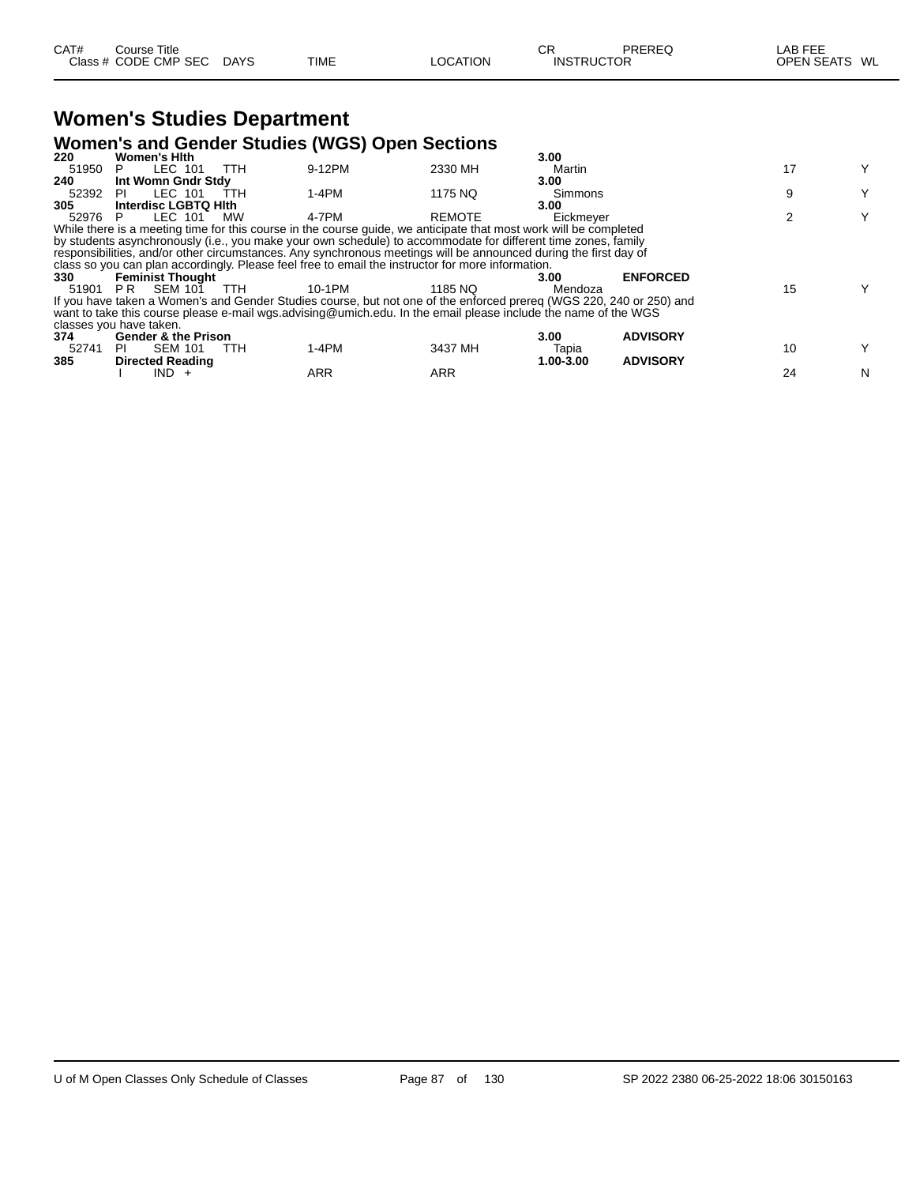| CAT# Class # | Course Title CODE CMP SEC | DAYS | TIME | LOCATION | CR INSTRUCTOR | PREREQ | LAB FEE OPEN SEATS | WL |
|---|---|---|---|---|---|---|---|---|

# Women's Studies Department

## Women's and Gender Studies (WGS) Open Sections

| CAT# Class # | Course Title CODE CMP SEC | DAYS | TIME | LOCATION | CR INSTRUCTOR | PREREQ | OPEN SEATS | WL |
|---|---|---|---|---|---|---|---|---|
| **220** | **Women's Hlth** | | | | **3.00** | | | |
| 51950 | P LEC 101 | TTH | 9-12PM | 2330 MH | Martin | | 17 | Y |
| **240** | **Int Womn Gndr Stdy** | | | | **3.00** | | | |
| 52392 | PI LEC 101 | TTH | 1-4PM | 1175 NQ | Simmons | | 9 | Y |
| **305** | **Interdisc LGBTQ Hlth** | | | | **3.00** | | | |
| 52976 | P LEC 101 | MW | 4-7PM | REMOTE | Eickmeyer | | 2 | Y |

While there is a meeting time for this course in the course guide, we anticipate that most work will be completed by students asynchronously (i.e., you make your own schedule) to accommodate for different time zones, family responsibilities, and/or other circumstances. Any synchronous meetings will be announced during the first day of class so you can plan accordingly. Please feel free to email the instructor for more information.

| CAT# Class # | Course Title CODE CMP SEC | DAYS | TIME | LOCATION | CR INSTRUCTOR | PREREQ | OPEN SEATS | WL |
|---|---|---|---|---|---|---|---|---|
| **330** | **Feminist Thought** | | | | **3.00** | **ENFORCED** | | |
| 51901 | P R SEM 101 | TTH | 10-1PM | 1185 NQ | Mendoza | | 15 | Y |

If you have taken a Women's and Gender Studies course, but not one of the enforced prereq (WGS 220, 240 or 250) and want to take this course please e-mail wgs.advising@umich.edu. In the email please include the name of the WGS classes you have taken.

| CAT# Class # | Course Title CODE CMP SEC | DAYS | TIME | LOCATION | CR INSTRUCTOR | PREREQ | OPEN SEATS | WL |
|---|---|---|---|---|---|---|---|---|
| **374** | **Gender & the Prison** | | | | **3.00** | **ADVISORY** | | |
| 52741 | PI SEM 101 | TTH | 1-4PM | 3437 MH | Tapia | | 10 | Y |
| **385** | **Directed Reading** | | | | **1.00-3.00** | **ADVISORY** | | |
| | I IND + | | ARR | ARR | | | 24 | N |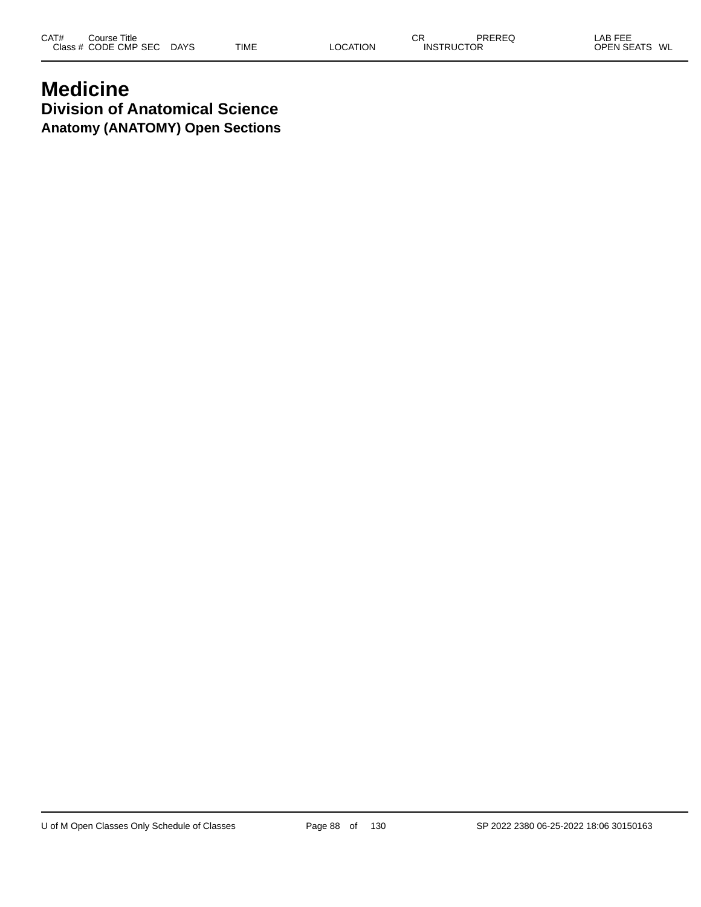| CAT# Class # | Course Title CODE CMP SEC | DAYS | TIME | LOCATION | CR INSTRUCTOR | PREREQ | LAB FEE OPEN SEATS WL |
|---|---|---|---|---|---|---|---|

# Medicine

## Division of Anatomical Science

### Anatomy (ANATOMY) Open Sections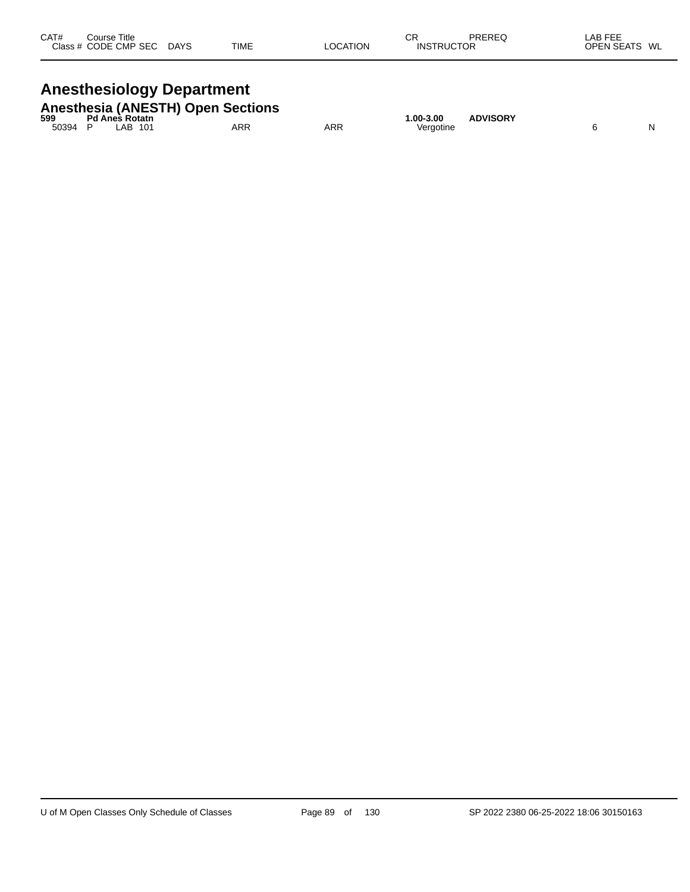| CAT# Class # | Course Title CODE | CMP | SEC | DAYS | TIME | LOCATION | CR INSTRUCTOR | PREREQ | LAB FEE OPEN SEATS | WL |
|---|---|---|---|---|---|---|---|---|---|---|

# Anesthesiology Department

## Anesthesia (ANESTH) Open Sections

| CAT# Class # | Course Title CODE | CMP | SEC | DAYS | TIME | LOCATION | CR INSTRUCTOR | PREREQ | LAB FEE OPEN SEATS | WL |
|---|---|---|---|---|---|---|---|---|---|---|
| **599** | **Pd Anes Rotatn** | | | | | | **1.00-3.00** | **ADVISORY** | | |
| 50394 | P | LAB | 101 | | ARR | ARR | Vergotine | | 6 | N |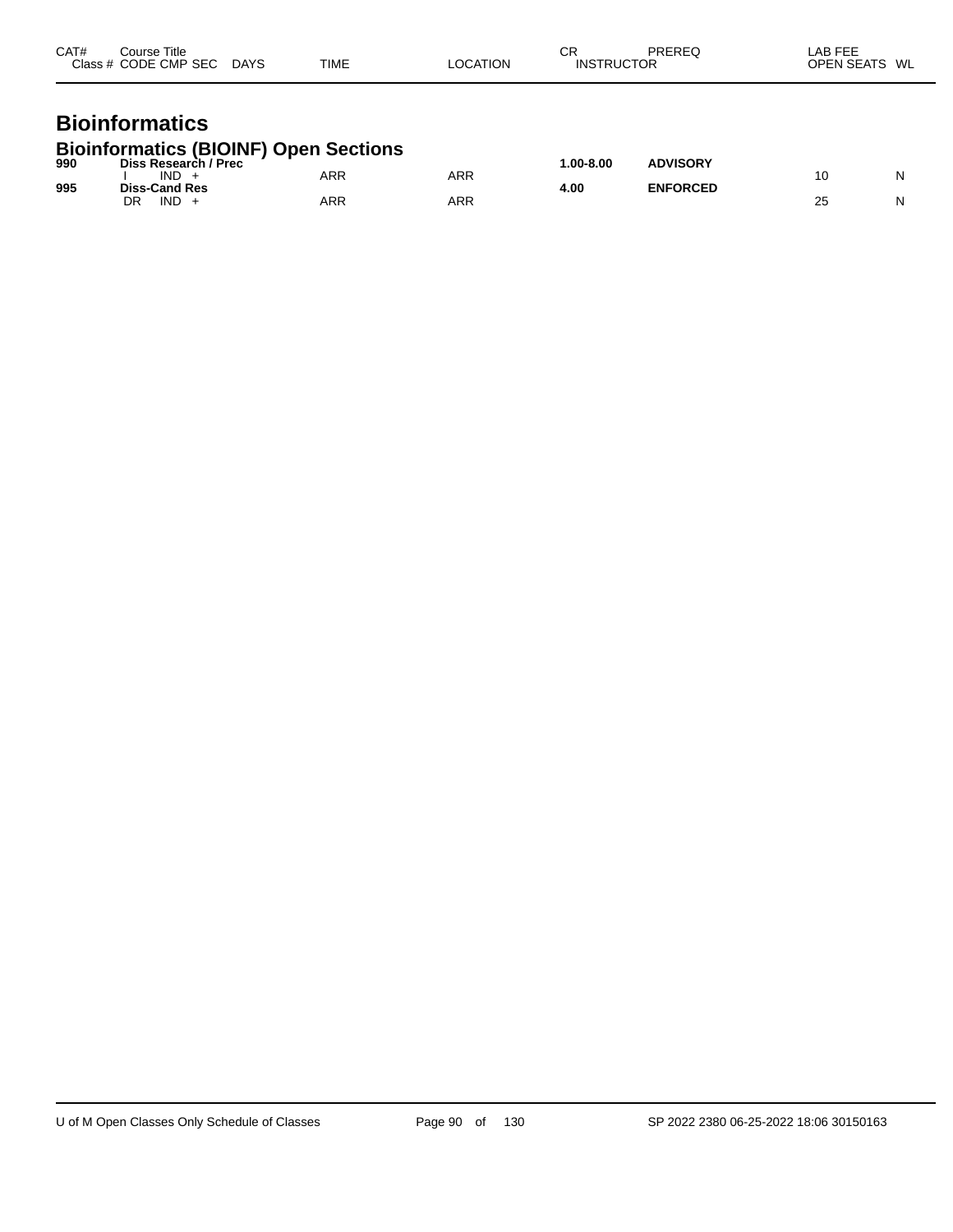| CAT# Class # | Course Title CODE CMP SEC | DAYS | TIME | LOCATION | CR INSTRUCTOR | PREREQ | LAB FEE OPEN SEATS | WL |
|---|---|---|---|---|---|---|---|---|

# Bioinformatics

## Bioinformatics (BIOINF) Open Sections

| CAT# Class # | Course Title CODE CMP SEC | DAYS | TIME | LOCATION | CR INSTRUCTOR | PREREQ | LAB FEE OPEN SEATS | WL |
|---|---|---|---|---|---|---|---|---|
| **990** | **Diss Research / Prec** | | | | **1.00-8.00** | **ADVISORY** | | |
| | I IND + | | ARR | ARR | | | 10 | N |
| **995** | **Diss-Cand Res** | | | | **4.00** | **ENFORCED** | | |
| | DR IND + | | ARR | ARR | | | 25 | N |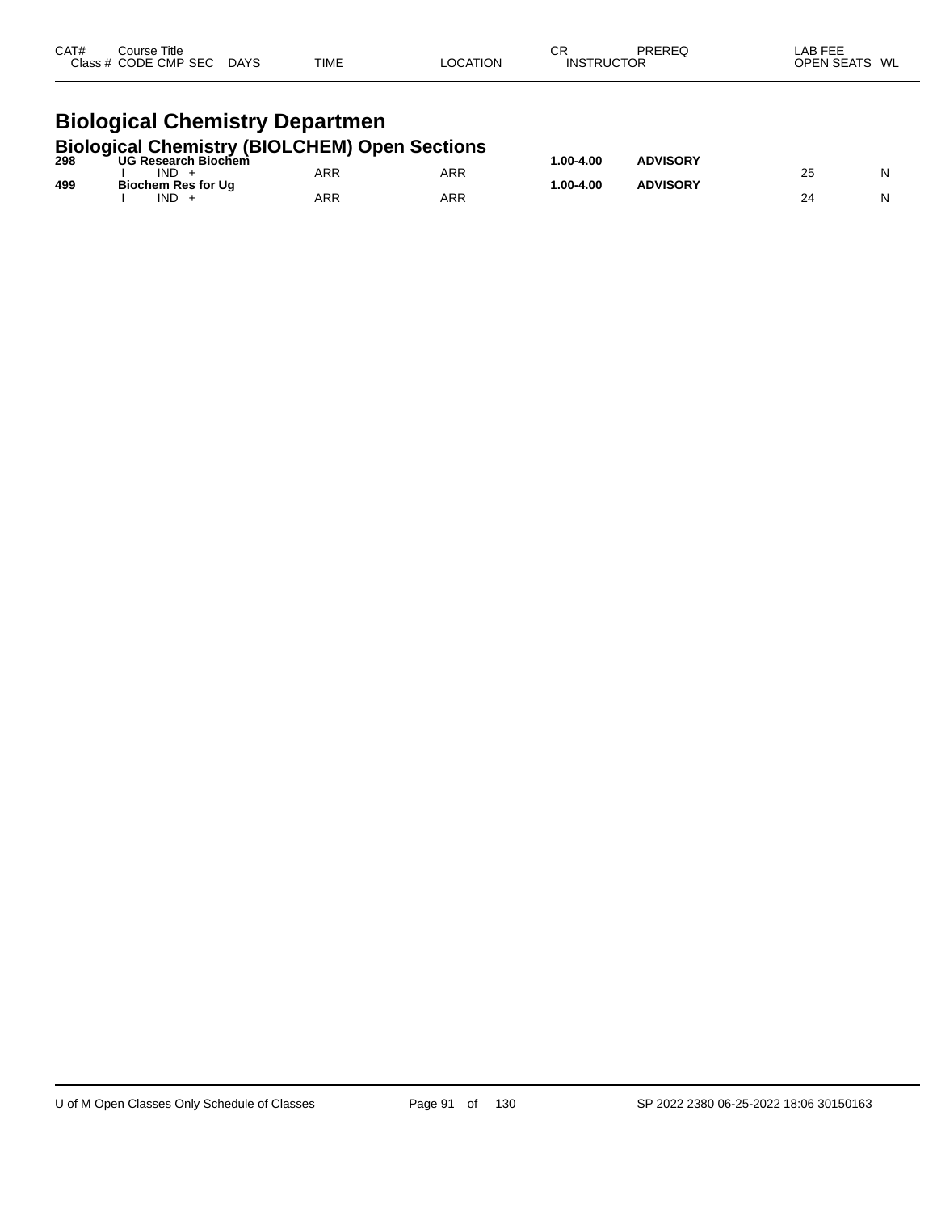| CAT# | Course Title / Class # CODE CMP SEC | DAYS | TIME | LOCATION | CR / INSTRUCTOR | PREREQ | LAB FEE / OPEN SEATS | WL |
|---|---|---|---|---|---|---|---|---|

# Biological Chemistry Departmen

## Biological Chemistry (BIOLCHEM) Open Sections

| CAT# | Course Title / Class # CODE CMP SEC | DAYS | TIME | LOCATION | CR / INSTRUCTOR | PREREQ | LAB FEE / OPEN SEATS | WL |
|---|---|---|---|---|---|---|---|---|
| **298** | **UG Research Biochem** | | | | **1.00-4.00** | **ADVISORY** | | |
| | I IND + | | ARR | ARR | | | 25 | N |
| **499** | **Biochem Res for Ug** | | | | **1.00-4.00** | **ADVISORY** | | |
| | I IND + | | ARR | ARR | | | 24 | N |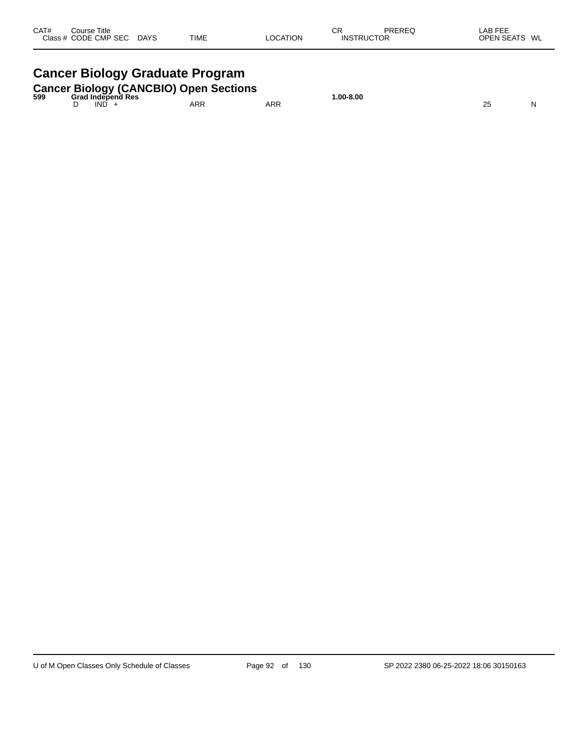| CAT# | Course Title<br>Class # CODE CMP SEC | DAYS | TIME | LOCATION | CR<br>INSTRUCTOR | PREREQ | LAB FEE<br>OPEN SEATS | WL |
|---|---|---|---|---|---|---|---|---|

# Cancer Biology Graduate Program

## Cancer Biology (CANCBIO) Open Sections

| CAT# | Course Title<br>Class # CODE CMP SEC | DAYS | TIME | LOCATION | CR<br>INSTRUCTOR | PREREQ | LAB FEE<br>OPEN SEATS | WL |
|---|---|---|---|---|---|---|---|---|
| **599** | **Grad Independ Res** | | | | **1.00-8.00** | | | |
| | D IND + | | ARR | ARR | | | 25 | N |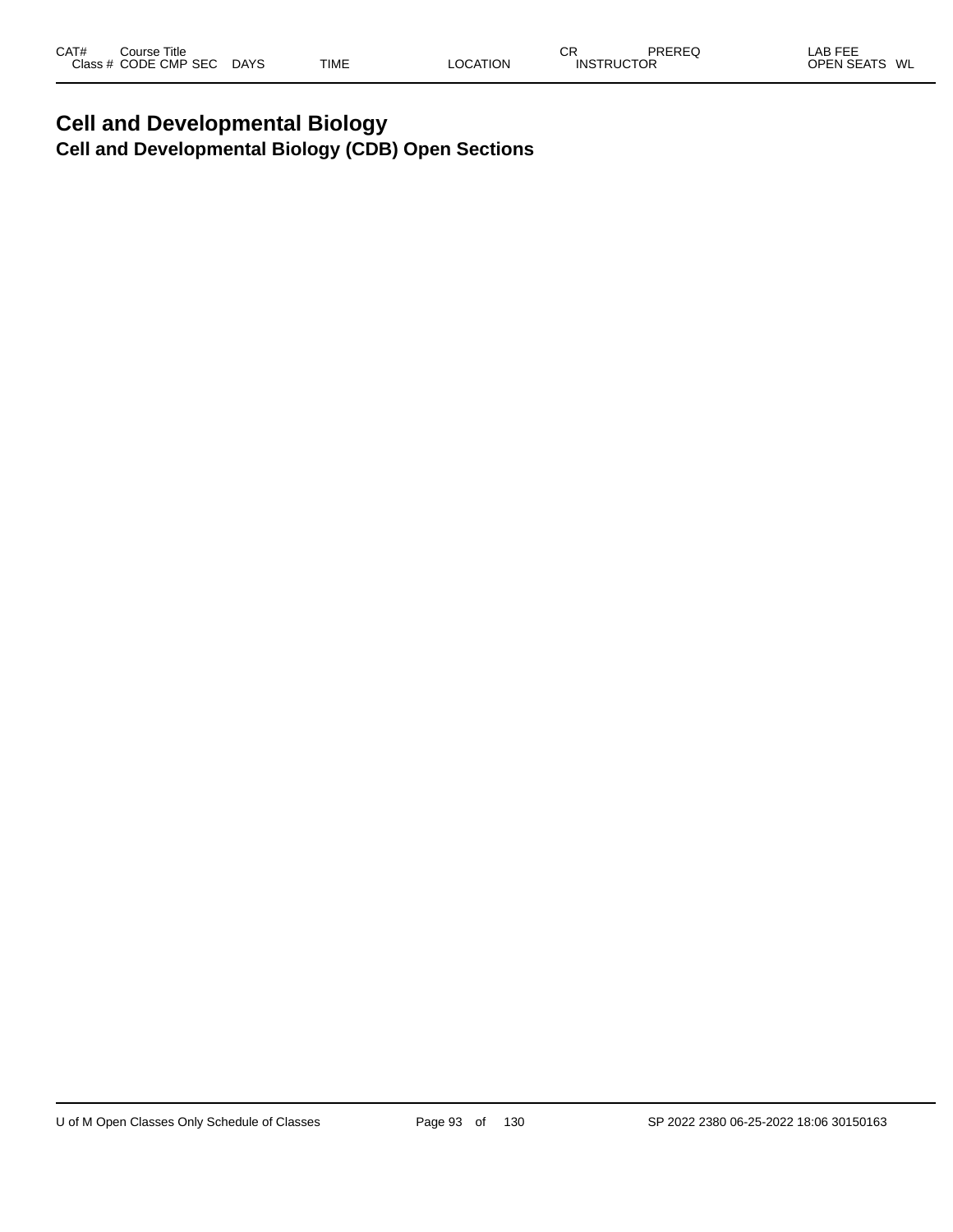| CAT# | Course Title |  |  |  | CR | PREREQ | LAB FEE |
|---|---|---|---|---|---|---|---|
| Class # | CODE CMP SEC | DAYS | TIME | LOCATION | INSTRUCTOR |  | OPEN SEATS WL |

# Cell and Developmental Biology

## Cell and Developmental Biology (CDB) Open Sections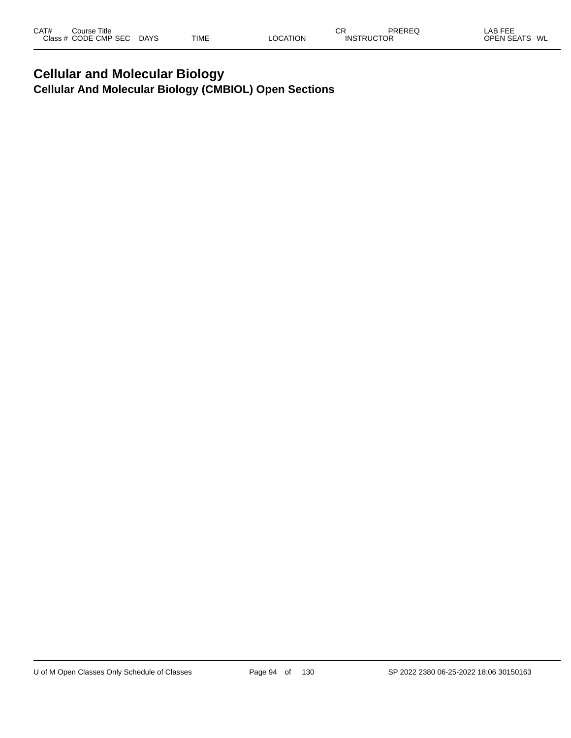# Cellular and Molecular Biology

## Cellular And Molecular Biology (CMBIOL) Open Sections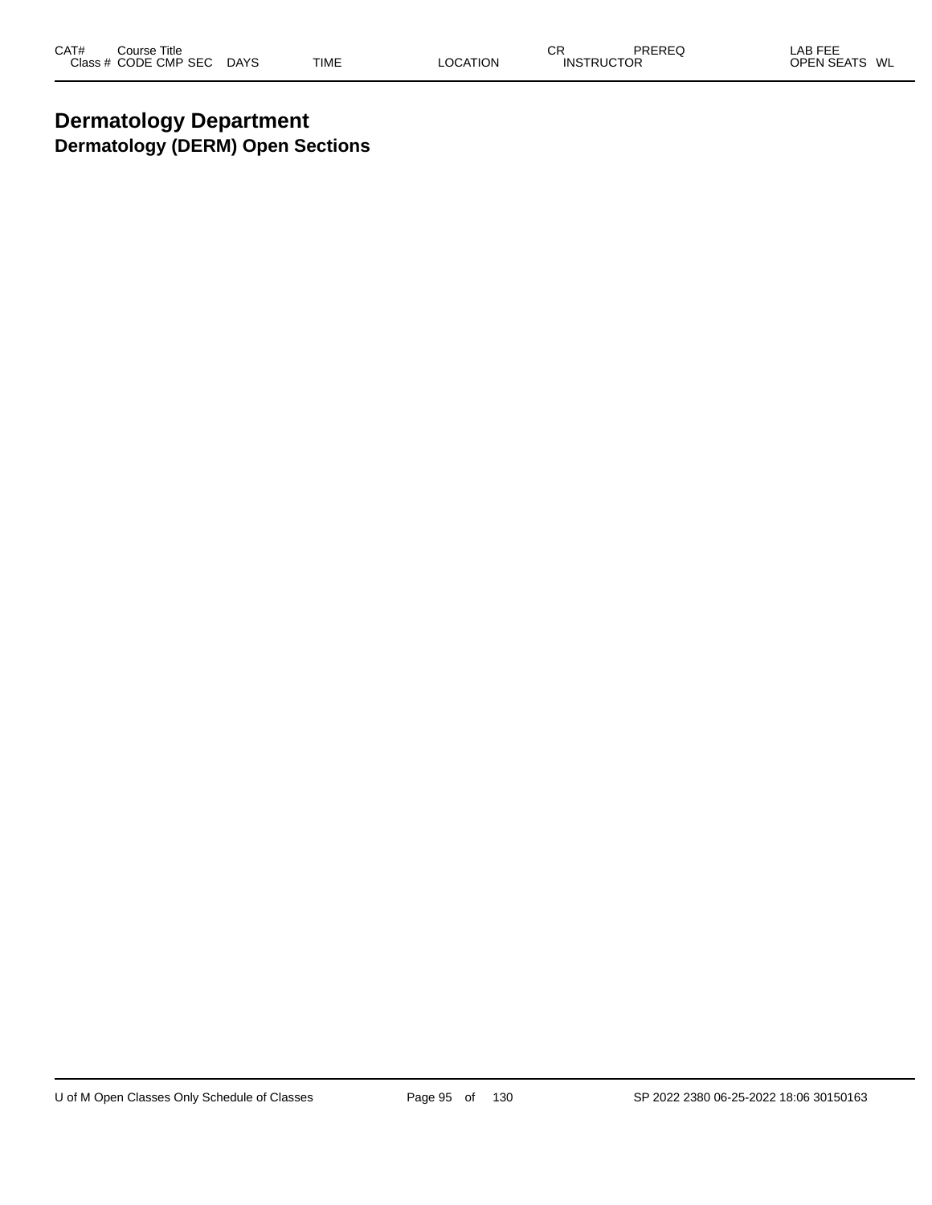| CAT# | Course Title | | | | | CR | PREREQ | LAB FEE |
|---|---|---|---|---|---|---|---|---|
| Class # | CODE CMP SEC | DAYS | TIME | LOCATION | INSTRUCTOR | | | OPEN SEATS WL |

# Dermatology Department

## Dermatology (DERM) Open Sections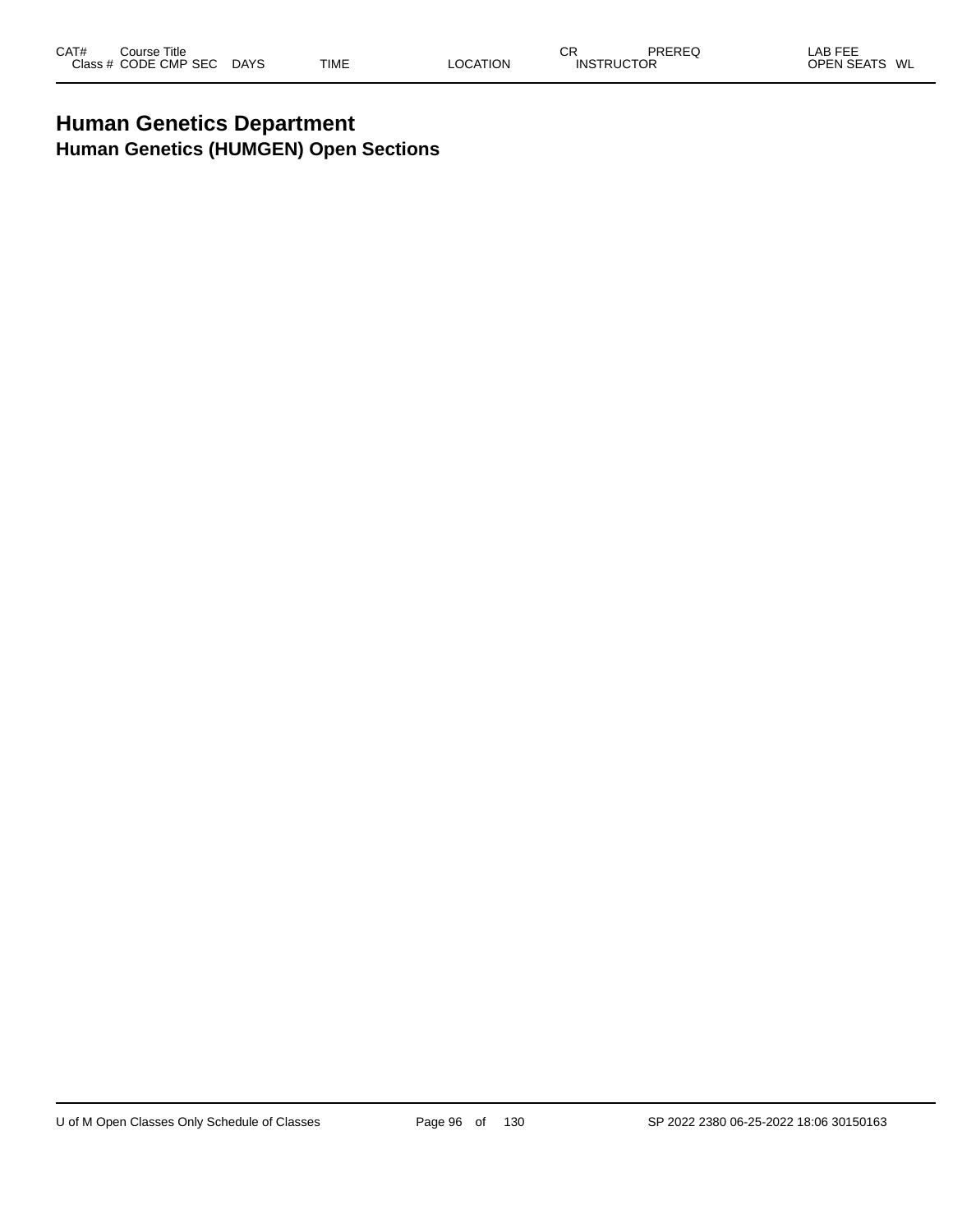# Human Genetics Department

## Human Genetics (HUMGEN) Open Sections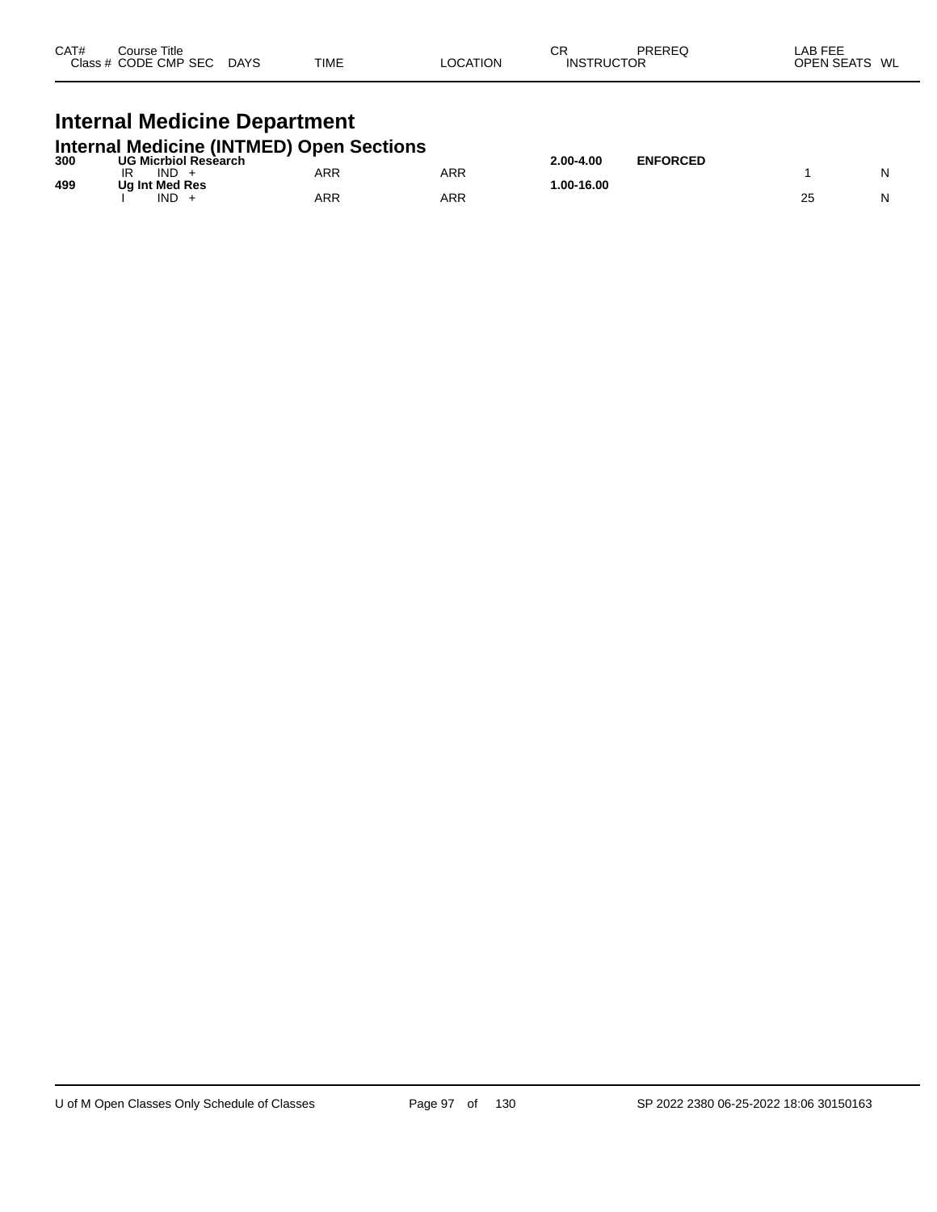| CAT# | Course Title<br>Class # CODE CMP SEC DAYS | TIME | LOCATION | CR<br>INSTRUCTOR | PREREQ | LAB FEE<br>OPEN SEATS | WL |
|---|---|---|---|---|---|---|---|

# Internal Medicine Department

## Internal Medicine (INTMED) Open Sections

| CAT# | Course Title / Class # CODE CMP SEC DAYS | TIME | LOCATION | CR / INSTRUCTOR | PREREQ | LAB FEE / OPEN SEATS | WL |
|---|---|---|---|---|---|---|---|
| **300** | **UG Micrbiol Research** | | | **2.00-4.00** | **ENFORCED** | | |
| | IR IND + | ARR | ARR | | | 1 | N |
| **499** | **Ug Int Med Res** | | | **1.00-16.00** | | | |
| | I IND + | ARR | ARR | | | 25 | N |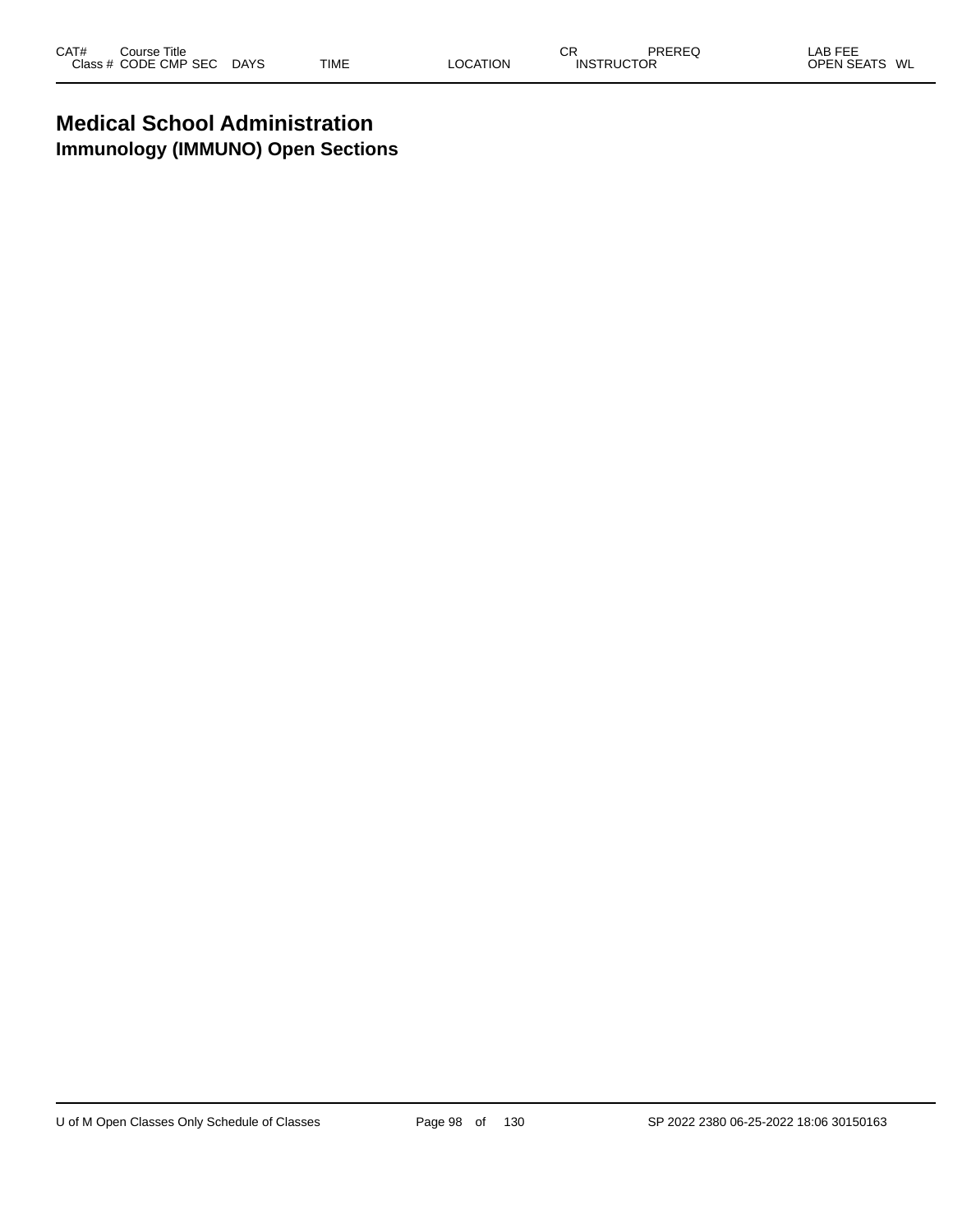| CAT# Class # | Course Title CODE CMP SEC | DAYS | TIME | LOCATION | CR INSTRUCTOR | PREREQ | LAB FEE OPEN SEATS WL |
|---|---|---|---|---|---|---|---|

# Medical School Administration
## Immunology (IMMUNO) Open Sections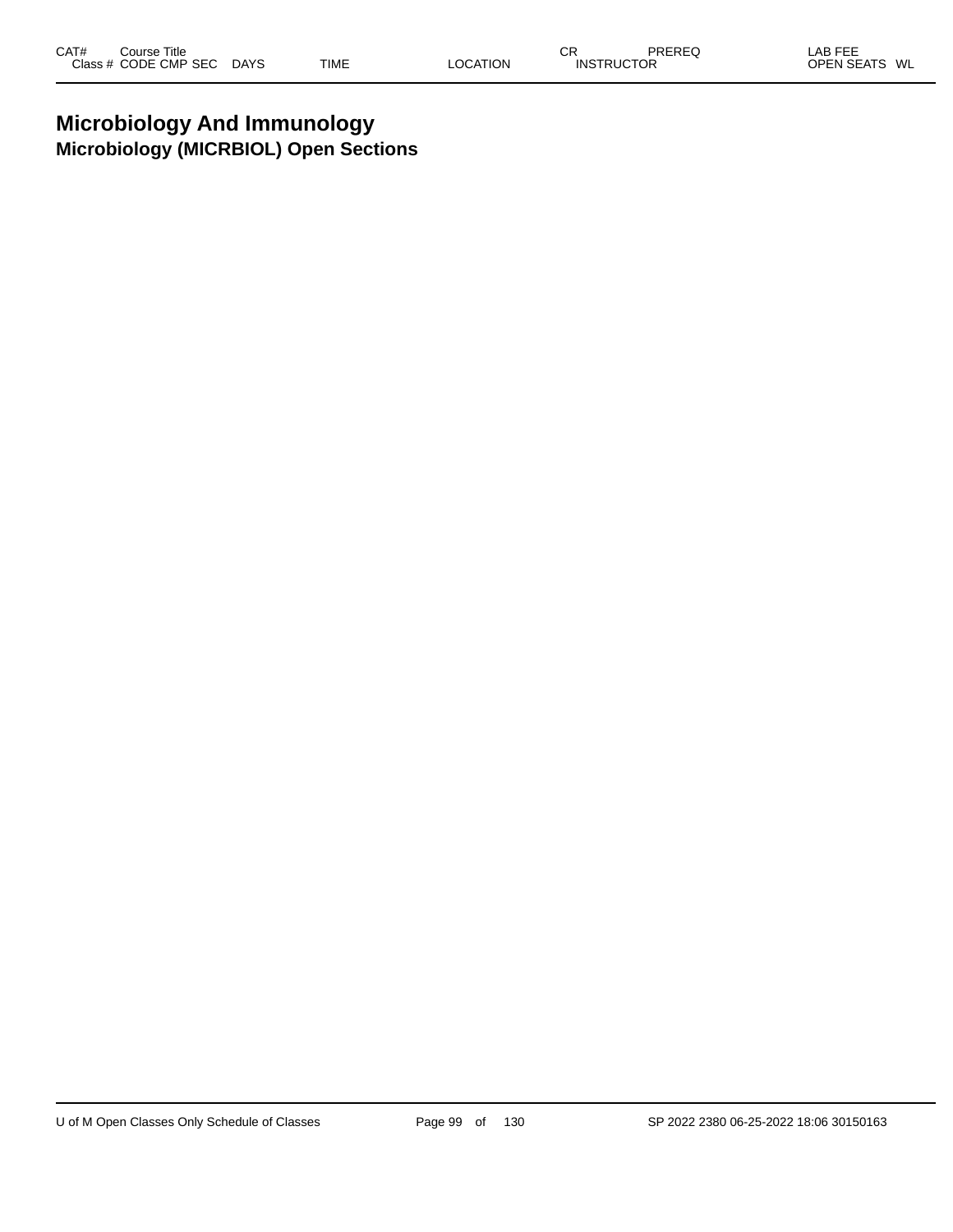# Microbiology And Immunology

## Microbiology (MICRBIOL) Open Sections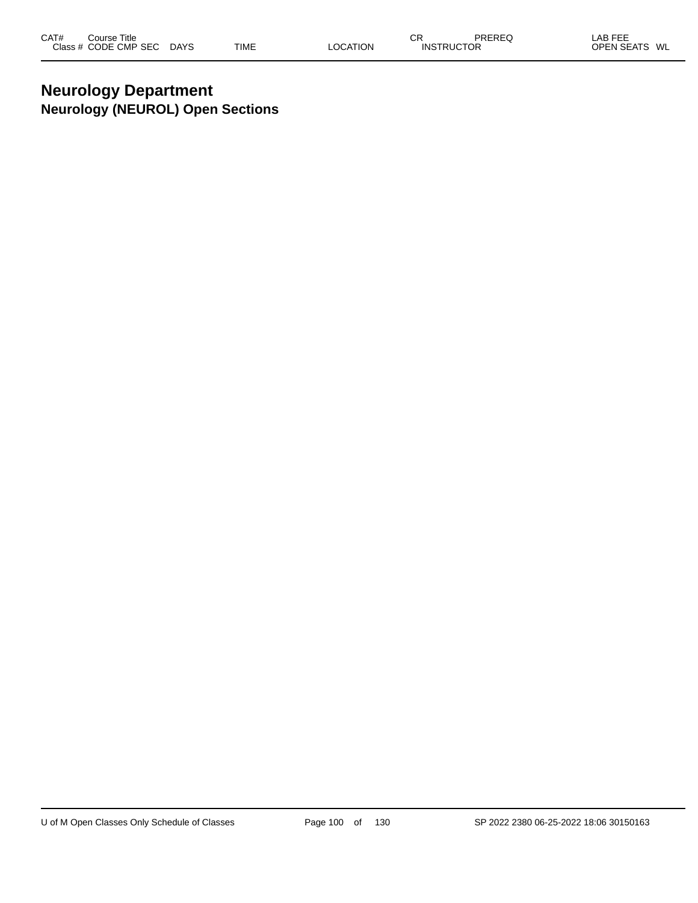# Neurology Department

## Neurology (NEUROL) Open Sections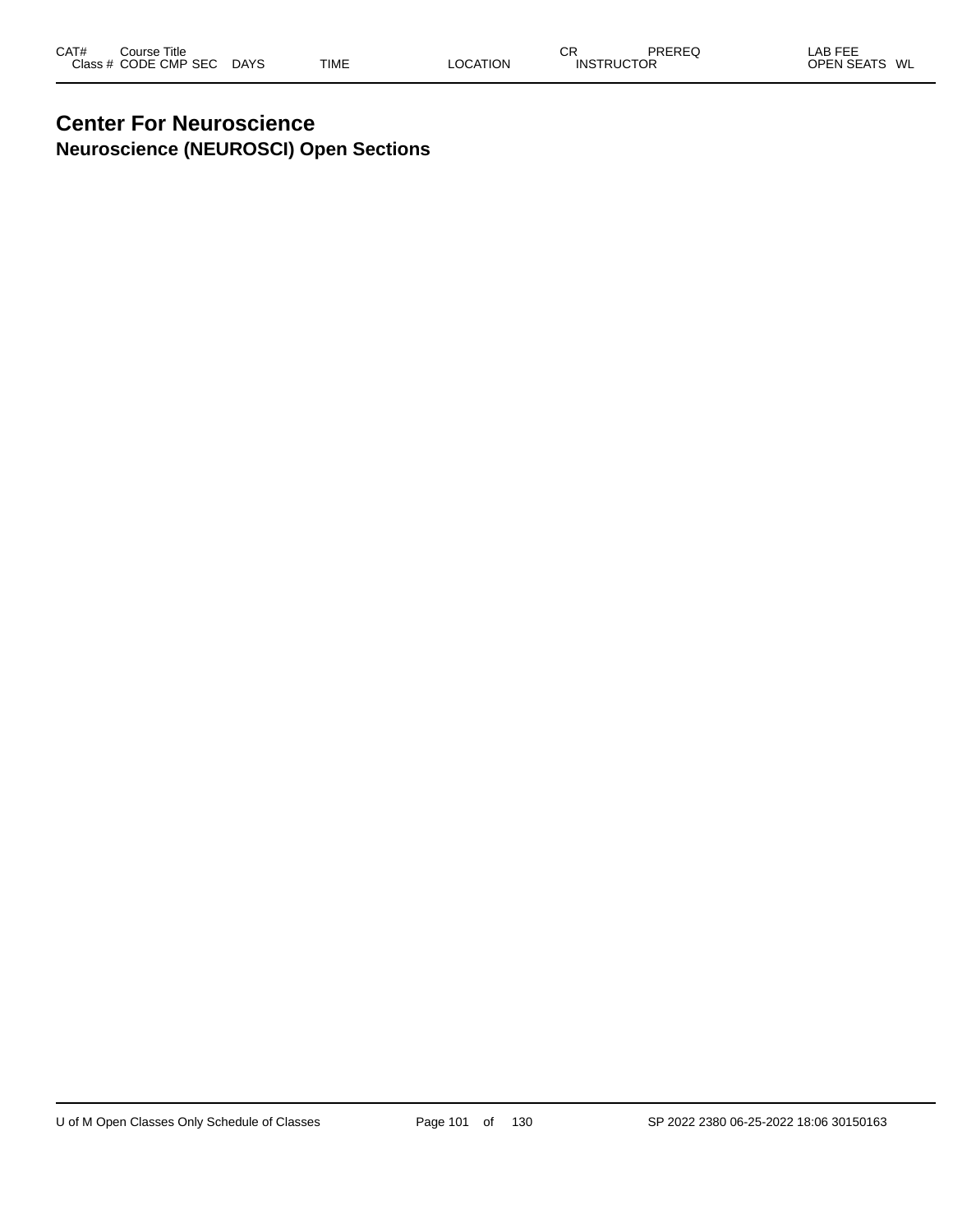# Center For Neuroscience

## Neuroscience (NEUROSCI) Open Sections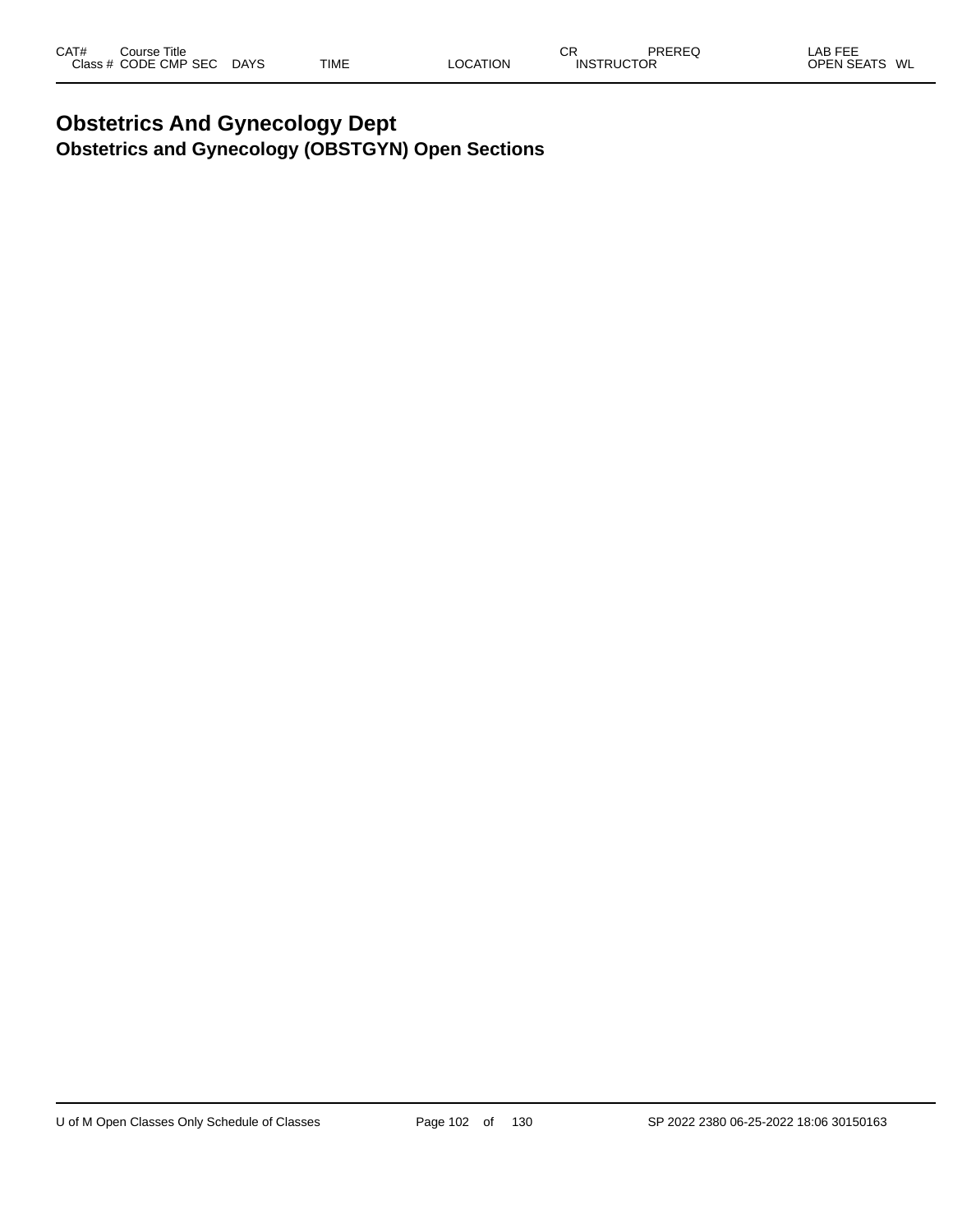| CAT# | Course Title | | | | | CR | PREREQ | LAB FEE |
|---|---|---|---|---|---|---|---|---|
| Class # | CODE CMP SEC | DAYS | TIME | LOCATION | | INSTRUCTOR | | OPEN SEATS WL |

# Obstetrics And Gynecology Dept

## Obstetrics and Gynecology (OBSTGYN) Open Sections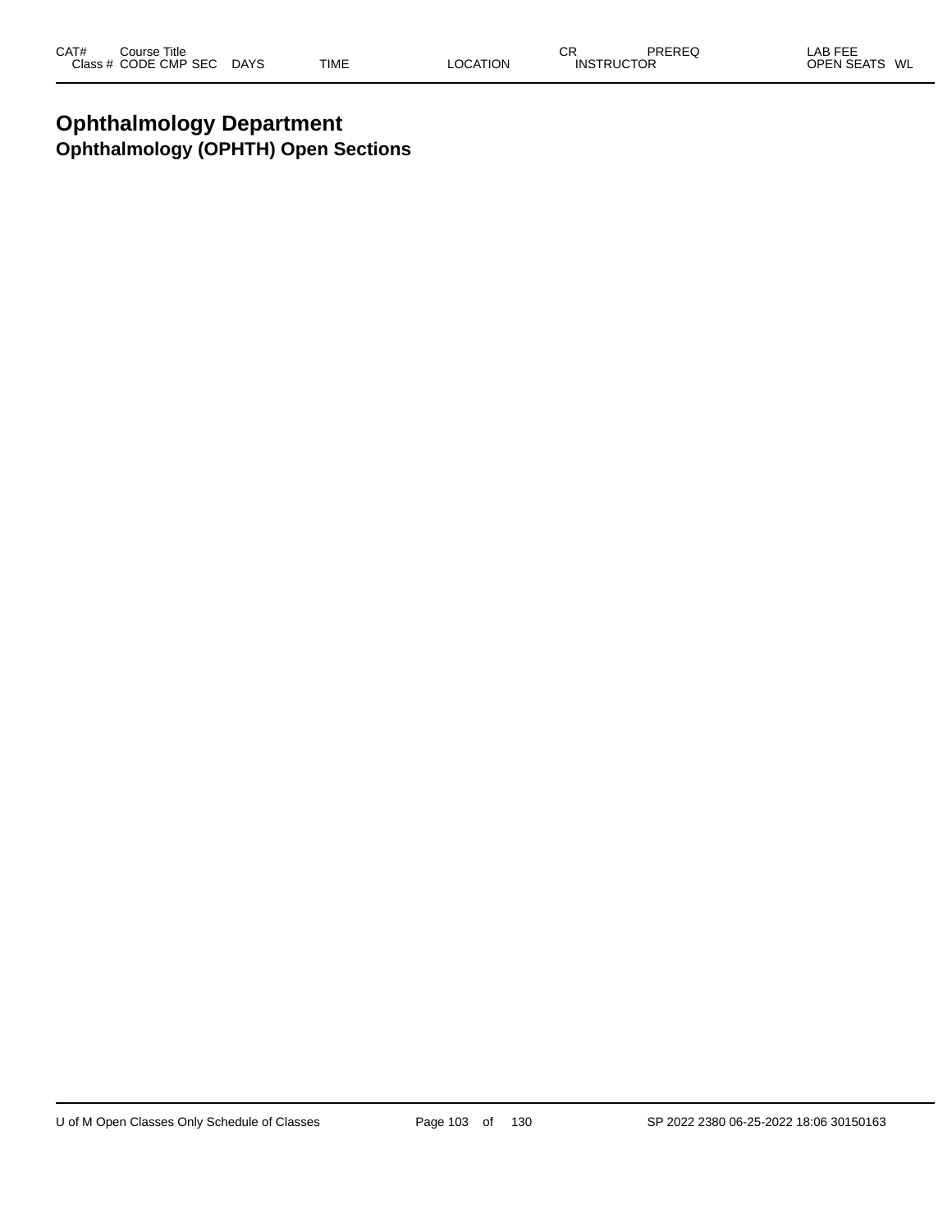# Ophthalmology Department

## Ophthalmology (OPHTH) Open Sections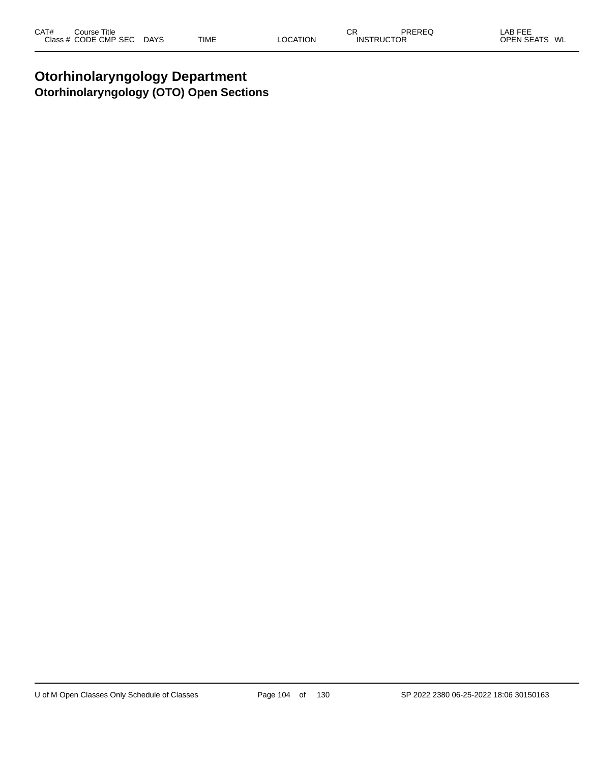# Otorhinolaryngology Department

## Otorhinolaryngology (OTO) Open Sections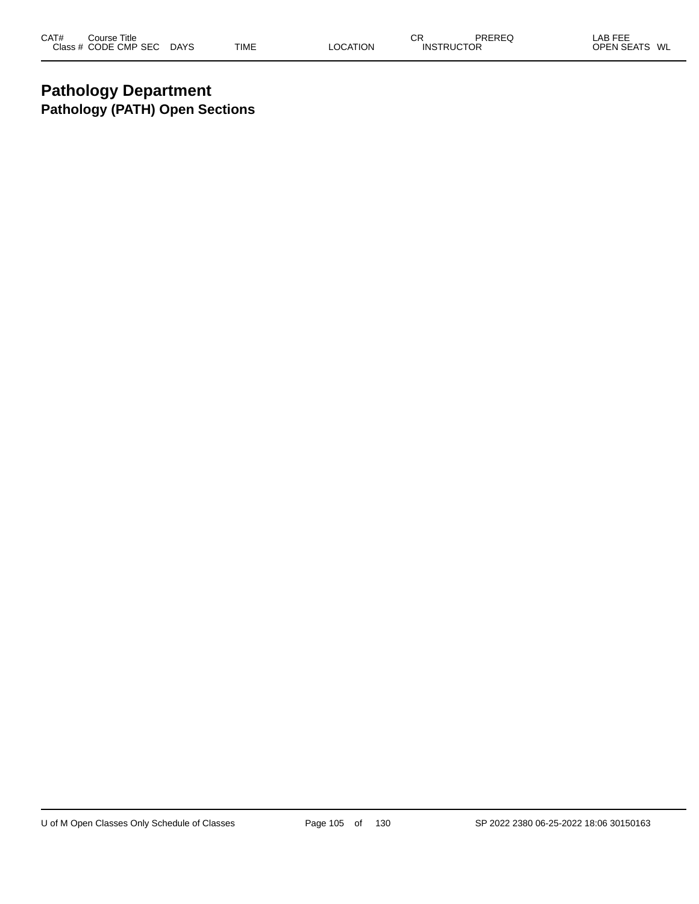# Pathology Department

## Pathology (PATH) Open Sections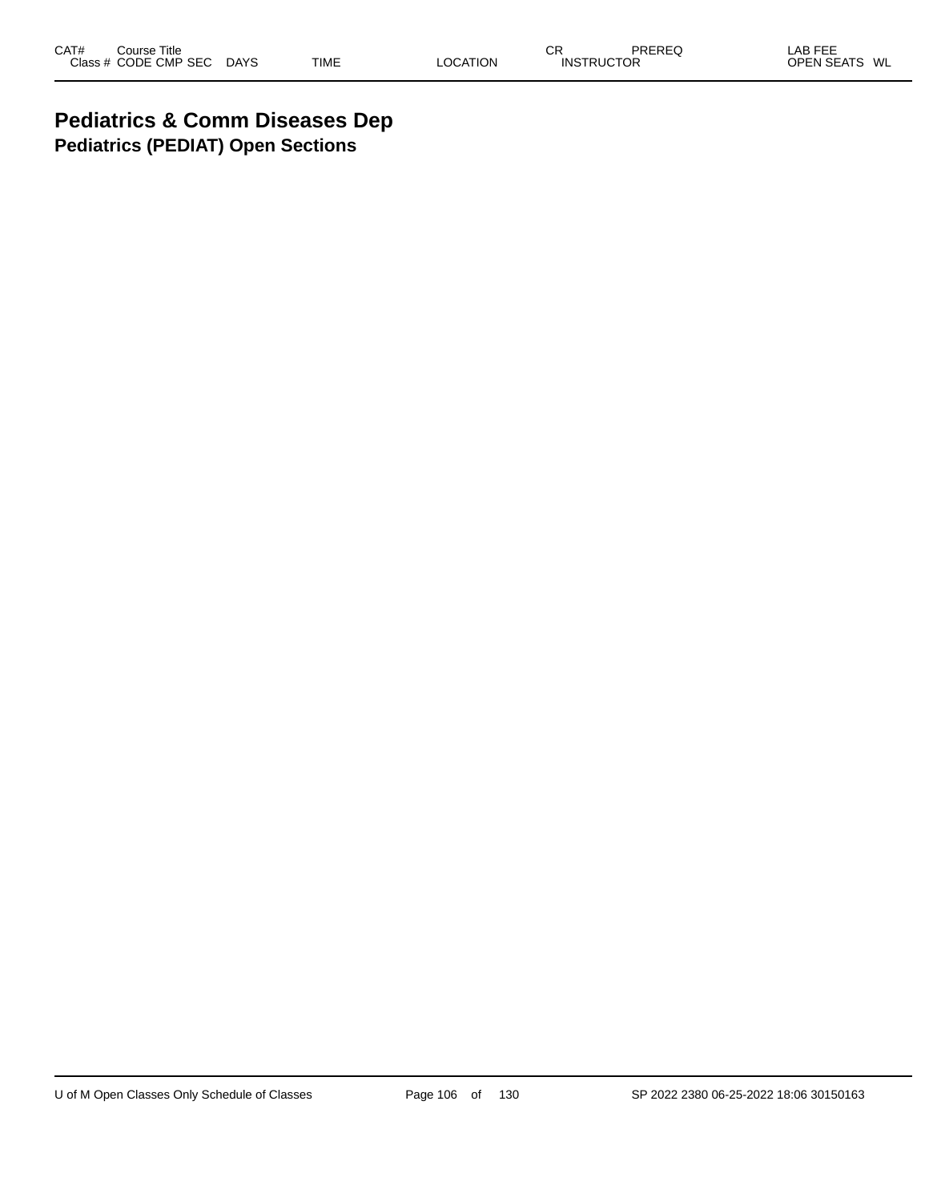| CAT# | Course Title | | | | | CR | PREREQ | LAB FEE |
|---|---|---|---|---|---|---|---|---|
| Class # | CODE CMP SEC | DAYS | TIME | LOCATION | INSTRUCTOR | | | OPEN SEATS WL |

# Pediatrics & Comm Diseases Dep

## Pediatrics (PEDIAT) Open Sections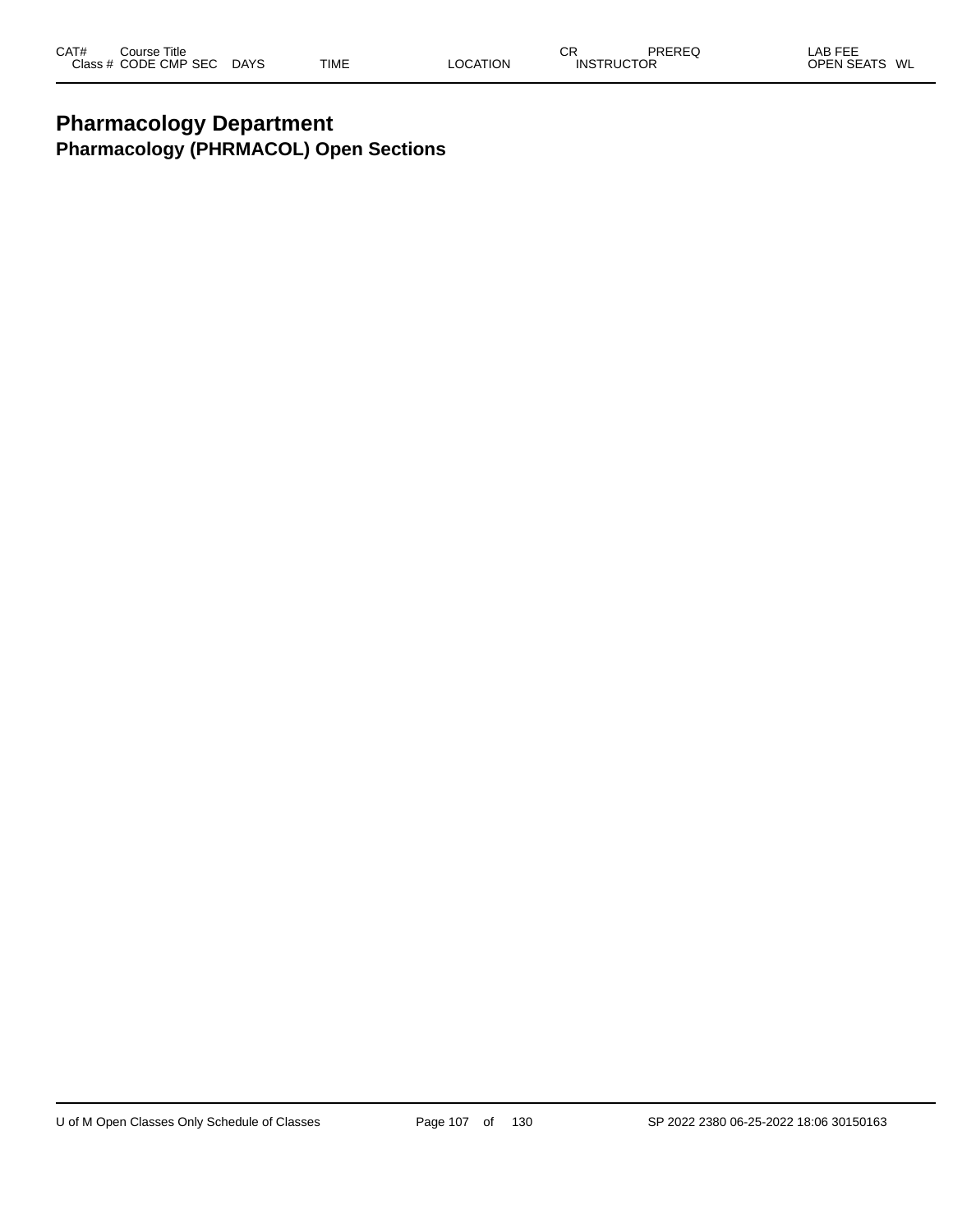| CAT# | Course Title | | | | | CR | PREREQ | LAB FEE |
|---|---|---|---|---|---|---|---|---|
| | Class # CODE CMP SEC | DAYS | TIME | LOCATION | | INSTRUCTOR | | OPEN SEATS WL |

# Pharmacology Department

## Pharmacology (PHRMACOL) Open Sections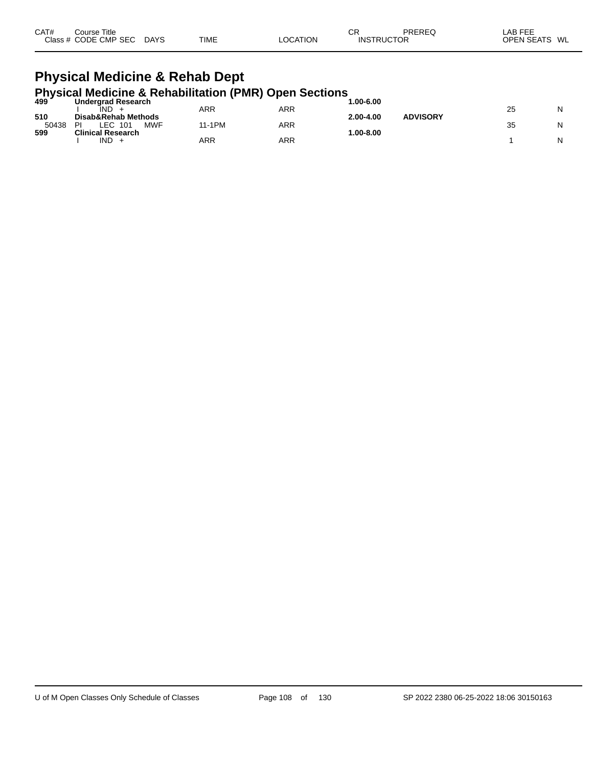| CAT# Class # | Course Title CODE | CMP | SEC | DAYS | TIME | LOCATION | CR INSTRUCTOR | PREREQ | LAB FEE OPEN SEATS | WL |
|---|---|---|---|---|---|---|---|---|---|---|

# Physical Medicine & Rehab Dept

## Physical Medicine & Rehabilitation (PMR) Open Sections

| CAT# Class # | Course Title CODE | CMP | SEC | DAYS | TIME | LOCATION | CR INSTRUCTOR | PREREQ | LAB FEE OPEN SEATS | WL |
|---|---|---|---|---|---|---|---|---|---|---|
| **499** | **Undergrad Research** | | | | | | **1.00-6.00** | | | |
| | I | IND | + | | ARR | ARR | | | 25 | N |
| **510** | **Disab&Rehab Methods** | | | | | | **2.00-4.00** | **ADVISORY** | | |
| 50438 | PI | LEC | 101 | MWF | 11-1PM | ARR | | | 35 | N |
| **599** | **Clinical Research** | | | | | | **1.00-8.00** | | | |
| | I | IND | + | | ARR | ARR | | | 1 | N |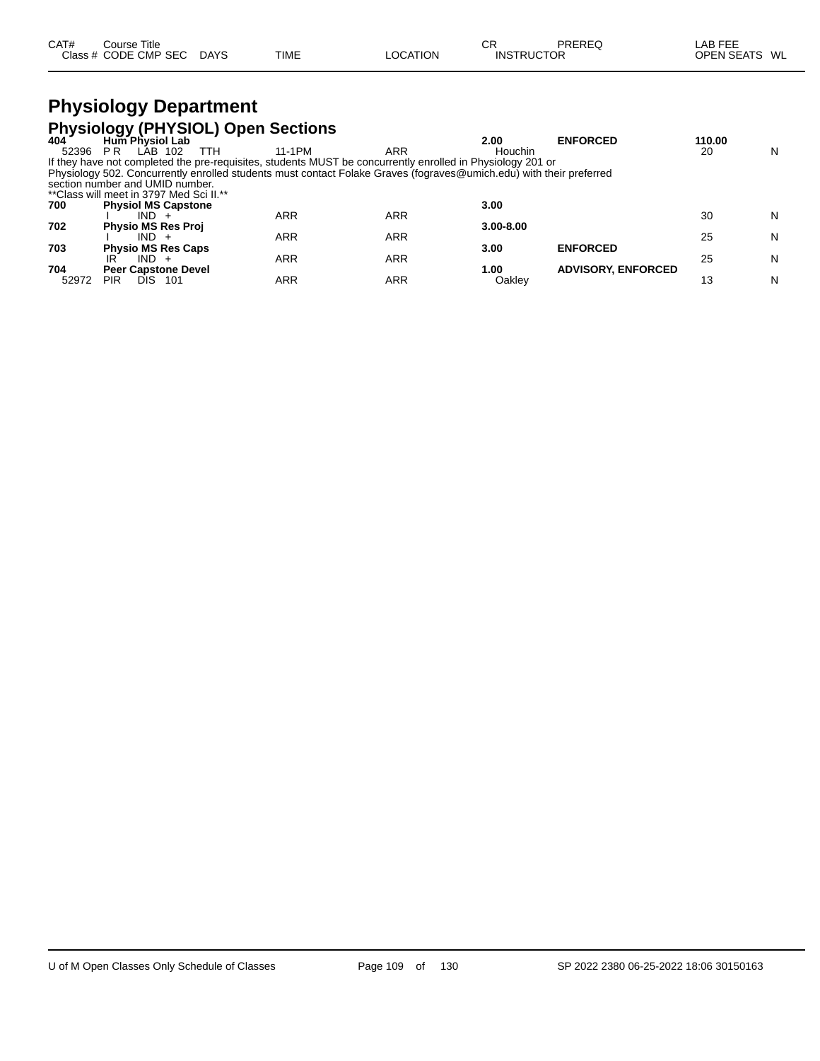# Physiology Department

## Physiology (PHYSIOL) Open Sections

| CAT# / Class # | Course Title / CODE CMP SEC | DAYS | TIME | LOCATION | CR / INSTRUCTOR | PREREQ | LAB FEE / OPEN SEATS | WL |
|---|---|---|---|---|---|---|---|---|
| **404** | **Hum Physiol Lab** | | | | **2.00** | **ENFORCED** | **110.00** | |
| 52396 | P R LAB 102 | TTH | 11-1PM | ARR | Houchin | | 20 | N |

If they have not completed the pre-requisites, students MUST be concurrently enrolled in Physiology 201 or Physiology 502. Concurrently enrolled students must contact Folake Graves (fograves@umich.edu) with their preferred section number and UMID number.
**Class will meet in 3797 Med Sci II.**

| CAT# / Class # | Course Title / CODE CMP SEC | DAYS | TIME | LOCATION | CR / INSTRUCTOR | PREREQ | LAB FEE / OPEN SEATS | WL |
|---|---|---|---|---|---|---|---|---|
| **700** | **Physiol MS Capstone** | | | | **3.00** | | | |
| | I IND + | | ARR | ARR | | | 30 | N |
| **702** | **Physio MS Res Proj** | | | | **3.00-8.00** | | | |
| | I IND + | | ARR | ARR | | | 25 | N |
| **703** | **Physio MS Res Caps** | | | | **3.00** | **ENFORCED** | | |
| | IR IND + | | ARR | ARR | | | 25 | N |
| **704** | **Peer Capstone Devel** | | | | **1.00** | **ADVISORY, ENFORCED** | | |
| 52972 | PIR DIS 101 | | ARR | ARR | Oakley | | 13 | N |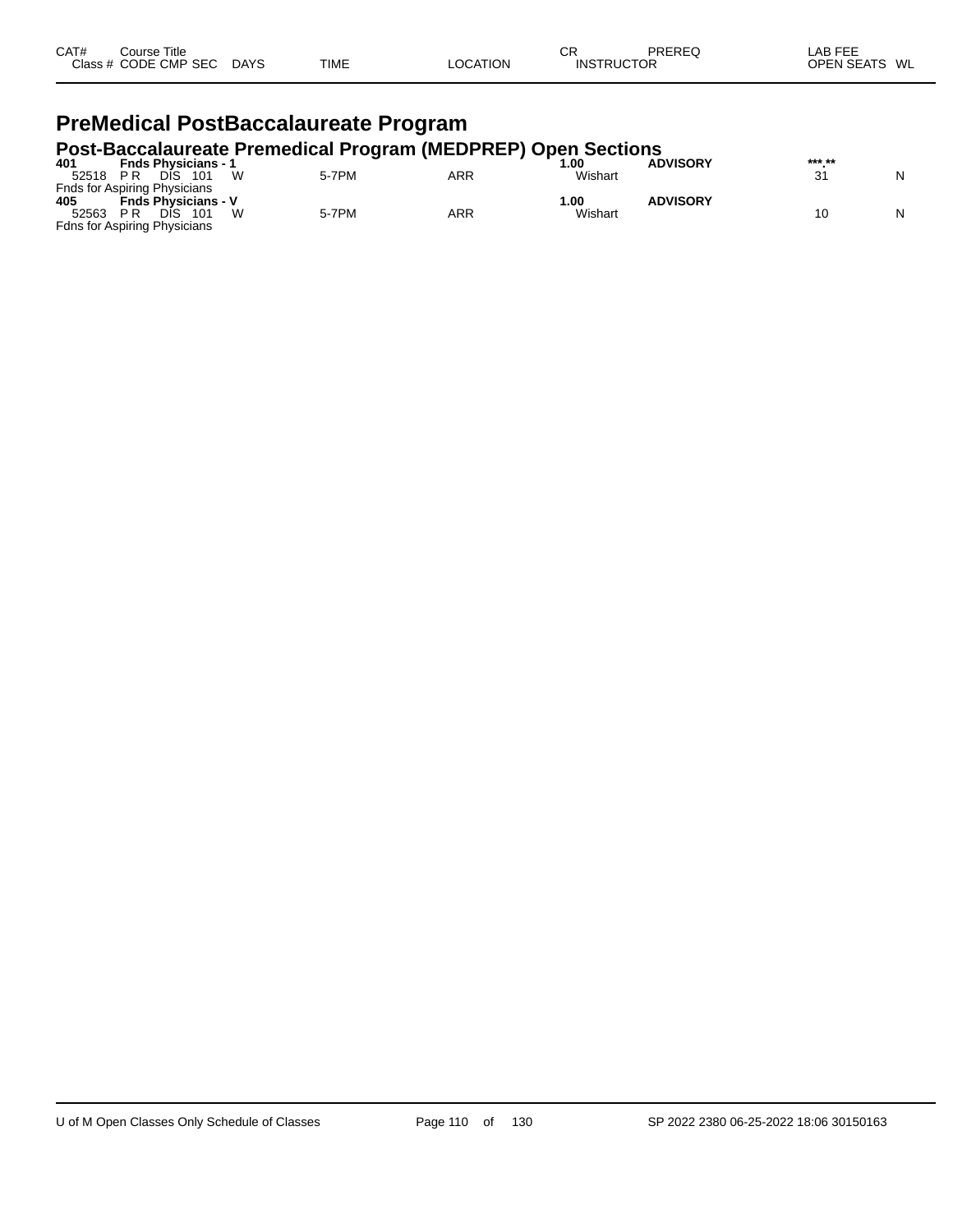| CAT# Class # | Course Title CODE CMP SEC | DAYS | TIME | LOCATION | CR INSTRUCTOR | PREREQ | LAB FEE OPEN SEATS | WL |
|---|---|---|---|---|---|---|---|---|

# PreMedical PostBaccalaureate Program

## Post-Baccalaureate Premedical Program (MEDPREP) Open Sections

| CAT# Class # | Course Title CODE CMP SEC | DAYS | TIME | LOCATION | CR INSTRUCTOR | PREREQ | LAB FEE OPEN SEATS | WL |
|---|---|---|---|---|---|---|---|---|
| **401** | **Fnds Physicians - 1** | | | | **1.00** | **ADVISORY** | **\*\*\*.\*\*** | |
| 52518 | P R DIS 101 | W | 5-7PM | ARR | Wishart | | 31 | N |
| Fnds for Aspiring Physicians | | | | | | | | |
| **405** | **Fnds Physicians - V** | | | | **1.00** | **ADVISORY** | | |
| 52563 | P R DIS 101 | W | 5-7PM | ARR | Wishart | | 10 | N |
| Fdns for Aspiring Physicians | | | | | | | | |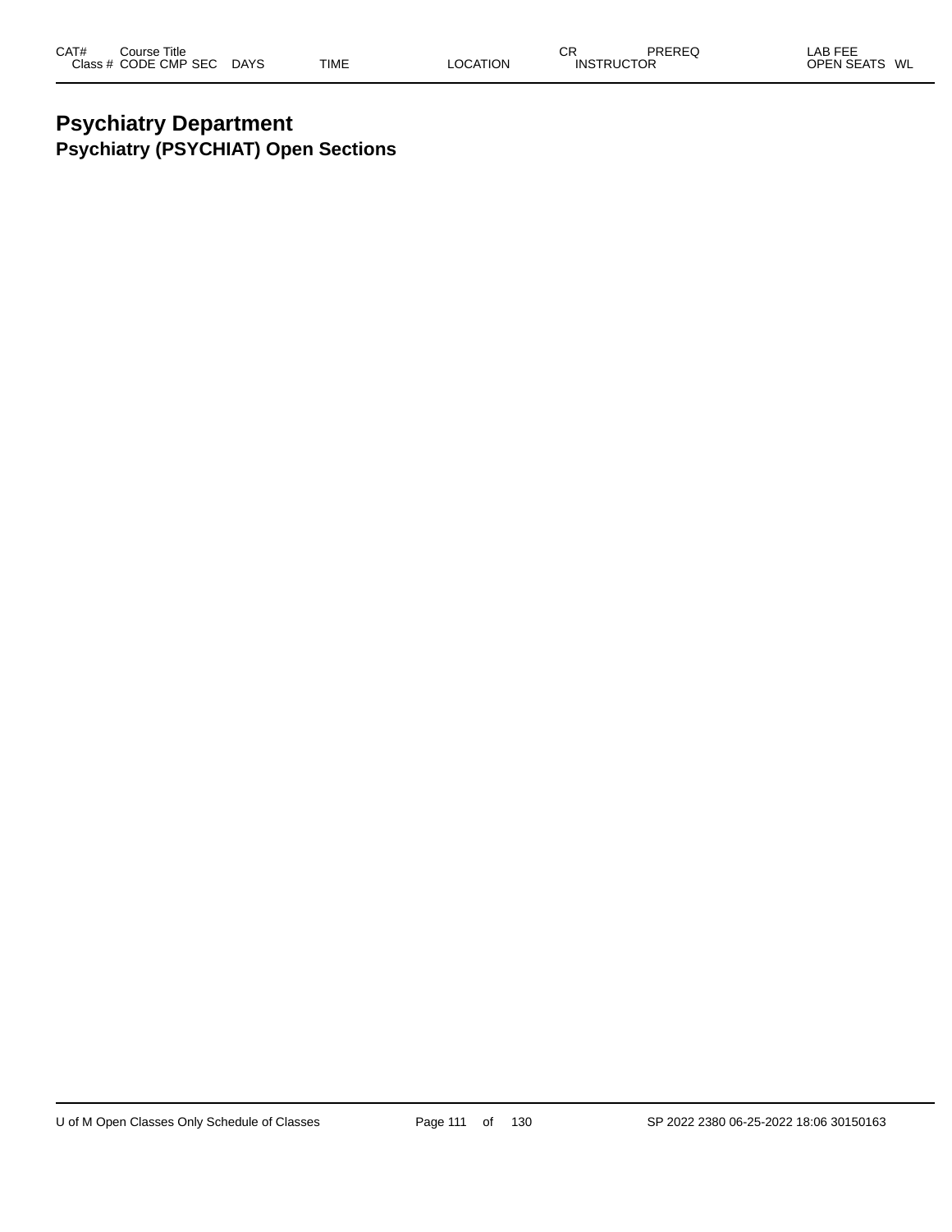| CAT# | Course Title | | | | | CR | PREREQ | LAB FEE |
| --- | --- | --- | --- | --- | --- | --- | --- | --- |
| Class # | CODE CMP SEC | DAYS | TIME | LOCATION | INSTRUCTOR | | | OPEN SEATS WL |

# Psychiatry Department

## Psychiatry (PSYCHIAT) Open Sections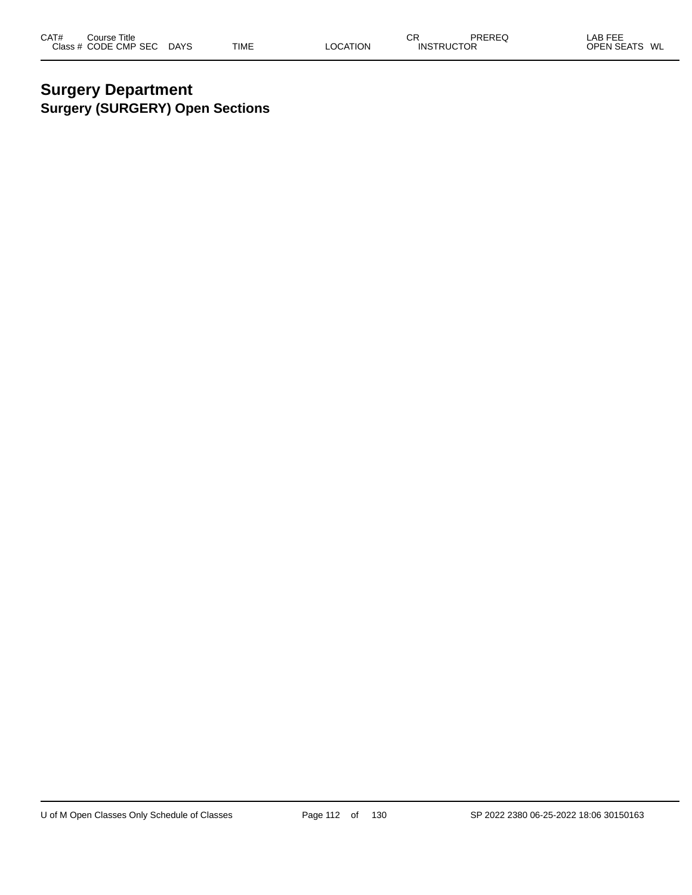# Surgery Department

## Surgery (SURGERY) Open Sections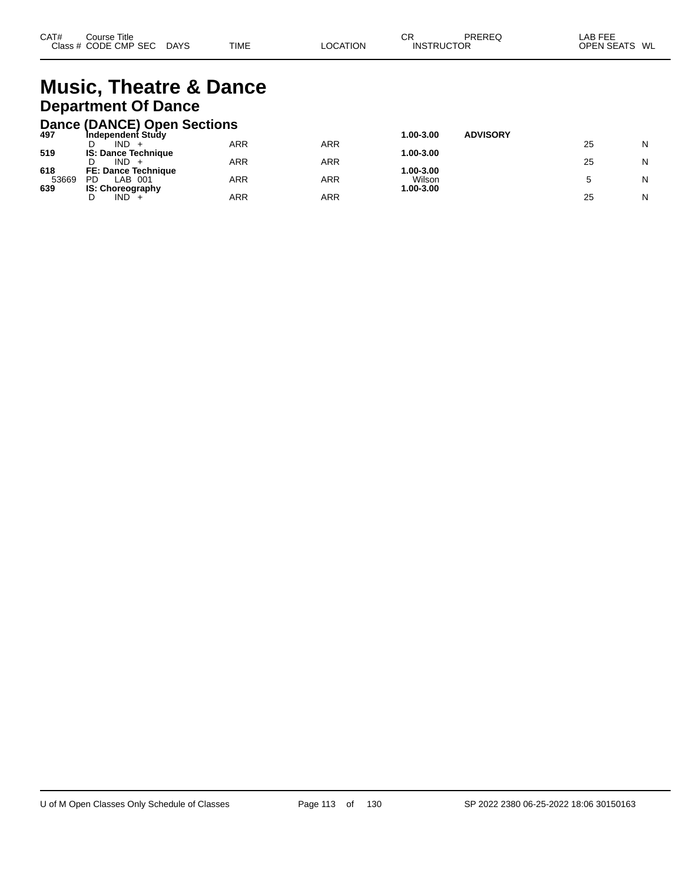# Music, Theatre & Dance

## Department Of Dance

### Dance (DANCE) Open Sections

| CAT# | Course Title / Class # CODE CMP SEC | DAYS | TIME | LOCATION | CR / INSTRUCTOR | PREREQ | LAB FEE / OPEN SEATS | WL |
|---|---|---|---|---|---|---|---|---|
| **497** | **Independent Study** | | | | **1.00-3.00** | **ADVISORY** | | |
| | D IND + | | ARR | ARR | | | 25 | N |
| **519** | **IS: Dance Technique** | | | | **1.00-3.00** | | | |
| | D IND + | | ARR | ARR | | | 25 | N |
| **618** | **FE: Dance Technique** | | | | **1.00-3.00** | | | |
| 53669 | PD LAB 001 | | ARR | ARR | Wilson | | 5 | N |
| **639** | **IS: Choreography** | | | | **1.00-3.00** | | | |
| | D IND + | | ARR | ARR | | | 25 | N |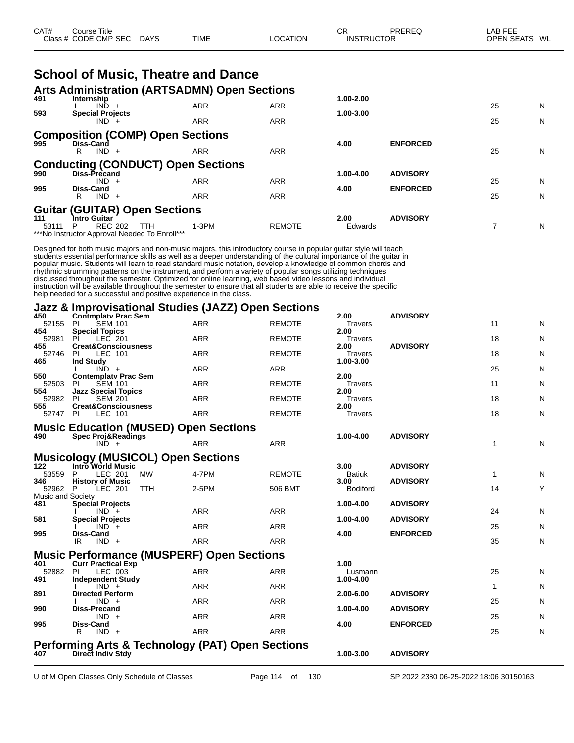| CAT# | Course Title<br>Class # CODE CMP SEC | DAYS | TIME | LOCATION | CR<br>INSTRUCTOR | PREREQ | LAB FEE<br>OPEN SEATS | WL |
|---|---|---|---|---|---|---|---|---|

# School of Music, Theatre and Dance

## Arts Administration (ARTSADMN) Open Sections

| CAT# | Course Title / Class # CODE CMP SEC | DAYS | TIME | LOCATION | CR / INSTRUCTOR | PREREQ | OPEN SEATS | WL |
|---|---|---|---|---|---|---|---|---|
| **491** | **Internship** | | | | **1.00-2.00** | | | |
| | I IND + | | ARR | ARR | | | 25 | N |
| **593** | **Special Projects** | | | | **1.00-3.00** | | | |
| | IND + | | ARR | ARR | | | 25 | N |

## Composition (COMP) Open Sections

| CAT# | Course Title / Class # CODE CMP SEC | DAYS | TIME | LOCATION | CR / INSTRUCTOR | PREREQ | OPEN SEATS | WL |
|---|---|---|---|---|---|---|---|---|
| **995** | **Diss-Cand** | | | | **4.00** | **ENFORCED** | | |
| | R IND + | | ARR | ARR | | | 25 | N |

## Conducting (CONDUCT) Open Sections

| CAT# | Course Title / Class # CODE CMP SEC | DAYS | TIME | LOCATION | CR / INSTRUCTOR | PREREQ | OPEN SEATS | WL |
|---|---|---|---|---|---|---|---|---|
| **990** | **Diss-Precand** | | | | **1.00-4.00** | **ADVISORY** | | |
| | IND + | | ARR | ARR | | | 25 | N |
| **995** | **Diss-Cand** | | | | **4.00** | **ENFORCED** | | |
| | R IND + | | ARR | ARR | | | 25 | N |

## Guitar (GUITAR) Open Sections

| CAT# | Course Title / Class # CODE CMP SEC | DAYS | TIME | LOCATION | CR / INSTRUCTOR | PREREQ | OPEN SEATS | WL |
|---|---|---|---|---|---|---|---|---|
| **111** | **Intro Guitar** | | | | **2.00** | **ADVISORY** | | |
| 53111 | P REC 202 | TTH | 1-3PM | REMOTE | Edwards | | 7 | N |

***No Instructor Approval Needed To Enroll***

Designed for both music majors and non-music majors, this introductory course in popular guitar style will teach students essential performance skills as well as a deeper understanding of the cultural importance of the guitar in popular music. Students will learn to read standard music notation, develop a knowledge of common chords and rhythmic strumming patterns on the instrument, and perform a variety of popular songs utilizing techniques discussed throughout the semester. Optimized for online learning, web based video lessons and individual instruction will be available throughout the semester to ensure that all students are able to receive the specific help needed for a successful and positive experience in the class.

## Jazz & Improvisational Studies (JAZZ) Open Sections

| CAT# | Course Title / Class # CODE CMP SEC | DAYS | TIME | LOCATION | CR / INSTRUCTOR | PREREQ | OPEN SEATS | WL |
|---|---|---|---|---|---|---|---|---|
| **450** | **Contmplatv Prac Sem** | | | | **2.00** | **ADVISORY** | | |
| 52155 | PI SEM 101 | | ARR | REMOTE | Travers | | 11 | N |
| **454** | **Special Topics** | | | | **2.00** | | | |
| 52981 | PI LEC 201 | | ARR | REMOTE | Travers | | 18 | N |
| **455** | **Creat&Consciousness** | | | | **2.00** | **ADVISORY** | | |
| 52746 | PI LEC 101 | | ARR | REMOTE | Travers | | 18 | N |
| **465** | **Ind Study** | | | | **1.00-3.00** | | | |
| | I IND + | | ARR | ARR | | | 25 | N |
| **550** | **Contemplatv Prac Sem** | | | | **2.00** | | | |
| 52503 | PI SEM 101 | | ARR | REMOTE | Travers | | 11 | N |
| **554** | **Jazz Special Topics** | | | | **2.00** | | | |
| 52982 | PI SEM 201 | | ARR | REMOTE | Travers | | 18 | N |
| **555** | **Creat&Consciousness** | | | | **2.00** | | | |
| 52747 | PI LEC 101 | | ARR | REMOTE | Travers | | 18 | N |

## Music Education (MUSED) Open Sections

| CAT# | Course Title / Class # CODE CMP SEC | DAYS | TIME | LOCATION | CR / INSTRUCTOR | PREREQ | OPEN SEATS | WL |
|---|---|---|---|---|---|---|---|---|
| **490** | **Spec Proj&Readings** | | | | **1.00-4.00** | **ADVISORY** | | |
| | IND + | | ARR | ARR | | | 1 | N |

## Musicology (MUSICOL) Open Sections

| CAT# | Course Title / Class # CODE CMP SEC | DAYS | TIME | LOCATION | CR / INSTRUCTOR | PREREQ | OPEN SEATS | WL |
|---|---|---|---|---|---|---|---|---|
| **122** | **Intro World Music** | | | | **3.00** | **ADVISORY** | | |
| 53559 | P LEC 201 | MW | 4-7PM | REMOTE | Batiuk | | 1 | N |
| **346** | **History of Music** | | | | **3.00** | **ADVISORY** | | |
| 52962 | P LEC 201 | TTH | 2-5PM | 506 BMT | Bodiford | | 14 | Y |
| Music and Society | | | | | | | | |
| **481** | **Special Projects** | | | | **1.00-4.00** | **ADVISORY** | | |
| | I IND + | | ARR | ARR | | | 24 | N |
| **581** | **Special Projects** | | | | **1.00-4.00** | **ADVISORY** | | |
| | I IND + | | ARR | ARR | | | 25 | N |
| **995** | **Diss-Cand** | | | | **4.00** | **ENFORCED** | | |
| | IR IND + | | ARR | ARR | | | 35 | N |

## Music Performance (MUSPERF) Open Sections

| CAT# | Course Title / Class # CODE CMP SEC | DAYS | TIME | LOCATION | CR / INSTRUCTOR | PREREQ | OPEN SEATS | WL |
|---|---|---|---|---|---|---|---|---|
| **401** | **Curr Practical Exp** | | | | **1.00** | | | |
| 52882 | PI LEC 003 | | ARR | ARR | Lusmann | | 25 | N |
| **491** | **Independent Study** | | | | **1.00-4.00** | | | |
| | I IND + | | ARR | ARR | | | 1 | N |
| **891** | **Directed Perform** | | | | **2.00-6.00** | **ADVISORY** | | |
| | I IND + | | ARR | ARR | | | 25 | N |
| **990** | **Diss-Precand** | | | | **1.00-4.00** | **ADVISORY** | | |
| | IND + | | ARR | ARR | | | 25 | N |
| **995** | **Diss-Cand** | | | | **4.00** | **ENFORCED** | | |
| | R IND + | | ARR | ARR | | | 25 | N |

## Performing Arts & Technology (PAT) Open Sections

| CAT# | Course Title / Class # CODE CMP SEC | DAYS | TIME | LOCATION | CR / INSTRUCTOR | PREREQ | OPEN SEATS | WL |
|---|---|---|---|---|---|---|---|---|
| **407** | **Direct Indiv Stdy** | | | | **1.00-3.00** | **ADVISORY** | | |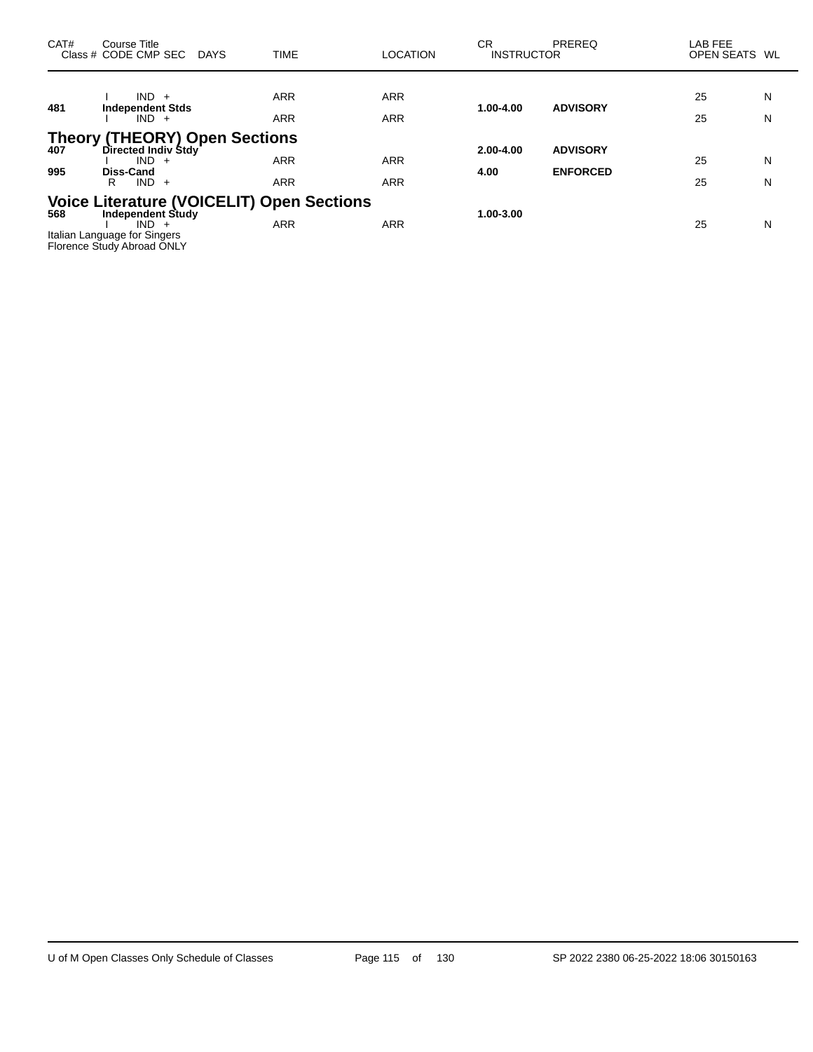| CAT# | Course Title<br>Class # CODE CMP SEC | DAYS | TIME | LOCATION | CR<br>INSTRUCTOR | PREREQ | LAB FEE<br>OPEN SEATS | WL |
|---|---|---|---|---|---|---|---|---|
| | I IND + | | ARR | ARR | | | 25 | N |
| 481 | **Independent Stds** | | | | **1.00-4.00** | **ADVISORY** | | |
| | I IND + | | ARR | ARR | | | 25 | N |

## Theory (THEORY) Open Sections

| CAT# | Course Title<br>Class # CODE CMP SEC | DAYS | TIME | LOCATION | CR<br>INSTRUCTOR | PREREQ | LAB FEE<br>OPEN SEATS | WL |
|---|---|---|---|---|---|---|---|---|
| **407** | **Directed Indiv Stdy** | | | | **2.00-4.00** | **ADVISORY** | | |
| | I IND + | | ARR | ARR | | | 25 | N |
| **995** | **Diss-Cand** | | | | **4.00** | **ENFORCED** | | |
| | R IND + | | ARR | ARR | | | 25 | N |

## Voice Literature (VOICELIT) Open Sections

| CAT# | Course Title<br>Class # CODE CMP SEC | DAYS | TIME | LOCATION | CR<br>INSTRUCTOR | PREREQ | LAB FEE<br>OPEN SEATS | WL |
|---|---|---|---|---|---|---|---|---|
| **568** | **Independent Study** | | | | **1.00-3.00** | | | |
| | I IND + | | ARR | ARR | | | 25 | N |

Italian Language for Singers
Florence Study Abroad ONLY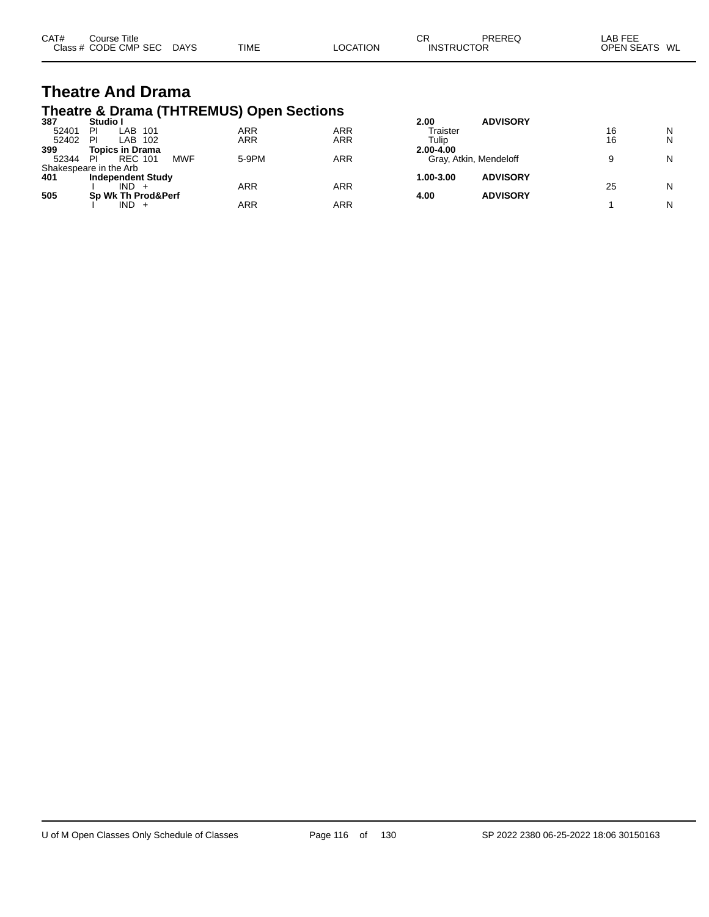| CAT# Class # | Course Title CODE CMP SEC | DAYS | TIME | LOCATION | CR INSTRUCTOR | PREREQ | LAB FEE OPEN SEATS | WL |
|---|---|---|---|---|---|---|---|---|

# Theatre And Drama

## Theatre & Drama (THTREMUS) Open Sections

| | | | | | | | | |
|---|---|---|---|---|---|---|---|---|
| **387** | **Studio I** | | | | **2.00** | **ADVISORY** | | |
| 52401 | PI LAB 101 | | ARR | ARR | Traister | | 16 | N |
| 52402 | PI LAB 102 | | ARR | ARR | Tulip | | 16 | N |
| **399** | **Topics in Drama** | | | | **2.00-4.00** | | | |
| 52344 | PI REC 101 | MWF | 5-9PM | ARR | Gray, Atkin, Mendeloff | | 9 | N |
| Shakespeare in the Arb | | | | | | | | |
| **401** | **Independent Study** | | | | **1.00-3.00** | **ADVISORY** | | |
| | I IND + | | ARR | ARR | | | 25 | N |
| **505** | **Sp Wk Th Prod&Perf** | | | | **4.00** | **ADVISORY** | | |
| | I IND + | | ARR | ARR | | | 1 | N |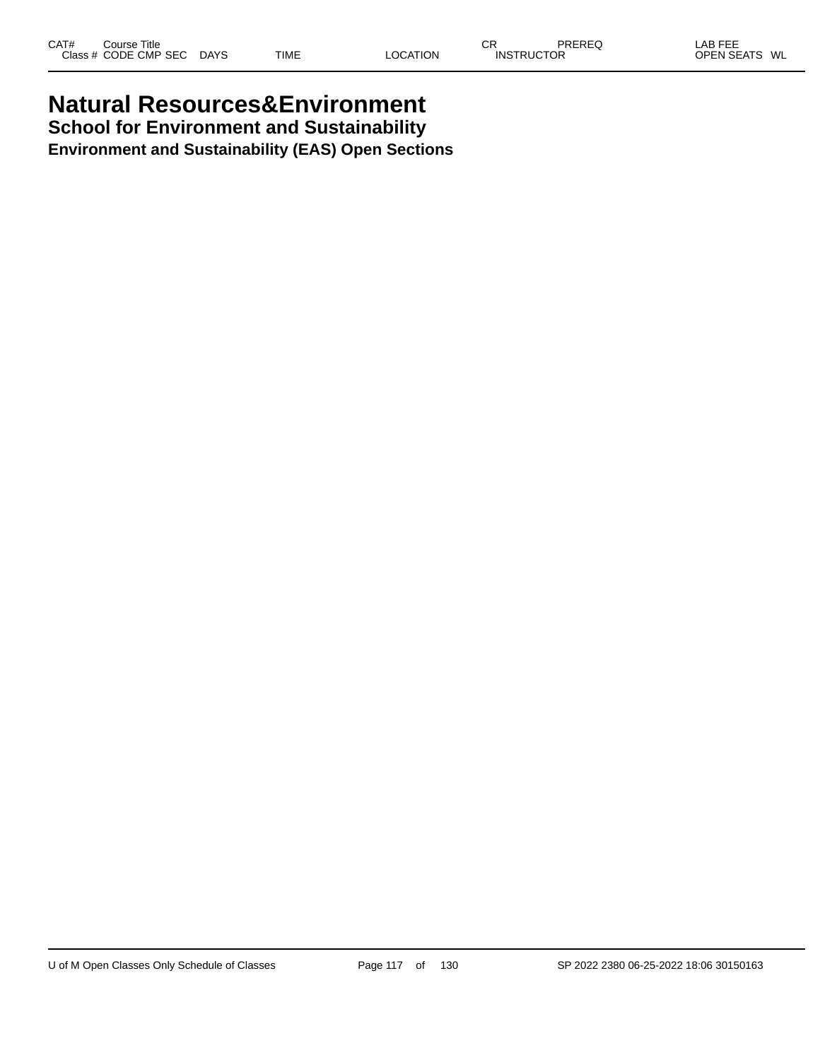# Natural Resources&Environment

## School for Environment and Sustainability

### Environment and Sustainability (EAS) Open Sections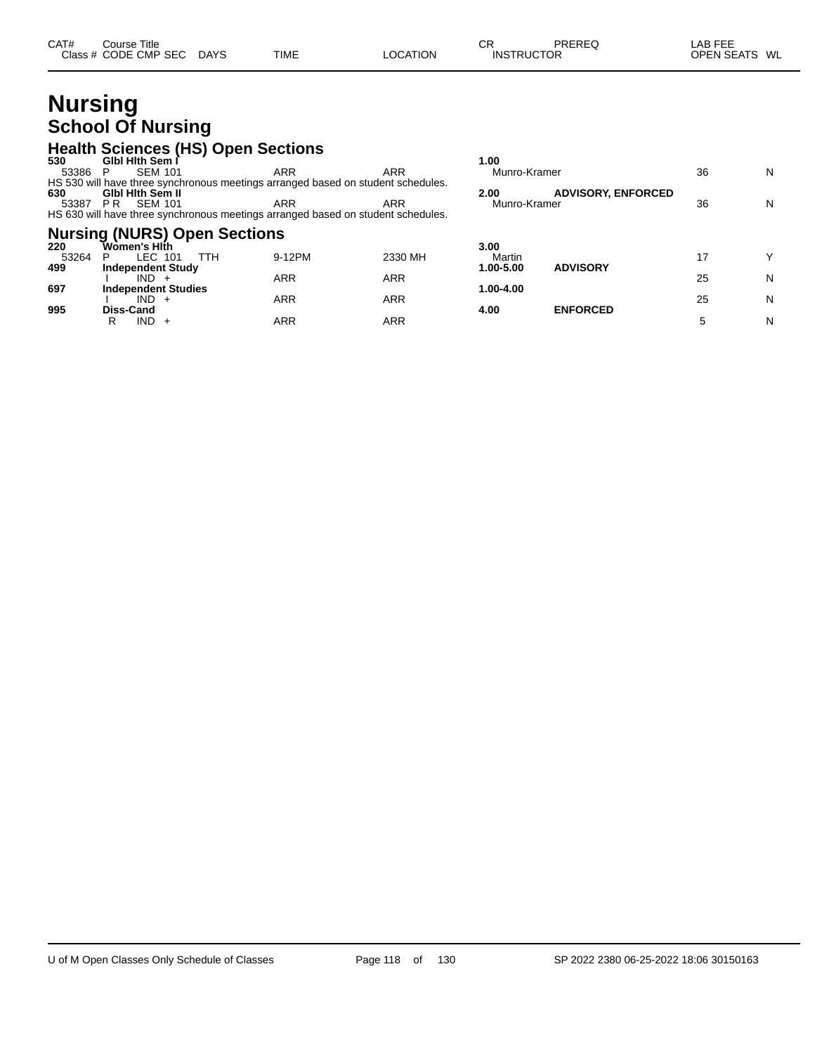| CAT# Class # | Course Title CODE | CMP | SEC | DAYS | TIME | LOCATION | CR INSTRUCTOR | PREREQ | LAB FEE OPEN SEATS | WL |
|---|---|---|---|---|---|---|---|---|---|---|

# Nursing

## School Of Nursing

### Health Sciences (HS) Open Sections

| CAT# Class # | Course Title CODE | CMP | SEC | DAYS | TIME | LOCATION | CR INSTRUCTOR | PREREQ | LAB FEE OPEN SEATS | WL |
|---|---|---|---|---|---|---|---|---|---|---|
| **530** | **Glbl Hlth Sem I** | | | | | | **1.00** | | | |
| 53386 | P | SEM | 101 | | ARR | ARR | Munro-Kramer | | 36 | N |
| HS 530 will have three synchronous meetings arranged based on student schedules. | | | | | | | | | | |
| **630** | **Glbl Hlth Sem II** | | | | | | **2.00** | **ADVISORY, ENFORCED** | | |
| 53387 | P R | SEM | 101 | | ARR | ARR | Munro-Kramer | | 36 | N |
| HS 630 will have three synchronous meetings arranged based on student schedules. | | | | | | | | | | |

### Nursing (NURS) Open Sections

| CAT# Class # | Course Title CODE | CMP | SEC | DAYS | TIME | LOCATION | CR INSTRUCTOR | PREREQ | LAB FEE OPEN SEATS | WL |
|---|---|---|---|---|---|---|---|---|---|---|
| **220** | **Women's Hlth** | | | | | | **3.00** | | | |
| 53264 | P | LEC | 101 | TTH | 9-12PM | 2330 MH | Martin | | 17 | Y |
| **499** | **Independent Study** | | | | | | **1.00-5.00** | **ADVISORY** | | |
| | I | IND | + | | ARR | ARR | | | 25 | N |
| **697** | **Independent Studies** | | | | | | **1.00-4.00** | | | |
| | I | IND | + | | ARR | ARR | | | 25 | N |
| **995** | **Diss-Cand** | | | | | | **4.00** | **ENFORCED** | | |
| | R | IND | + | | ARR | ARR | | | 5 | N |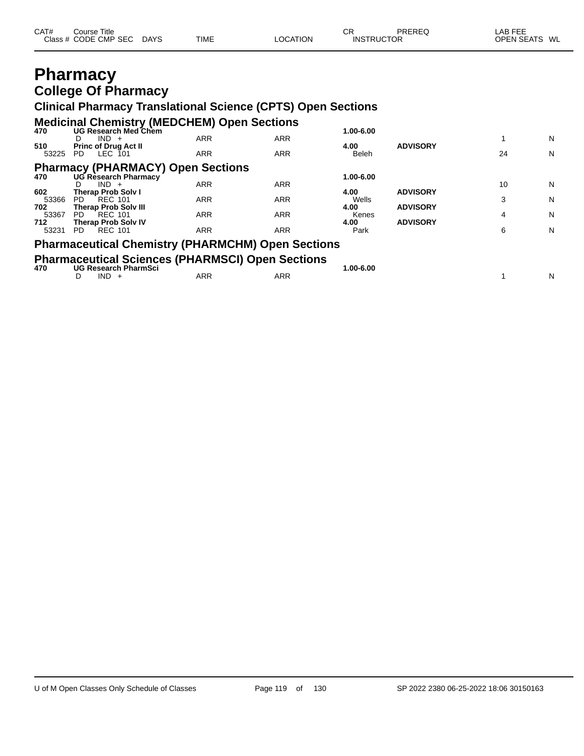| CAT# | Course Title | | | | | CR | PREREQ | LAB FEE | |
|---|---|---|---|---|---|---|---|---|---|
| Class # | CODE | CMP SEC | DAYS | TIME | LOCATION | INSTRUCTOR | | OPEN SEATS | WL |

# Pharmacy

## College Of Pharmacy

### Clinical Pharmacy Translational Science (CPTS) Open Sections

### Medicinal Chemistry (MEDCHEM) Open Sections

| CAT# / Class # | Course Title / CODE CMP SEC | DAYS | TIME | LOCATION | CR / INSTRUCTOR | PREREQ | OPEN SEATS | WL |
|---|---|---|---|---|---|---|---|---|
| **470** | **UG Research Med Chem** | | | | **1.00-6.00** | | | |
| | D IND + | | ARR | ARR | | | 1 | N |
| **510** | **Princ of Drug Act II** | | | | **4.00** | **ADVISORY** | | |
| 53225 | PD LEC 101 | | ARR | ARR | Beleh | | 24 | N |

### Pharmacy (PHARMACY) Open Sections

| CAT# / Class # | Course Title / CODE CMP SEC | DAYS | TIME | LOCATION | CR / INSTRUCTOR | PREREQ | OPEN SEATS | WL |
|---|---|---|---|---|---|---|---|---|
| **470** | **UG Research Pharmacy** | | | | **1.00-6.00** | | | |
| | D IND + | | ARR | ARR | | | 10 | N |
| **602** | **Therap Prob Solv I** | | | | **4.00** | **ADVISORY** | | |
| 53366 | PD REC 101 | | ARR | ARR | Wells | | 3 | N |
| **702** | **Therap Prob Solv III** | | | | **4.00** | **ADVISORY** | | |
| 53367 | PD REC 101 | | ARR | ARR | Kenes | | 4 | N |
| **712** | **Therap Prob Solv IV** | | | | **4.00** | **ADVISORY** | | |
| 53231 | PD REC 101 | | ARR | ARR | Park | | 6 | N |

### Pharmaceutical Chemistry (PHARMCHM) Open Sections

### Pharmaceutical Sciences (PHARMSCI) Open Sections

| CAT# / Class # | Course Title / CODE CMP SEC | DAYS | TIME | LOCATION | CR / INSTRUCTOR | PREREQ | OPEN SEATS | WL |
|---|---|---|---|---|---|---|---|---|
| **470** | **UG Research PharmSci** | | | | **1.00-6.00** | | | |
| | D IND + | | ARR | ARR | | | 1 | N |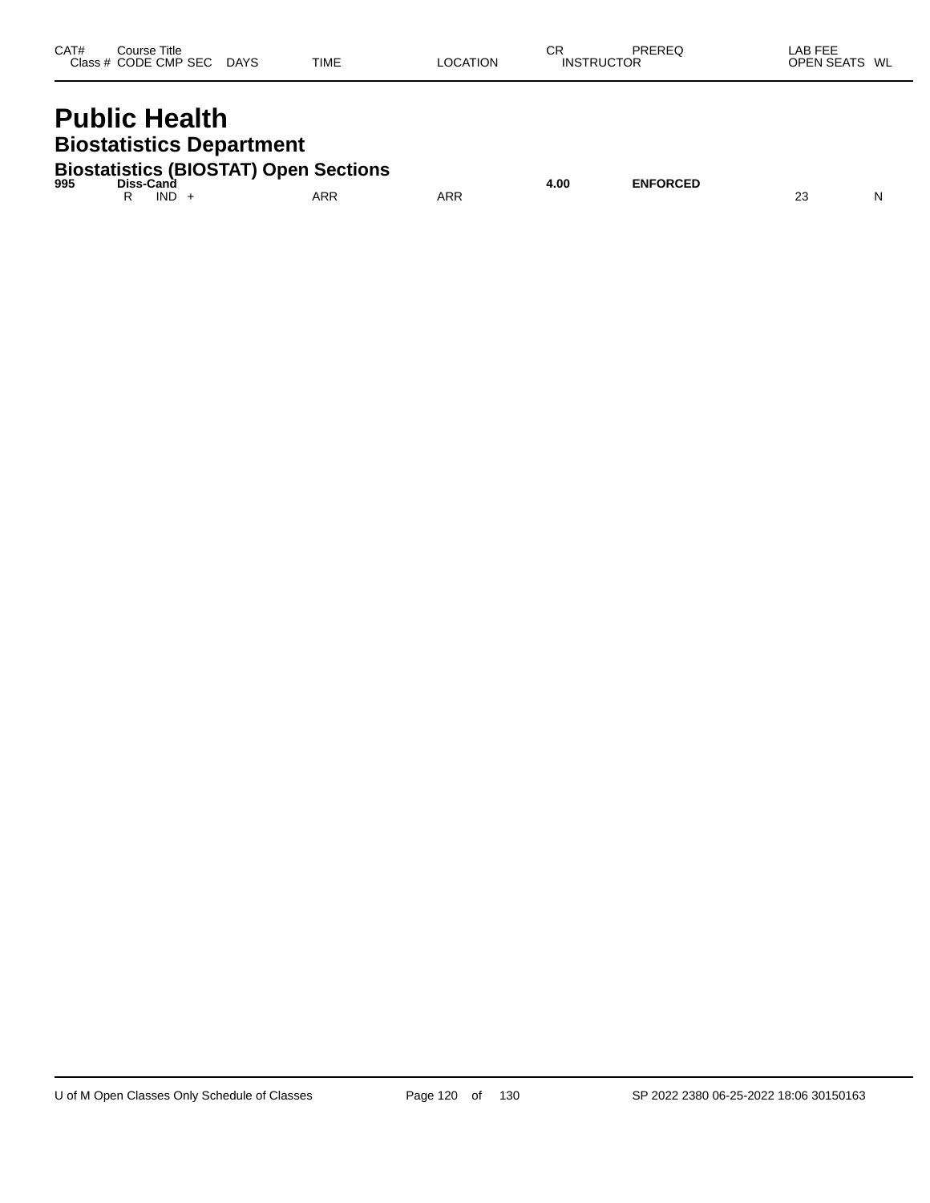| CAT# Class # | Course Title CODE | CMP | SEC | DAYS | TIME | LOCATION | CR INSTRUCTOR | PREREQ | LAB FEE OPEN SEATS | WL |
|---|---|---|---|---|---|---|---|---|---|---|

# Public Health

## Biostatistics Department

### Biostatistics (BIOSTAT) Open Sections

| CAT# Class # | Course Title CODE | CMP | SEC | DAYS | TIME | LOCATION | CR INSTRUCTOR | PREREQ | LAB FEE OPEN SEATS | WL |
|---|---|---|---|---|---|---|---|---|---|---|
| **995** | **Diss-Cand** | | | | | | **4.00** | **ENFORCED** | | |
| | R | IND | + | | ARR | ARR | | | 23 | N |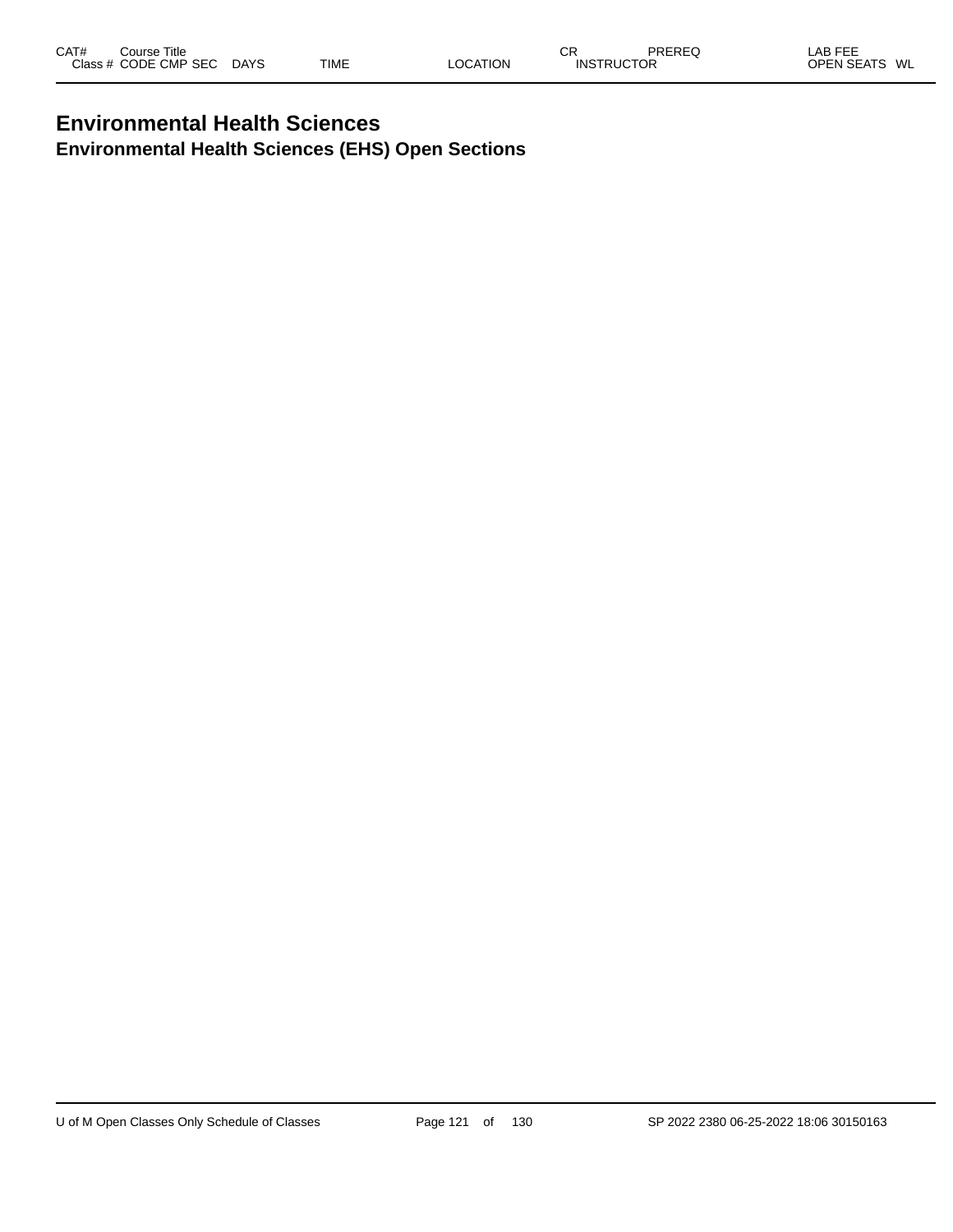# Environmental Health Sciences

## Environmental Health Sciences (EHS) Open Sections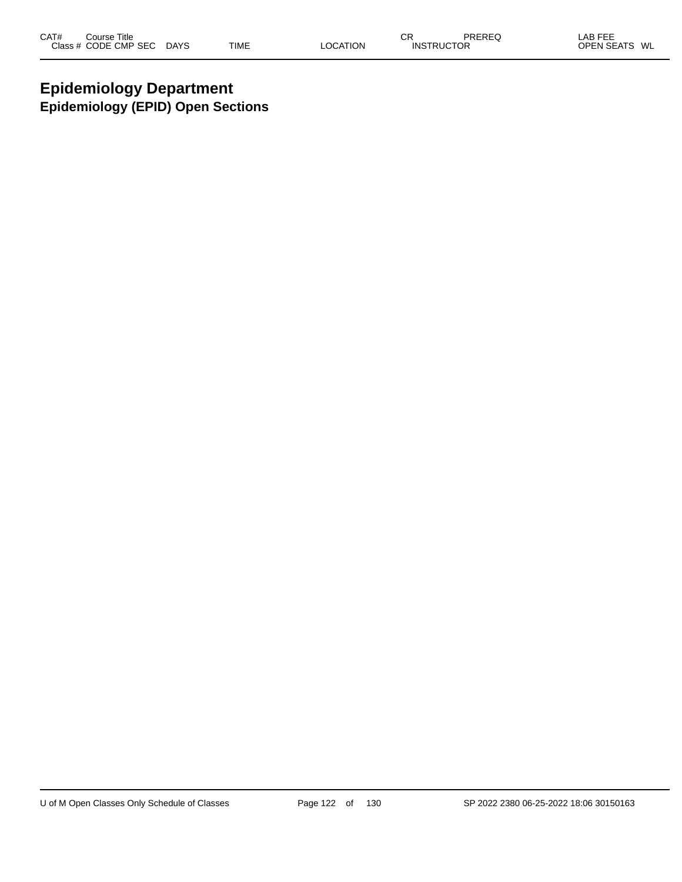| CAT# | Course Title | | | | | | CR | PREREQ | LAB FEE |
|---|---|---|---|---|---|---|---|---|---|
| Class # | CODE | CMP | SEC | DAYS | TIME | LOCATION | INSTRUCTOR | | OPEN SEATS WL |

# Epidemiology Department

## Epidemiology (EPID) Open Sections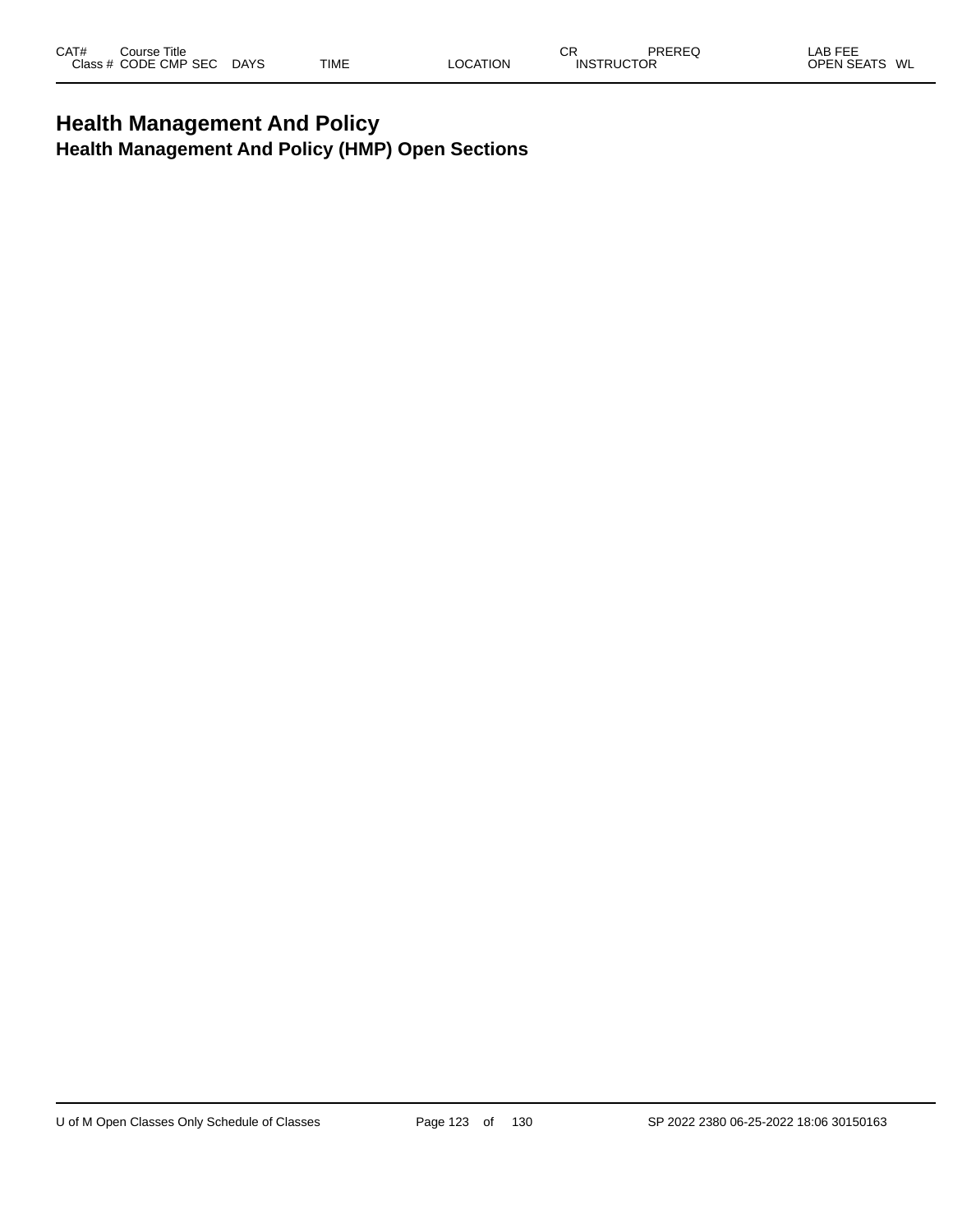# Health Management And Policy

## Health Management And Policy (HMP) Open Sections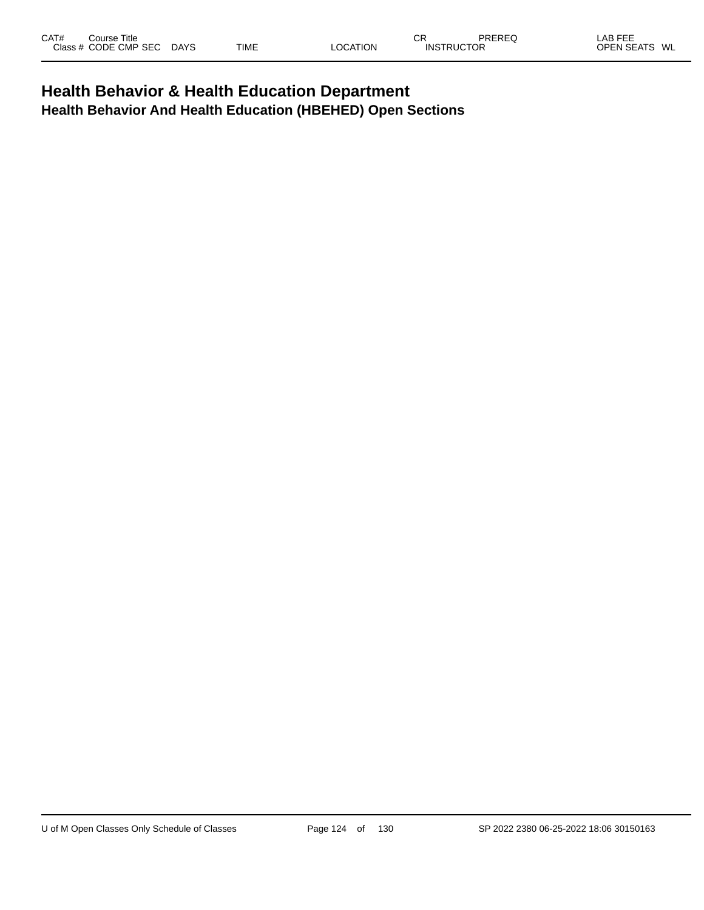| CAT# Class # | Course Title CODE CMP SEC | DAYS | TIME | LOCATION | CR INSTRUCTOR | PREREQ | LAB FEE OPEN SEATS WL |
|---|---|---|---|---|---|---|---|

## Health Behavior & Health Education Department

### Health Behavior And Health Education (HBEHED) Open Sections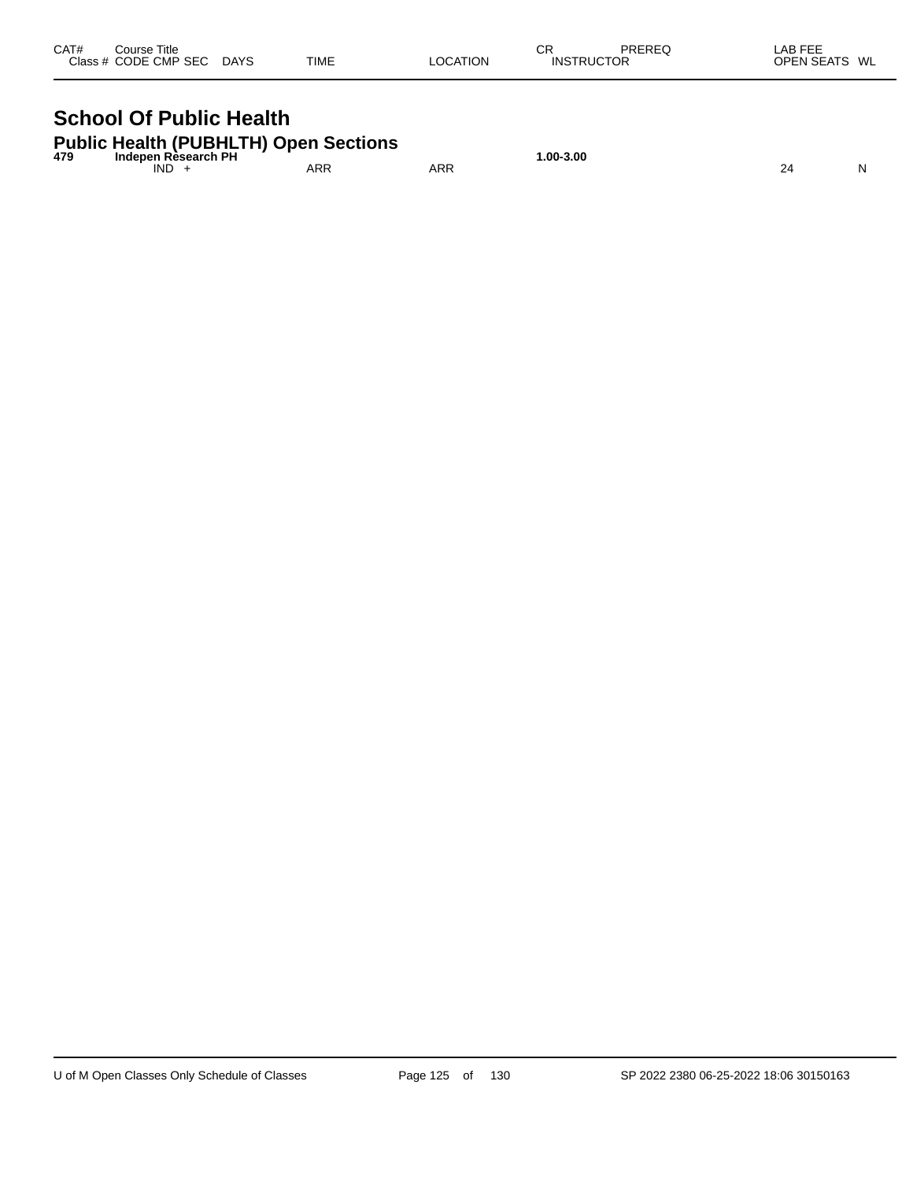| CAT# Class # | Course Title CODE CMP SEC | DAYS | TIME | LOCATION | CR INSTRUCTOR | PREREQ | LAB FEE OPEN SEATS | WL |
|---|---|---|---|---|---|---|---|---|

# School Of Public Health

## Public Health (PUBHLTH) Open Sections

| CAT# Class # | Course Title CODE CMP SEC | DAYS | TIME | LOCATION | CR INSTRUCTOR | PREREQ | LAB FEE OPEN SEATS | WL |
|---|---|---|---|---|---|---|---|---|
| **479** | **Indepen Research PH** | | | | **1.00-3.00** | | | |
| | IND + | | ARR | ARR | | | 24 | N |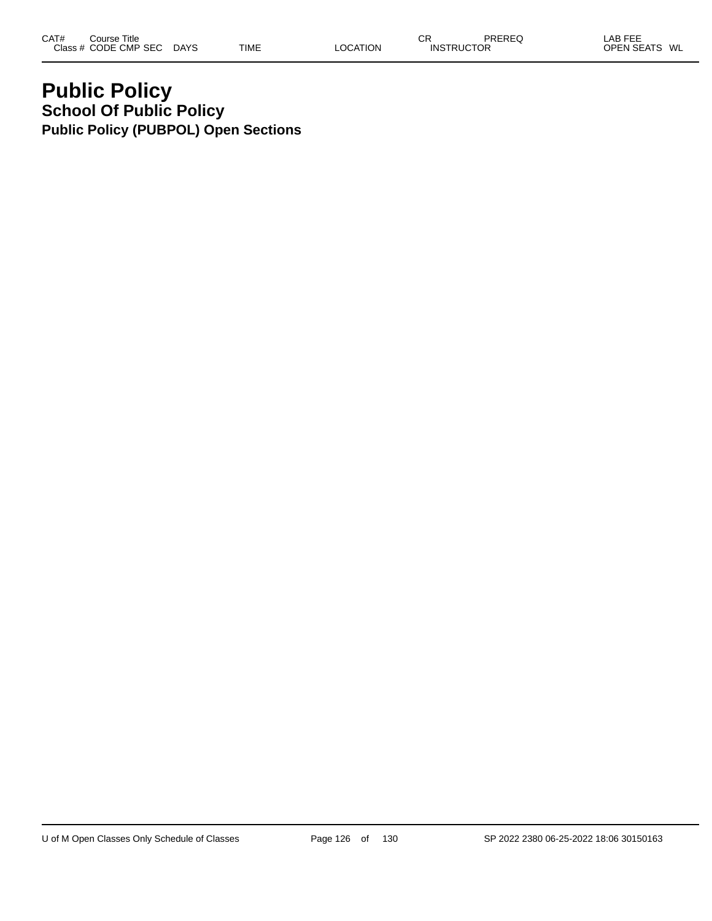# Public Policy
## School Of Public Policy
### Public Policy (PUBPOL) Open Sections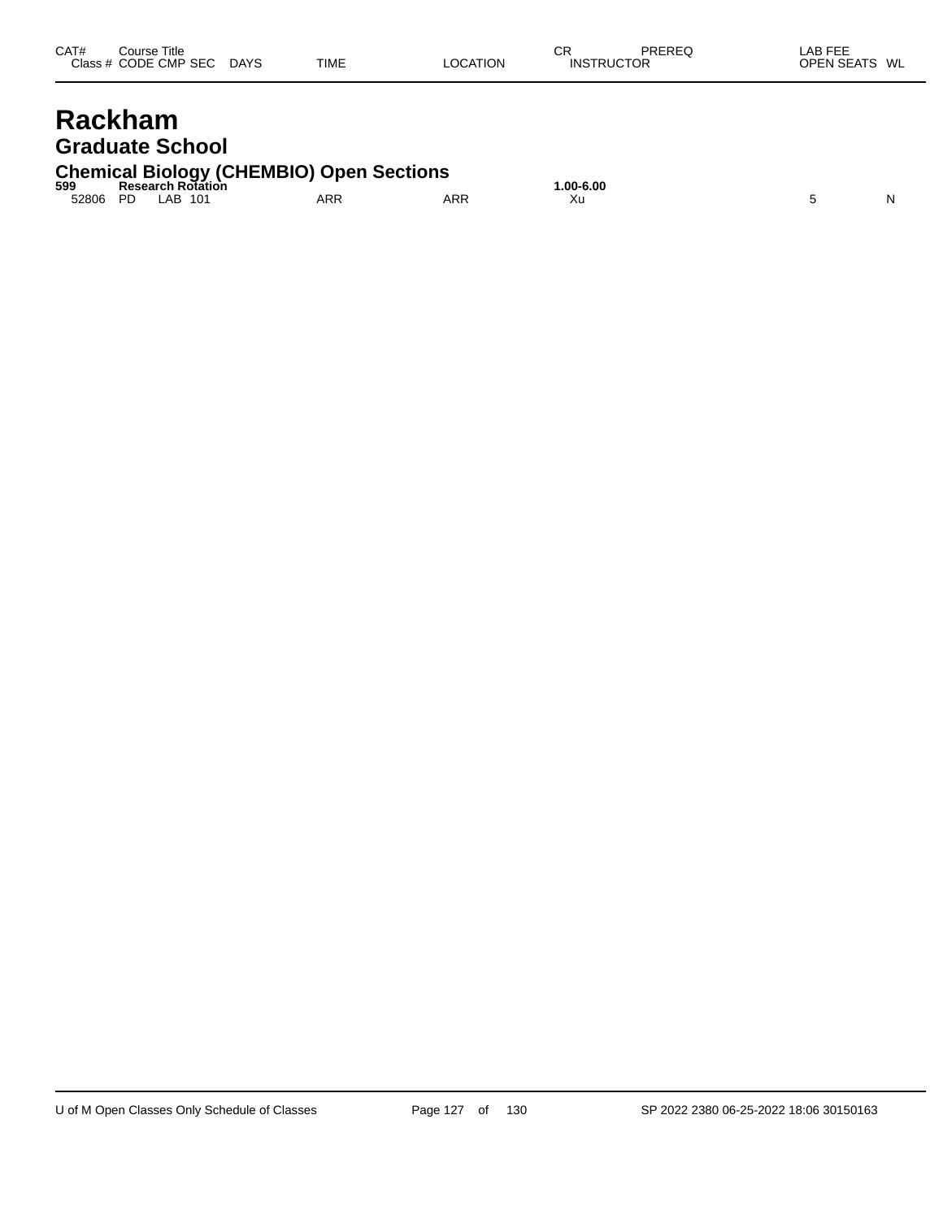| CAT# | Course Title | | | | | | | CR | PREREQ | LAB FEE | |
|---|---|---|---|---|---|---|---|---|---|---|---|
| Class # | CODE | CMP | SEC | DAYS | TIME | LOCATION | | INSTRUCTOR | | OPEN SEATS | WL |

# Rackham

## Graduate School

### Chemical Biology (CHEMBIO) Open Sections

| | | | | | | | | | | | |
|---|---|---|---|---|---|---|---|---|---|---|---|
| **599** | **Research Rotation** | | | | | | | **1.00-6.00** | | | |
| 52806 | PD | LAB | 101 | | ARR | ARR | | Xu | | 5 | N |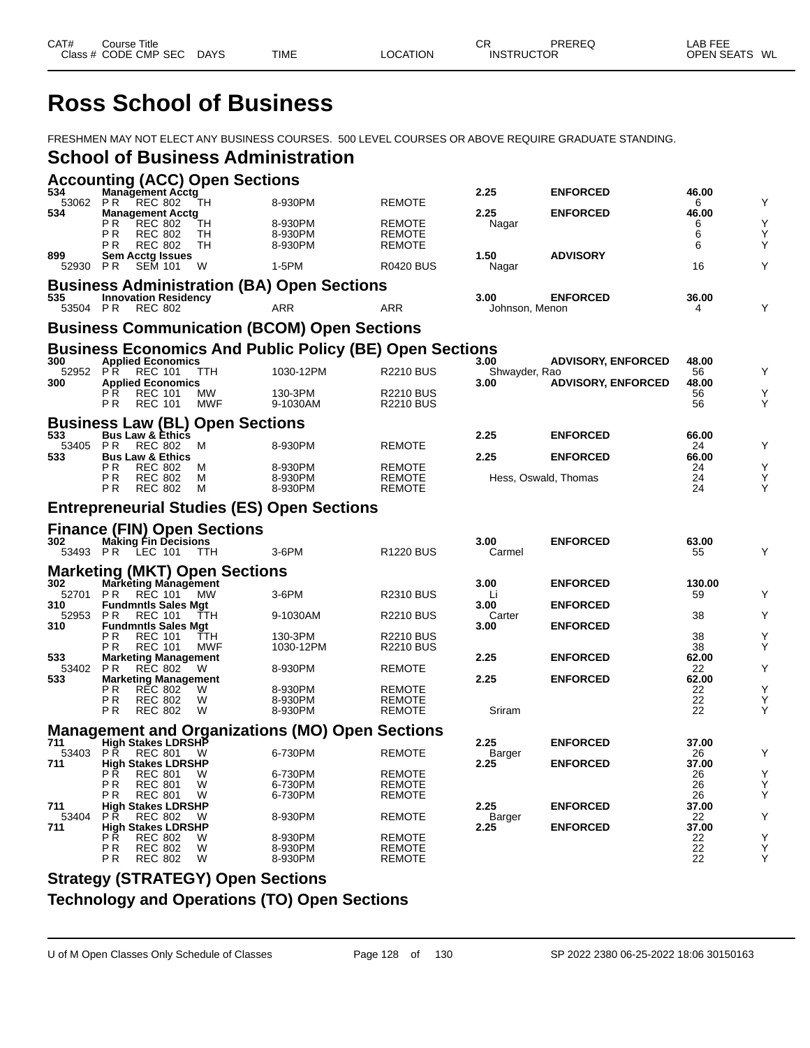# Ross School of Business

FRESHMEN MAY NOT ELECT ANY BUSINESS COURSES. 500 LEVEL COURSES OR ABOVE REQUIRE GRADUATE STANDING.

## School of Business Administration

### Accounting (ACC) Open Sections

| CAT# / Class # | Course Title / CODE CMP SEC | DAYS | TIME | LOCATION | CR / INSTRUCTOR | PREREQ | LAB FEE / OPEN SEATS | WL |
|---|---|---|---|---|---|---|---|---|
| 534 | Management Acctg | | | | 2.25 | ENFORCED | 46.00 | |
| 53062 | P R REC 802 | TH | 8-930PM | REMOTE | | | 6 | Y |
| 534 | Management Acctg | | | | 2.25 | ENFORCED | 46.00 | |
| | P R REC 802 | TH | 8-930PM | REMOTE | Nagar | | 6 | Y |
| | P R REC 802 | TH | 8-930PM | REMOTE | | | 6 | Y |
| | P R REC 802 | TH | 8-930PM | REMOTE | | | 6 | Y |
| 899 | Sem Acctg Issues | | | | 1.50 | ADVISORY | | |
| 52930 | P R SEM 101 | W | 1-5PM | R0420 BUS | Nagar | | 16 | Y |

### Business Administration (BA) Open Sections

| CAT# / Class # | Course Title / CODE CMP SEC | DAYS | TIME | LOCATION | CR / INSTRUCTOR | PREREQ | LAB FEE / OPEN SEATS | WL |
|---|---|---|---|---|---|---|---|---|
| 535 | Innovation Residency | | | | 3.00 | ENFORCED | 36.00 | |
| 53504 | P R REC 802 | | ARR | ARR | Johnson, Menon | | 4 | Y |

### Business Communication (BCOM) Open Sections

### Business Economics And Public Policy (BE) Open Sections

| CAT# / Class # | Course Title / CODE CMP SEC | DAYS | TIME | LOCATION | CR / INSTRUCTOR | PREREQ | LAB FEE / OPEN SEATS | WL |
|---|---|---|---|---|---|---|---|---|
| 300 | Applied Economics | | | | 3.00 | ADVISORY, ENFORCED | 48.00 | |
| 52952 | P R REC 101 | TTH | 1030-12PM | R2210 BUS | Shwayder, Rao | | 56 | Y |
| 300 | Applied Economics | | | | 3.00 | ADVISORY, ENFORCED | 48.00 | |
| | P R REC 101 | MW | 130-3PM | R2210 BUS | | | 56 | Y |
| | P R REC 101 | MWF | 9-1030AM | R2210 BUS | | | 56 | Y |

### Business Law (BL) Open Sections

| CAT# / Class # | Course Title / CODE CMP SEC | DAYS | TIME | LOCATION | CR / INSTRUCTOR | PREREQ | LAB FEE / OPEN SEATS | WL |
|---|---|---|---|---|---|---|---|---|
| 533 | Bus Law & Ethics | | | | 2.25 | ENFORCED | 66.00 | |
| 53405 | P R REC 802 | M | 8-930PM | REMOTE | | | 24 | Y |
| 533 | Bus Law & Ethics | | | | 2.25 | ENFORCED | 66.00 | |
| | P R REC 802 | M | 8-930PM | REMOTE | | | 24 | Y |
| | P R REC 802 | M | 8-930PM | REMOTE | Hess, Oswald, Thomas | | 24 | Y |
| | P R REC 802 | M | 8-930PM | REMOTE | | | 24 | Y |

### Entrepreneurial Studies (ES) Open Sections

### Finance (FIN) Open Sections

| CAT# / Class # | Course Title / CODE CMP SEC | DAYS | TIME | LOCATION | CR / INSTRUCTOR | PREREQ | LAB FEE / OPEN SEATS | WL |
|---|---|---|---|---|---|---|---|---|
| 302 | Making Fin Decisions | | | | 3.00 | ENFORCED | 63.00 | |
| 53493 | P R LEC 101 | TTH | 3-6PM | R1220 BUS | Carmel | | 55 | Y |

### Marketing (MKT) Open Sections

| CAT# / Class # | Course Title / CODE CMP SEC | DAYS | TIME | LOCATION | CR / INSTRUCTOR | PREREQ | LAB FEE / OPEN SEATS | WL |
|---|---|---|---|---|---|---|---|---|
| 302 | Marketing Management | | | | 3.00 | ENFORCED | 130.00 | |
| 52701 | P R REC 101 | MW | 3-6PM | R2310 BUS | Li | | 59 | Y |
| 310 | Fundmntls Sales Mgt | | | | 3.00 | ENFORCED | | |
| 52953 | P R REC 101 | TTH | 9-1030AM | R2210 BUS | Carter | | 38 | Y |
| 310 | Fundmntls Sales Mgt | | | | 3.00 | ENFORCED | | |
| | P R REC 101 | TTH | 130-3PM | R2210 BUS | | | 38 | Y |
| | P R REC 101 | MWF | 1030-12PM | R2210 BUS | | | 38 | Y |
| 533 | Marketing Management | | | | 2.25 | ENFORCED | 62.00 | |
| 53402 | P R REC 802 | W | 8-930PM | REMOTE | | | 22 | Y |
| 533 | Marketing Management | | | | 2.25 | ENFORCED | 62.00 | |
| | P R REC 802 | W | 8-930PM | REMOTE | | | 22 | Y |
| | P R REC 802 | W | 8-930PM | REMOTE | | | 22 | Y |
| | P R REC 802 | W | 8-930PM | REMOTE | Sriram | | 22 | Y |

### Management and Organizations (MO) Open Sections

| CAT# / Class # | Course Title / CODE CMP SEC | DAYS | TIME | LOCATION | CR / INSTRUCTOR | PREREQ | LAB FEE / OPEN SEATS | WL |
|---|---|---|---|---|---|---|---|---|
| 711 | High Stakes LDRSHP | | | | 2.25 | ENFORCED | 37.00 | |
| 53403 | P R REC 801 | W | 6-730PM | REMOTE | Barger | | 26 | Y |
| 711 | High Stakes LDRSHP | | | | 2.25 | ENFORCED | 37.00 | |
| | P R REC 801 | W | 6-730PM | REMOTE | | | 26 | Y |
| | P R REC 801 | W | 6-730PM | REMOTE | | | 26 | Y |
| | P R REC 801 | W | 6-730PM | REMOTE | | | 26 | Y |
| 711 | High Stakes LDRSHP | | | | 2.25 | ENFORCED | 37.00 | |
| 53404 | P R REC 802 | W | 8-930PM | REMOTE | Barger | | 22 | Y |
| 711 | High Stakes LDRSHP | | | | 2.25 | ENFORCED | 37.00 | |
| | P R REC 802 | W | 8-930PM | REMOTE | | | 22 | Y |
| | P R REC 802 | W | 8-930PM | REMOTE | | | 22 | Y |
| | P R REC 802 | W | 8-930PM | REMOTE | | | 22 | Y |

### Strategy (STRATEGY) Open Sections

### Technology and Operations (TO) Open Sections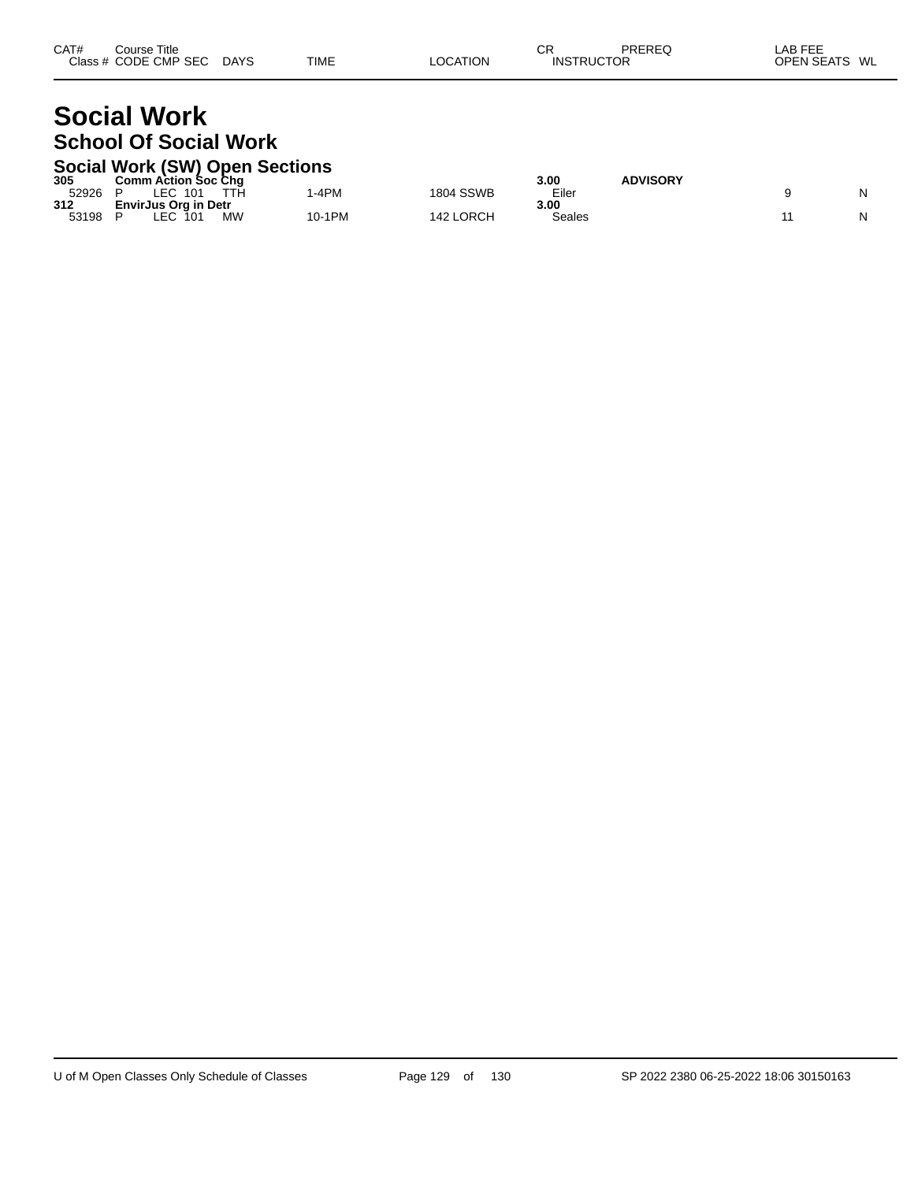| CAT# Class # | Course Title CODE | CMP | SEC | DAYS | TIME | LOCATION | CR INSTRUCTOR | PREREQ | LAB FEE OPEN SEATS | WL |
|---|---|---|---|---|---|---|---|---|---|---|

# Social Work

## School Of Social Work

### Social Work (SW) Open Sections

| CAT# Class # | Course Title CODE | CMP | SEC | DAYS | TIME | LOCATION | CR INSTRUCTOR | PREREQ | LAB FEE OPEN SEATS | WL |
|---|---|---|---|---|---|---|---|---|---|---|
| **305** | **Comm Action Soc Chg** | | | | | | **3.00** | **ADVISORY** | | |
| 52926 | P | LEC | 101 | TTH | 1-4PM | 1804 SSWB | Eiler | | 9 | N |
| **312** | **EnvirJus Org in Detr** | | | | | | **3.00** | | | |
| 53198 | P | LEC | 101 | MW | 10-1PM | 142 LORCH | Seales | | 11 | N |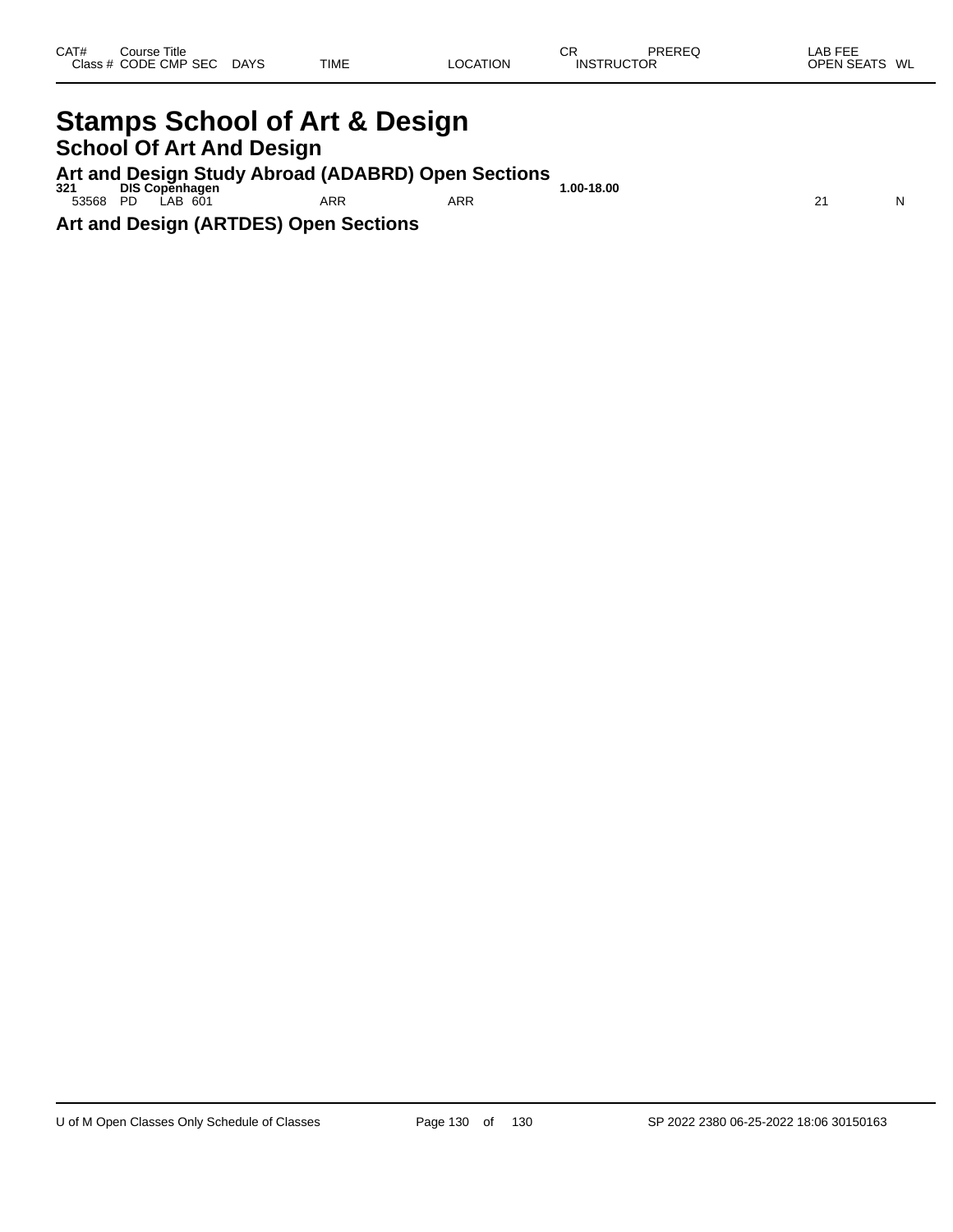| CAT# | Course Title | | | | | | CR | PREREQ | LAB FEE | |
|---|---|---|---|---|---|---|---|---|---|---|
| Class # | CODE | CMP | SEC | DAYS | TIME | LOCATION | INSTRUCTOR | | OPEN SEATS | WL |

# Stamps School of Art & Design

## School Of Art And Design

### Art and Design Study Abroad (ADABRD) Open Sections

| CAT# | Course Title | | | | | | CR | PREREQ | LAB FEE | |
|---|---|---|---|---|---|---|---|---|---|---|
| **321** | **DIS Copenhagen** | | | | | | **1.00-18.00** | | | |
| 53568 | PD | LAB | 601 | | ARR | ARR | | | 21 | N |

### Art and Design (ARTDES) Open Sections